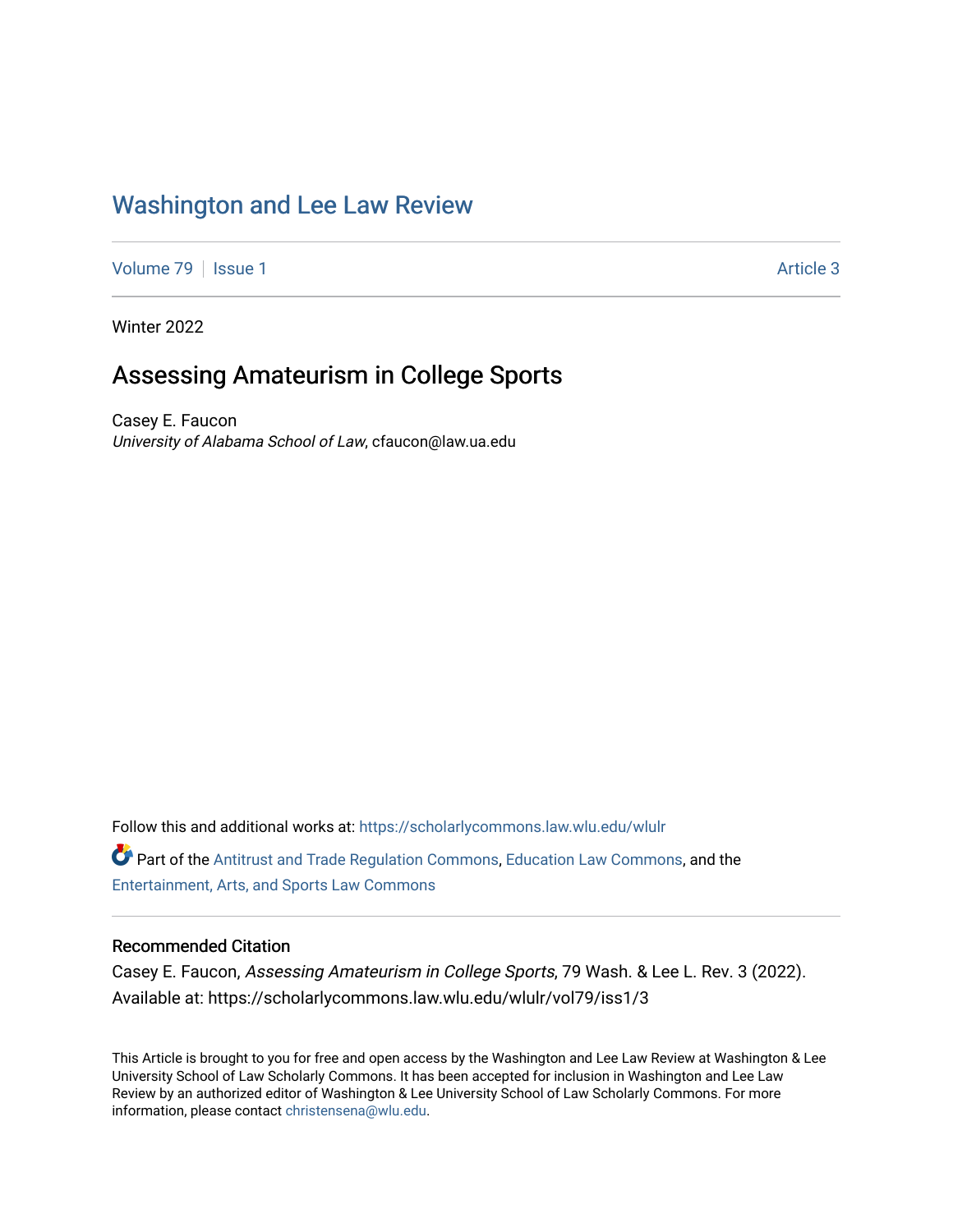# Washington and Lee Law Review

Volume 79 | Issue 1 | Article 3

Winter 2022

## Assessing Amateurism in College Sports

Casey E. Faucon
*University of Alabama School of Law*, cfaucon@law.ua.edu

Follow this and additional works at: https://scholarlycommons.law.wlu.edu/wlulr

Part of the Antitrust and Trade Regulation Commons, Education Law Commons, and the Entertainment, Arts, and Sports Law Commons

### Recommended Citation

Casey E. Faucon, *Assessing Amateurism in College Sports*, 79 Wash. & Lee L. Rev. 3 (2022).
Available at: https://scholarlycommons.law.wlu.edu/wlulr/vol79/iss1/3

This Article is brought to you for free and open access by the Washington and Lee Law Review at Washington & Lee University School of Law Scholarly Commons. It has been accepted for inclusion in Washington and Lee Law Review by an authorized editor of Washington & Lee University School of Law Scholarly Commons. For more information, please contact christensena@wlu.edu.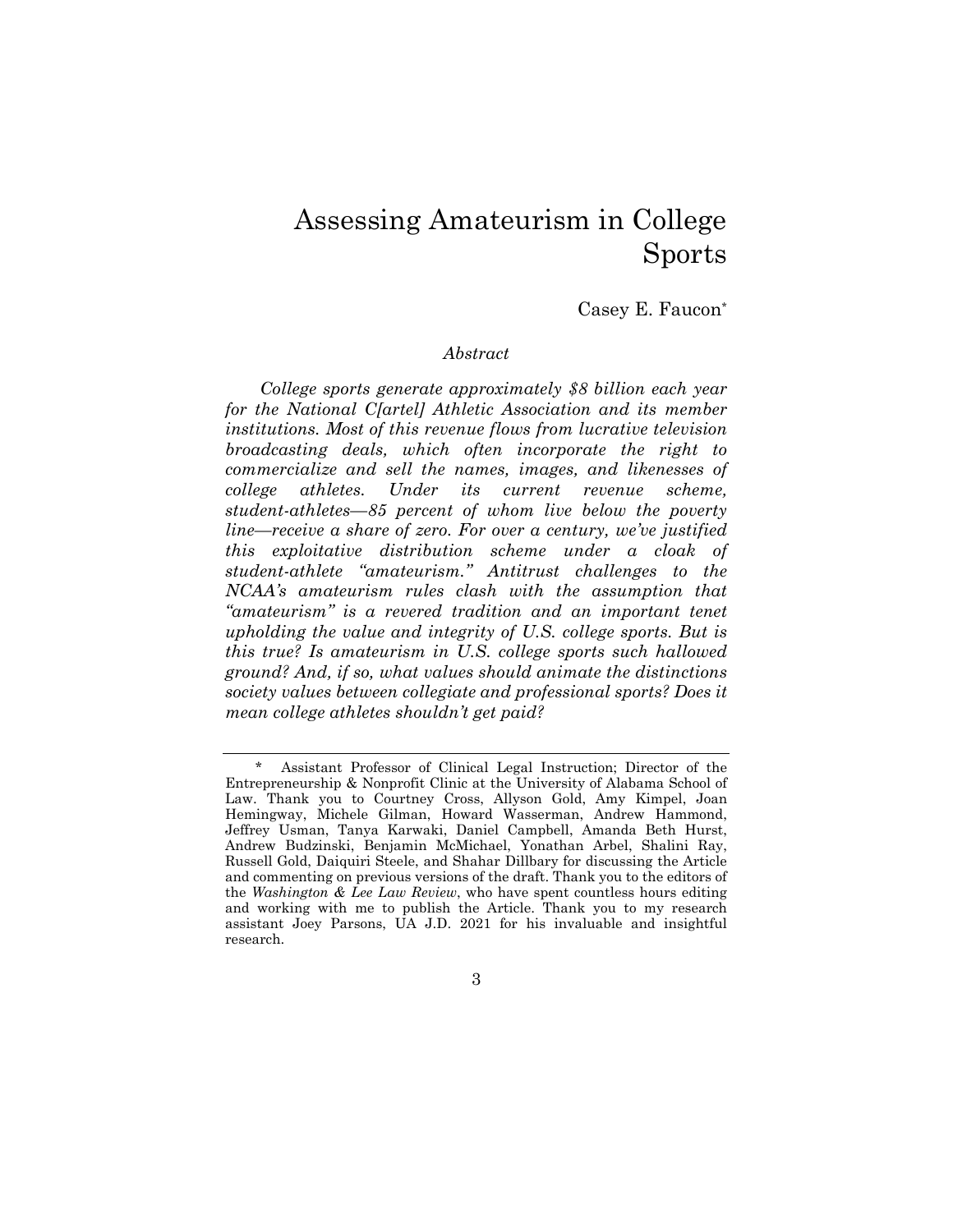# Assessing Amateurism in College Sports

Casey E. Faucon*

*Abstract*

*College sports generate approximately $8 billion each year for the National C[artel] Athletic Association and its member institutions. Most of this revenue flows from lucrative television broadcasting deals, which often incorporate the right to commercialize and sell the names, images, and likenesses of college athletes. Under its current revenue scheme, student-athletes—85 percent of whom live below the poverty line—receive a share of zero. For over a century, we've justified this exploitative distribution scheme under a cloak of student-athlete "amateurism." Antitrust challenges to the NCAA's amateurism rules clash with the assumption that "amateurism" is a revered tradition and an important tenet upholding the value and integrity of U.S. college sports. But is this true? Is amateurism in U.S. college sports such hallowed ground? And, if so, what values should animate the distinctions society values between collegiate and professional sports? Does it mean college athletes shouldn't get paid?*

---

\* Assistant Professor of Clinical Legal Instruction; Director of the Entrepreneurship & Nonprofit Clinic at the University of Alabama School of Law. Thank you to Courtney Cross, Allyson Gold, Amy Kimpel, Joan Hemingway, Michele Gilman, Howard Wasserman, Andrew Hammond, Jeffrey Usman, Tanya Karwaki, Daniel Campbell, Amanda Beth Hurst, Andrew Budzinski, Benjamin McMichael, Yonathan Arbel, Shalini Ray, Russell Gold, Daiquiri Steele, and Shahar Dillbary for discussing the Article and commenting on previous versions of the draft. Thank you to the editors of the *Washington & Lee Law Review*, who have spent countless hours editing and working with me to publish the Article. Thank you to my research assistant Joey Parsons, UA J.D. 2021 for his invaluable and insightful research.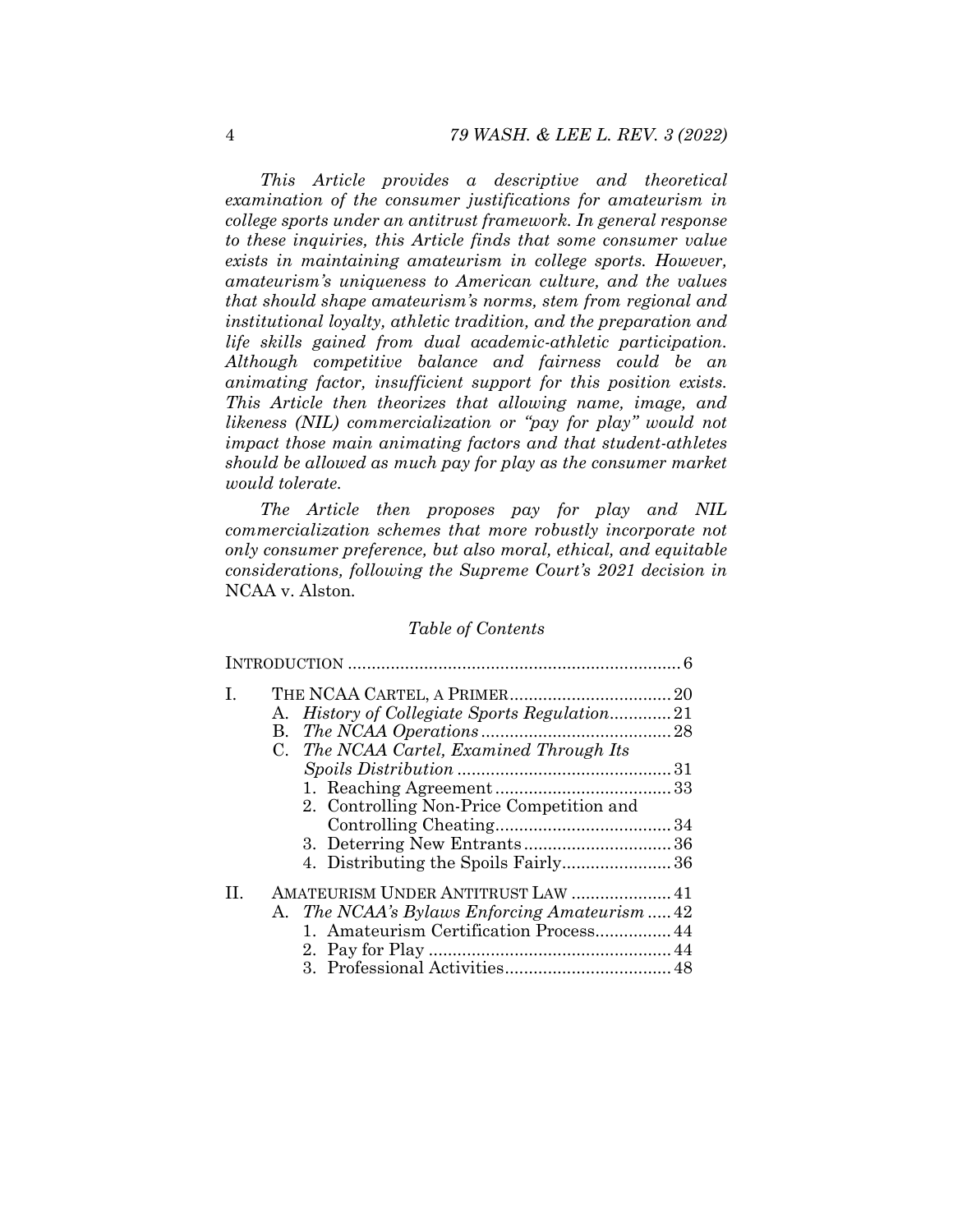*This Article provides a descriptive and theoretical examination of the consumer justifications for amateurism in college sports under an antitrust framework. In general response to these inquiries, this Article finds that some consumer value exists in maintaining amateurism in college sports. However, amateurism's uniqueness to American culture, and the values that should shape amateurism's norms, stem from regional and institutional loyalty, athletic tradition, and the preparation and life skills gained from dual academic-athletic participation. Although competitive balance and fairness could be an animating factor, insufficient support for this position exists. This Article then theorizes that allowing name, image, and likeness (NIL) commercialization or "pay for play" would not impact those main animating factors and that student-athletes should be allowed as much pay for play as the consumer market would tolerate.*

*The Article then proposes pay for play and NIL commercialization schemes that more robustly incorporate not only consumer preference, but also moral, ethical, and equitable considerations, following the Supreme Court's 2021 decision in* NCAA v. Alston*.*

*Table of Contents*

INTRODUCTION ...................................................................... 6

I. THE NCAA CARTEL, A PRIMER .................................. 20
   A. *History of Collegiate Sports Regulation* ............. 21
   B. *The NCAA Operations* ........................................ 28
   C. *The NCAA Cartel, Examined Through Its Spoils Distribution* ............................................. 31
      1. Reaching Agreement ..................................... 33
      2. Controlling Non-Price Competition and Controlling Cheating ..................................... 34
      3. Deterring New Entrants ............................... 36
      4. Distributing the Spoils Fairly ....................... 36

II. AMATEURISM UNDER ANTITRUST LAW ..................... 41
   A. *The NCAA's Bylaws Enforcing Amateurism* ..... 42
      1. Amateurism Certification Process ................ 44
      2. Pay for Play .................................................. 44
      3. Professional Activities ................................... 48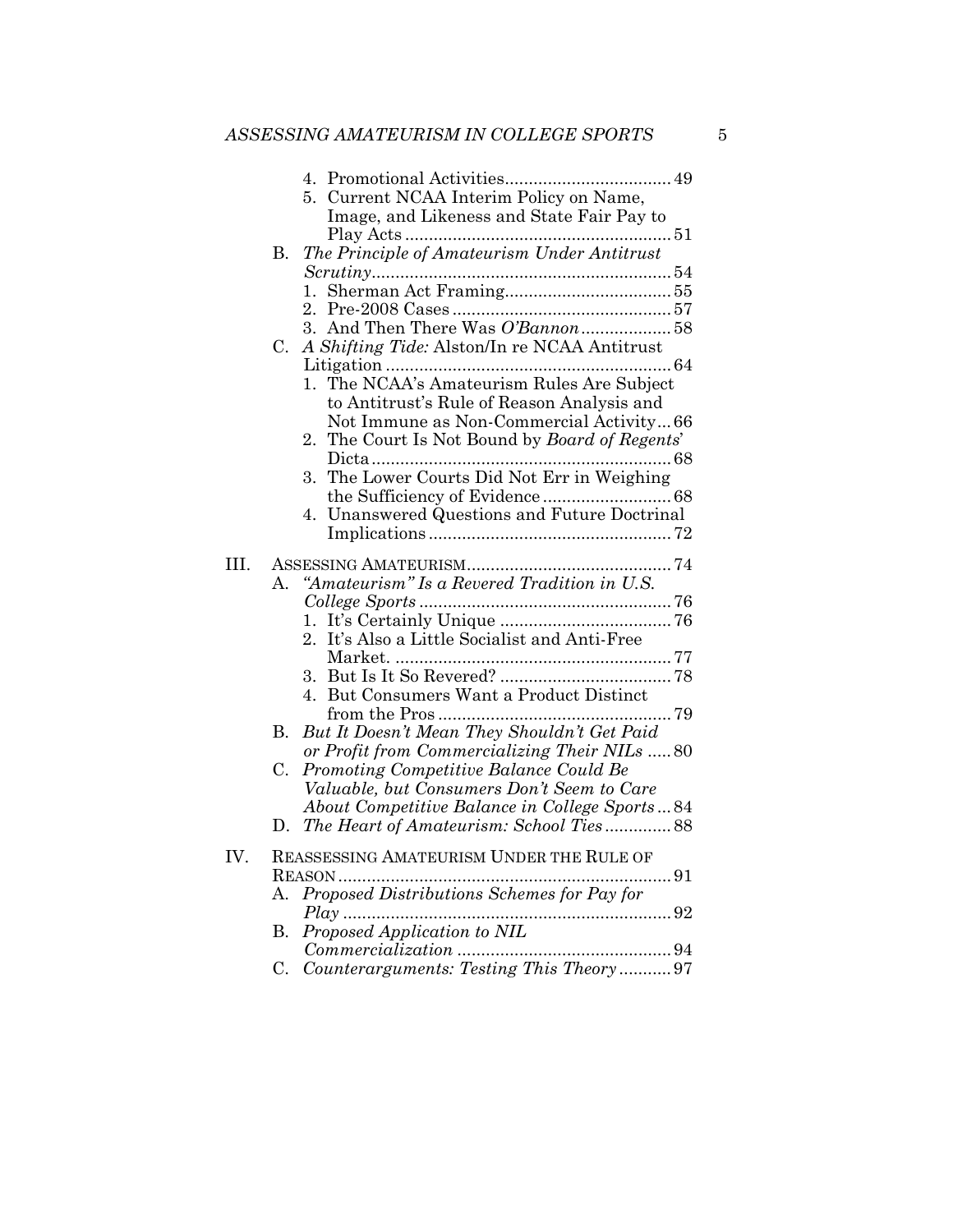4. Promotional Activities ... 49
5. Current NCAA Interim Policy on Name, Image, and Likeness and State Fair Pay to Play Acts ... 51

B. *The Principle of Amateurism Under Antitrust Scrutiny* ... 54
1. Sherman Act Framing ... 55
2. Pre-2008 Cases ... 57
3. And Then There Was *O'Bannon* ... 58

C. *A Shifting Tide:* Alston/In re NCAA Antitrust Litigation ... 64
1. The NCAA's Amateurism Rules Are Subject to Antitrust's Rule of Reason Analysis and Not Immune as Non-Commercial Activity ... 66
2. The Court Is Not Bound by *Board of Regents*' Dicta ... 68
3. The Lower Courts Did Not Err in Weighing the Sufficiency of Evidence ... 68
4. Unanswered Questions and Future Doctrinal Implications ... 72

III. ASSESSING AMATEURISM ... 74

A. *"Amateurism" Is a Revered Tradition in U.S. College Sports* ... 76
1. It's Certainly Unique ... 76
2. It's Also a Little Socialist and Anti-Free Market. ... 77
3. But Is It So Revered? ... 78
4. But Consumers Want a Product Distinct from the Pros ... 79

B. *But It Doesn't Mean They Shouldn't Get Paid or Profit from Commercializing Their NILs* ... 80

C. *Promoting Competitive Balance Could Be Valuable, but Consumers Don't Seem to Care About Competitive Balance in College Sports* ... 84

D. *The Heart of Amateurism: School Ties* ... 88

IV. REASSESSING AMATEURISM UNDER THE RULE OF REASON ... 91

A. *Proposed Distributions Schemes for Pay for Play* ... 92

B. *Proposed Application to NIL Commercialization* ... 94

C. *Counterarguments: Testing This Theory* ... 97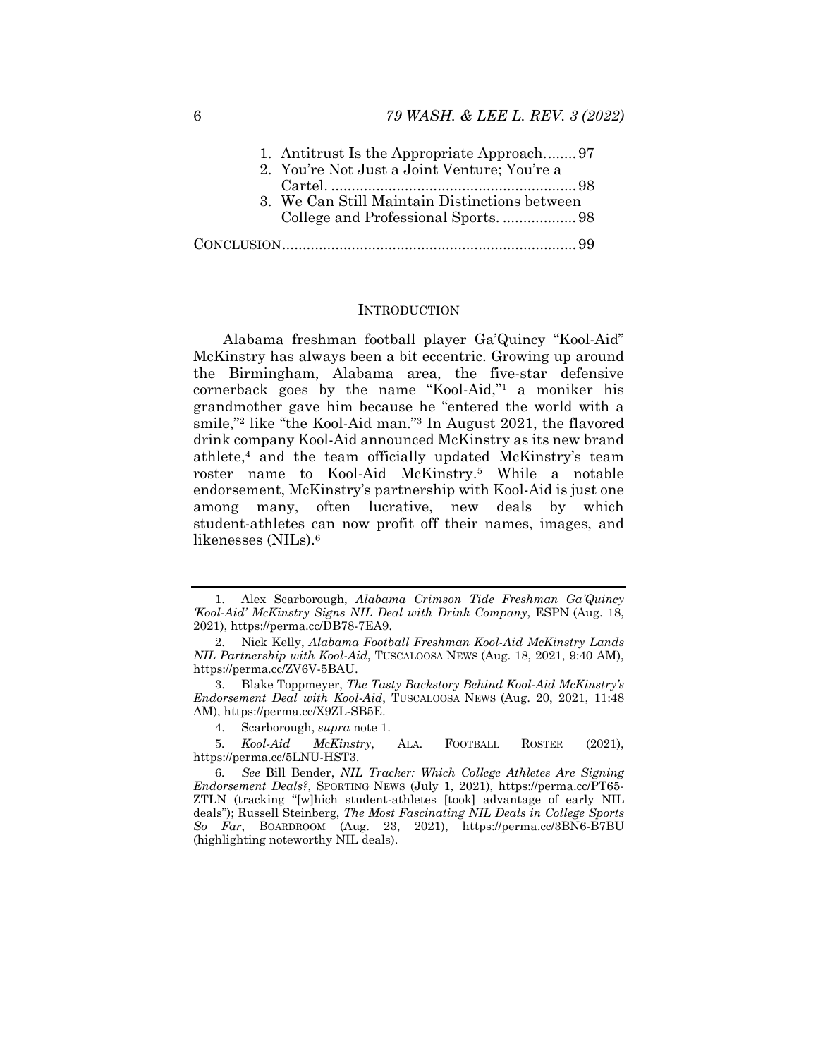1. Antitrust Is the Appropriate Approach........ 97
2. You're Not Just a Joint Venture; You're a Cartel. ............................................................ 98
3. We Can Still Maintain Distinctions between College and Professional Sports. .................. 98

CONCLUSION........................................................................ 99

## INTRODUCTION

Alabama freshman football player Ga'Quincy "Kool-Aid" McKinstry has always been a bit eccentric. Growing up around the Birmingham, Alabama area, the five-star defensive cornerback goes by the name "Kool-Aid,"[1] a moniker his grandmother gave him because he "entered the world with a smile,"[2] like "the Kool-Aid man."[3] In August 2021, the flavored drink company Kool-Aid announced McKinstry as its new brand athlete,[4] and the team officially updated McKinstry's team roster name to Kool-Aid McKinstry.[5] While a notable endorsement, McKinstry's partnership with Kool-Aid is just one among many, often lucrative, new deals by which student-athletes can now profit off their names, images, and likenesses (NILs).[6]

---

1. Alex Scarborough, *Alabama Crimson Tide Freshman Ga'Quincy 'Kool-Aid' McKinstry Signs NIL Deal with Drink Company*, ESPN (Aug. 18, 2021), https://perma.cc/DB78-7EA9.

2. Nick Kelly, *Alabama Football Freshman Kool-Aid McKinstry Lands NIL Partnership with Kool-Aid*, TUSCALOOSA NEWS (Aug. 18, 2021, 9:40 AM), https://perma.cc/ZV6V-5BAU.

3. Blake Toppmeyer, *The Tasty Backstory Behind Kool-Aid McKinstry's Endorsement Deal with Kool-Aid*, TUSCALOOSA NEWS (Aug. 20, 2021, 11:48 AM), https://perma.cc/X9ZL-SB5E.

4. Scarborough, *supra* note 1.

5. *Kool-Aid McKinstry*, ALA. FOOTBALL ROSTER (2021), https://perma.cc/5LNU-HST3.

6. *See* Bill Bender, *NIL Tracker: Which College Athletes Are Signing Endorsement Deals?*, SPORTING NEWS (July 1, 2021), https://perma.cc/PT65-ZTLN (tracking "[w]hich student-athletes [took] advantage of early NIL deals"); Russell Steinberg, *The Most Fascinating NIL Deals in College Sports So Far*, BOARDROOM (Aug. 23, 2021), https://perma.cc/3BN6-B7BU (highlighting noteworthy NIL deals).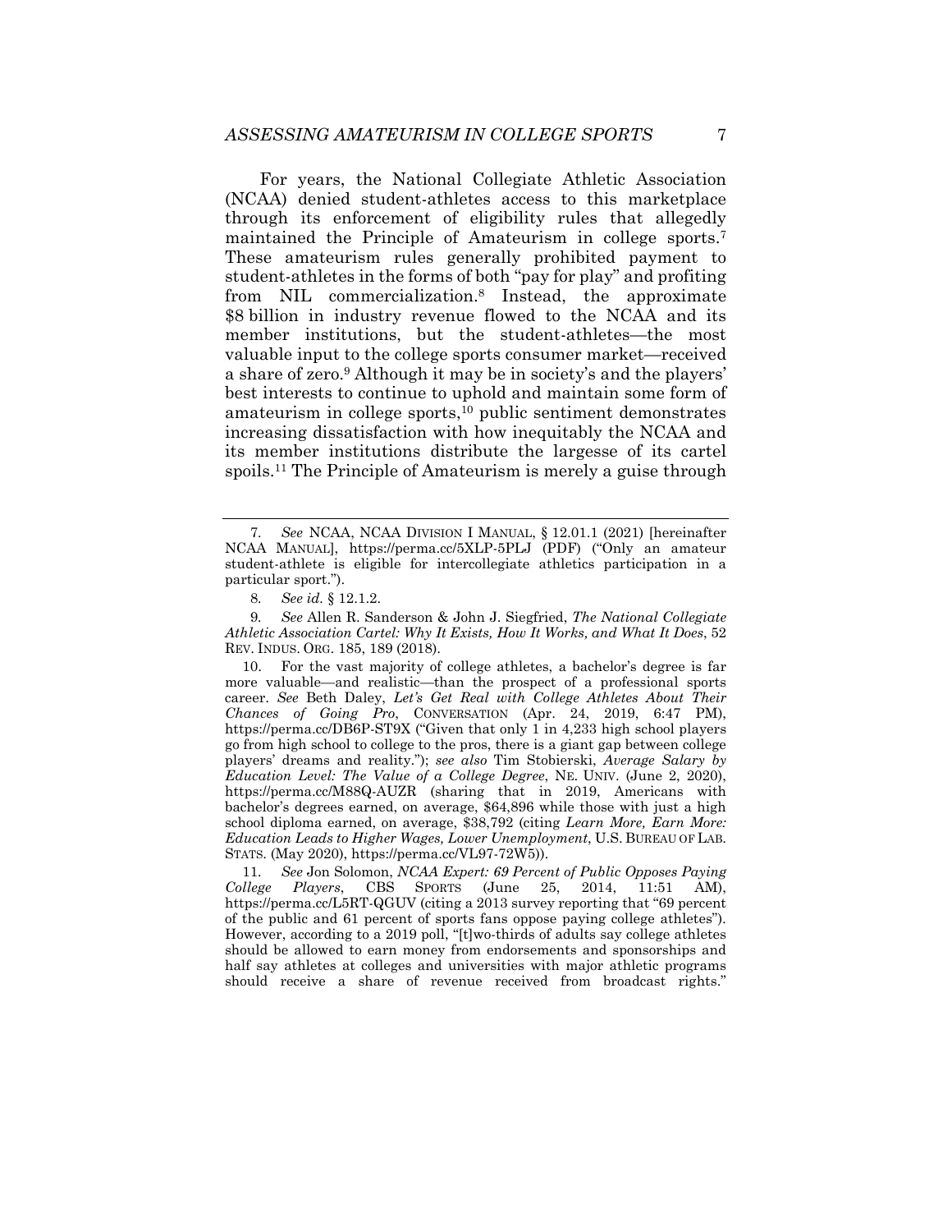For years, the National Collegiate Athletic Association (NCAA) denied student-athletes access to this marketplace through its enforcement of eligibility rules that allegedly maintained the Principle of Amateurism in college sports.[7] These amateurism rules generally prohibited payment to student-athletes in the forms of both "pay for play" and profiting from NIL commercialization.[8] Instead, the approximate $8 billion in industry revenue flowed to the NCAA and its member institutions, but the student-athletes—the most valuable input to the college sports consumer market—received a share of zero.[9] Although it may be in society's and the players' best interests to continue to uphold and maintain some form of amateurism in college sports,[10] public sentiment demonstrates increasing dissatisfaction with how inequitably the NCAA and its member institutions distribute the largesse of its cartel spoils.[11] The Principle of Amateurism is merely a guise through

---

7. *See* NCAA, NCAA DIVISION I MANUAL, § 12.01.1 (2021) [hereinafter NCAA MANUAL], https://perma.cc/5XLP-5PLJ (PDF) ("Only an amateur student-athlete is eligible for intercollegiate athletics participation in a particular sport.").

8. *See id.* § 12.1.2.

9. *See* Allen R. Sanderson & John J. Siegfried, *The National Collegiate Athletic Association Cartel: Why It Exists, How It Works, and What It Does*, 52 REV. INDUS. ORG. 185, 189 (2018).

10. For the vast majority of college athletes, a bachelor's degree is far more valuable—and realistic—than the prospect of a professional sports career. *See* Beth Daley, *Let's Get Real with College Athletes About Their Chances of Going Pro*, CONVERSATION (Apr. 24, 2019, 6:47 PM), https://perma.cc/DB6P-ST9X ("Given that only 1 in 4,233 high school players go from high school to college to the pros, there is a giant gap between college players' dreams and reality."); *see also* Tim Stobierski, *Average Salary by Education Level: The Value of a College Degree*, NE. UNIV. (June 2, 2020), https://perma.cc/M88Q-AUZR (sharing that in 2019, Americans with bachelor's degrees earned, on average, $64,896 while those with just a high school diploma earned, on average, $38,792 (citing *Learn More, Earn More: Education Leads to Higher Wages, Lower Unemployment*, U.S. BUREAU OF LAB. STATS. (May 2020), https://perma.cc/VL97-72W5)).

11. *See* Jon Solomon, *NCAA Expert: 69 Percent of Public Opposes Paying College Players*, CBS SPORTS (June 25, 2014, 11:51 AM), https://perma.cc/L5RT-QGUV (citing a 2013 survey reporting that "69 percent of the public and 61 percent of sports fans oppose paying college athletes"). However, according to a 2019 poll, "[t]wo-thirds of adults say college athletes should be allowed to earn money from endorsements and sponsorships and half say athletes at colleges and universities with major athletic programs should receive a share of revenue received from broadcast rights."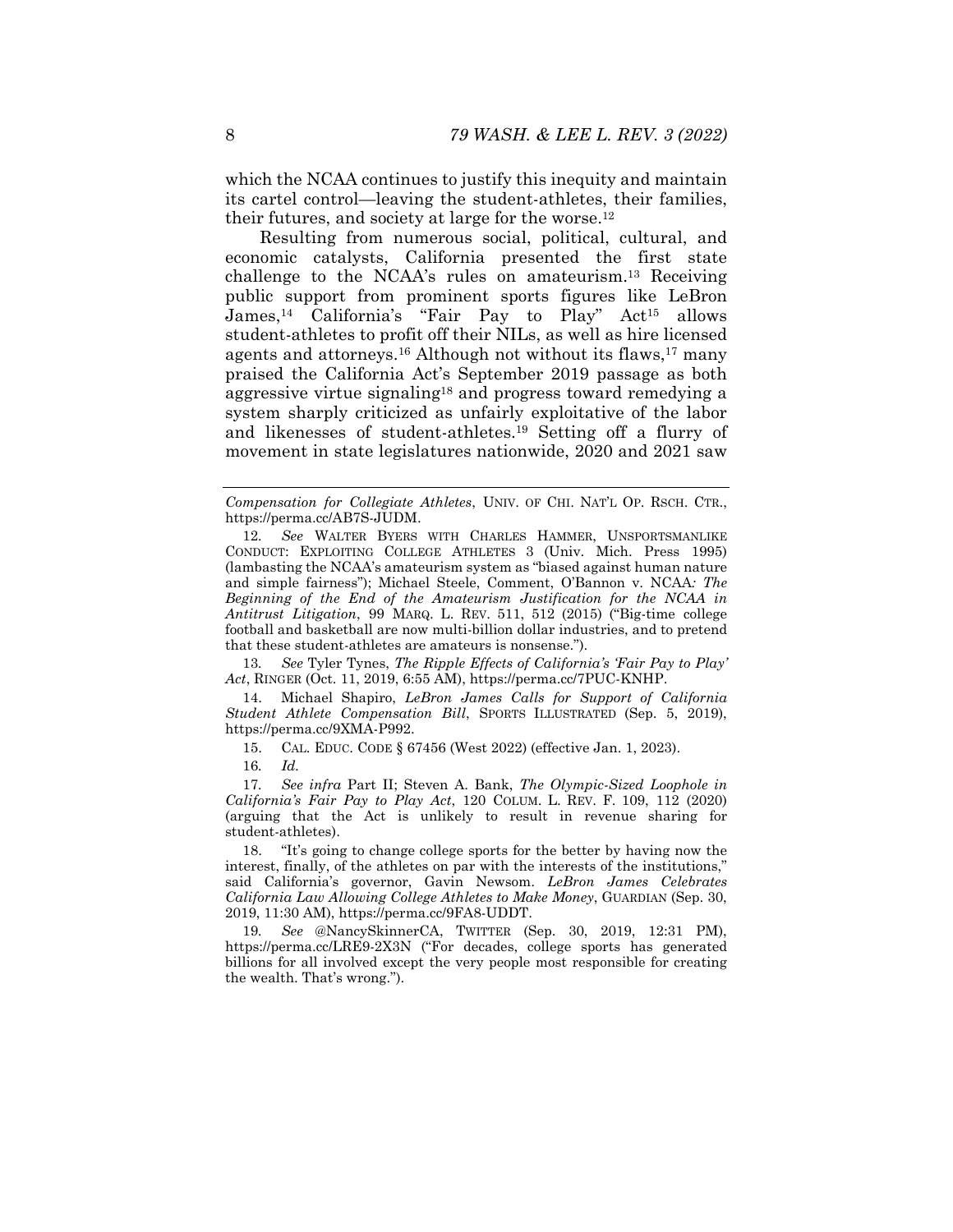which the NCAA continues to justify this inequity and maintain its cartel control—leaving the student-athletes, their families, their futures, and society at large for the worse.[12]

Resulting from numerous social, political, cultural, and economic catalysts, California presented the first state challenge to the NCAA's rules on amateurism.[13] Receiving public support from prominent sports figures like LeBron James,[14] California's "Fair Pay to Play" Act[15] allows student-athletes to profit off their NILs, as well as hire licensed agents and attorneys.[16] Although not without its flaws,[17] many praised the California Act's September 2019 passage as both aggressive virtue signaling[18] and progress toward remedying a system sharply criticized as unfairly exploitative of the labor and likenesses of student-athletes.[19] Setting off a flurry of movement in state legislatures nationwide, 2020 and 2021 saw

---

*Compensation for Collegiate Athletes*, UNIV. OF CHI. NAT'L OP. RSCH. CTR., https://perma.cc/AB7S-JUDM.

12. *See* WALTER BYERS WITH CHARLES HAMMER, UNSPORTSMANLIKE CONDUCT: EXPLOITING COLLEGE ATHLETES 3 (Univ. Mich. Press 1995) (lambasting the NCAA's amateurism system as "biased against human nature and simple fairness"); Michael Steele, Comment, O'Bannon v. NCAA*: The Beginning of the End of the Amateurism Justification for the NCAA in Antitrust Litigation*, 99 MARQ. L. REV. 511, 512 (2015) ("Big-time college football and basketball are now multi-billion dollar industries, and to pretend that these student-athletes are amateurs is nonsense.").

13. *See* Tyler Tynes, *The Ripple Effects of California's 'Fair Pay to Play' Act*, RINGER (Oct. 11, 2019, 6:55 AM), https://perma.cc/7PUC-KNHP.

14. Michael Shapiro, *LeBron James Calls for Support of California Student Athlete Compensation Bill*, SPORTS ILLUSTRATED (Sep. 5, 2019), https://perma.cc/9XMA-P992.

15. CAL. EDUC. CODE § 67456 (West 2022) (effective Jan. 1, 2023).

16. *Id.*

17. *See infra* Part II; Steven A. Bank, *The Olympic-Sized Loophole in California's Fair Pay to Play Act*, 120 COLUM. L. REV. F. 109, 112 (2020) (arguing that the Act is unlikely to result in revenue sharing for student-athletes).

18. "It's going to change college sports for the better by having now the interest, finally, of the athletes on par with the interests of the institutions," said California's governor, Gavin Newsom. *LeBron James Celebrates California Law Allowing College Athletes to Make Money*, GUARDIAN (Sep. 30, 2019, 11:30 AM), https://perma.cc/9FA8-UDDT.

19. *See* @NancySkinnerCA, TWITTER (Sep. 30, 2019, 12:31 PM), https://perma.cc/LRE9-2X3N ("For decades, college sports has generated billions for all involved except the very people most responsible for creating the wealth. That's wrong.").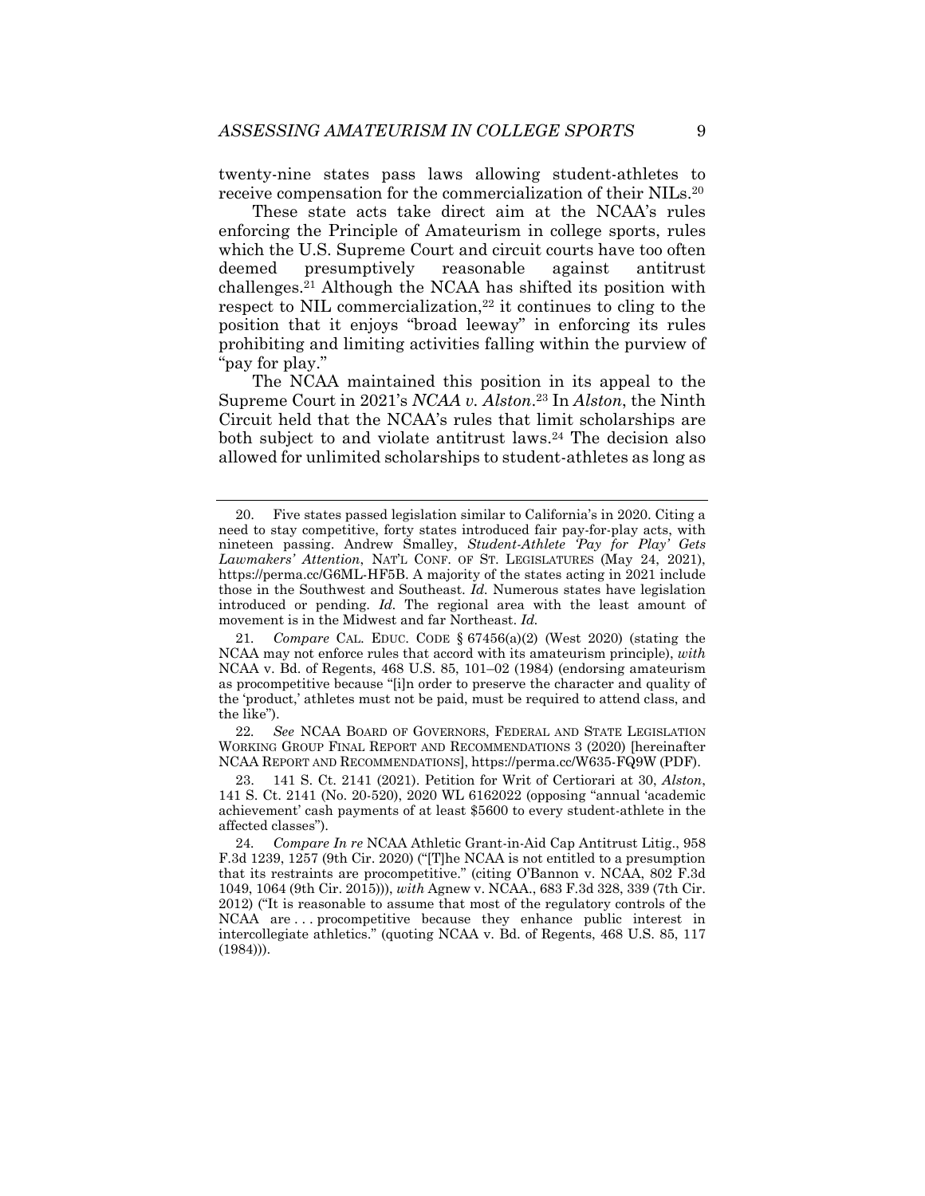twenty-nine states pass laws allowing student-athletes to receive compensation for the commercialization of their NILs.[20]

These state acts take direct aim at the NCAA's rules enforcing the Principle of Amateurism in college sports, rules which the U.S. Supreme Court and circuit courts have too often deemed presumptively reasonable against antitrust challenges.[21] Although the NCAA has shifted its position with respect to NIL commercialization,[22] it continues to cling to the position that it enjoys "broad leeway" in enforcing its rules prohibiting and limiting activities falling within the purview of "pay for play."

The NCAA maintained this position in its appeal to the Supreme Court in 2021's *NCAA v. Alston*.[23] In *Alston*, the Ninth Circuit held that the NCAA's rules that limit scholarships are both subject to and violate antitrust laws.[24] The decision also allowed for unlimited scholarships to student-athletes as long as

---

20. Five states passed legislation similar to California's in 2020. Citing a need to stay competitive, forty states introduced fair pay-for-play acts, with nineteen passing. Andrew Smalley, *Student-Athlete 'Pay for Play' Gets Lawmakers' Attention*, NAT'L CONF. OF ST. LEGISLATURES (May 24, 2021), https://perma.cc/G6ML-HF5B. A majority of the states acting in 2021 include those in the Southwest and Southeast. *Id.* Numerous states have legislation introduced or pending. *Id.* The regional area with the least amount of movement is in the Midwest and far Northeast. *Id.*

21. *Compare* CAL. EDUC. CODE § 67456(a)(2) (West 2020) (stating the NCAA may not enforce rules that accord with its amateurism principle), *with* NCAA v. Bd. of Regents, 468 U.S. 85, 101–02 (1984) (endorsing amateurism as procompetitive because "[i]n order to preserve the character and quality of the 'product,' athletes must not be paid, must be required to attend class, and the like").

22. *See* NCAA BOARD OF GOVERNORS, FEDERAL AND STATE LEGISLATION WORKING GROUP FINAL REPORT AND RECOMMENDATIONS 3 (2020) [hereinafter NCAA REPORT AND RECOMMENDATIONS], https://perma.cc/W635-FQ9W (PDF).

23. 141 S. Ct. 2141 (2021). Petition for Writ of Certiorari at 30, *Alston*, 141 S. Ct. 2141 (No. 20-520), 2020 WL 6162022 (opposing "annual 'academic achievement' cash payments of at least $5600 to every student-athlete in the affected classes").

24. *Compare In re* NCAA Athletic Grant-in-Aid Cap Antitrust Litig., 958 F.3d 1239, 1257 (9th Cir. 2020) ("[T]he NCAA is not entitled to a presumption that its restraints are procompetitive." (citing O'Bannon v. NCAA, 802 F.3d 1049, 1064 (9th Cir. 2015))), *with* Agnew v. NCAA., 683 F.3d 328, 339 (7th Cir. 2012) ("It is reasonable to assume that most of the regulatory controls of the NCAA are . . . procompetitive because they enhance public interest in intercollegiate athletics." (quoting NCAA v. Bd. of Regents, 468 U.S. 85, 117 (1984))).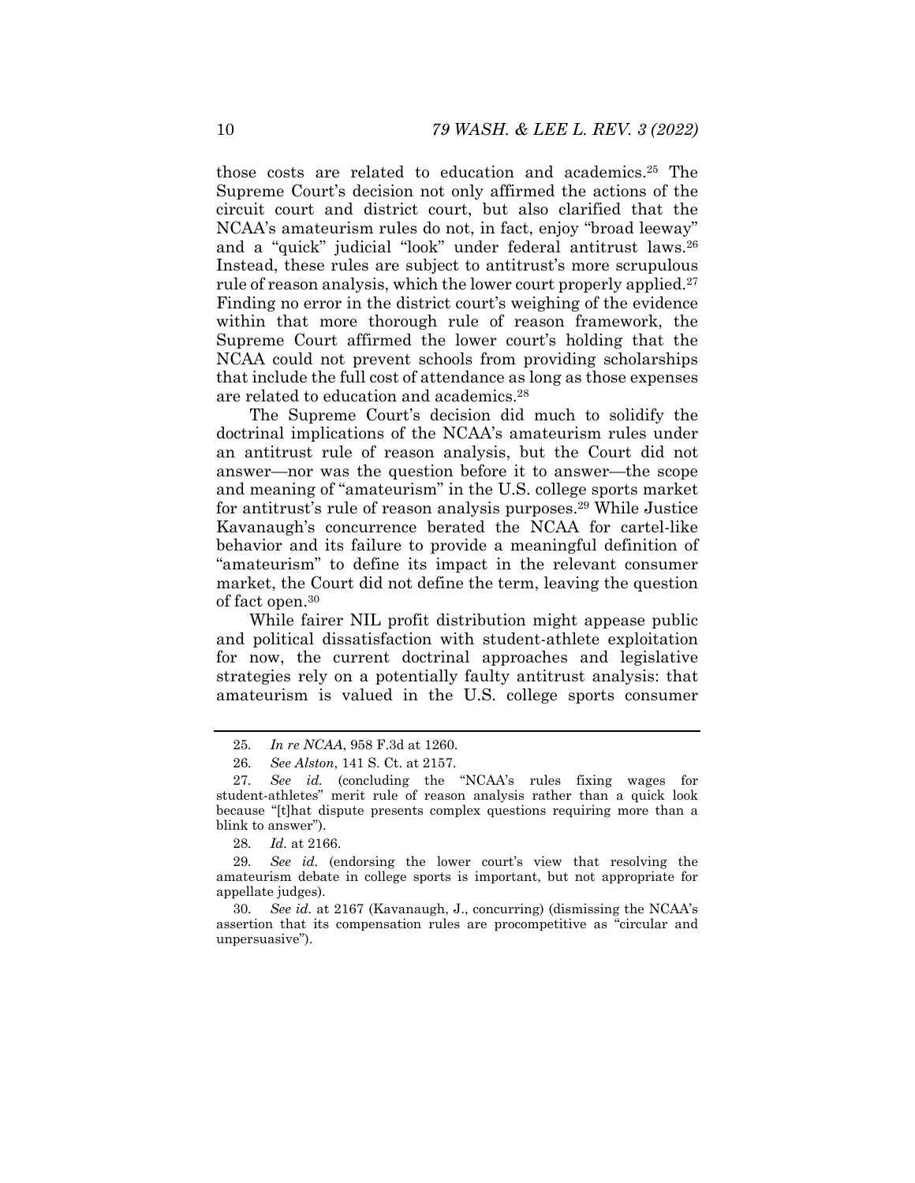those costs are related to education and academics.[25] The Supreme Court's decision not only affirmed the actions of the circuit court and district court, but also clarified that the NCAA's amateurism rules do not, in fact, enjoy "broad leeway" and a "quick" judicial "look" under federal antitrust laws.[26] Instead, these rules are subject to antitrust's more scrupulous rule of reason analysis, which the lower court properly applied.[27] Finding no error in the district court's weighing of the evidence within that more thorough rule of reason framework, the Supreme Court affirmed the lower court's holding that the NCAA could not prevent schools from providing scholarships that include the full cost of attendance as long as those expenses are related to education and academics.[28]

The Supreme Court's decision did much to solidify the doctrinal implications of the NCAA's amateurism rules under an antitrust rule of reason analysis, but the Court did not answer—nor was the question before it to answer—the scope and meaning of "amateurism" in the U.S. college sports market for antitrust's rule of reason analysis purposes.[29] While Justice Kavanaugh's concurrence berated the NCAA for cartel-like behavior and its failure to provide a meaningful definition of "amateurism" to define its impact in the relevant consumer market, the Court did not define the term, leaving the question of fact open.[30]

While fairer NIL profit distribution might appease public and political dissatisfaction with student-athlete exploitation for now, the current doctrinal approaches and legislative strategies rely on a potentially faulty antitrust analysis: that amateurism is valued in the U.S. college sports consumer

---

25. *In re NCAA*, 958 F.3d at 1260.

26. *See Alston*, 141 S. Ct. at 2157.

27. *See id.* (concluding the "NCAA's rules fixing wages for student-athletes" merit rule of reason analysis rather than a quick look because "[t]hat dispute presents complex questions requiring more than a blink to answer").

28. *Id.* at 2166.

29. *See id.* (endorsing the lower court's view that resolving the amateurism debate in college sports is important, but not appropriate for appellate judges).

30. *See id.* at 2167 (Kavanaugh, J., concurring) (dismissing the NCAA's assertion that its compensation rules are procompetitive as "circular and unpersuasive").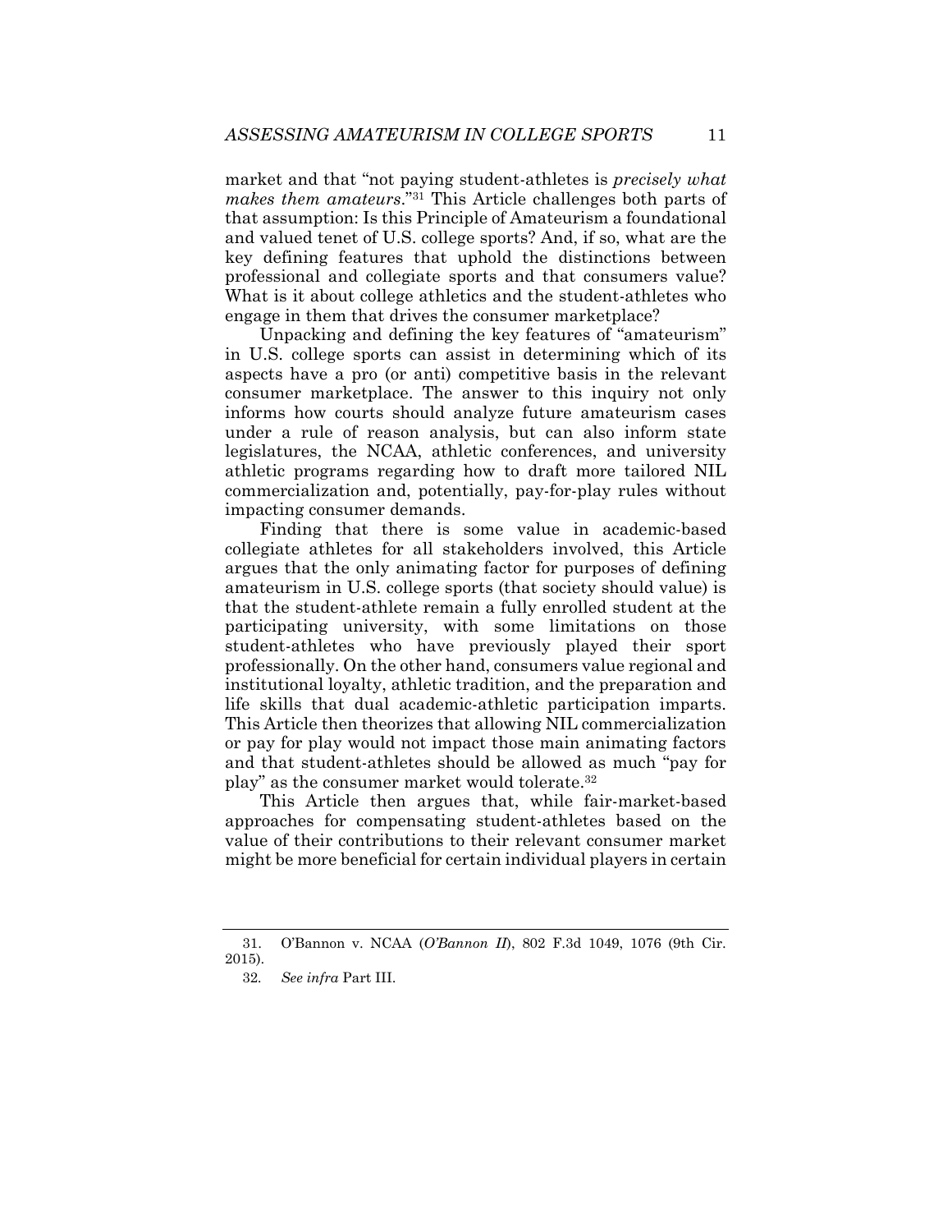market and that "not paying student-athletes is *precisely what makes them amateurs*."[31] This Article challenges both parts of that assumption: Is this Principle of Amateurism a foundational and valued tenet of U.S. college sports? And, if so, what are the key defining features that uphold the distinctions between professional and collegiate sports and that consumers value? What is it about college athletics and the student-athletes who engage in them that drives the consumer marketplace?

Unpacking and defining the key features of "amateurism" in U.S. college sports can assist in determining which of its aspects have a pro (or anti) competitive basis in the relevant consumer marketplace. The answer to this inquiry not only informs how courts should analyze future amateurism cases under a rule of reason analysis, but can also inform state legislatures, the NCAA, athletic conferences, and university athletic programs regarding how to draft more tailored NIL commercialization and, potentially, pay-for-play rules without impacting consumer demands.

Finding that there is some value in academic-based collegiate athletes for all stakeholders involved, this Article argues that the only animating factor for purposes of defining amateurism in U.S. college sports (that society should value) is that the student-athlete remain a fully enrolled student at the participating university, with some limitations on those student-athletes who have previously played their sport professionally. On the other hand, consumers value regional and institutional loyalty, athletic tradition, and the preparation and life skills that dual academic-athletic participation imparts. This Article then theorizes that allowing NIL commercialization or pay for play would not impact those main animating factors and that student-athletes should be allowed as much "pay for play" as the consumer market would tolerate.[32]

This Article then argues that, while fair-market-based approaches for compensating student-athletes based on the value of their contributions to their relevant consumer market might be more beneficial for certain individual players in certain

31. O'Bannon v. NCAA (*O'Bannon II*), 802 F.3d 1049, 1076 (9th Cir. 2015).

32. *See infra* Part III.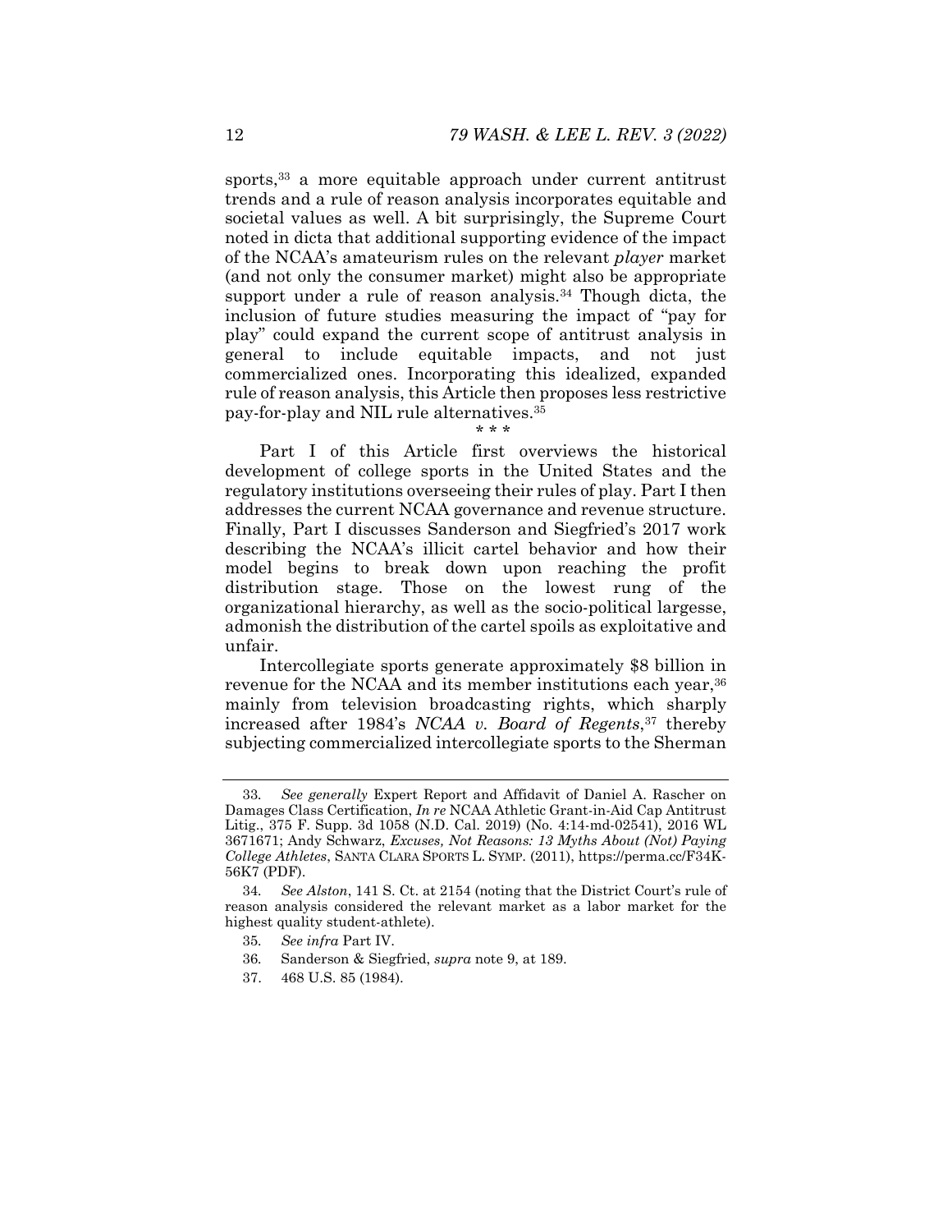sports,[33] a more equitable approach under current antitrust trends and a rule of reason analysis incorporates equitable and societal values as well. A bit surprisingly, the Supreme Court noted in dicta that additional supporting evidence of the impact of the NCAA's amateurism rules on the relevant *player* market (and not only the consumer market) might also be appropriate support under a rule of reason analysis.[34] Though dicta, the inclusion of future studies measuring the impact of "pay for play" could expand the current scope of antitrust analysis in general to include equitable impacts, and not just commercialized ones. Incorporating this idealized, expanded rule of reason analysis, this Article then proposes less restrictive pay-for-play and NIL rule alternatives.[35]

\* \* \*

Part I of this Article first overviews the historical development of college sports in the United States and the regulatory institutions overseeing their rules of play. Part I then addresses the current NCAA governance and revenue structure. Finally, Part I discusses Sanderson and Siegfried's 2017 work describing the NCAA's illicit cartel behavior and how their model begins to break down upon reaching the profit distribution stage. Those on the lowest rung of the organizational hierarchy, as well as the socio-political largesse, admonish the distribution of the cartel spoils as exploitative and unfair.

Intercollegiate sports generate approximately $8 billion in revenue for the NCAA and its member institutions each year,[36] mainly from television broadcasting rights, which sharply increased after 1984's *NCAA v. Board of Regents*,[37] thereby subjecting commercialized intercollegiate sports to the Sherman

---

33. *See generally* Expert Report and Affidavit of Daniel A. Rascher on Damages Class Certification, *In re* NCAA Athletic Grant-in-Aid Cap Antitrust Litig., 375 F. Supp. 3d 1058 (N.D. Cal. 2019) (No. 4:14-md-02541), 2016 WL 3671671; Andy Schwarz, *Excuses, Not Reasons: 13 Myths About (Not) Paying College Athletes*, SANTA CLARA SPORTS L. SYMP. (2011), https://perma.cc/F34K-56K7 (PDF).

34. *See Alston*, 141 S. Ct. at 2154 (noting that the District Court's rule of reason analysis considered the relevant market as a labor market for the highest quality student-athlete).

35. *See infra* Part IV.

36. Sanderson & Siegfried, *supra* note 9, at 189.

37. 468 U.S. 85 (1984).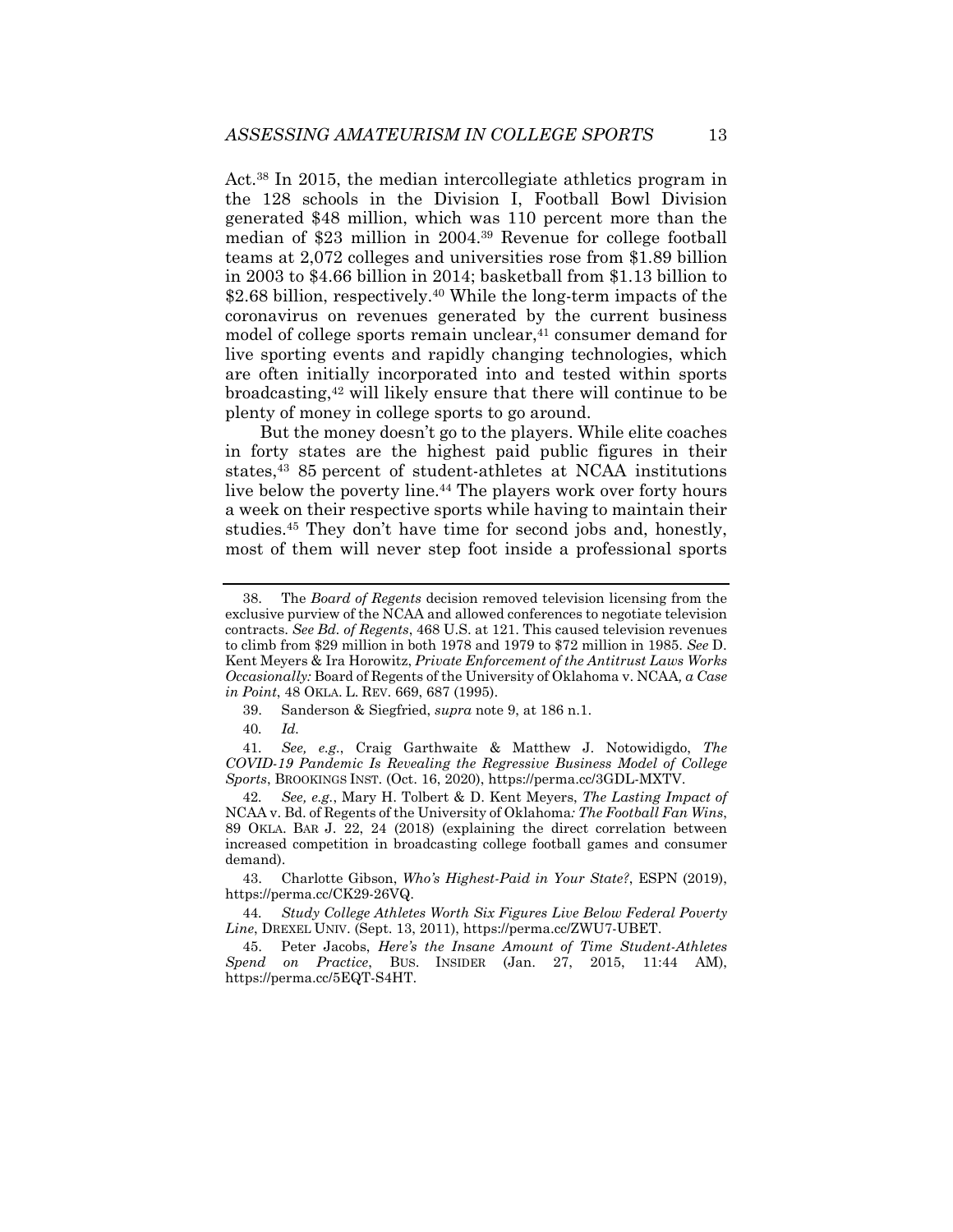Act.[38] In 2015, the median intercollegiate athletics program in the 128 schools in the Division I, Football Bowl Division generated \$48 million, which was 110 percent more than the median of \$23 million in 2004.[39] Revenue for college football teams at 2,072 colleges and universities rose from \$1.89 billion in 2003 to \$4.66 billion in 2014; basketball from \$1.13 billion to \$2.68 billion, respectively.[40] While the long-term impacts of the coronavirus on revenues generated by the current business model of college sports remain unclear,[41] consumer demand for live sporting events and rapidly changing technologies, which are often initially incorporated into and tested within sports broadcasting,[42] will likely ensure that there will continue to be plenty of money in college sports to go around.

But the money doesn't go to the players. While elite coaches in forty states are the highest paid public figures in their states,[43] 85 percent of student-athletes at NCAA institutions live below the poverty line.[44] The players work over forty hours a week on their respective sports while having to maintain their studies.[45] They don't have time for second jobs and, honestly, most of them will never step foot inside a professional sports

---

38. The *Board of Regents* decision removed television licensing from the exclusive purview of the NCAA and allowed conferences to negotiate television contracts. *See Bd. of Regents*, 468 U.S. at 121. This caused television revenues to climb from \$29 million in both 1978 and 1979 to \$72 million in 1985. *See* D. Kent Meyers & Ira Horowitz, *Private Enforcement of the Antitrust Laws Works Occasionally:* Board of Regents of the University of Oklahoma v. NCAA*, a Case in Point*, 48 OKLA. L. REV. 669, 687 (1995).

39. Sanderson & Siegfried, *supra* note 9, at 186 n.1.

40. *Id.*

41. *See, e.g.*, Craig Garthwaite & Matthew J. Notowidigdo, *The COVID-19 Pandemic Is Revealing the Regressive Business Model of College Sports*, BROOKINGS INST. (Oct. 16, 2020), https://perma.cc/3GDL-MXTV.

42. *See, e.g.*, Mary H. Tolbert & D. Kent Meyers, *The Lasting Impact of* NCAA v. Bd. of Regents of the University of Oklahoma*: The Football Fan Wins*, 89 OKLA. BAR J. 22, 24 (2018) (explaining the direct correlation between increased competition in broadcasting college football games and consumer demand).

43. Charlotte Gibson, *Who's Highest-Paid in Your State?*, ESPN (2019), https://perma.cc/CK29-26VQ.

44. *Study College Athletes Worth Six Figures Live Below Federal Poverty Line*, DREXEL UNIV. (Sept. 13, 2011), https://perma.cc/ZWU7-UBET.

45. Peter Jacobs, *Here's the Insane Amount of Time Student-Athletes Spend on Practice*, BUS. INSIDER (Jan. 27, 2015, 11:44 AM), https://perma.cc/5EQT-S4HT.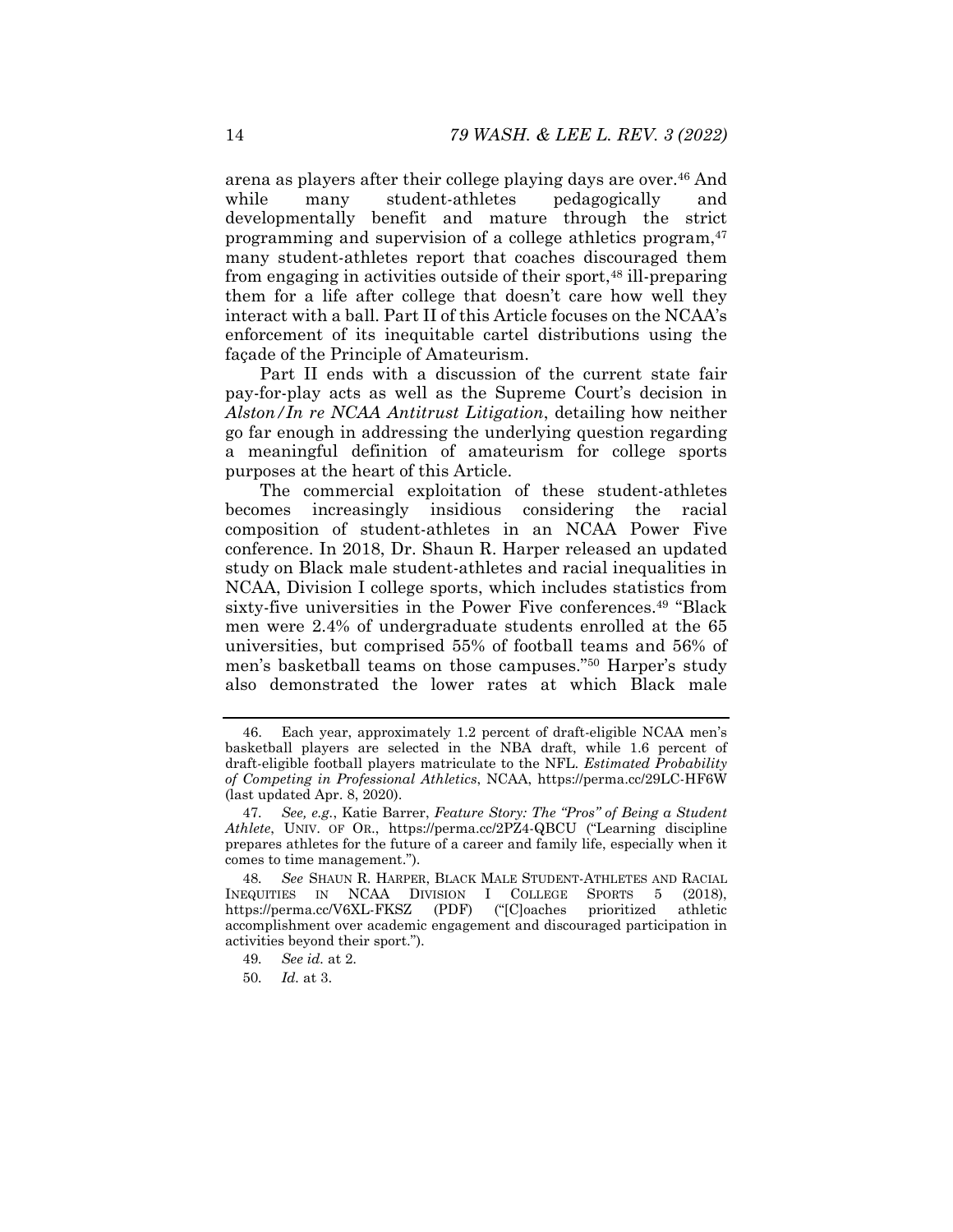arena as players after their college playing days are over.[46] And while many student-athletes pedagogically and developmentally benefit and mature through the strict programming and supervision of a college athletics program,[47] many student-athletes report that coaches discouraged them from engaging in activities outside of their sport,[48] ill-preparing them for a life after college that doesn't care how well they interact with a ball. Part II of this Article focuses on the NCAA's enforcement of its inequitable cartel distributions using the façade of the Principle of Amateurism.

Part II ends with a discussion of the current state fair pay-for-play acts as well as the Supreme Court's decision in *Alston/In re NCAA Antitrust Litigation*, detailing how neither go far enough in addressing the underlying question regarding a meaningful definition of amateurism for college sports purposes at the heart of this Article.

The commercial exploitation of these student-athletes becomes increasingly insidious considering the racial composition of student-athletes in an NCAA Power Five conference. In 2018, Dr. Shaun R. Harper released an updated study on Black male student-athletes and racial inequalities in NCAA, Division I college sports, which includes statistics from sixty-five universities in the Power Five conferences.[49] "Black men were 2.4% of undergraduate students enrolled at the 65 universities, but comprised 55% of football teams and 56% of men's basketball teams on those campuses."[50] Harper's study also demonstrated the lower rates at which Black male

---

46. Each year, approximately 1.2 percent of draft-eligible NCAA men's basketball players are selected in the NBA draft, while 1.6 percent of draft-eligible football players matriculate to the NFL. *Estimated Probability of Competing in Professional Athletics*, NCAA, https://perma.cc/29LC-HF6W (last updated Apr. 8, 2020).

47. *See, e.g.*, Katie Barrer, *Feature Story: The "Pros" of Being a Student Athlete*, UNIV. OF OR., https://perma.cc/2PZ4-QBCU ("Learning discipline prepares athletes for the future of a career and family life, especially when it comes to time management.").

48. *See* SHAUN R. HARPER, BLACK MALE STUDENT-ATHLETES AND RACIAL INEQUITIES IN NCAA DIVISION I COLLEGE SPORTS 5 (2018), https://perma.cc/V6XL-FKSZ (PDF) ("[C]oaches prioritized athletic accomplishment over academic engagement and discouraged participation in activities beyond their sport.").

49. *See id.* at 2.

50. *Id.* at 3.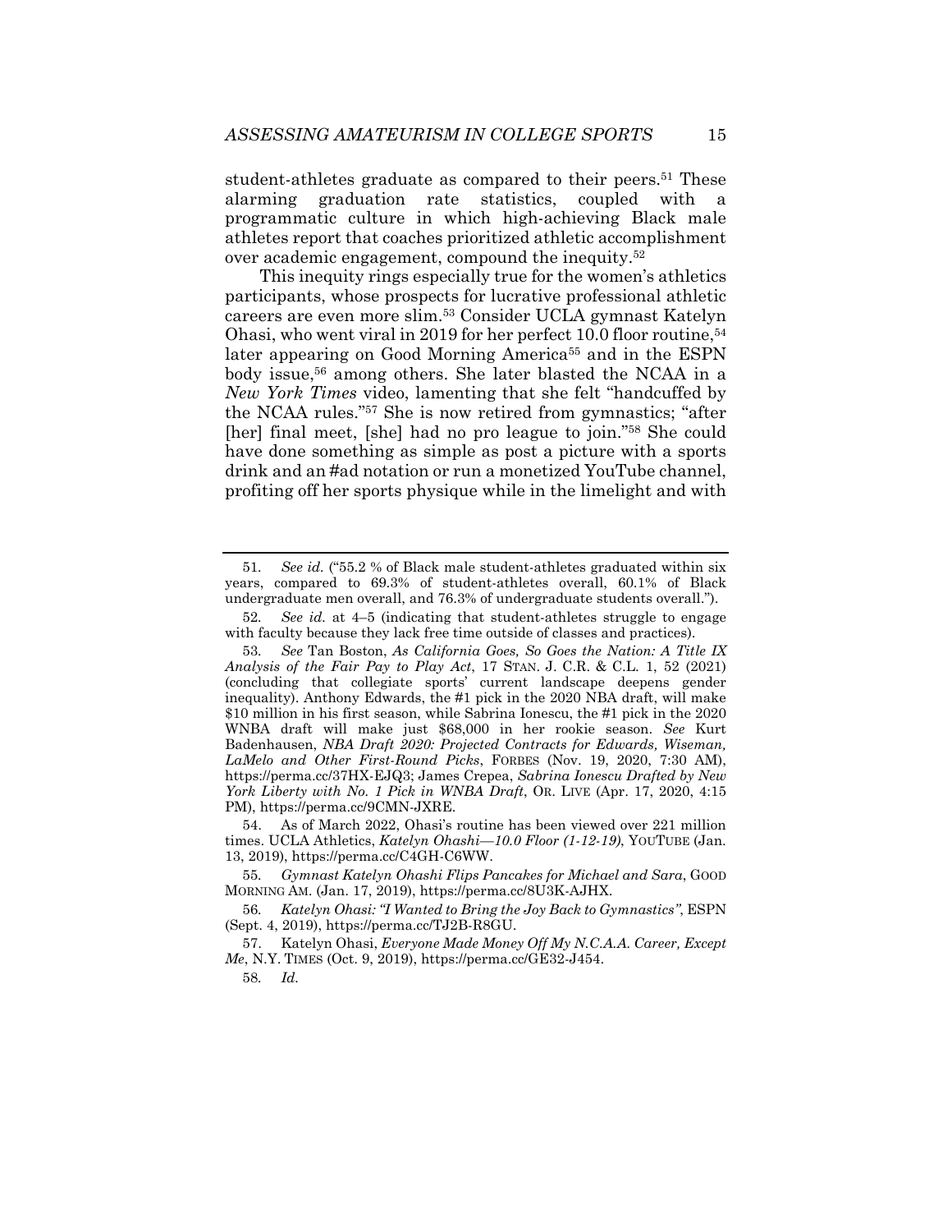student-athletes graduate as compared to their peers.[51] These alarming graduation rate statistics, coupled with a programmatic culture in which high-achieving Black male athletes report that coaches prioritized athletic accomplishment over academic engagement, compound the inequity.[52]

This inequity rings especially true for the women's athletics participants, whose prospects for lucrative professional athletic careers are even more slim.[53] Consider UCLA gymnast Katelyn Ohasi, who went viral in 2019 for her perfect 10.0 floor routine,[54] later appearing on Good Morning America[55] and in the ESPN body issue,[56] among others. She later blasted the NCAA in a *New York Times* video, lamenting that she felt "handcuffed by the NCAA rules."[57] She is now retired from gymnastics; "after [her] final meet, [she] had no pro league to join."[58] She could have done something as simple as post a picture with a sports drink and an #ad notation or run a monetized YouTube channel, profiting off her sports physique while in the limelight and with

---

51. *See id.* ("55.2 % of Black male student-athletes graduated within six years, compared to 69.3% of student-athletes overall, 60.1% of Black undergraduate men overall, and 76.3% of undergraduate students overall.").

52. *See id.* at 4–5 (indicating that student-athletes struggle to engage with faculty because they lack free time outside of classes and practices).

53. *See* Tan Boston, *As California Goes, So Goes the Nation: A Title IX Analysis of the Fair Pay to Play Act*, 17 STAN. J. C.R. & C.L. 1, 52 (2021) (concluding that collegiate sports' current landscape deepens gender inequality). Anthony Edwards, the #1 pick in the 2020 NBA draft, will make $10 million in his first season, while Sabrina Ionescu, the #1 pick in the 2020 WNBA draft will make just $68,000 in her rookie season. *See* Kurt Badenhausen, *NBA Draft 2020: Projected Contracts for Edwards, Wiseman, LaMelo and Other First-Round Picks*, FORBES (Nov. 19, 2020, 7:30 AM), https://perma.cc/37HX-EJQ3; James Crepea, *Sabrina Ionescu Drafted by New York Liberty with No. 1 Pick in WNBA Draft*, OR. LIVE (Apr. 17, 2020, 4:15 PM), https://perma.cc/9CMN-JXRE.

54. As of March 2022, Ohasi's routine has been viewed over 221 million times. UCLA Athletics, *Katelyn Ohashi—10.0 Floor (1-12-19)*, YOUTUBE (Jan. 13, 2019), https://perma.cc/C4GH-C6WW.

55. *Gymnast Katelyn Ohashi Flips Pancakes for Michael and Sara*, GOOD MORNING AM. (Jan. 17, 2019), https://perma.cc/8U3K-AJHX.

56. *Katelyn Ohasi: "I Wanted to Bring the Joy Back to Gymnastics"*, ESPN (Sept. 4, 2019), https://perma.cc/TJ2B-R8GU.

57. Katelyn Ohasi, *Everyone Made Money Off My N.C.A.A. Career, Except Me*, N.Y. TIMES (Oct. 9, 2019), https://perma.cc/GE32-J454.

58. *Id.*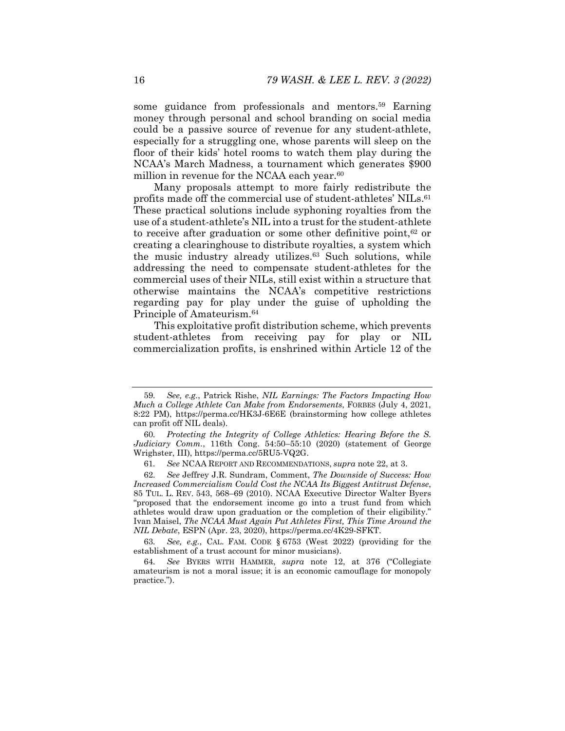some guidance from professionals and mentors.[59] Earning money through personal and school branding on social media could be a passive source of revenue for any student-athlete, especially for a struggling one, whose parents will sleep on the floor of their kids' hotel rooms to watch them play during the NCAA's March Madness, a tournament which generates $900 million in revenue for the NCAA each year.[60]

Many proposals attempt to more fairly redistribute the profits made off the commercial use of student-athletes' NILs.[61] These practical solutions include syphoning royalties from the use of a student-athlete's NIL into a trust for the student-athlete to receive after graduation or some other definitive point,[62] or creating a clearinghouse to distribute royalties, a system which the music industry already utilizes.[63] Such solutions, while addressing the need to compensate student-athletes for the commercial uses of their NILs, still exist within a structure that otherwise maintains the NCAA's competitive restrictions regarding pay for play under the guise of upholding the Principle of Amateurism.[64]

This exploitative profit distribution scheme, which prevents student-athletes from receiving pay for play or NIL commercialization profits, is enshrined within Article 12 of the

---

59. *See, e.g.*, Patrick Rishe, *NIL Earnings: The Factors Impacting How Much a College Athlete Can Make from Endorsements*, FORBES (July 4, 2021, 8:22 PM), https://perma.cc/HK3J-6E6E (brainstorming how college athletes can profit off NIL deals).

60. *Protecting the Integrity of College Athletics: Hearing Before the S. Judiciary Comm.*, 116th Cong. 54:50–55:10 (2020) (statement of George Wrighster, III), https://perma.cc/5RU5-VQ2G.

61. *See* NCAA REPORT AND RECOMMENDATIONS, *supra* note 22, at 3.

62. *See* Jeffrey J.R. Sundram, Comment, *The Downside of Success: How Increased Commercialism Could Cost the NCAA Its Biggest Antitrust Defense*, 85 TUL. L. REV. 543, 568–69 (2010). NCAA Executive Director Walter Byers "proposed that the endorsement income go into a trust fund from which athletes would draw upon graduation or the completion of their eligibility." Ivan Maisel, *The NCAA Must Again Put Athletes First, This Time Around the NIL Debate*, ESPN (Apr. 23, 2020), https://perma.cc/4K29-SFKT.

63. *See, e.g.*, CAL. FAM. CODE § 6753 (West 2022) (providing for the establishment of a trust account for minor musicians).

64. *See* BYERS WITH HAMMER, *supra* note 12, at 376 ("Collegiate amateurism is not a moral issue; it is an economic camouflage for monopoly practice.").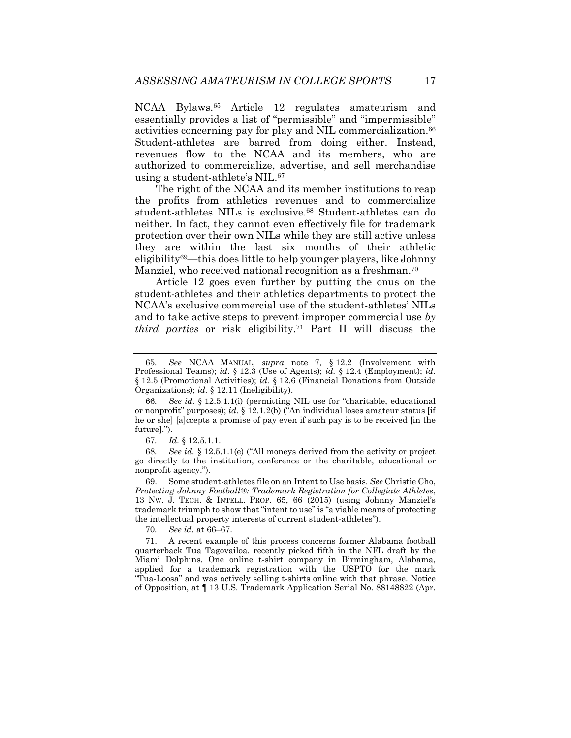NCAA Bylaws.[65] Article 12 regulates amateurism and essentially provides a list of "permissible" and "impermissible" activities concerning pay for play and NIL commercialization.[66] Student-athletes are barred from doing either. Instead, revenues flow to the NCAA and its members, who are authorized to commercialize, advertise, and sell merchandise using a student-athlete's NIL.[67]

The right of the NCAA and its member institutions to reap the profits from athletics revenues and to commercialize student-athletes NILs is exclusive.[68] Student-athletes can do neither. In fact, they cannot even effectively file for trademark protection over their own NILs while they are still active unless they are within the last six months of their athletic eligibility[69]—this does little to help younger players, like Johnny Manziel, who received national recognition as a freshman.[70]

Article 12 goes even further by putting the onus on the student-athletes and their athletics departments to protect the NCAA's exclusive commercial use of the student-athletes' NILs and to take active steps to prevent improper commercial use *by third parties* or risk eligibility.[71] Part II will discuss the

---

65. *See* NCAA MANUAL, *supra* note 7, § 12.2 (Involvement with Professional Teams); *id.* § 12.3 (Use of Agents); *id.* § 12.4 (Employment); *id.* § 12.5 (Promotional Activities); *id.* § 12.6 (Financial Donations from Outside Organizations); *id.* § 12.11 (Ineligibility).

66. *See id.* § 12.5.1.1(i) (permitting NIL use for "charitable, educational or nonprofit" purposes); *id.* § 12.1.2(b) ("An individual loses amateur status [if he or she] [a]ccepts a promise of pay even if such pay is to be received [in the future].").

67. *Id.* § 12.5.1.1.

68. *See id.* § 12.5.1.1(e) ("All moneys derived from the activity or project go directly to the institution, conference or the charitable, educational or nonprofit agency.").

69. Some student-athletes file on an Intent to Use basis. *See* Christie Cho, *Protecting Johnny Football®: Trademark Registration for Collegiate Athletes*, 13 NW. J. TECH. & INTELL. PROP. 65, 66 (2015) (using Johnny Manziel's trademark triumph to show that "intent to use" is "a viable means of protecting the intellectual property interests of current student-athletes").

70. *See id.* at 66–67.

71. A recent example of this process concerns former Alabama football quarterback Tua Tagovailoa, recently picked fifth in the NFL draft by the Miami Dolphins. One online t-shirt company in Birmingham, Alabama, applied for a trademark registration with the USPTO for the mark "Tua-Loosa" and was actively selling t-shirts online with that phrase. Notice of Opposition, at ¶ 13 U.S. Trademark Application Serial No. 88148822 (Apr.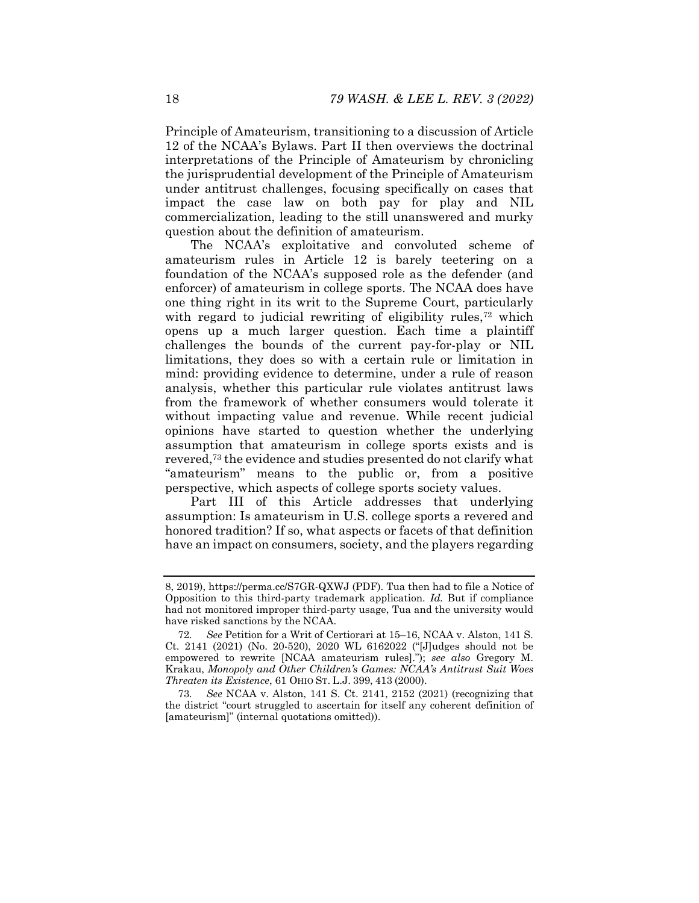Principle of Amateurism, transitioning to a discussion of Article 12 of the NCAA's Bylaws. Part II then overviews the doctrinal interpretations of the Principle of Amateurism by chronicling the jurisprudential development of the Principle of Amateurism under antitrust challenges, focusing specifically on cases that impact the case law on both pay for play and NIL commercialization, leading to the still unanswered and murky question about the definition of amateurism.

The NCAA's exploitative and convoluted scheme of amateurism rules in Article 12 is barely teetering on a foundation of the NCAA's supposed role as the defender (and enforcer) of amateurism in college sports. The NCAA does have one thing right in its writ to the Supreme Court, particularly with regard to judicial rewriting of eligibility rules,[72] which opens up a much larger question. Each time a plaintiff challenges the bounds of the current pay-for-play or NIL limitations, they does so with a certain rule or limitation in mind: providing evidence to determine, under a rule of reason analysis, whether this particular rule violates antitrust laws from the framework of whether consumers would tolerate it without impacting value and revenue. While recent judicial opinions have started to question whether the underlying assumption that amateurism in college sports exists and is revered,[73] the evidence and studies presented do not clarify what "amateurism" means to the public or, from a positive perspective, which aspects of college sports society values.

Part III of this Article addresses that underlying assumption: Is amateurism in U.S. college sports a revered and honored tradition? If so, what aspects or facets of that definition have an impact on consumers, society, and the players regarding

---

8, 2019), https://perma.cc/S7GR-QXWJ (PDF). Tua then had to file a Notice of Opposition to this third-party trademark application. *Id.* But if compliance had not monitored improper third-party usage, Tua and the university would have risked sanctions by the NCAA.

72. *See* Petition for a Writ of Certiorari at 15–16, NCAA v. Alston, 141 S. Ct. 2141 (2021) (No. 20-520), 2020 WL 6162022 ("[J]udges should not be empowered to rewrite [NCAA amateurism rules]."); *see also* Gregory M. Krakau, *Monopoly and Other Children's Games: NCAA's Antitrust Suit Woes Threaten its Existence*, 61 OHIO ST. L.J. 399, 413 (2000).

73. *See* NCAA v. Alston, 141 S. Ct. 2141, 2152 (2021) (recognizing that the district "court struggled to ascertain for itself any coherent definition of [amateurism]" (internal quotations omitted)).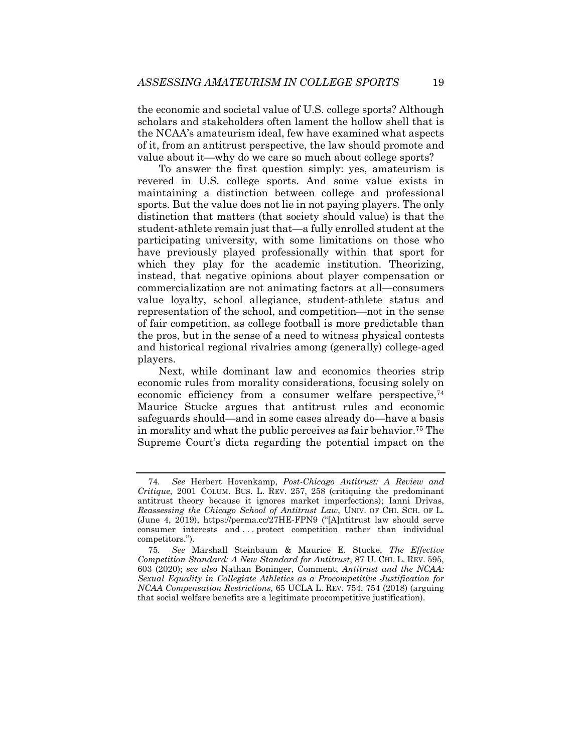the economic and societal value of U.S. college sports? Although scholars and stakeholders often lament the hollow shell that is the NCAA's amateurism ideal, few have examined what aspects of it, from an antitrust perspective, the law should promote and value about it—why do we care so much about college sports?

To answer the first question simply: yes, amateurism is revered in U.S. college sports. And some value exists in maintaining a distinction between college and professional sports. But the value does not lie in not paying players. The only distinction that matters (that society should value) is that the student-athlete remain just that—a fully enrolled student at the participating university, with some limitations on those who have previously played professionally within that sport for which they play for the academic institution. Theorizing, instead, that negative opinions about player compensation or commercialization are not animating factors at all—consumers value loyalty, school allegiance, student-athlete status and representation of the school, and competition—not in the sense of fair competition, as college football is more predictable than the pros, but in the sense of a need to witness physical contests and historical regional rivalries among (generally) college-aged players.

Next, while dominant law and economics theories strip economic rules from morality considerations, focusing solely on economic efficiency from a consumer welfare perspective,[74] Maurice Stucke argues that antitrust rules and economic safeguards should—and in some cases already do—have a basis in morality and what the public perceives as fair behavior.[75] The Supreme Court's dicta regarding the potential impact on the

---

74. *See* Herbert Hovenkamp, *Post-Chicago Antitrust: A Review and Critique*, 2001 COLUM. BUS. L. REV. 257, 258 (critiquing the predominant antitrust theory because it ignores market imperfections); Ianni Drivas, *Reassessing the Chicago School of Antitrust Law*, UNIV. OF CHI. SCH. OF L. (June 4, 2019), https://perma.cc/27HE-FPN9 ("[A]ntitrust law should serve consumer interests and . . . protect competition rather than individual competitors.").

75. *See* Marshall Steinbaum & Maurice E. Stucke, *The Effective Competition Standard: A New Standard for Antitrust*, 87 U. CHI. L. REV. 595, 603 (2020); *see also* Nathan Boninger, Comment, *Antitrust and the NCAA: Sexual Equality in Collegiate Athletics as a Procompetitive Justification for NCAA Compensation Restrictions*, 65 UCLA L. REV. 754, 754 (2018) (arguing that social welfare benefits are a legitimate procompetitive justification).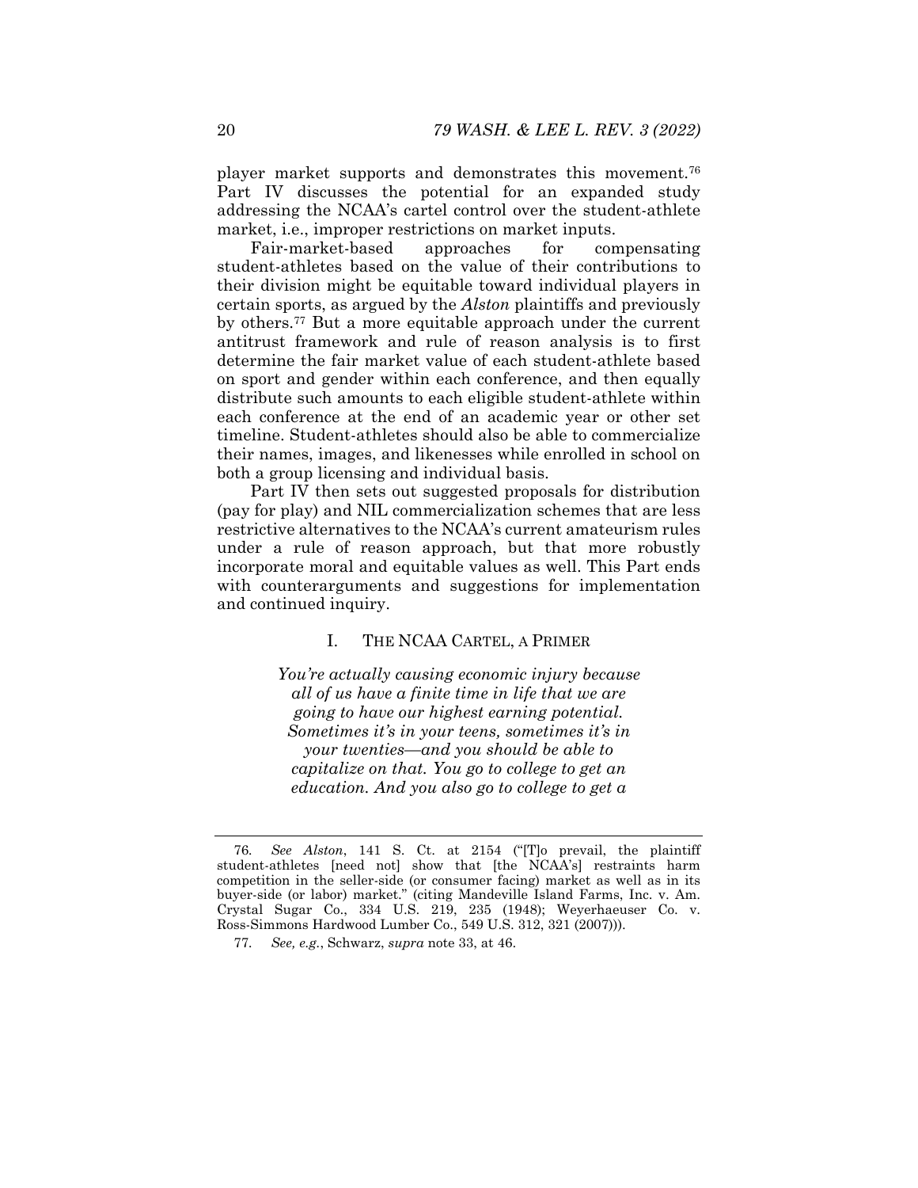player market supports and demonstrates this movement.[76] Part IV discusses the potential for an expanded study addressing the NCAA's cartel control over the student-athlete market, i.e., improper restrictions on market inputs.

Fair-market-based approaches for compensating student-athletes based on the value of their contributions to their division might be equitable toward individual players in certain sports, as argued by the *Alston* plaintiffs and previously by others.[77] But a more equitable approach under the current antitrust framework and rule of reason analysis is to first determine the fair market value of each student-athlete based on sport and gender within each conference, and then equally distribute such amounts to each eligible student-athlete within each conference at the end of an academic year or other set timeline. Student-athletes should also be able to commercialize their names, images, and likenesses while enrolled in school on both a group licensing and individual basis.

Part IV then sets out suggested proposals for distribution (pay for play) and NIL commercialization schemes that are less restrictive alternatives to the NCAA's current amateurism rules under a rule of reason approach, but that more robustly incorporate moral and equitable values as well. This Part ends with counterarguments and suggestions for implementation and continued inquiry.

## I. THE NCAA CARTEL, A PRIMER

> *You're actually causing economic injury because all of us have a finite time in life that we are going to have our highest earning potential. Sometimes it's in your teens, sometimes it's in your twenties—and you should be able to capitalize on that. You go to college to get an education. And you also go to college to get a*

---

76. *See Alston*, 141 S. Ct. at 2154 ("[T]o prevail, the plaintiff student-athletes [need not] show that [the NCAA's] restraints harm competition in the seller-side (or consumer facing) market as well as in its buyer-side (or labor) market." (citing Mandeville Island Farms, Inc. v. Am. Crystal Sugar Co., 334 U.S. 219, 235 (1948); Weyerhaeuser Co. v. Ross-Simmons Hardwood Lumber Co., 549 U.S. 312, 321 (2007))).

77. *See, e.g.*, Schwarz, *supra* note 33, at 46.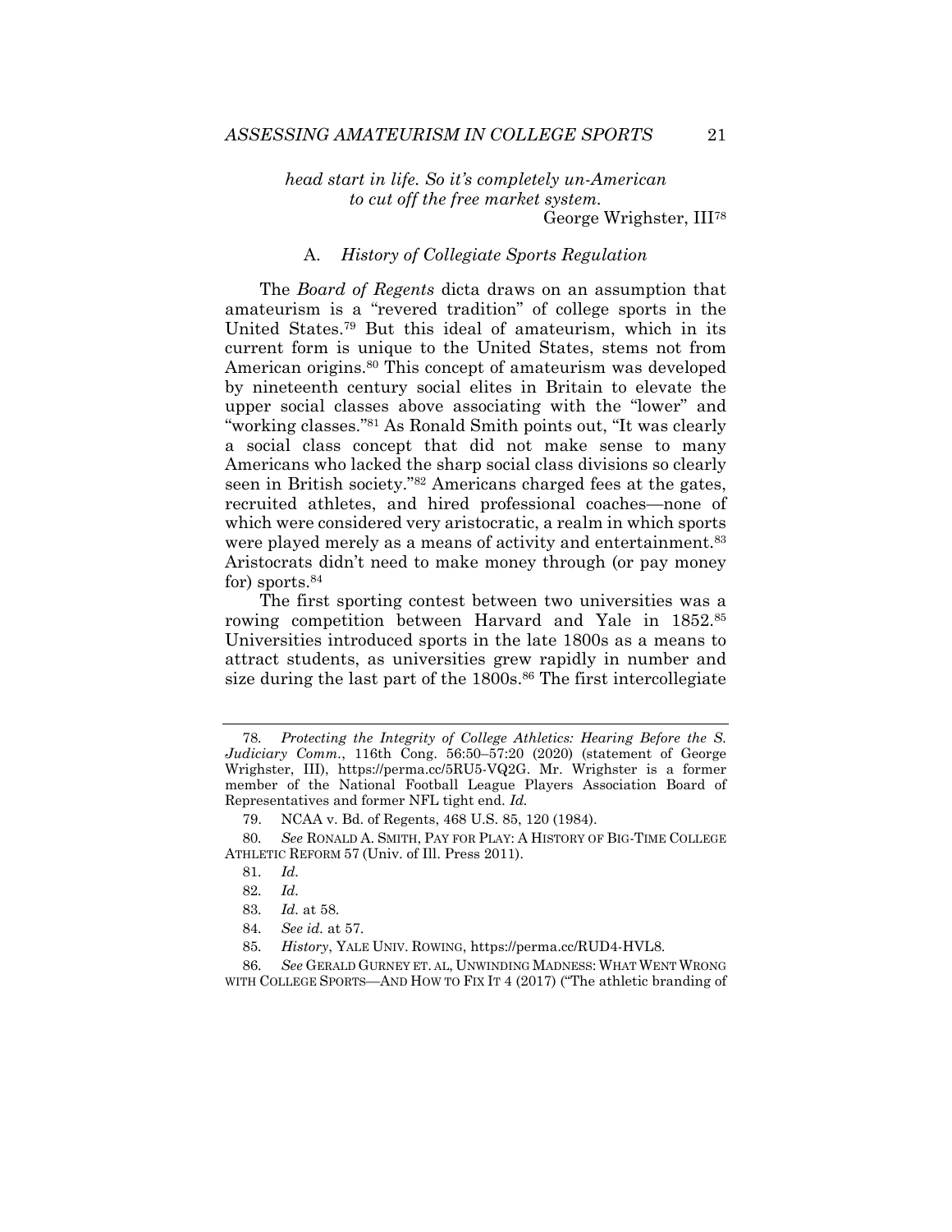*head start in life. So it's completely un-American to cut off the free market system.*

George Wrighster, III[78]

### A. *History of Collegiate Sports Regulation*

The *Board of Regents* dicta draws on an assumption that amateurism is a "revered tradition" of college sports in the United States.[79] But this ideal of amateurism, which in its current form is unique to the United States, stems not from American origins.[80] This concept of amateurism was developed by nineteenth century social elites in Britain to elevate the upper social classes above associating with the "lower" and "working classes."[81] As Ronald Smith points out, "It was clearly a social class concept that did not make sense to many Americans who lacked the sharp social class divisions so clearly seen in British society."[82] Americans charged fees at the gates, recruited athletes, and hired professional coaches—none of which were considered very aristocratic, a realm in which sports were played merely as a means of activity and entertainment.[83] Aristocrats didn't need to make money through (or pay money for) sports.[84]

The first sporting contest between two universities was a rowing competition between Harvard and Yale in 1852.[85] Universities introduced sports in the late 1800s as a means to attract students, as universities grew rapidly in number and size during the last part of the 1800s.[86] The first intercollegiate

---

78. *Protecting the Integrity of College Athletics: Hearing Before the S. Judiciary Comm.*, 116th Cong. 56:50–57:20 (2020) (statement of George Wrighster, III), https://perma.cc/5RU5-VQ2G. Mr. Wrighster is a former member of the National Football League Players Association Board of Representatives and former NFL tight end. *Id.*

79. NCAA v. Bd. of Regents, 468 U.S. 85, 120 (1984).

80. *See* RONALD A. SMITH, PAY FOR PLAY: A HISTORY OF BIG-TIME COLLEGE ATHLETIC REFORM 57 (Univ. of Ill. Press 2011).

81. *Id.*

82. *Id.*

83. *Id.* at 58.

84. *See id.* at 57.

85. *History*, YALE UNIV. ROWING, https://perma.cc/RUD4-HVL8.

86. *See* GERALD GURNEY ET. AL, UNWINDING MADNESS: WHAT WENT WRONG WITH COLLEGE SPORTS—AND HOW TO FIX IT 4 (2017) ("The athletic branding of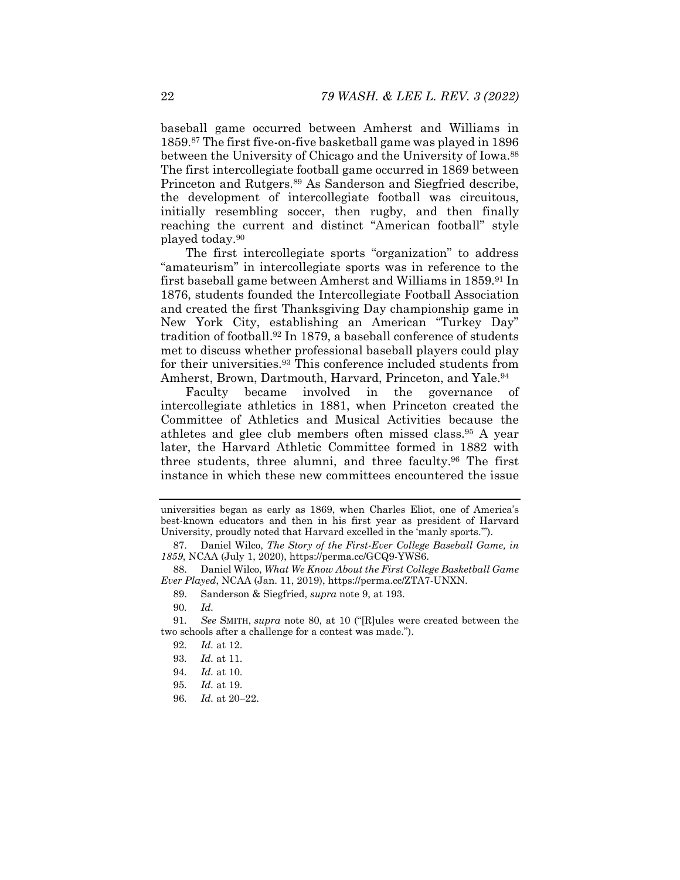baseball game occurred between Amherst and Williams in 1859.[87] The first five-on-five basketball game was played in 1896 between the University of Chicago and the University of Iowa.[88] The first intercollegiate football game occurred in 1869 between Princeton and Rutgers.[89] As Sanderson and Siegfried describe, the development of intercollegiate football was circuitous, initially resembling soccer, then rugby, and then finally reaching the current and distinct "American football" style played today.[90]

The first intercollegiate sports "organization" to address "amateurism" in intercollegiate sports was in reference to the first baseball game between Amherst and Williams in 1859.[91] In 1876, students founded the Intercollegiate Football Association and created the first Thanksgiving Day championship game in New York City, establishing an American "Turkey Day" tradition of football.[92] In 1879, a baseball conference of students met to discuss whether professional baseball players could play for their universities.[93] This conference included students from Amherst, Brown, Dartmouth, Harvard, Princeton, and Yale.[94]

Faculty became involved in the governance of intercollegiate athletics in 1881, when Princeton created the Committee of Athletics and Musical Activities because the athletes and glee club members often missed class.[95] A year later, the Harvard Athletic Committee formed in 1882 with three students, three alumni, and three faculty.[96] The first instance in which these new committees encountered the issue

---

universities began as early as 1869, when Charles Eliot, one of America's best-known educators and then in his first year as president of Harvard University, proudly noted that Harvard excelled in the 'manly sports.'").

87. Daniel Wilco, *The Story of the First-Ever College Baseball Game, in 1859*, NCAA (July 1, 2020), https://perma.cc/GCQ9-YWS6.

88. Daniel Wilco, *What We Know About the First College Basketball Game Ever Played*, NCAA (Jan. 11, 2019), https://perma.cc/ZTA7-UNXN.

89. Sanderson & Siegfried, *supra* note 9, at 193.

90. *Id.*

91. *See* SMITH, *supra* note 80, at 10 ("[R]ules were created between the two schools after a challenge for a contest was made.").

92. *Id.* at 12.

93. *Id.* at 11.

94. *Id.* at 10.

95. *Id.* at 19.

96. *Id.* at 20–22.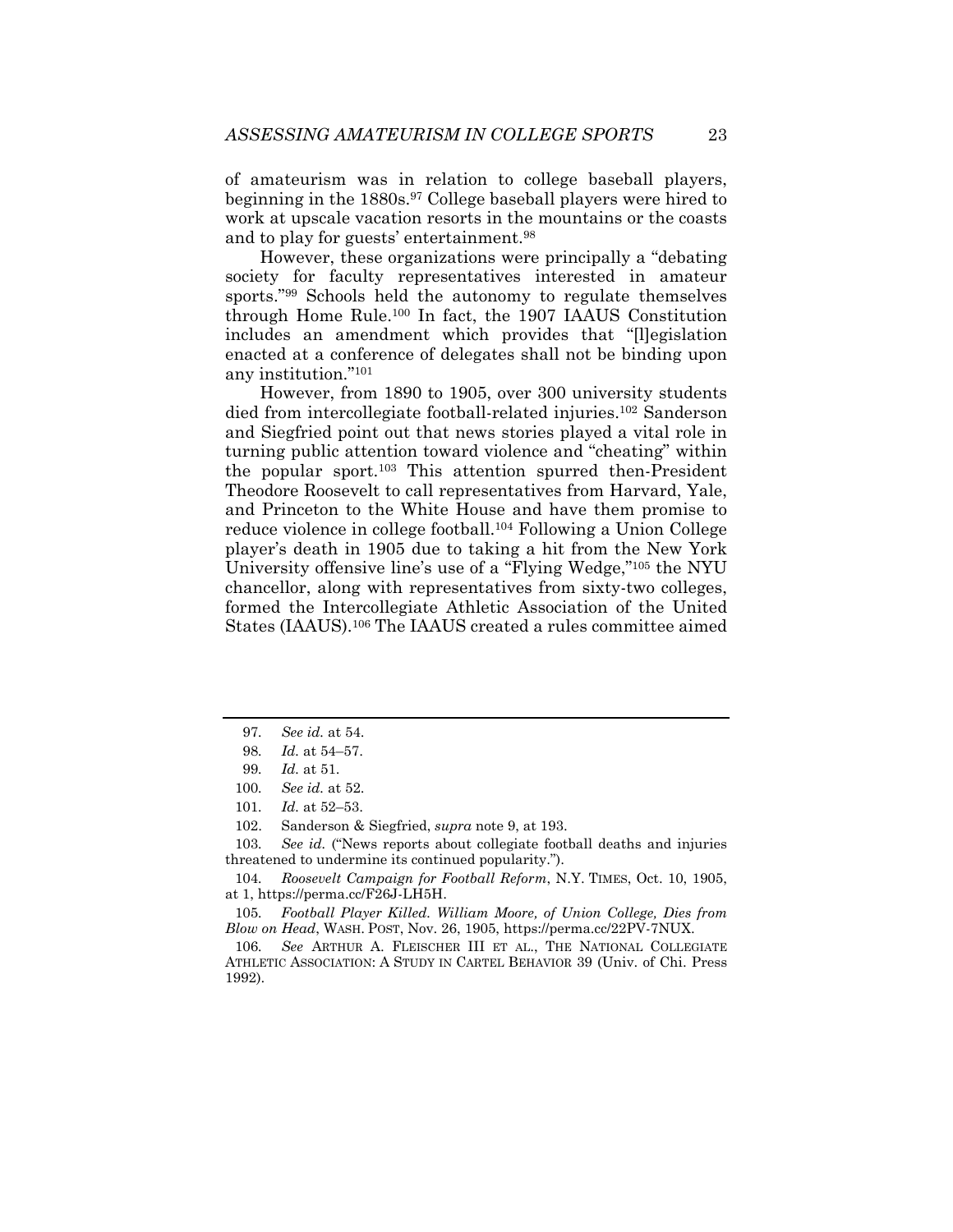of amateurism was in relation to college baseball players, beginning in the 1880s.[97] College baseball players were hired to work at upscale vacation resorts in the mountains or the coasts and to play for guests' entertainment.[98]

However, these organizations were principally a "debating society for faculty representatives interested in amateur sports."[99] Schools held the autonomy to regulate themselves through Home Rule.[100] In fact, the 1907 IAAUS Constitution includes an amendment which provides that "[l]egislation enacted at a conference of delegates shall not be binding upon any institution."[101]

However, from 1890 to 1905, over 300 university students died from intercollegiate football-related injuries.[102] Sanderson and Siegfried point out that news stories played a vital role in turning public attention toward violence and "cheating" within the popular sport.[103] This attention spurred then-President Theodore Roosevelt to call representatives from Harvard, Yale, and Princeton to the White House and have them promise to reduce violence in college football.[104] Following a Union College player's death in 1905 due to taking a hit from the New York University offensive line's use of a "Flying Wedge,"[105] the NYU chancellor, along with representatives from sixty-two colleges, formed the Intercollegiate Athletic Association of the United States (IAAUS).[106] The IAAUS created a rules committee aimed

---

97. *See id.* at 54.

98. *Id.* at 54–57.

99. *Id.* at 51.

100. *See id.* at 52.

101. *Id.* at 52–53.

102. Sanderson & Siegfried, *supra* note 9, at 193.

103. *See id.* ("News reports about collegiate football deaths and injuries threatened to undermine its continued popularity.").

104. *Roosevelt Campaign for Football Reform*, N.Y. TIMES, Oct. 10, 1905, at 1, https://perma.cc/F26J-LH5H.

105. *Football Player Killed. William Moore, of Union College, Dies from Blow on Head*, WASH. POST, Nov. 26, 1905, https://perma.cc/22PV-7NUX.

106. *See* ARTHUR A. FLEISCHER III ET AL., THE NATIONAL COLLEGIATE ATHLETIC ASSOCIATION: A STUDY IN CARTEL BEHAVIOR 39 (Univ. of Chi. Press 1992).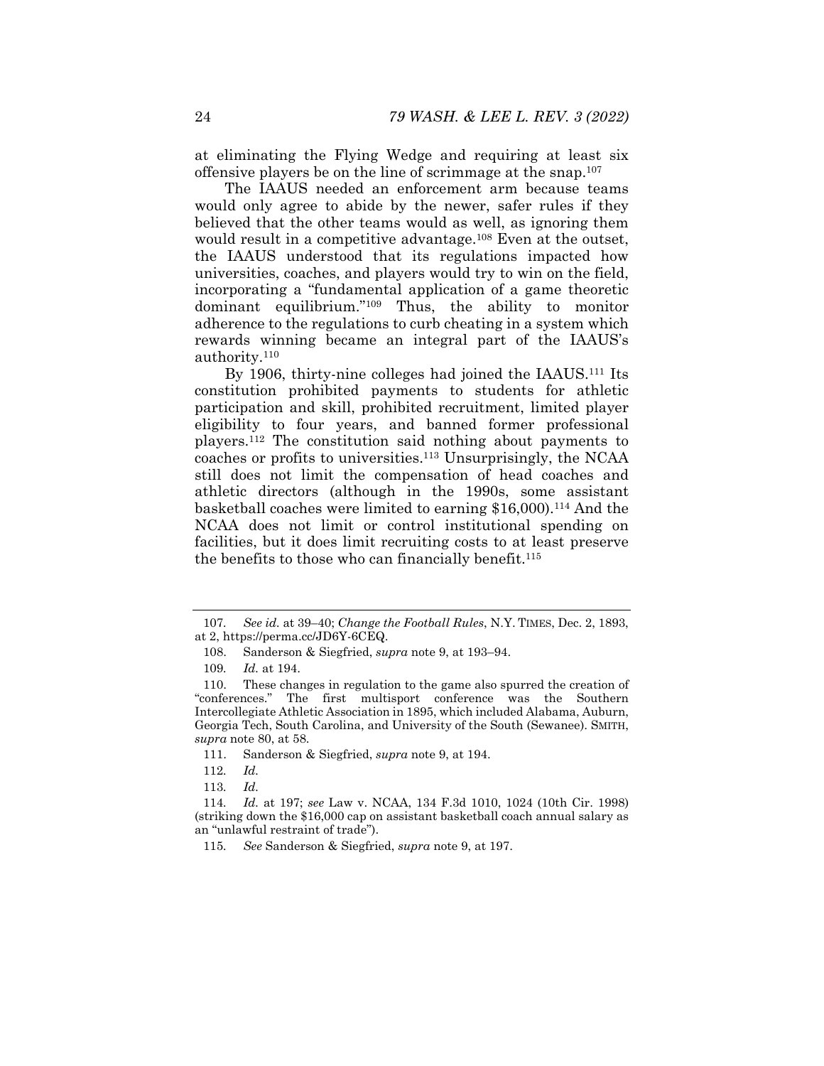at eliminating the Flying Wedge and requiring at least six offensive players be on the line of scrimmage at the snap.[107]

The IAAUS needed an enforcement arm because teams would only agree to abide by the newer, safer rules if they believed that the other teams would as well, as ignoring them would result in a competitive advantage.[108] Even at the outset, the IAAUS understood that its regulations impacted how universities, coaches, and players would try to win on the field, incorporating a "fundamental application of a game theoretic dominant equilibrium."[109] Thus, the ability to monitor adherence to the regulations to curb cheating in a system which rewards winning became an integral part of the IAAUS's authority.[110]

By 1906, thirty-nine colleges had joined the IAAUS.[111] Its constitution prohibited payments to students for athletic participation and skill, prohibited recruitment, limited player eligibility to four years, and banned former professional players.[112] The constitution said nothing about payments to coaches or profits to universities.[113] Unsurprisingly, the NCAA still does not limit the compensation of head coaches and athletic directors (although in the 1990s, some assistant basketball coaches were limited to earning $16,000).[114] And the NCAA does not limit or control institutional spending on facilities, but it does limit recruiting costs to at least preserve the benefits to those who can financially benefit.[115]

---

107. *See id.* at 39–40; *Change the Football Rules*, N.Y. TIMES, Dec. 2, 1893, at 2, https://perma.cc/JD6Y-6CEQ.

108. Sanderson & Siegfried, *supra* note 9, at 193–94.

109. *Id.* at 194.

110. These changes in regulation to the game also spurred the creation of "conferences." The first multisport conference was the Southern Intercollegiate Athletic Association in 1895, which included Alabama, Auburn, Georgia Tech, South Carolina, and University of the South (Sewanee). SMITH, *supra* note 80, at 58.

111. Sanderson & Siegfried, *supra* note 9, at 194.

112. *Id.*

113. *Id.*

114. *Id.* at 197; *see* Law v. NCAA, 134 F.3d 1010, 1024 (10th Cir. 1998) (striking down the $16,000 cap on assistant basketball coach annual salary as an "unlawful restraint of trade").

115. *See* Sanderson & Siegfried, *supra* note 9, at 197.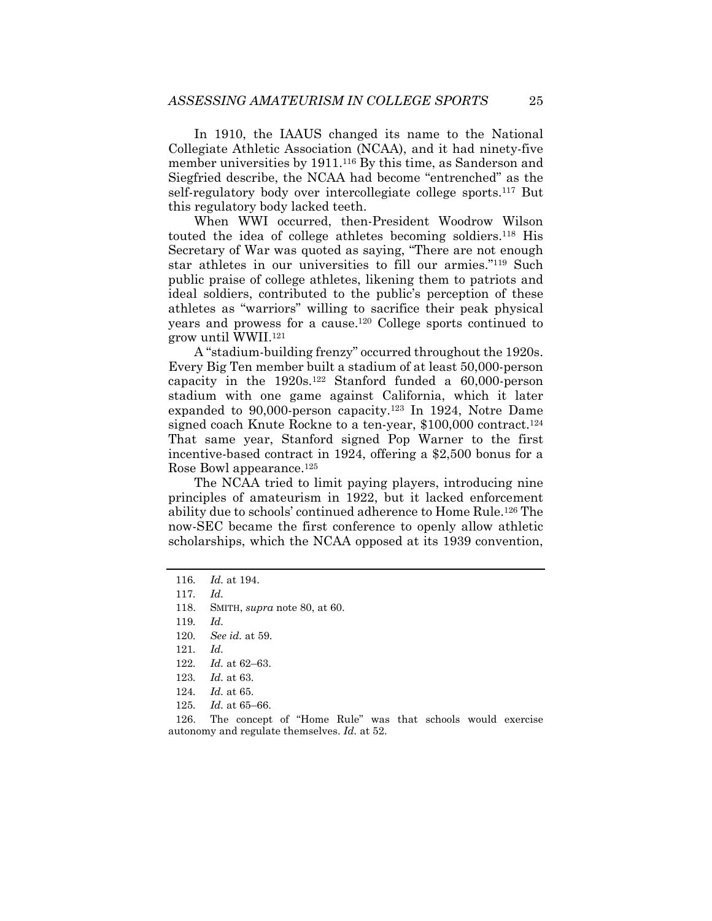In 1910, the IAAUS changed its name to the National Collegiate Athletic Association (NCAA), and it had ninety-five member universities by 1911.[116] By this time, as Sanderson and Siegfried describe, the NCAA had become "entrenched" as the self-regulatory body over intercollegiate college sports.[117] But this regulatory body lacked teeth.

When WWI occurred, then-President Woodrow Wilson touted the idea of college athletes becoming soldiers.[118] His Secretary of War was quoted as saying, "There are not enough star athletes in our universities to fill our armies."[119] Such public praise of college athletes, likening them to patriots and ideal soldiers, contributed to the public's perception of these athletes as "warriors" willing to sacrifice their peak physical years and prowess for a cause.[120] College sports continued to grow until WWII.[121]

A "stadium-building frenzy" occurred throughout the 1920s. Every Big Ten member built a stadium of at least 50,000-person capacity in the 1920s.[122] Stanford funded a 60,000-person stadium with one game against California, which it later expanded to 90,000-person capacity.[123] In 1924, Notre Dame signed coach Knute Rockne to a ten-year, $100,000 contract.[124] That same year, Stanford signed Pop Warner to the first incentive-based contract in 1924, offering a $2,500 bonus for a Rose Bowl appearance.[125]

The NCAA tried to limit paying players, introducing nine principles of amateurism in 1922, but it lacked enforcement ability due to schools' continued adherence to Home Rule.[126] The now-SEC became the first conference to openly allow athletic scholarships, which the NCAA opposed at its 1939 convention,

---

116. *Id.* at 194.

117. *Id.*

118. SMITH, *supra* note 80, at 60.

119. *Id.*

120. *See id.* at 59.

121. *Id.*

122. *Id.* at 62–63.

123. *Id.* at 63.

124. *Id.* at 65.

125. *Id.* at 65–66.

126. The concept of "Home Rule" was that schools would exercise autonomy and regulate themselves. *Id.* at 52.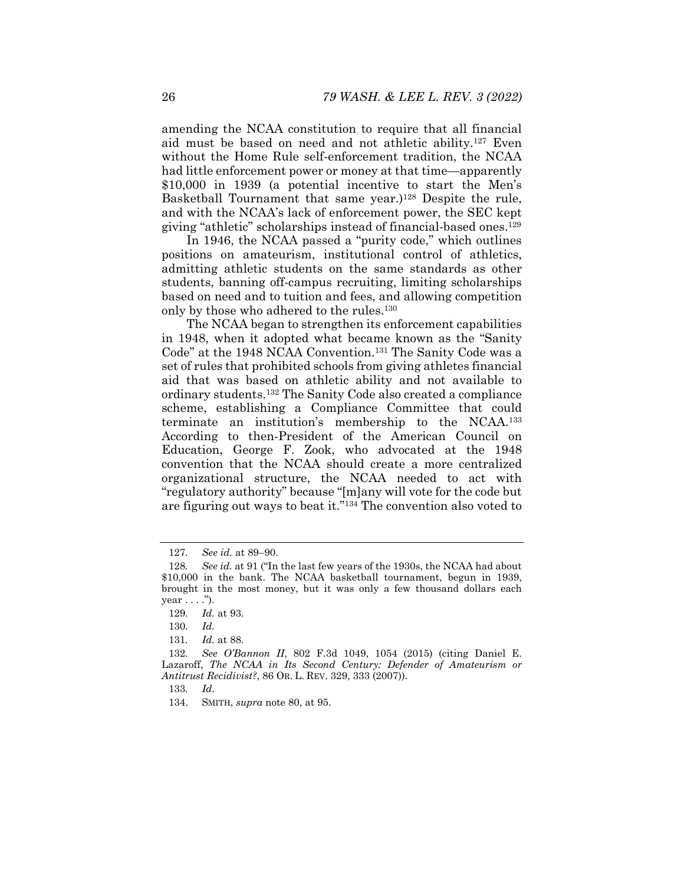amending the NCAA constitution to require that all financial aid must be based on need and not athletic ability.[127] Even without the Home Rule self-enforcement tradition, the NCAA had little enforcement power or money at that time—apparently $10,000 in 1939 (a potential incentive to start the Men's Basketball Tournament that same year.)[128] Despite the rule, and with the NCAA's lack of enforcement power, the SEC kept giving "athletic" scholarships instead of financial-based ones.[129]

In 1946, the NCAA passed a "purity code," which outlines positions on amateurism, institutional control of athletics, admitting athletic students on the same standards as other students, banning off-campus recruiting, limiting scholarships based on need and to tuition and fees, and allowing competition only by those who adhered to the rules.[130]

The NCAA began to strengthen its enforcement capabilities in 1948, when it adopted what became known as the "Sanity Code" at the 1948 NCAA Convention.[131] The Sanity Code was a set of rules that prohibited schools from giving athletes financial aid that was based on athletic ability and not available to ordinary students.[132] The Sanity Code also created a compliance scheme, establishing a Compliance Committee that could terminate an institution's membership to the NCAA.[133] According to then-President of the American Council on Education, George F. Zook, who advocated at the 1948 convention that the NCAA should create a more centralized organizational structure, the NCAA needed to act with "regulatory authority" because "[m]any will vote for the code but are figuring out ways to beat it."[134] The convention also voted to

---

127. *See id.* at 89–90.

128. *See id.* at 91 ("In the last few years of the 1930s, the NCAA had about $10,000 in the bank. The NCAA basketball tournament, begun in 1939, brought in the most money, but it was only a few thousand dollars each year . . . .").

129. *Id.* at 93.

130. *Id.*

131. *Id.* at 88.

132. *See O'Bannon II*, 802 F.3d 1049, 1054 (2015) (citing Daniel E. Lazaroff, *The NCAA in Its Second Century: Defender of Amateurism or Antitrust Recidivist?*, 86 OR. L. REV. 329, 333 (2007)).

133. *Id.*

134. SMITH, *supra* note 80, at 95.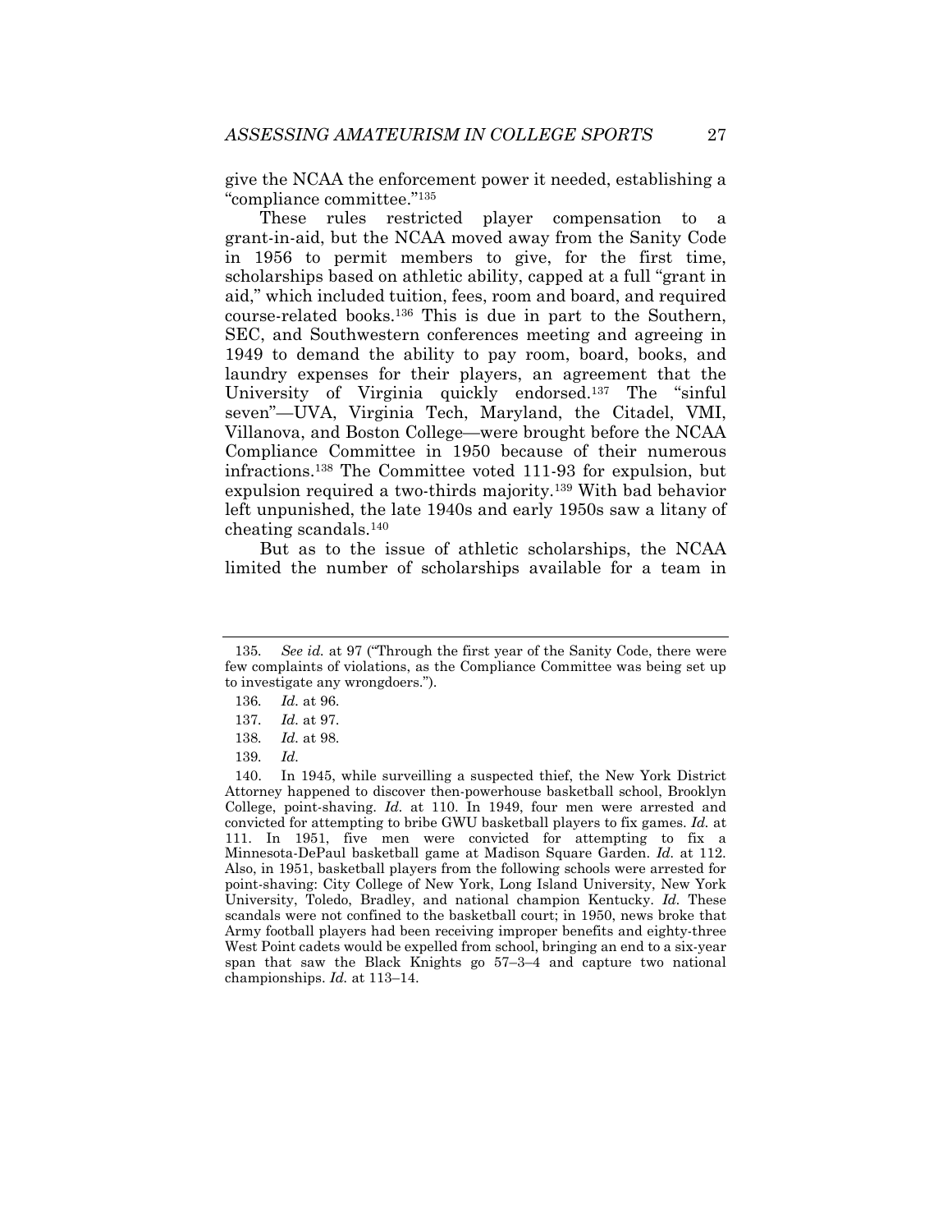give the NCAA the enforcement power it needed, establishing a "compliance committee."[135]

These rules restricted player compensation to a grant-in-aid, but the NCAA moved away from the Sanity Code in 1956 to permit members to give, for the first time, scholarships based on athletic ability, capped at a full "grant in aid," which included tuition, fees, room and board, and required course-related books.[136] This is due in part to the Southern, SEC, and Southwestern conferences meeting and agreeing in 1949 to demand the ability to pay room, board, books, and laundry expenses for their players, an agreement that the University of Virginia quickly endorsed.[137] The "sinful seven"—UVA, Virginia Tech, Maryland, the Citadel, VMI, Villanova, and Boston College—were brought before the NCAA Compliance Committee in 1950 because of their numerous infractions.[138] The Committee voted 111-93 for expulsion, but expulsion required a two-thirds majority.[139] With bad behavior left unpunished, the late 1940s and early 1950s saw a litany of cheating scandals.[140]

But as to the issue of athletic scholarships, the NCAA limited the number of scholarships available for a team in

---

135. *See id.* at 97 ("Through the first year of the Sanity Code, there were few complaints of violations, as the Compliance Committee was being set up to investigate any wrongdoers.").

136. *Id.* at 96.

137. *Id.* at 97.

138. *Id.* at 98.

139. *Id.*

140. In 1945, while surveilling a suspected thief, the New York District Attorney happened to discover then-powerhouse basketball school, Brooklyn College, point-shaving. *Id.* at 110. In 1949, four men were arrested and convicted for attempting to bribe GWU basketball players to fix games. *Id.* at 111. In 1951, five men were convicted for attempting to fix a Minnesota-DePaul basketball game at Madison Square Garden. *Id.* at 112. Also, in 1951, basketball players from the following schools were arrested for point-shaving: City College of New York, Long Island University, New York University, Toledo, Bradley, and national champion Kentucky. *Id.* These scandals were not confined to the basketball court; in 1950, news broke that Army football players had been receiving improper benefits and eighty-three West Point cadets would be expelled from school, bringing an end to a six-year span that saw the Black Knights go 57–3–4 and capture two national championships. *Id.* at 113–14.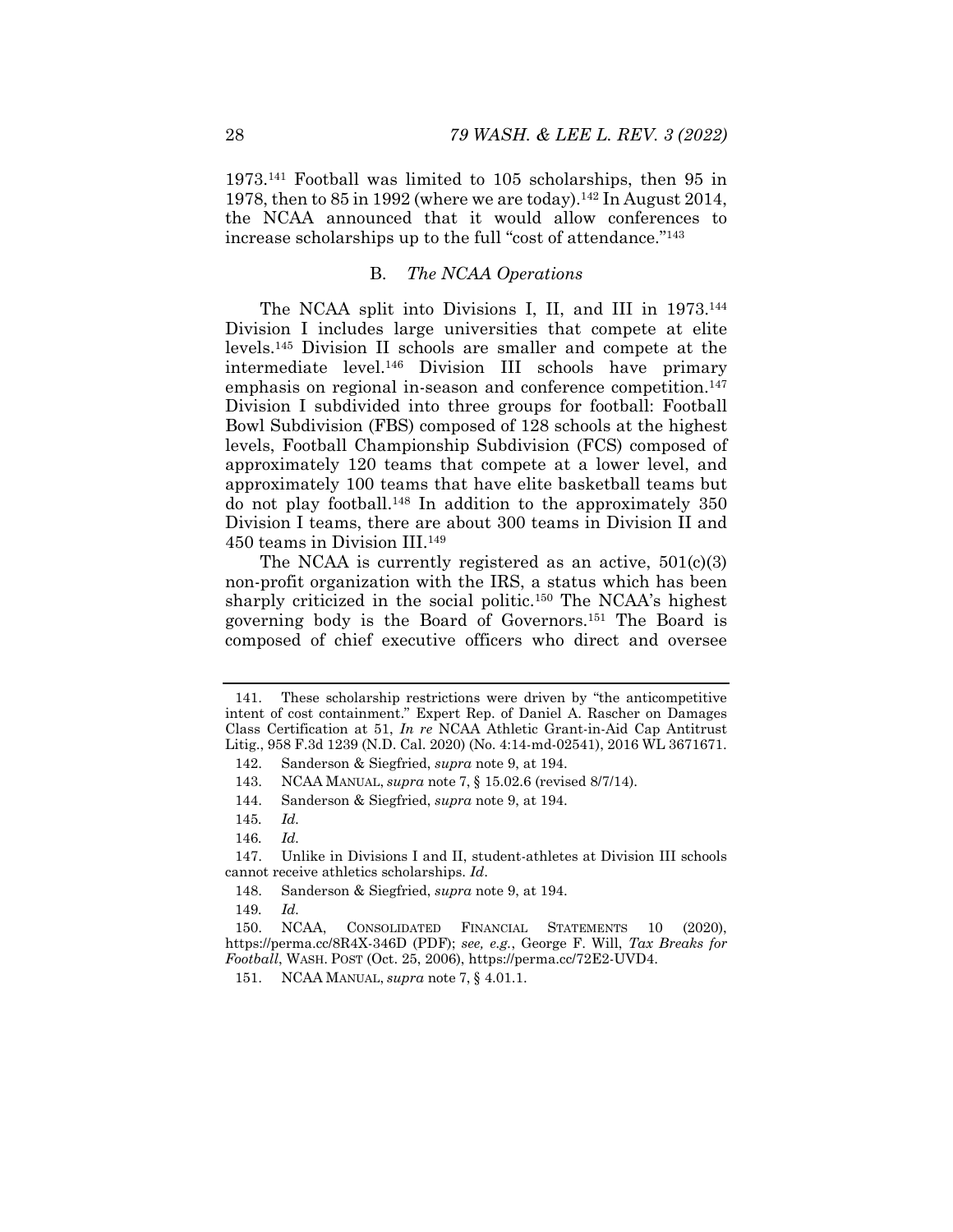1973.[141] Football was limited to 105 scholarships, then 95 in 1978, then to 85 in 1992 (where we are today).[142] In August 2014, the NCAA announced that it would allow conferences to increase scholarships up to the full "cost of attendance."[143]

### B. *The NCAA Operations*

The NCAA split into Divisions I, II, and III in 1973.[144] Division I includes large universities that compete at elite levels.[145] Division II schools are smaller and compete at the intermediate level.[146] Division III schools have primary emphasis on regional in-season and conference competition.[147] Division I subdivided into three groups for football: Football Bowl Subdivision (FBS) composed of 128 schools at the highest levels, Football Championship Subdivision (FCS) composed of approximately 120 teams that compete at a lower level, and approximately 100 teams that have elite basketball teams but do not play football.[148] In addition to the approximately 350 Division I teams, there are about 300 teams in Division II and 450 teams in Division III.[149]

The NCAA is currently registered as an active, 501(c)(3) non-profit organization with the IRS, a status which has been sharply criticized in the social politic.[150] The NCAA's highest governing body is the Board of Governors.[151] The Board is composed of chief executive officers who direct and oversee

---

141. These scholarship restrictions were driven by "the anticompetitive intent of cost containment." Expert Rep. of Daniel A. Rascher on Damages Class Certification at 51, *In re* NCAA Athletic Grant-in-Aid Cap Antitrust Litig., 958 F.3d 1239 (N.D. Cal. 2020) (No. 4:14-md-02541), 2016 WL 3671671.

142. Sanderson & Siegfried, *supra* note 9, at 194.

143. NCAA MANUAL, *supra* note 7, § 15.02.6 (revised 8/7/14).

144. Sanderson & Siegfried, *supra* note 9, at 194.

145. *Id.*

146. *Id.*

147. Unlike in Divisions I and II, student-athletes at Division III schools cannot receive athletics scholarships. *Id.*

148. Sanderson & Siegfried, *supra* note 9, at 194.

149. *Id.*

150. NCAA, CONSOLIDATED FINANCIAL STATEMENTS 10 (2020), https://perma.cc/8R4X-346D (PDF); *see, e.g.*, George F. Will, *Tax Breaks for Football*, WASH. POST (Oct. 25, 2006), https://perma.cc/72E2-UVD4.

151. NCAA MANUAL, *supra* note 7, § 4.01.1.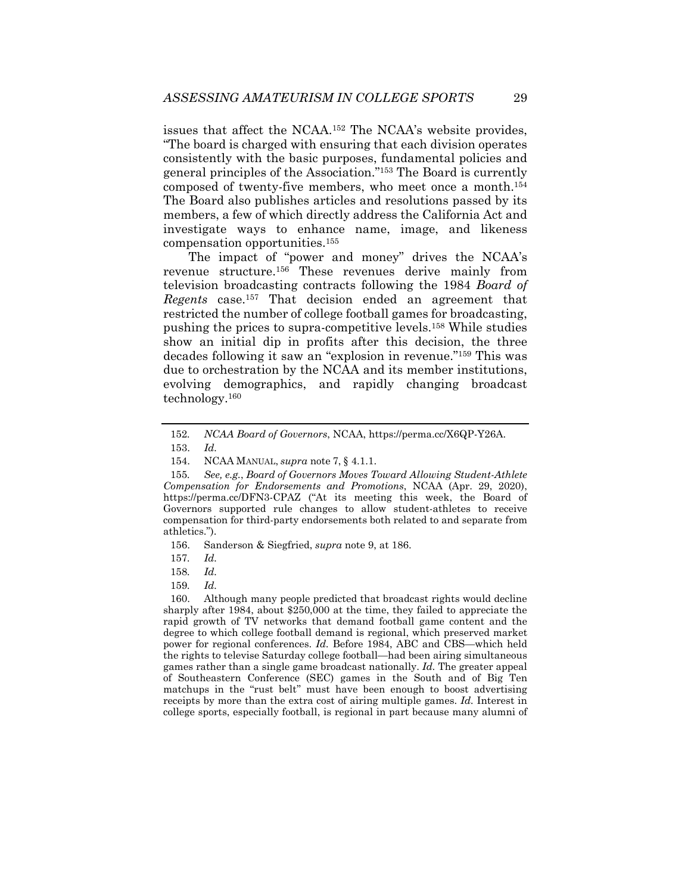issues that affect the NCAA.[152] The NCAA's website provides, "The board is charged with ensuring that each division operates consistently with the basic purposes, fundamental policies and general principles of the Association."[153] The Board is currently composed of twenty-five members, who meet once a month.[154] The Board also publishes articles and resolutions passed by its members, a few of which directly address the California Act and investigate ways to enhance name, image, and likeness compensation opportunities.[155]

The impact of "power and money" drives the NCAA's revenue structure.[156] These revenues derive mainly from television broadcasting contracts following the 1984 *Board of Regents* case.[157] That decision ended an agreement that restricted the number of college football games for broadcasting, pushing the prices to supra-competitive levels.[158] While studies show an initial dip in profits after this decision, the three decades following it saw an "explosion in revenue."[159] This was due to orchestration by the NCAA and its member institutions, evolving demographics, and rapidly changing broadcast technology.[160]

---

152. *NCAA Board of Governors*, NCAA, https://perma.cc/X6QP-Y26A.

153. *Id.*

154. NCAA MANUAL, *supra* note 7, § 4.1.1.

155. *See, e.g.*, *Board of Governors Moves Toward Allowing Student-Athlete Compensation for Endorsements and Promotions*, NCAA (Apr. 29, 2020), https://perma.cc/DFN3-CPAZ ("At its meeting this week, the Board of Governors supported rule changes to allow student-athletes to receive compensation for third-party endorsements both related to and separate from athletics.").

156. Sanderson & Siegfried, *supra* note 9, at 186.

157. *Id.*

158. *Id.*

159. *Id.*

160. Although many people predicted that broadcast rights would decline sharply after 1984, about $250,000 at the time, they failed to appreciate the rapid growth of TV networks that demand football game content and the degree to which college football demand is regional, which preserved market power for regional conferences. *Id.* Before 1984, ABC and CBS—which held the rights to televise Saturday college football—had been airing simultaneous games rather than a single game broadcast nationally. *Id.* The greater appeal of Southeastern Conference (SEC) games in the South and of Big Ten matchups in the "rust belt" must have been enough to boost advertising receipts by more than the extra cost of airing multiple games. *Id.* Interest in college sports, especially football, is regional in part because many alumni of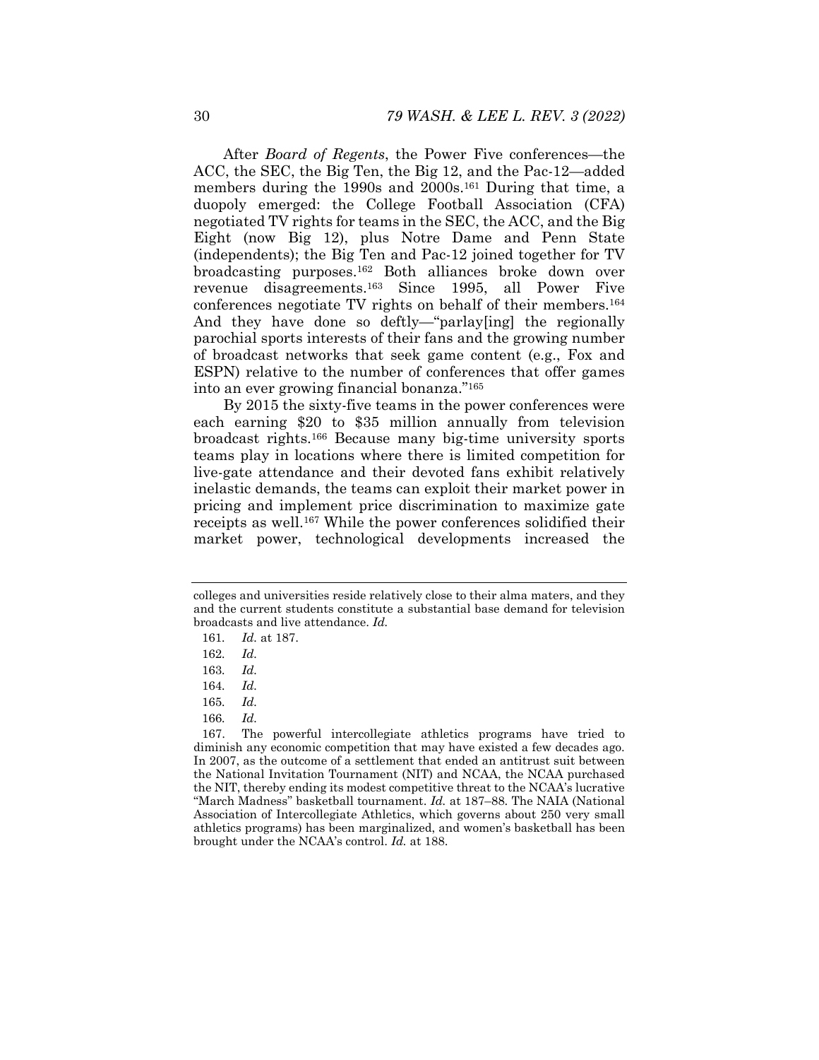After *Board of Regents*, the Power Five conferences—the ACC, the SEC, the Big Ten, the Big 12, and the Pac-12—added members during the 1990s and 2000s.[161] During that time, a duopoly emerged: the College Football Association (CFA) negotiated TV rights for teams in the SEC, the ACC, and the Big Eight (now Big 12), plus Notre Dame and Penn State (independents); the Big Ten and Pac-12 joined together for TV broadcasting purposes.[162] Both alliances broke down over revenue disagreements.[163] Since 1995, all Power Five conferences negotiate TV rights on behalf of their members.[164] And they have done so deftly—"parlay[ing] the regionally parochial sports interests of their fans and the growing number of broadcast networks that seek game content (e.g., Fox and ESPN) relative to the number of conferences that offer games into an ever growing financial bonanza."[165]

By 2015 the sixty-five teams in the power conferences were each earning \$20 to \$35 million annually from television broadcast rights.[166] Because many big-time university sports teams play in locations where there is limited competition for live-gate attendance and their devoted fans exhibit relatively inelastic demands, the teams can exploit their market power in pricing and implement price discrimination to maximize gate receipts as well.[167] While the power conferences solidified their market power, technological developments increased the

---

colleges and universities reside relatively close to their alma maters, and they and the current students constitute a substantial base demand for television broadcasts and live attendance. *Id.*

161. *Id.* at 187.

162. *Id.*

163. *Id.*

164. *Id.*

165. *Id.*

166. *Id.*

167. The powerful intercollegiate athletics programs have tried to diminish any economic competition that may have existed a few decades ago. In 2007, as the outcome of a settlement that ended an antitrust suit between the National Invitation Tournament (NIT) and NCAA, the NCAA purchased the NIT, thereby ending its modest competitive threat to the NCAA's lucrative "March Madness" basketball tournament. *Id.* at 187–88. The NAIA (National Association of Intercollegiate Athletics, which governs about 250 very small athletics programs) has been marginalized, and women's basketball has been brought under the NCAA's control. *Id.* at 188.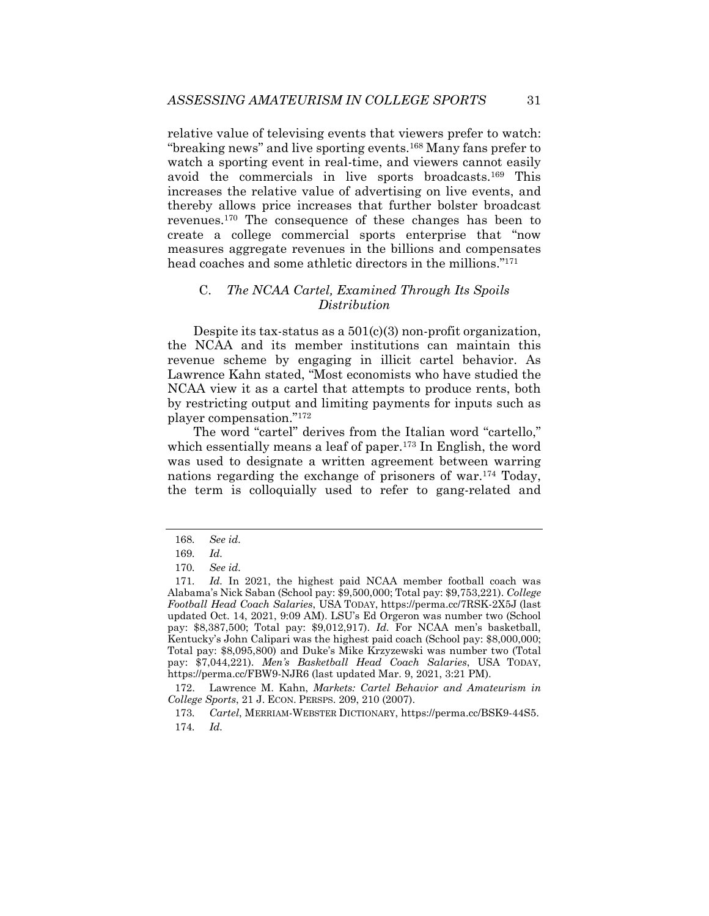relative value of televising events that viewers prefer to watch: "breaking news" and live sporting events.[168] Many fans prefer to watch a sporting event in real-time, and viewers cannot easily avoid the commercials in live sports broadcasts.[169] This increases the relative value of advertising on live events, and thereby allows price increases that further bolster broadcast revenues.[170] The consequence of these changes has been to create a college commercial sports enterprise that "now measures aggregate revenues in the billions and compensates head coaches and some athletic directors in the millions."[171]

### C. *The NCAA Cartel, Examined Through Its Spoils Distribution*

Despite its tax-status as a 501(c)(3) non-profit organization, the NCAA and its member institutions can maintain this revenue scheme by engaging in illicit cartel behavior. As Lawrence Kahn stated, "Most economists who have studied the NCAA view it as a cartel that attempts to produce rents, both by restricting output and limiting payments for inputs such as player compensation."[172]

The word "cartel" derives from the Italian word "cartello," which essentially means a leaf of paper.[173] In English, the word was used to designate a written agreement between warring nations regarding the exchange of prisoners of war.[174] Today, the term is colloquially used to refer to gang-related and

---

168. *See id.*

169. *Id.*

170. *See id.*

171. *Id.* In 2021, the highest paid NCAA member football coach was Alabama's Nick Saban (School pay: $9,500,000; Total pay: $9,753,221). *College Football Head Coach Salaries*, USA TODAY, https://perma.cc/7RSK-2X5J (last updated Oct. 14, 2021, 9:09 AM). LSU's Ed Orgeron was number two (School pay: $8,387,500; Total pay: $9,012,917). *Id.* For NCAA men's basketball, Kentucky's John Calipari was the highest paid coach (School pay: $8,000,000; Total pay: $8,095,800) and Duke's Mike Krzyzewski was number two (Total pay: $7,044,221). *Men's Basketball Head Coach Salaries*, USA TODAY, https://perma.cc/FBW9-NJR6 (last updated Mar. 9, 2021, 3:21 PM).

172. Lawrence M. Kahn, *Markets: Cartel Behavior and Amateurism in College Sports*, 21 J. ECON. PERSPS. 209, 210 (2007).

173. *Cartel*, MERRIAM-WEBSTER DICTIONARY, https://perma.cc/BSK9-44S5.

174. *Id.*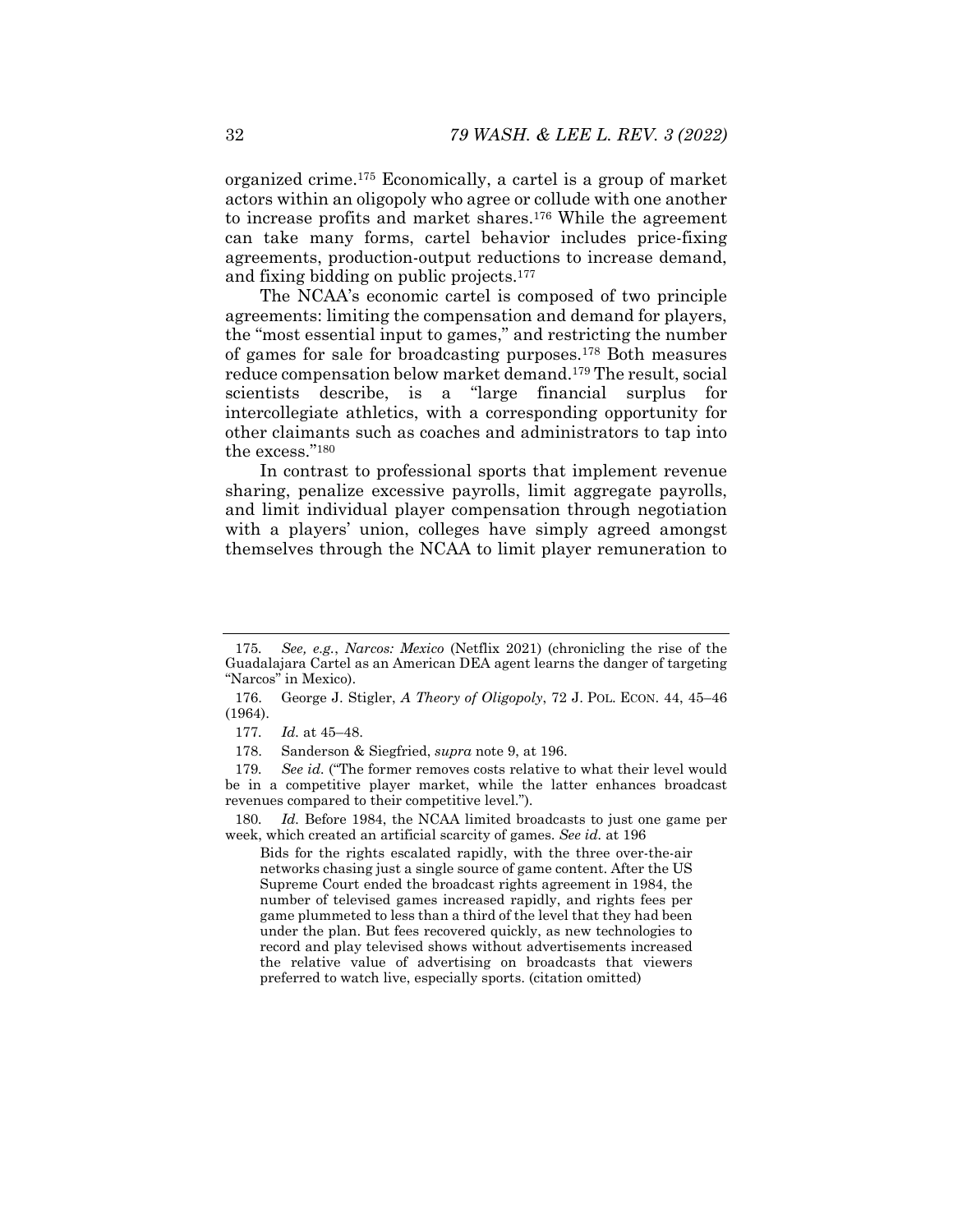organized crime.[175] Economically, a cartel is a group of market actors within an oligopoly who agree or collude with one another to increase profits and market shares.[176] While the agreement can take many forms, cartel behavior includes price-fixing agreements, production-output reductions to increase demand, and fixing bidding on public projects.[177]

The NCAA's economic cartel is composed of two principle agreements: limiting the compensation and demand for players, the "most essential input to games," and restricting the number of games for sale for broadcasting purposes.[178] Both measures reduce compensation below market demand.[179] The result, social scientists describe, is a "large financial surplus for intercollegiate athletics, with a corresponding opportunity for other claimants such as coaches and administrators to tap into the excess."[180]

In contrast to professional sports that implement revenue sharing, penalize excessive payrolls, limit aggregate payrolls, and limit individual player compensation through negotiation with a players' union, colleges have simply agreed amongst themselves through the NCAA to limit player remuneration to

---

175. *See, e.g.*, *Narcos: Mexico* (Netflix 2021) (chronicling the rise of the Guadalajara Cartel as an American DEA agent learns the danger of targeting "Narcos" in Mexico).

176. George J. Stigler, *A Theory of Oligopoly*, 72 J. POL. ECON. 44, 45–46 (1964).

177. *Id.* at 45–48.

178. Sanderson & Siegfried, *supra* note 9, at 196.

179. *See id.* ("The former removes costs relative to what their level would be in a competitive player market, while the latter enhances broadcast revenues compared to their competitive level.").

180. *Id.* Before 1984, the NCAA limited broadcasts to just one game per week, which created an artificial scarcity of games. *See id.* at 196

> Bids for the rights escalated rapidly, with the three over-the-air networks chasing just a single source of game content. After the US Supreme Court ended the broadcast rights agreement in 1984, the number of televised games increased rapidly, and rights fees per game plummeted to less than a third of the level that they had been under the plan. But fees recovered quickly, as new technologies to record and play televised shows without advertisements increased the relative value of advertising on broadcasts that viewers preferred to watch live, especially sports. (citation omitted)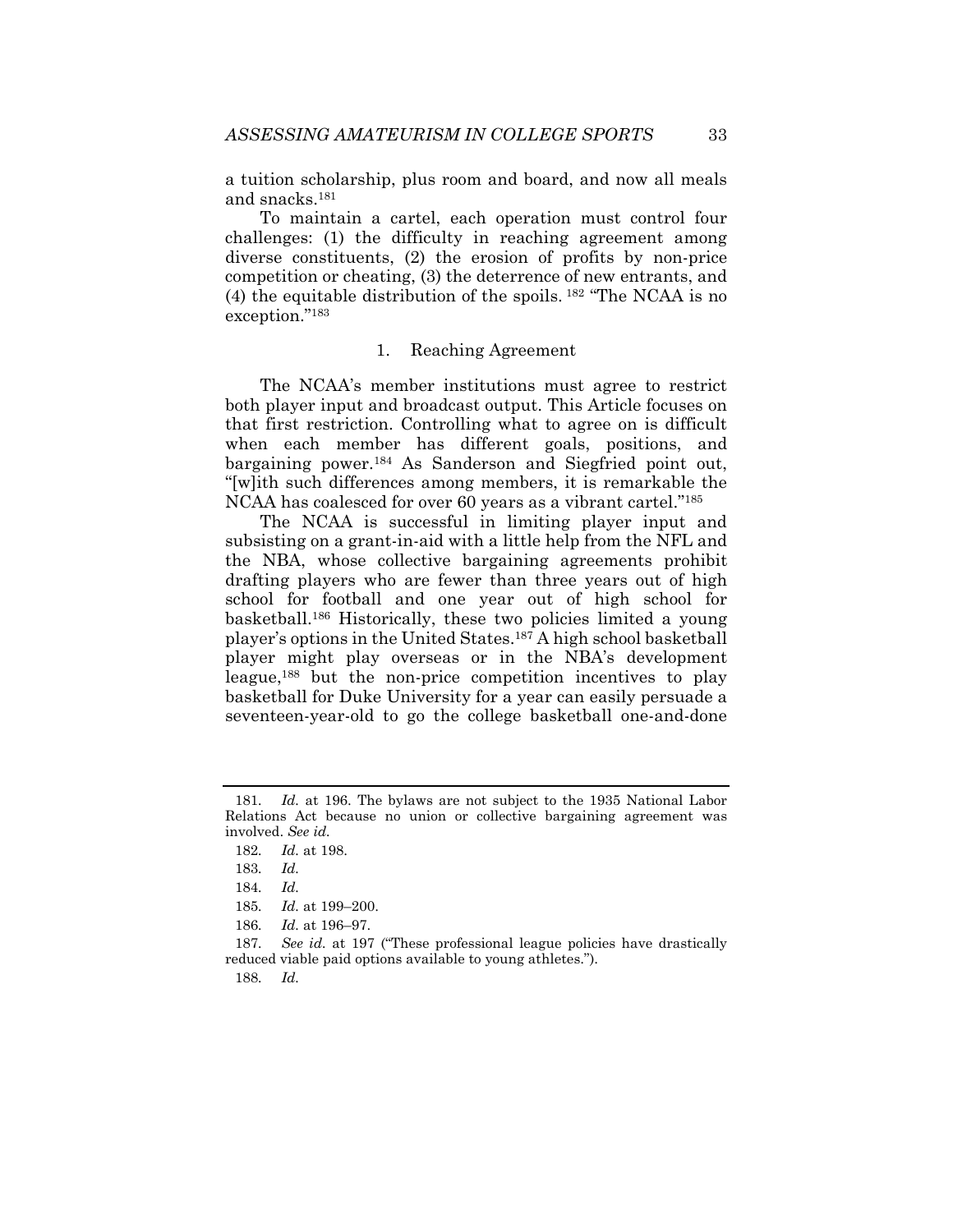a tuition scholarship, plus room and board, and now all meals and snacks.[181]

To maintain a cartel, each operation must control four challenges: (1) the difficulty in reaching agreement among diverse constituents, (2) the erosion of profits by non-price competition or cheating, (3) the deterrence of new entrants, and (4) the equitable distribution of the spoils. [182] "The NCAA is no exception."[183]

### 1. Reaching Agreement

The NCAA's member institutions must agree to restrict both player input and broadcast output. This Article focuses on that first restriction. Controlling what to agree on is difficult when each member has different goals, positions, and bargaining power.[184] As Sanderson and Siegfried point out, "[w]ith such differences among members, it is remarkable the NCAA has coalesced for over 60 years as a vibrant cartel."[185]

The NCAA is successful in limiting player input and subsisting on a grant-in-aid with a little help from the NFL and the NBA, whose collective bargaining agreements prohibit drafting players who are fewer than three years out of high school for football and one year out of high school for basketball.[186] Historically, these two policies limited a young player's options in the United States.[187] A high school basketball player might play overseas or in the NBA's development league,[188] but the non-price competition incentives to play basketball for Duke University for a year can easily persuade a seventeen-year-old to go the college basketball one-and-done

---

181. *Id.* at 196. The bylaws are not subject to the 1935 National Labor Relations Act because no union or collective bargaining agreement was involved. *See id.*

182. *Id.* at 198.

183. *Id.*

184. *Id.*

185. *Id.* at 199–200.

186. *Id.* at 196–97.

187. *See id.* at 197 ("These professional league policies have drastically reduced viable paid options available to young athletes.").

188. *Id.*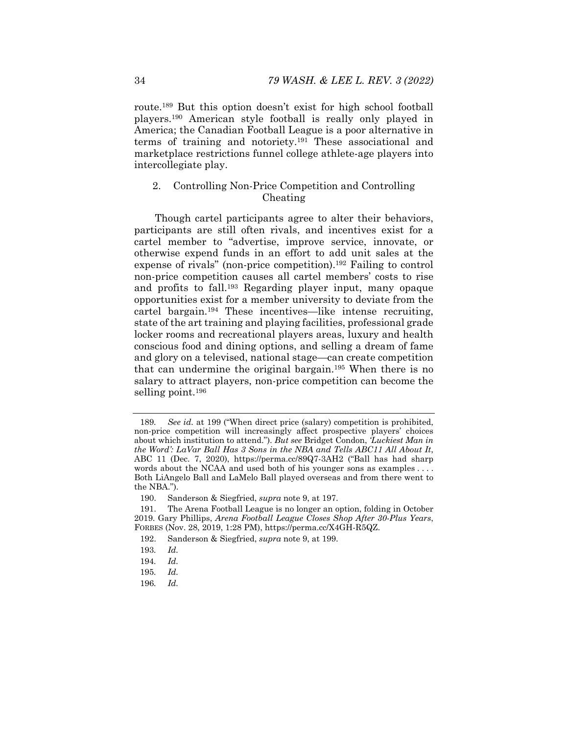route.[189] But this option doesn't exist for high school football players.[190] American style football is really only played in America; the Canadian Football League is a poor alternative in terms of training and notoriety.[191] These associational and marketplace restrictions funnel college athlete-age players into intercollegiate play.

### 2. Controlling Non-Price Competition and Controlling Cheating

Though cartel participants agree to alter their behaviors, participants are still often rivals, and incentives exist for a cartel member to "advertise, improve service, innovate, or otherwise expend funds in an effort to add unit sales at the expense of rivals" (non-price competition).[192] Failing to control non-price competition causes all cartel members' costs to rise and profits to fall.[193] Regarding player input, many opaque opportunities exist for a member university to deviate from the cartel bargain.[194] These incentives—like intense recruiting, state of the art training and playing facilities, professional grade locker rooms and recreational players areas, luxury and health conscious food and dining options, and selling a dream of fame and glory on a televised, national stage—can create competition that can undermine the original bargain.[195] When there is no salary to attract players, non-price competition can become the selling point.[196]

---

189. *See id.* at 199 ("When direct price (salary) competition is prohibited, non-price competition will increasingly affect prospective players' choices about which institution to attend."). *But see* Bridget Condon, *'Luckiest Man in the Word': LaVar Ball Has 3 Sons in the NBA and Tells ABC11 All About It*, ABC 11 (Dec. 7, 2020), https://perma.cc/89Q7-3AH2 ("Ball has had sharp words about the NCAA and used both of his younger sons as examples . . . . Both LiAngelo Ball and LaMelo Ball played overseas and from there went to the NBA.").

190. Sanderson & Siegfried, *supra* note 9, at 197.

191. The Arena Football League is no longer an option, folding in October 2019. Gary Phillips, *Arena Football League Closes Shop After 30-Plus Years*, FORBES (Nov. 28, 2019, 1:28 PM), https://perma.cc/X4GH-R5QZ.

192. Sanderson & Siegfried, *supra* note 9, at 199.

193. *Id.*

194. *Id.*

195. *Id.*

196. *Id.*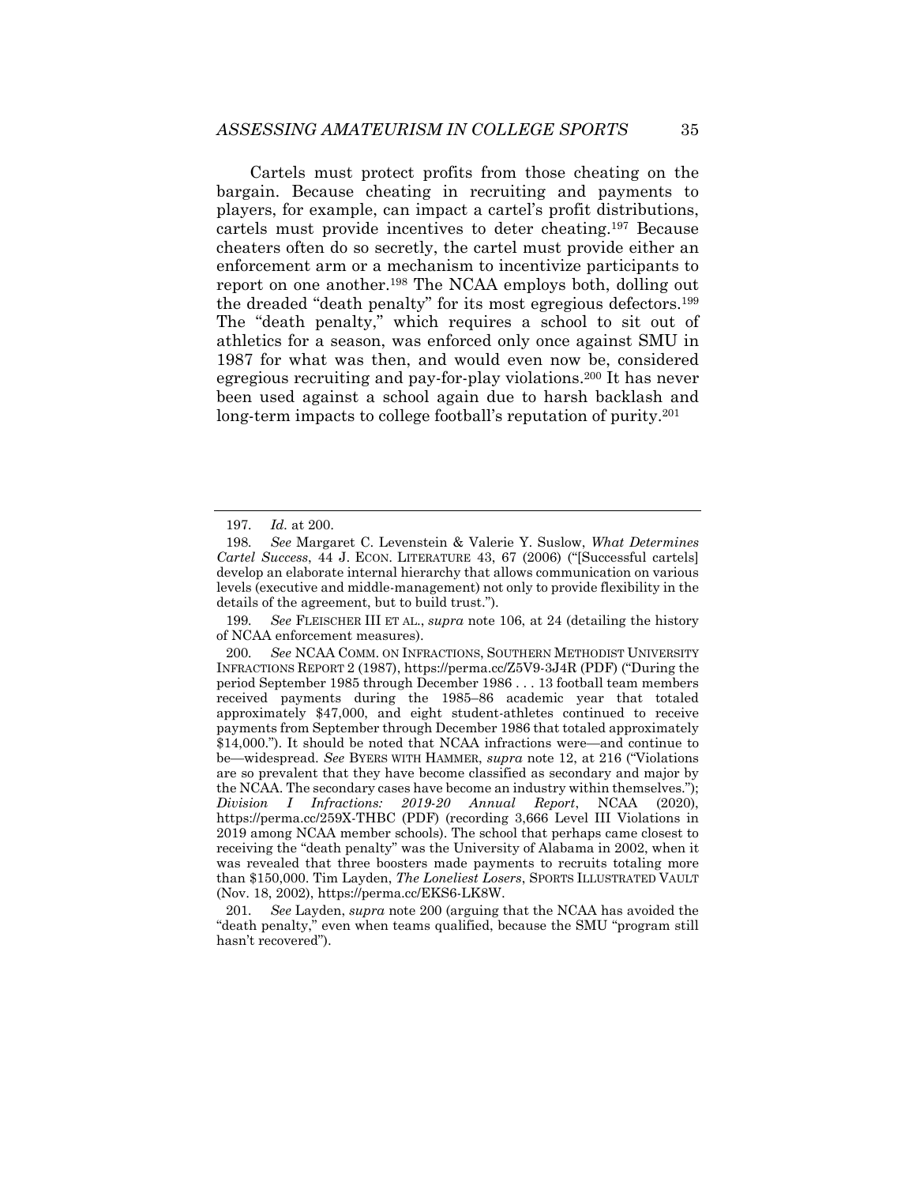Cartels must protect profits from those cheating on the bargain. Because cheating in recruiting and payments to players, for example, can impact a cartel's profit distributions, cartels must provide incentives to deter cheating.[197] Because cheaters often do so secretly, the cartel must provide either an enforcement arm or a mechanism to incentivize participants to report on one another.[198] The NCAA employs both, dolling out the dreaded "death penalty" for its most egregious defectors.[199] The "death penalty," which requires a school to sit out of athletics for a season, was enforced only once against SMU in 1987 for what was then, and would even now be, considered egregious recruiting and pay-for-play violations.[200] It has never been used against a school again due to harsh backlash and long-term impacts to college football's reputation of purity.[201]

---

197. *Id.* at 200.

198. *See* Margaret C. Levenstein & Valerie Y. Suslow, *What Determines Cartel Success*, 44 J. ECON. LITERATURE 43, 67 (2006) ("[Successful cartels] develop an elaborate internal hierarchy that allows communication on various levels (executive and middle-management) not only to provide flexibility in the details of the agreement, but to build trust.").

199. *See* FLEISCHER III ET AL., *supra* note 106, at 24 (detailing the history of NCAA enforcement measures).

200. *See* NCAA COMM. ON INFRACTIONS, SOUTHERN METHODIST UNIVERSITY INFRACTIONS REPORT 2 (1987), https://perma.cc/Z5V9-3J4R (PDF) ("During the period September 1985 through December 1986 . . . 13 football team members received payments during the 1985–86 academic year that totaled approximately $47,000, and eight student-athletes continued to receive payments from September through December 1986 that totaled approximately $14,000."). It should be noted that NCAA infractions were—and continue to be—widespread. *See* BYERS WITH HAMMER, *supra* note 12, at 216 ("Violations are so prevalent that they have become classified as secondary and major by the NCAA. The secondary cases have become an industry within themselves."); *Division I Infractions: 2019-20 Annual Report*, NCAA (2020), https://perma.cc/259X-THBC (PDF) (recording 3,666 Level III Violations in 2019 among NCAA member schools). The school that perhaps came closest to receiving the "death penalty" was the University of Alabama in 2002, when it was revealed that three boosters made payments to recruits totaling more than $150,000. Tim Layden, *The Loneliest Losers*, SPORTS ILLUSTRATED VAULT (Nov. 18, 2002), https://perma.cc/EKS6-LK8W.

201. *See* Layden, *supra* note 200 (arguing that the NCAA has avoided the "death penalty," even when teams qualified, because the SMU "program still hasn't recovered").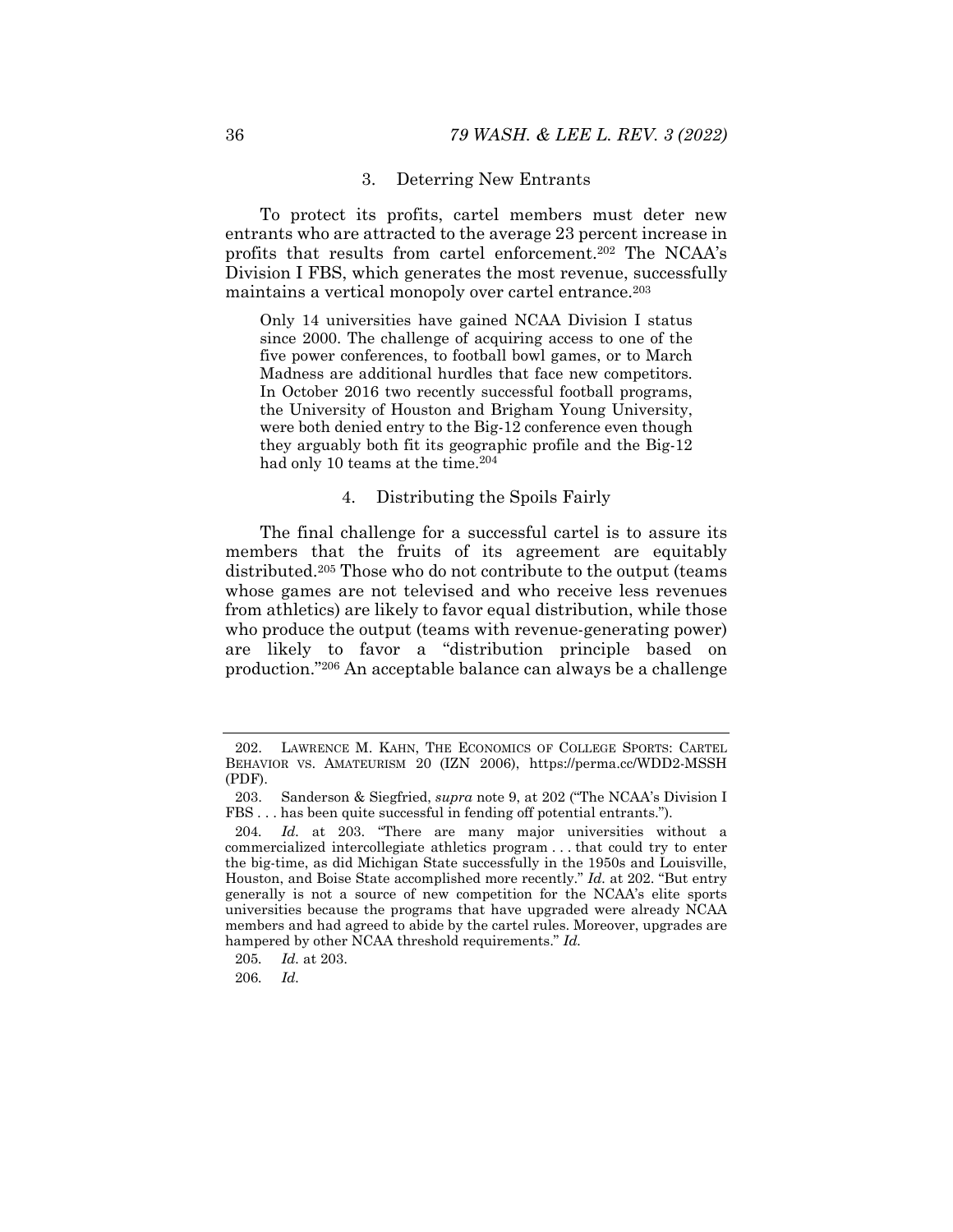### 3. Deterring New Entrants

To protect its profits, cartel members must deter new entrants who are attracted to the average 23 percent increase in profits that results from cartel enforcement.[202] The NCAA's Division I FBS, which generates the most revenue, successfully maintains a vertical monopoly over cartel entrance.[203]

> Only 14 universities have gained NCAA Division I status since 2000. The challenge of acquiring access to one of the five power conferences, to football bowl games, or to March Madness are additional hurdles that face new competitors. In October 2016 two recently successful football programs, the University of Houston and Brigham Young University, were both denied entry to the Big-12 conference even though they arguably both fit its geographic profile and the Big-12 had only 10 teams at the time.[204]

### 4. Distributing the Spoils Fairly

The final challenge for a successful cartel is to assure its members that the fruits of its agreement are equitably distributed.[205] Those who do not contribute to the output (teams whose games are not televised and who receive less revenues from athletics) are likely to favor equal distribution, while those who produce the output (teams with revenue-generating power) are likely to favor a "distribution principle based on production."[206] An acceptable balance can always be a challenge

---

202. LAWRENCE M. KAHN, THE ECONOMICS OF COLLEGE SPORTS: CARTEL BEHAVIOR VS. AMATEURISM 20 (IZN 2006), https://perma.cc/WDD2-MSSH (PDF).

203. Sanderson & Siegfried, *supra* note 9, at 202 ("The NCAA's Division I FBS . . . has been quite successful in fending off potential entrants.").

204. *Id.* at 203. "There are many major universities without a commercialized intercollegiate athletics program . . . that could try to enter the big-time, as did Michigan State successfully in the 1950s and Louisville, Houston, and Boise State accomplished more recently." *Id.* at 202. "But entry generally is not a source of new competition for the NCAA's elite sports universities because the programs that have upgraded were already NCAA members and had agreed to abide by the cartel rules. Moreover, upgrades are hampered by other NCAA threshold requirements." *Id.*

205. *Id.* at 203.

206. *Id.*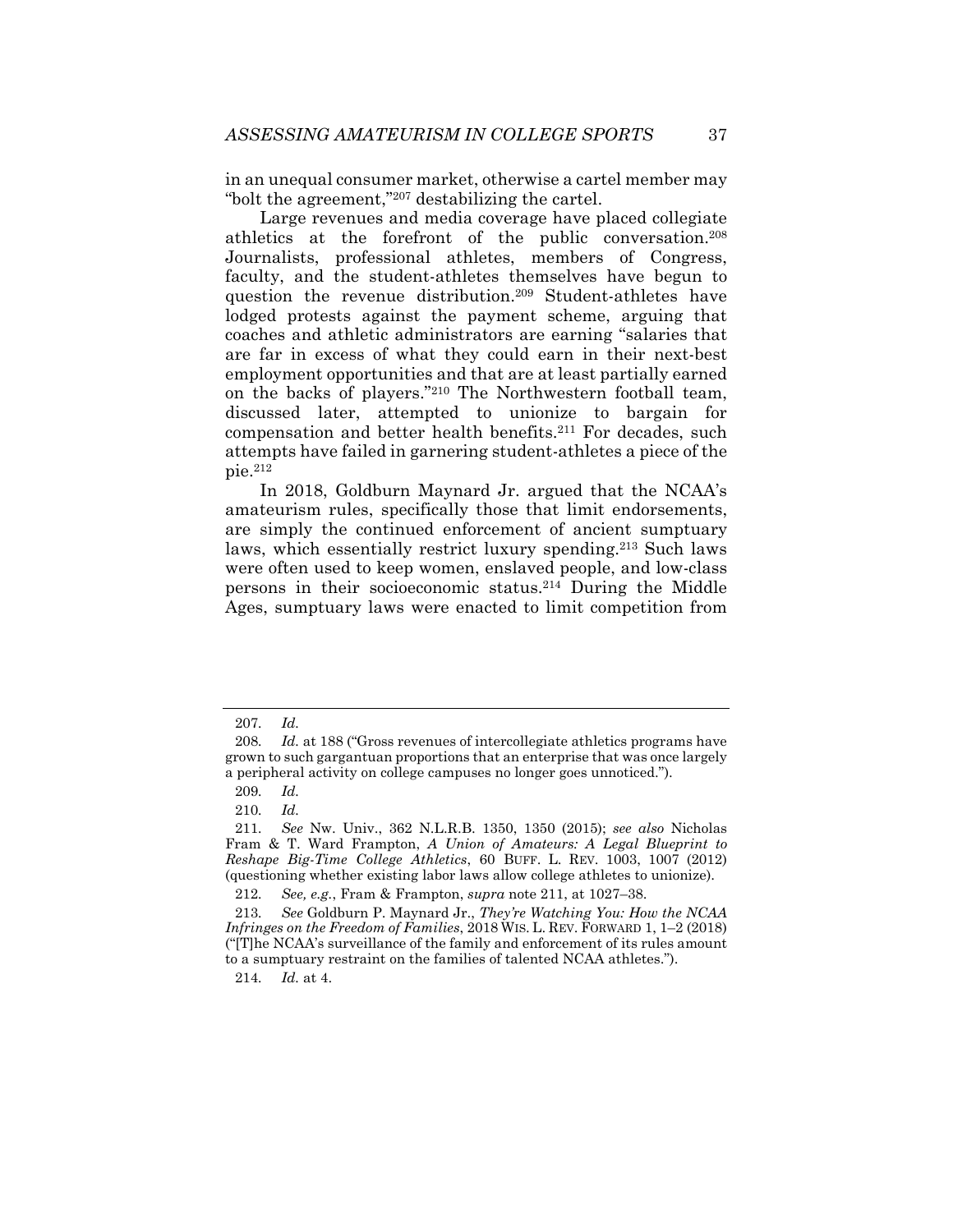in an unequal consumer market, otherwise a cartel member may "bolt the agreement,"[207] destabilizing the cartel.

Large revenues and media coverage have placed collegiate athletics at the forefront of the public conversation.[208] Journalists, professional athletes, members of Congress, faculty, and the student-athletes themselves have begun to question the revenue distribution.[209] Student-athletes have lodged protests against the payment scheme, arguing that coaches and athletic administrators are earning "salaries that are far in excess of what they could earn in their next-best employment opportunities and that are at least partially earned on the backs of players."[210] The Northwestern football team, discussed later, attempted to unionize to bargain for compensation and better health benefits.[211] For decades, such attempts have failed in garnering student-athletes a piece of the pie.[212]

In 2018, Goldburn Maynard Jr. argued that the NCAA's amateurism rules, specifically those that limit endorsements, are simply the continued enforcement of ancient sumptuary laws, which essentially restrict luxury spending.[213] Such laws were often used to keep women, enslaved people, and low-class persons in their socioeconomic status.[214] During the Middle Ages, sumptuary laws were enacted to limit competition from

---

207. *Id.*

208. *Id.* at 188 ("Gross revenues of intercollegiate athletics programs have grown to such gargantuan proportions that an enterprise that was once largely a peripheral activity on college campuses no longer goes unnoticed.").

209. *Id.*

210. *Id.*

211. *See* Nw. Univ., 362 N.L.R.B. 1350, 1350 (2015); *see also* Nicholas Fram & T. Ward Frampton, *A Union of Amateurs: A Legal Blueprint to Reshape Big-Time College Athletics*, 60 BUFF. L. REV. 1003, 1007 (2012) (questioning whether existing labor laws allow college athletes to unionize).

212. *See, e.g.*, Fram & Frampton, *supra* note 211, at 1027–38.

213. *See* Goldburn P. Maynard Jr., *They're Watching You: How the NCAA Infringes on the Freedom of Families*, 2018 WIS. L. REV. FORWARD 1, 1–2 (2018) ("[T]he NCAA's surveillance of the family and enforcement of its rules amount to a sumptuary restraint on the families of talented NCAA athletes.").

214. *Id.* at 4.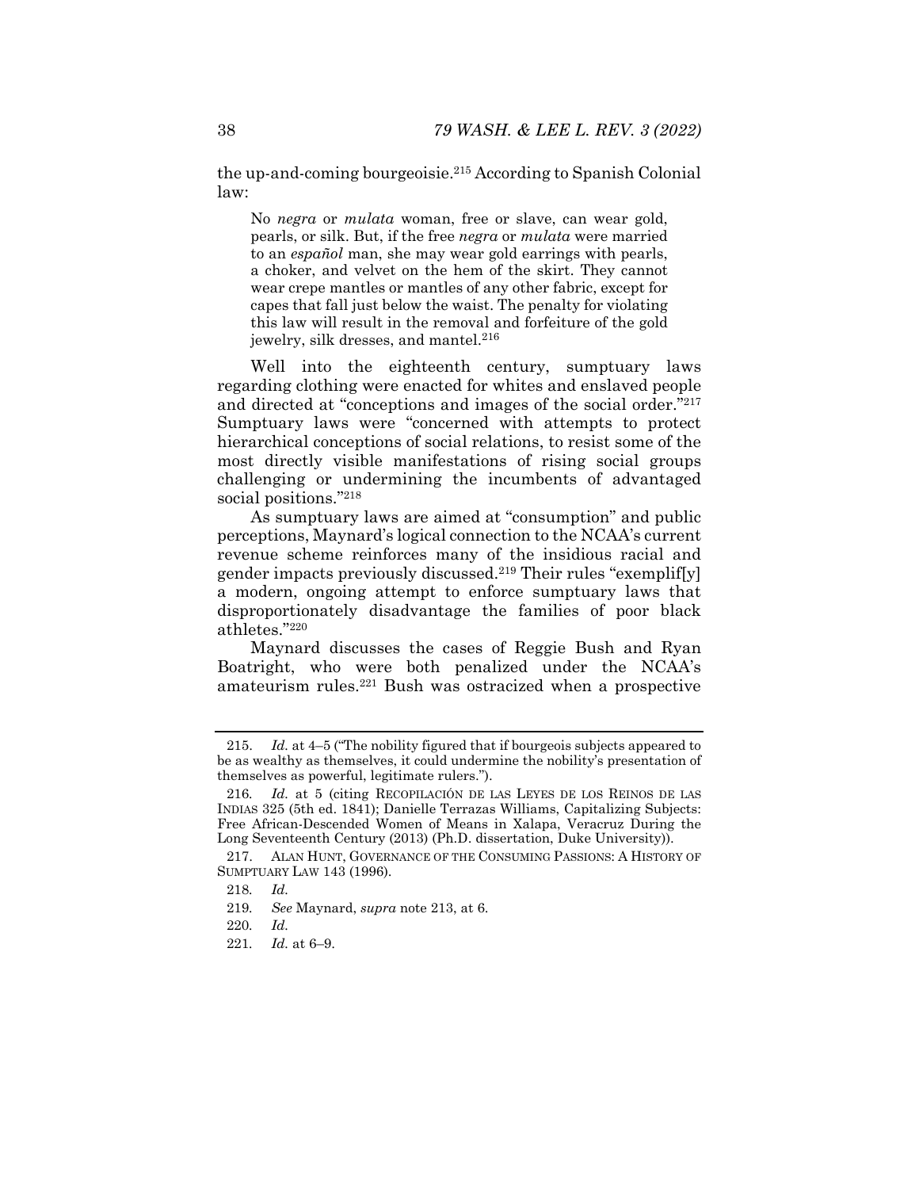the up-and-coming bourgeoisie.[215] According to Spanish Colonial law:

> No *negra* or *mulata* woman, free or slave, can wear gold, pearls, or silk. But, if the free *negra* or *mulata* were married to an *español* man, she may wear gold earrings with pearls, a choker, and velvet on the hem of the skirt. They cannot wear crepe mantles or mantles of any other fabric, except for capes that fall just below the waist. The penalty for violating this law will result in the removal and forfeiture of the gold jewelry, silk dresses, and mantel.[216]

Well into the eighteenth century, sumptuary laws regarding clothing were enacted for whites and enslaved people and directed at "conceptions and images of the social order."[217] Sumptuary laws were "concerned with attempts to protect hierarchical conceptions of social relations, to resist some of the most directly visible manifestations of rising social groups challenging or undermining the incumbents of advantaged social positions."[218]

As sumptuary laws are aimed at "consumption" and public perceptions, Maynard's logical connection to the NCAA's current revenue scheme reinforces many of the insidious racial and gender impacts previously discussed.[219] Their rules "exemplif[y] a modern, ongoing attempt to enforce sumptuary laws that disproportionately disadvantage the families of poor black athletes."[220]

Maynard discusses the cases of Reggie Bush and Ryan Boatright, who were both penalized under the NCAA's amateurism rules.[221] Bush was ostracized when a prospective

---

215. *Id.* at 4–5 ("The nobility figured that if bourgeois subjects appeared to be as wealthy as themselves, it could undermine the nobility's presentation of themselves as powerful, legitimate rulers.").

216. *Id.* at 5 (citing RECOPILACIÓN DE LAS LEYES DE LOS REINOS DE LAS INDIAS 325 (5th ed. 1841); Danielle Terrazas Williams, Capitalizing Subjects: Free African-Descended Women of Means in Xalapa, Veracruz During the Long Seventeenth Century (2013) (Ph.D. dissertation, Duke University)).

217. ALAN HUNT, GOVERNANCE OF THE CONSUMING PASSIONS: A HISTORY OF SUMPTUARY LAW 143 (1996).

218. *Id.*

219. *See* Maynard, *supra* note 213, at 6.

220. *Id.*

221. *Id.* at 6–9.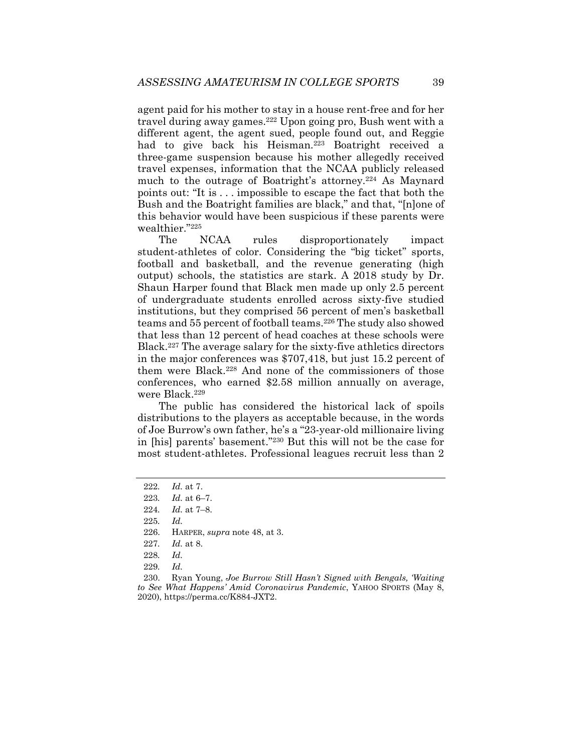agent paid for his mother to stay in a house rent-free and for her travel during away games.[222] Upon going pro, Bush went with a different agent, the agent sued, people found out, and Reggie had to give back his Heisman.[223] Boatright received a three-game suspension because his mother allegedly received travel expenses, information that the NCAA publicly released much to the outrage of Boatright's attorney.[224] As Maynard points out: "It is . . . impossible to escape the fact that both the Bush and the Boatright families are black," and that, "[n]one of this behavior would have been suspicious if these parents were wealthier."[225]

The NCAA rules disproportionately impact student-athletes of color. Considering the "big ticket" sports, football and basketball, and the revenue generating (high output) schools, the statistics are stark. A 2018 study by Dr. Shaun Harper found that Black men made up only 2.5 percent of undergraduate students enrolled across sixty-five studied institutions, but they comprised 56 percent of men's basketball teams and 55 percent of football teams.[226] The study also showed that less than 12 percent of head coaches at these schools were Black.[227] The average salary for the sixty-five athletics directors in the major conferences was $707,418, but just 15.2 percent of them were Black.[228] And none of the commissioners of those conferences, who earned $2.58 million annually on average, were Black.[229]

The public has considered the historical lack of spoils distributions to the players as acceptable because, in the words of Joe Burrow's own father, he's a "23-year-old millionaire living in [his] parents' basement."[230] But this will not be the case for most student-athletes. Professional leagues recruit less than 2

---

222. *Id.* at 7.

223. *Id.* at 6–7.

224. *Id.* at 7–8.

225. *Id.*

226. HARPER, *supra* note 48, at 3.

227. *Id.* at 8.

228. *Id.*

229. *Id.*

230. Ryan Young, *Joe Burrow Still Hasn't Signed with Bengals, 'Waiting to See What Happens' Amid Coronavirus Pandemic*, YAHOO SPORTS (May 8, 2020), https://perma.cc/K884-JXT2.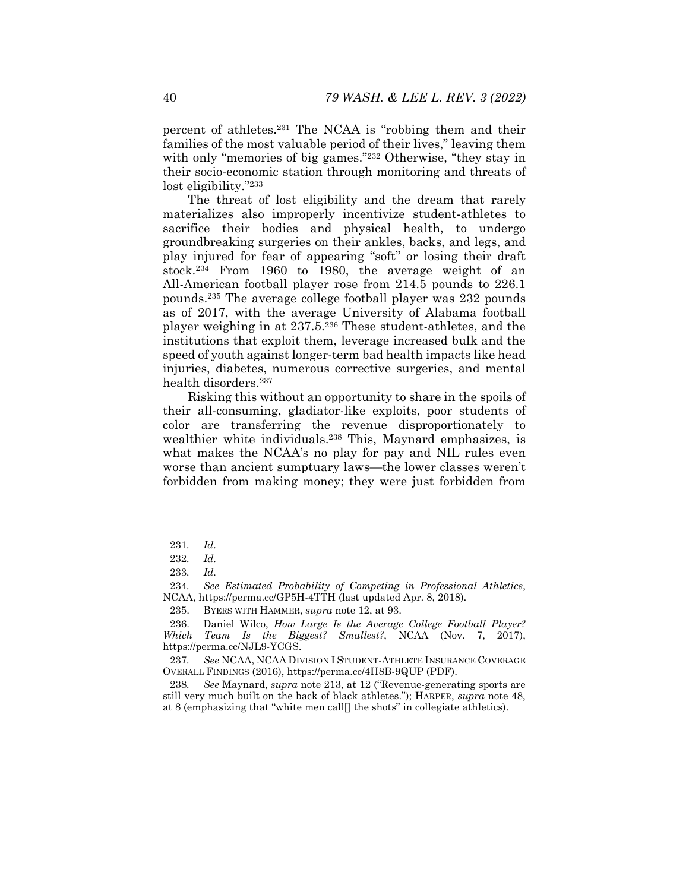percent of athletes.[231] The NCAA is "robbing them and their families of the most valuable period of their lives," leaving them with only "memories of big games."[232] Otherwise, "they stay in their socio-economic station through monitoring and threats of lost eligibility."[233]

The threat of lost eligibility and the dream that rarely materializes also improperly incentivize student-athletes to sacrifice their bodies and physical health, to undergo groundbreaking surgeries on their ankles, backs, and legs, and play injured for fear of appearing "soft" or losing their draft stock.[234] From 1960 to 1980, the average weight of an All-American football player rose from 214.5 pounds to 226.1 pounds.[235] The average college football player was 232 pounds as of 2017, with the average University of Alabama football player weighing in at 237.5.[236] These student-athletes, and the institutions that exploit them, leverage increased bulk and the speed of youth against longer-term bad health impacts like head injuries, diabetes, numerous corrective surgeries, and mental health disorders.[237]

Risking this without an opportunity to share in the spoils of their all-consuming, gladiator-like exploits, poor students of color are transferring the revenue disproportionately to wealthier white individuals.[238] This, Maynard emphasizes, is what makes the NCAA's no play for pay and NIL rules even worse than ancient sumptuary laws—the lower classes weren't forbidden from making money; they were just forbidden from

---

231. *Id.*

232. *Id.*

233. *Id.*

234. *See Estimated Probability of Competing in Professional Athletics*, NCAA, https://perma.cc/GP5H-4TTH (last updated Apr. 8, 2018).

235. BYERS WITH HAMMER, *supra* note 12, at 93.

236. Daniel Wilco, *How Large Is the Average College Football Player? Which Team Is the Biggest? Smallest?*, NCAA (Nov. 7, 2017), https://perma.cc/NJL9-YCGS.

237. *See* NCAA, NCAA DIVISION I STUDENT-ATHLETE INSURANCE COVERAGE OVERALL FINDINGS (2016), https://perma.cc/4H8B-9QUP (PDF).

238. *See* Maynard, *supra* note 213, at 12 ("Revenue-generating sports are still very much built on the back of black athletes."); HARPER, *supra* note 48, at 8 (emphasizing that "white men call[] the shots" in collegiate athletics).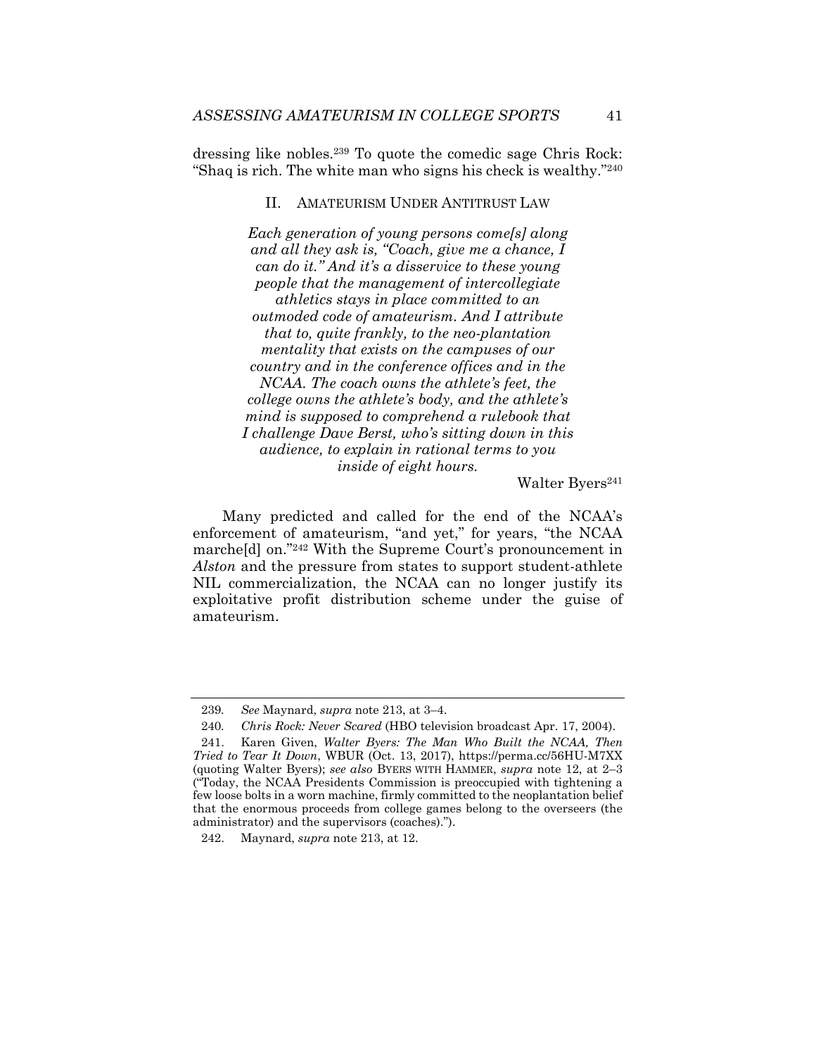dressing like nobles.[239] To quote the comedic sage Chris Rock: "Shaq is rich. The white man who signs his check is wealthy."[240]

## II. AMATEURISM UNDER ANTITRUST LAW

> *Each generation of young persons come[s] along and all they ask is, "Coach, give me a chance, I can do it." And it's a disservice to these young people that the management of intercollegiate athletics stays in place committed to an outmoded code of amateurism. And I attribute that to, quite frankly, to the neo-plantation mentality that exists on the campuses of our country and in the conference offices and in the NCAA. The coach owns the athlete's feet, the college owns the athlete's body, and the athlete's mind is supposed to comprehend a rulebook that I challenge Dave Berst, who's sitting down in this audience, to explain in rational terms to you inside of eight hours.*
>
> Walter Byers[241]

Many predicted and called for the end of the NCAA's enforcement of amateurism, "and yet," for years, "the NCAA marche[d] on."[242] With the Supreme Court's pronouncement in *Alston* and the pressure from states to support student-athlete NIL commercialization, the NCAA can no longer justify its exploitative profit distribution scheme under the guise of amateurism.

---

239. *See* Maynard, *supra* note 213, at 3–4.

240. *Chris Rock: Never Scared* (HBO television broadcast Apr. 17, 2004).

241. Karen Given, *Walter Byers: The Man Who Built the NCAA, Then Tried to Tear It Down*, WBUR (Oct. 13, 2017), https://perma.cc/56HU-M7XX (quoting Walter Byers); *see also* BYERS WITH HAMMER, *supra* note 12, at 2–3 ("Today, the NCAA Presidents Commission is preoccupied with tightening a few loose bolts in a worn machine, firmly committed to the neoplantation belief that the enormous proceeds from college games belong to the overseers (the administrator) and the supervisors (coaches).").

242. Maynard, *supra* note 213, at 12.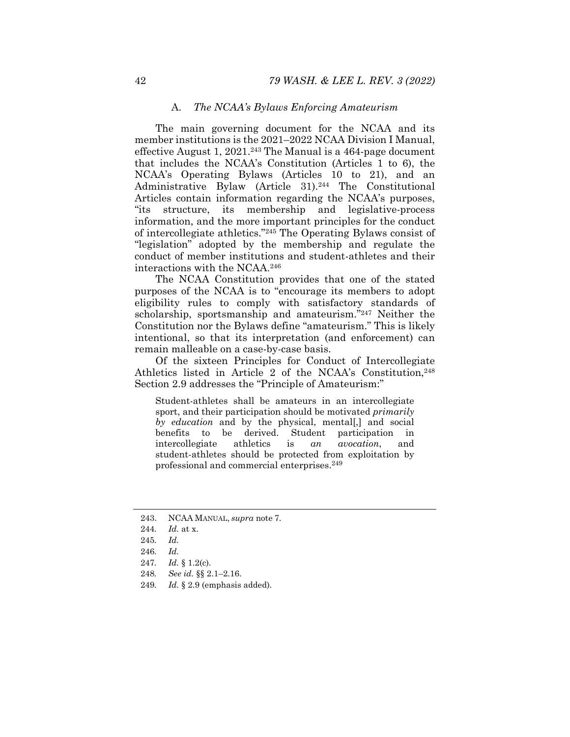### A. *The NCAA's Bylaws Enforcing Amateurism*

The main governing document for the NCAA and its member institutions is the 2021–2022 NCAA Division I Manual, effective August 1, 2021.[243] The Manual is a 464-page document that includes the NCAA's Constitution (Articles 1 to 6), the NCAA's Operating Bylaws (Articles 10 to 21), and an Administrative Bylaw (Article 31).[244] The Constitutional Articles contain information regarding the NCAA's purposes, "its structure, its membership and legislative-process information, and the more important principles for the conduct of intercollegiate athletics."[245] The Operating Bylaws consist of "legislation" adopted by the membership and regulate the conduct of member institutions and student-athletes and their interactions with the NCAA.[246]

The NCAA Constitution provides that one of the stated purposes of the NCAA is to "encourage its members to adopt eligibility rules to comply with satisfactory standards of scholarship, sportsmanship and amateurism."[247] Neither the Constitution nor the Bylaws define "amateurism." This is likely intentional, so that its interpretation (and enforcement) can remain malleable on a case-by-case basis.

Of the sixteen Principles for Conduct of Intercollegiate Athletics listed in Article 2 of the NCAA's Constitution,[248] Section 2.9 addresses the "Principle of Amateurism:"

> Student-athletes shall be amateurs in an intercollegiate sport, and their participation should be motivated *primarily by education* and by the physical, mental[,] and social benefits to be derived. Student participation in intercollegiate athletics is *an avocation*, and student-athletes should be protected from exploitation by professional and commercial enterprises.[249]

---

243. NCAA MANUAL, *supra* note 7.

244. *Id.* at x.

245. *Id.*

246. *Id.*

247. *Id.* § 1.2(c).

248. *See id.* §§ 2.1–2.16.

249. *Id.* § 2.9 (emphasis added).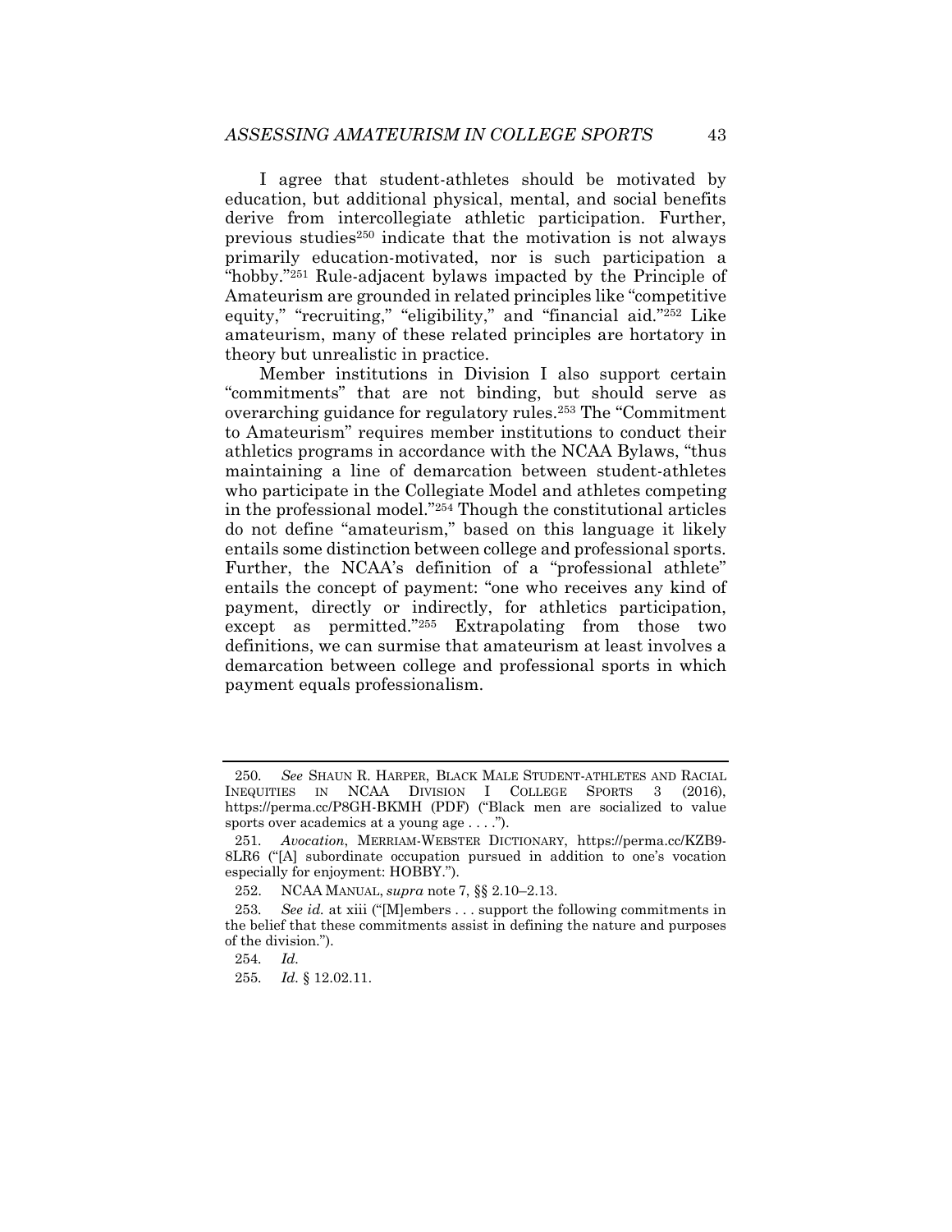I agree that student-athletes should be motivated by education, but additional physical, mental, and social benefits derive from intercollegiate athletic participation. Further, previous studies[250] indicate that the motivation is not always primarily education-motivated, nor is such participation a "hobby."[251] Rule-adjacent bylaws impacted by the Principle of Amateurism are grounded in related principles like "competitive equity," "recruiting," "eligibility," and "financial aid."[252] Like amateurism, many of these related principles are hortatory in theory but unrealistic in practice.

Member institutions in Division I also support certain "commitments" that are not binding, but should serve as overarching guidance for regulatory rules.[253] The "Commitment to Amateurism" requires member institutions to conduct their athletics programs in accordance with the NCAA Bylaws, "thus maintaining a line of demarcation between student-athletes who participate in the Collegiate Model and athletes competing in the professional model."[254] Though the constitutional articles do not define "amateurism," based on this language it likely entails some distinction between college and professional sports. Further, the NCAA's definition of a "professional athlete" entails the concept of payment: "one who receives any kind of payment, directly or indirectly, for athletics participation, except as permitted."[255] Extrapolating from those two definitions, we can surmise that amateurism at least involves a demarcation between college and professional sports in which payment equals professionalism.

---

250. *See* SHAUN R. HARPER, BLACK MALE STUDENT-ATHLETES AND RACIAL INEQUITIES IN NCAA DIVISION I COLLEGE SPORTS 3 (2016), https://perma.cc/P8GH-BKMH (PDF) ("Black men are socialized to value sports over academics at a young age . . . .").

251. *Avocation*, MERRIAM-WEBSTER DICTIONARY, https://perma.cc/KZB9-8LR6 ("[A] subordinate occupation pursued in addition to one's vocation especially for enjoyment: HOBBY.").

252. NCAA MANUAL, *supra* note 7, §§ 2.10–2.13.

253. *See id.* at xiii ("[M]embers . . . support the following commitments in the belief that these commitments assist in defining the nature and purposes of the division.").

254. *Id.*

255. *Id.* § 12.02.11.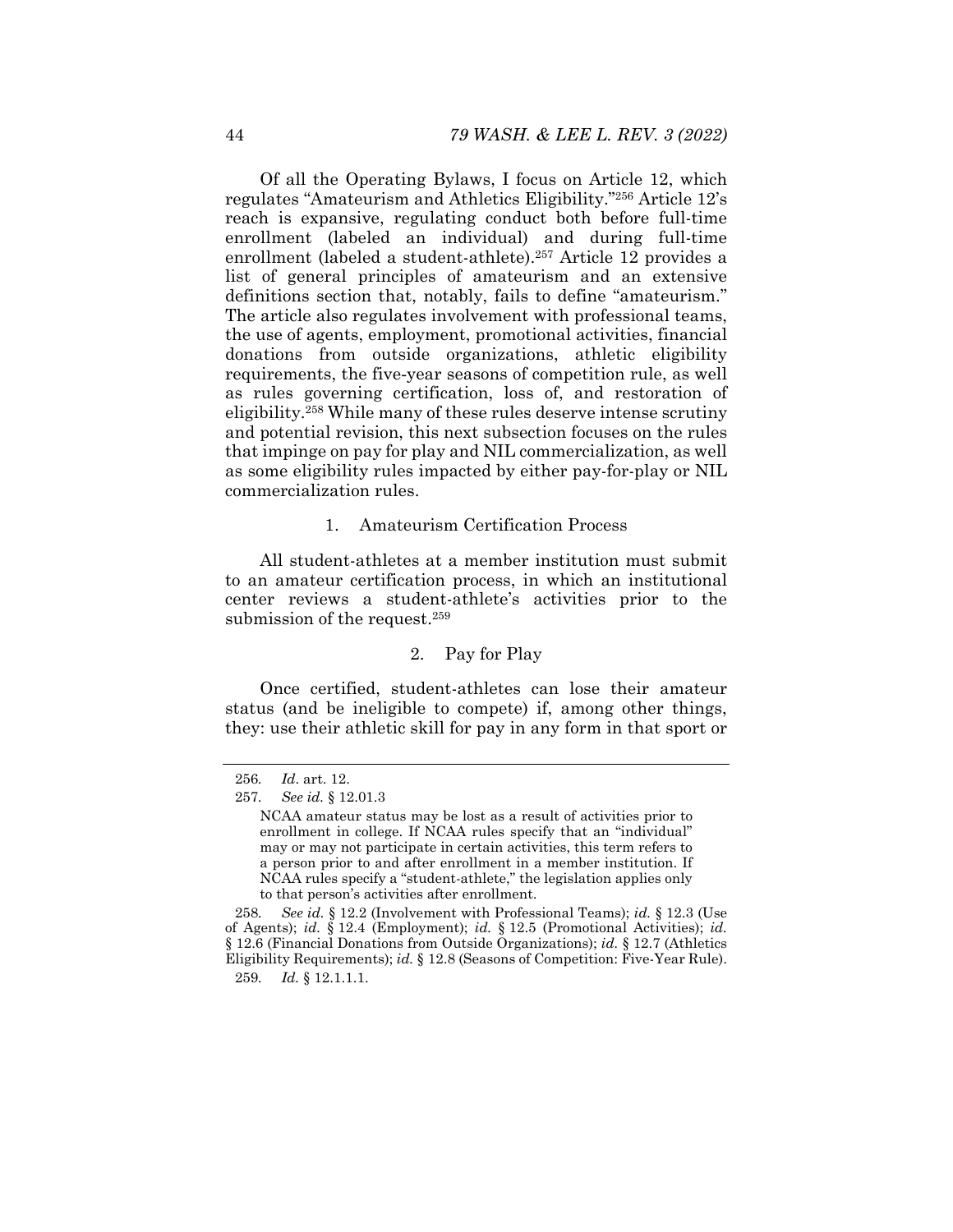Of all the Operating Bylaws, I focus on Article 12, which regulates "Amateurism and Athletics Eligibility."[256] Article 12's reach is expansive, regulating conduct both before full-time enrollment (labeled an individual) and during full-time enrollment (labeled a student-athlete).[257] Article 12 provides a list of general principles of amateurism and an extensive definitions section that, notably, fails to define "amateurism." The article also regulates involvement with professional teams, the use of agents, employment, promotional activities, financial donations from outside organizations, athletic eligibility requirements, the five-year seasons of competition rule, as well as rules governing certification, loss of, and restoration of eligibility.[258] While many of these rules deserve intense scrutiny and potential revision, this next subsection focuses on the rules that impinge on pay for play and NIL commercialization, as well as some eligibility rules impacted by either pay-for-play or NIL commercialization rules.

### 1. Amateurism Certification Process

All student-athletes at a member institution must submit to an amateur certification process, in which an institutional center reviews a student-athlete's activities prior to the submission of the request.[259]

### 2. Pay for Play

Once certified, student-athletes can lose their amateur status (and be ineligible to compete) if, among other things, they: use their athletic skill for pay in any form in that sport or

---

256. *Id*. art. 12.

257. *See id.* § 12.01.3

> NCAA amateur status may be lost as a result of activities prior to enrollment in college. If NCAA rules specify that an "individual" may or may not participate in certain activities, this term refers to a person prior to and after enrollment in a member institution. If NCAA rules specify a "student-athlete," the legislation applies only to that person's activities after enrollment.

258. *See id.* § 12.2 (Involvement with Professional Teams); *id.* § 12.3 (Use of Agents); *id.* § 12.4 (Employment); *id.* § 12.5 (Promotional Activities); *id.* § 12.6 (Financial Donations from Outside Organizations); *id.* § 12.7 (Athletics Eligibility Requirements); *id.* § 12.8 (Seasons of Competition: Five-Year Rule).

259. *Id.* § 12.1.1.1.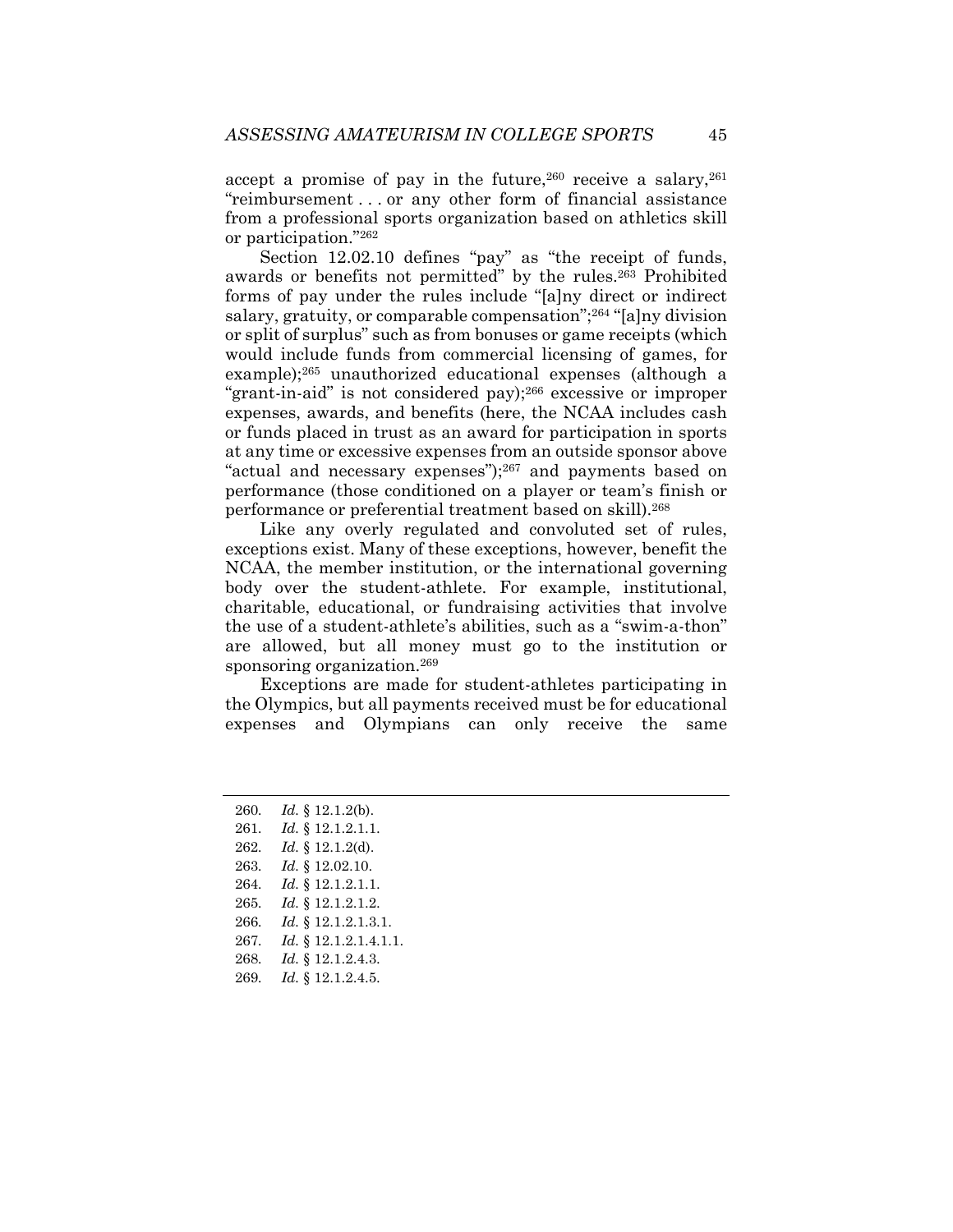accept a promise of pay in the future,[260] receive a salary,[261] "reimbursement . . . or any other form of financial assistance from a professional sports organization based on athletics skill or participation."[262]

Section 12.02.10 defines "pay" as "the receipt of funds, awards or benefits not permitted" by the rules.[263] Prohibited forms of pay under the rules include "[a]ny direct or indirect salary, gratuity, or comparable compensation";[264] "[a]ny division or split of surplus" such as from bonuses or game receipts (which would include funds from commercial licensing of games, for example);[265] unauthorized educational expenses (although a "grant-in-aid" is not considered pay);[266] excessive or improper expenses, awards, and benefits (here, the NCAA includes cash or funds placed in trust as an award for participation in sports at any time or excessive expenses from an outside sponsor above "actual and necessary expenses");[267] and payments based on performance (those conditioned on a player or team's finish or performance or preferential treatment based on skill).[268]

Like any overly regulated and convoluted set of rules, exceptions exist. Many of these exceptions, however, benefit the NCAA, the member institution, or the international governing body over the student-athlete. For example, institutional, charitable, educational, or fundraising activities that involve the use of a student-athlete's abilities, such as a "swim-a-thon" are allowed, but all money must go to the institution or sponsoring organization.[269]

Exceptions are made for student-athletes participating in the Olympics, but all payments received must be for educational expenses and Olympians can only receive the same

---

260. *Id.* § 12.1.2(b).
261. *Id.* § 12.1.2.1.1.
262. *Id.* § 12.1.2(d).
263. *Id.* § 12.02.10.
264. *Id.* § 12.1.2.1.1.
265. *Id.* § 12.1.2.1.2.
266. *Id.* § 12.1.2.1.3.1.
267. *Id.* § 12.1.2.1.4.1.1.
268. *Id.* § 12.1.2.4.3.
269. *Id.* § 12.1.2.4.5.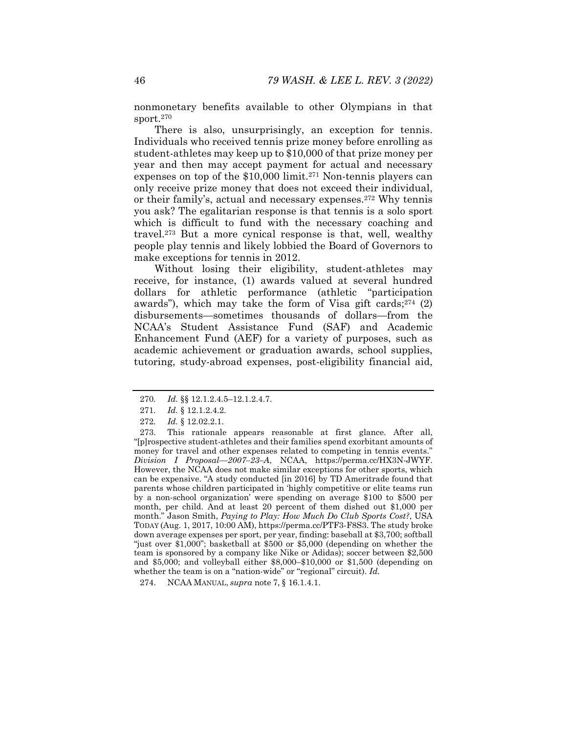nonmonetary benefits available to other Olympians in that sport.[270]

There is also, unsurprisingly, an exception for tennis. Individuals who received tennis prize money before enrolling as student-athletes may keep up to $10,000 of that prize money per year and then may accept payment for actual and necessary expenses on top of the $10,000 limit.[271] Non-tennis players can only receive prize money that does not exceed their individual, or their family's, actual and necessary expenses.[272] Why tennis you ask? The egalitarian response is that tennis is a solo sport which is difficult to fund with the necessary coaching and travel.[273] But a more cynical response is that, well, wealthy people play tennis and likely lobbied the Board of Governors to make exceptions for tennis in 2012.

Without losing their eligibility, student-athletes may receive, for instance, (1) awards valued at several hundred dollars for athletic performance (athletic "participation awards"), which may take the form of Visa gift cards;[274] (2) disbursements—sometimes thousands of dollars—from the NCAA's Student Assistance Fund (SAF) and Academic Enhancement Fund (AEF) for a variety of purposes, such as academic achievement or graduation awards, school supplies, tutoring, study-abroad expenses, post-eligibility financial aid,

---

270. *Id.* §§ 12.1.2.4.5–12.1.2.4.7.

271. *Id.* § 12.1.2.4.2.

272. *Id.* § 12.02.2.1.

273. This rationale appears reasonable at first glance. After all, "[p]rospective student-athletes and their families spend exorbitant amounts of money for travel and other expenses related to competing in tennis events." *Division I Proposal—2007–23–A*, NCAA, https://perma.cc/HX3N-JWYF. However, the NCAA does not make similar exceptions for other sports, which can be expensive. "A study conducted [in 2016] by TD Ameritrade found that parents whose children participated in 'highly competitive or elite teams run by a non-school organization' were spending on average $100 to $500 per month, per child. And at least 20 percent of them dished out $1,000 per month." Jason Smith, *Paying to Play: How Much Do Club Sports Cost?*, USA TODAY (Aug. 1, 2017, 10:00 AM), https://perma.cc/PTF3-F8S3. The study broke down average expenses per sport, per year, finding: baseball at $3,700; softball "just over $1,000"; basketball at $500 or $5,000 (depending on whether the team is sponsored by a company like Nike or Adidas); soccer between $2,500 and $5,000; and volleyball either $8,000–$10,000 or $1,500 (depending on whether the team is on a "nation-wide" or "regional" circuit). *Id.*

274. NCAA MANUAL, *supra* note 7, § 16.1.4.1.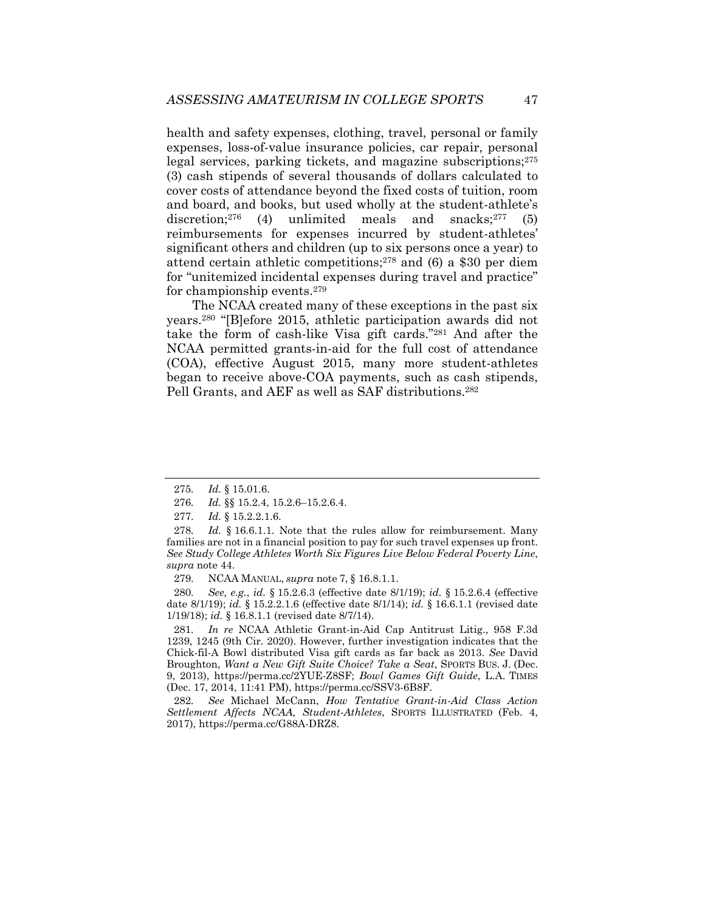health and safety expenses, clothing, travel, personal or family expenses, loss-of-value insurance policies, car repair, personal legal services, parking tickets, and magazine subscriptions;[275] (3) cash stipends of several thousands of dollars calculated to cover costs of attendance beyond the fixed costs of tuition, room and board, and books, but used wholly at the student-athlete's discretion;[276] (4) unlimited meals and snacks;[277] (5) reimbursements for expenses incurred by student-athletes' significant others and children (up to six persons once a year) to attend certain athletic competitions;[278] and (6) a $30 per diem for "unitemized incidental expenses during travel and practice" for championship events.[279]

The NCAA created many of these exceptions in the past six years.[280] "[B]efore 2015, athletic participation awards did not take the form of cash-like Visa gift cards."[281] And after the NCAA permitted grants-in-aid for the full cost of attendance (COA), effective August 2015, many more student-athletes began to receive above-COA payments, such as cash stipends, Pell Grants, and AEF as well as SAF distributions.[282]

---

275. *Id.* § 15.01.6.

276. *Id.* §§ 15.2.4, 15.2.6–15.2.6.4.

277. *Id.* § 15.2.2.1.6.

278. *Id.* § 16.6.1.1. Note that the rules allow for reimbursement. Many families are not in a financial position to pay for such travel expenses up front. *See Study College Athletes Worth Six Figures Live Below Federal Poverty Line*, *supra* note 44.

279. NCAA MANUAL, *supra* note 7, § 16.8.1.1.

280. *See, e.g.*, *id.* § 15.2.6.3 (effective date 8/1/19); *id.* § 15.2.6.4 (effective date 8/1/19); *id.* § 15.2.2.1.6 (effective date 8/1/14); *id.* § 16.6.1.1 (revised date 1/19/18); *id.* § 16.8.1.1 (revised date 8/7/14).

281. *In re* NCAA Athletic Grant-in-Aid Cap Antitrust Litig., 958 F.3d 1239, 1245 (9th Cir. 2020). However, further investigation indicates that the Chick-fil-A Bowl distributed Visa gift cards as far back as 2013. *See* David Broughton, *Want a New Gift Suite Choice? Take a Seat*, SPORTS BUS. J. (Dec. 9, 2013), https://perma.cc/2YUE-Z8SF; *Bowl Games Gifts Guide*, L.A. TIMES (Dec. 17, 2014, 11:41 PM), https://perma.cc/SSV3-6B8F.

282. *See* Michael McCann, *How Tentative Grant-in-Aid Class Action Settlement Affects NCAA, Student-Athletes*, SPORTS ILLUSTRATED (Feb. 4, 2017), https://perma.cc/G88A-DRZ8.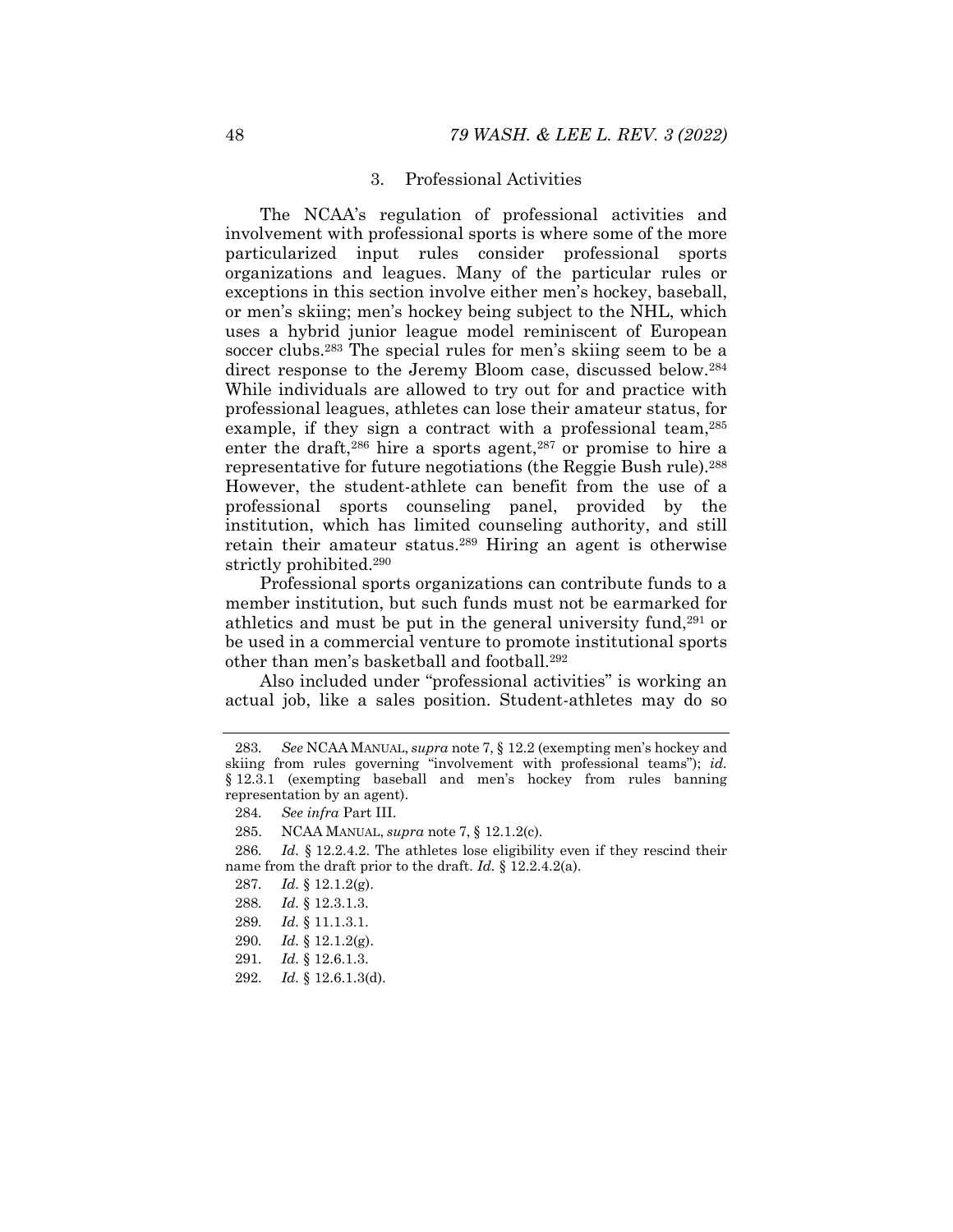### 3. Professional Activities

The NCAA's regulation of professional activities and involvement with professional sports is where some of the more particularized input rules consider professional sports organizations and leagues. Many of the particular rules or exceptions in this section involve either men's hockey, baseball, or men's skiing; men's hockey being subject to the NHL, which uses a hybrid junior league model reminiscent of European soccer clubs.[283] The special rules for men's skiing seem to be a direct response to the Jeremy Bloom case, discussed below.[284] While individuals are allowed to try out for and practice with professional leagues, athletes can lose their amateur status, for example, if they sign a contract with a professional team,[285] enter the draft,[286] hire a sports agent,[287] or promise to hire a representative for future negotiations (the Reggie Bush rule).[288] However, the student-athlete can benefit from the use of a professional sports counseling panel, provided by the institution, which has limited counseling authority, and still retain their amateur status.[289] Hiring an agent is otherwise strictly prohibited.[290]

Professional sports organizations can contribute funds to a member institution, but such funds must not be earmarked for athletics and must be put in the general university fund,[291] or be used in a commercial venture to promote institutional sports other than men's basketball and football.[292]

Also included under "professional activities" is working an actual job, like a sales position. Student-athletes may do so

---

283. *See* NCAA MANUAL, *supra* note 7, § 12.2 (exempting men's hockey and skiing from rules governing "involvement with professional teams"); *id.* § 12.3.1 (exempting baseball and men's hockey from rules banning representation by an agent).

284. *See infra* Part III.

285. NCAA MANUAL, *supra* note 7, § 12.1.2(c).

286. *Id.* § 12.2.4.2. The athletes lose eligibility even if they rescind their name from the draft prior to the draft. *Id.* § 12.2.4.2(a).

287. *Id.* § 12.1.2(g).

288. *Id.* § 12.3.1.3.

289. *Id.* § 11.1.3.1.

290. *Id.* § 12.1.2(g).

291. *Id.* § 12.6.1.3.

292. *Id.* § 12.6.1.3(d).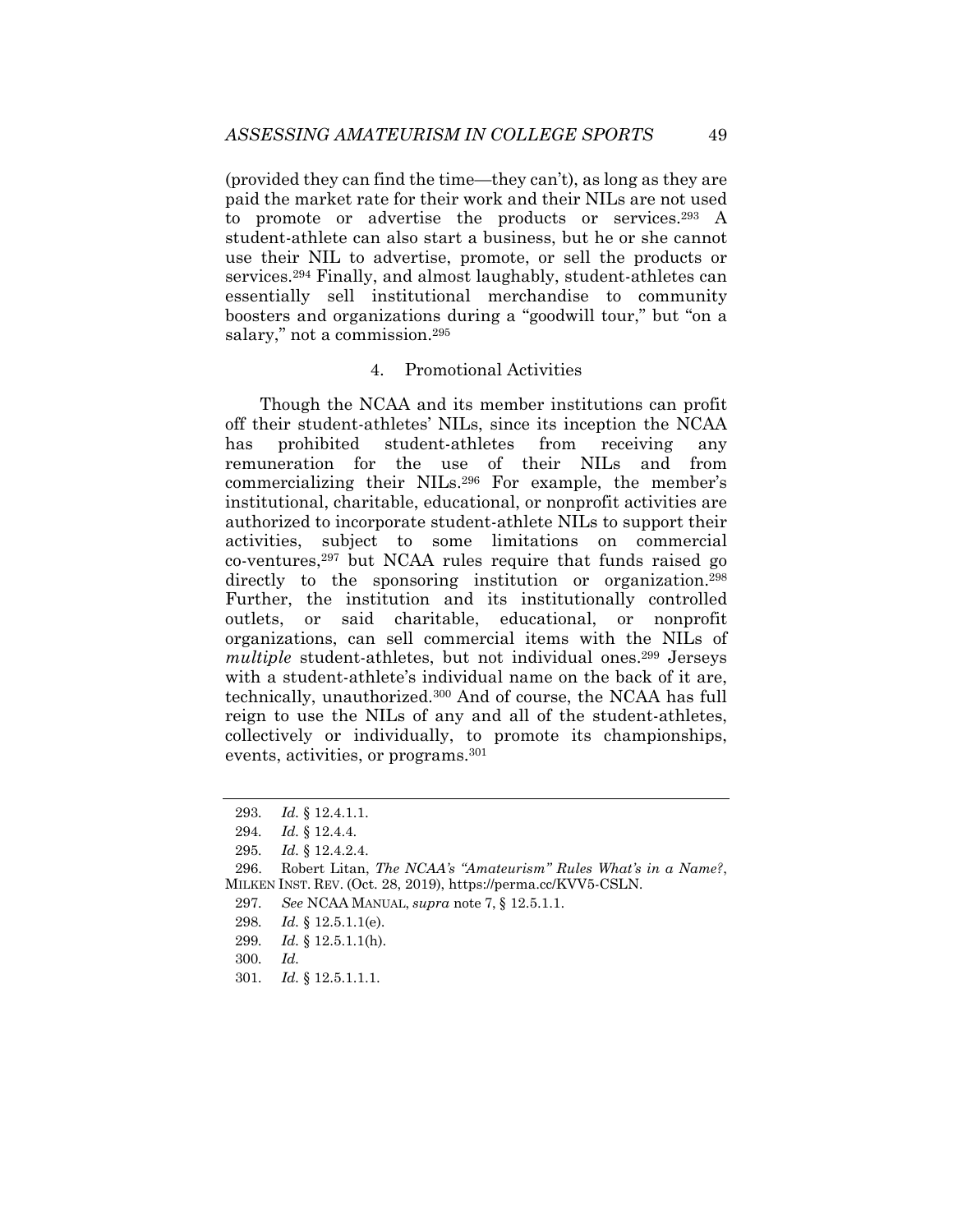(provided they can find the time—they can't), as long as they are paid the market rate for their work and their NILs are not used to promote or advertise the products or services.[293] A student-athlete can also start a business, but he or she cannot use their NIL to advertise, promote, or sell the products or services.[294] Finally, and almost laughably, student-athletes can essentially sell institutional merchandise to community boosters and organizations during a "goodwill tour," but "on a salary," not a commission.[295]

#### 4. Promotional Activities

Though the NCAA and its member institutions can profit off their student-athletes' NILs, since its inception the NCAA has prohibited student-athletes from receiving any remuneration for the use of their NILs and from commercializing their NILs.[296] For example, the member's institutional, charitable, educational, or nonprofit activities are authorized to incorporate student-athlete NILs to support their activities, subject to some limitations on commercial co-ventures,[297] but NCAA rules require that funds raised go directly to the sponsoring institution or organization.[298] Further, the institution and its institutionally controlled outlets, or said charitable, educational, or nonprofit organizations, can sell commercial items with the NILs of *multiple* student-athletes, but not individual ones.[299] Jerseys with a student-athlete's individual name on the back of it are, technically, unauthorized.[300] And of course, the NCAA has full reign to use the NILs of any and all of the student-athletes, collectively or individually, to promote its championships, events, activities, or programs.[301]

---

293. *Id.* § 12.4.1.1.

294. *Id.* § 12.4.4.

295. *Id.* § 12.4.2.4.

296. Robert Litan, *The NCAA's "Amateurism" Rules What's in a Name?*, MILKEN INST. REV. (Oct. 28, 2019), https://perma.cc/KVV5-CSLN.

297. *See* NCAA MANUAL, *supra* note 7, § 12.5.1.1.

298. *Id.* § 12.5.1.1(e).

299. *Id.* § 12.5.1.1(h).

300. *Id.*

301. *Id.* § 12.5.1.1.1.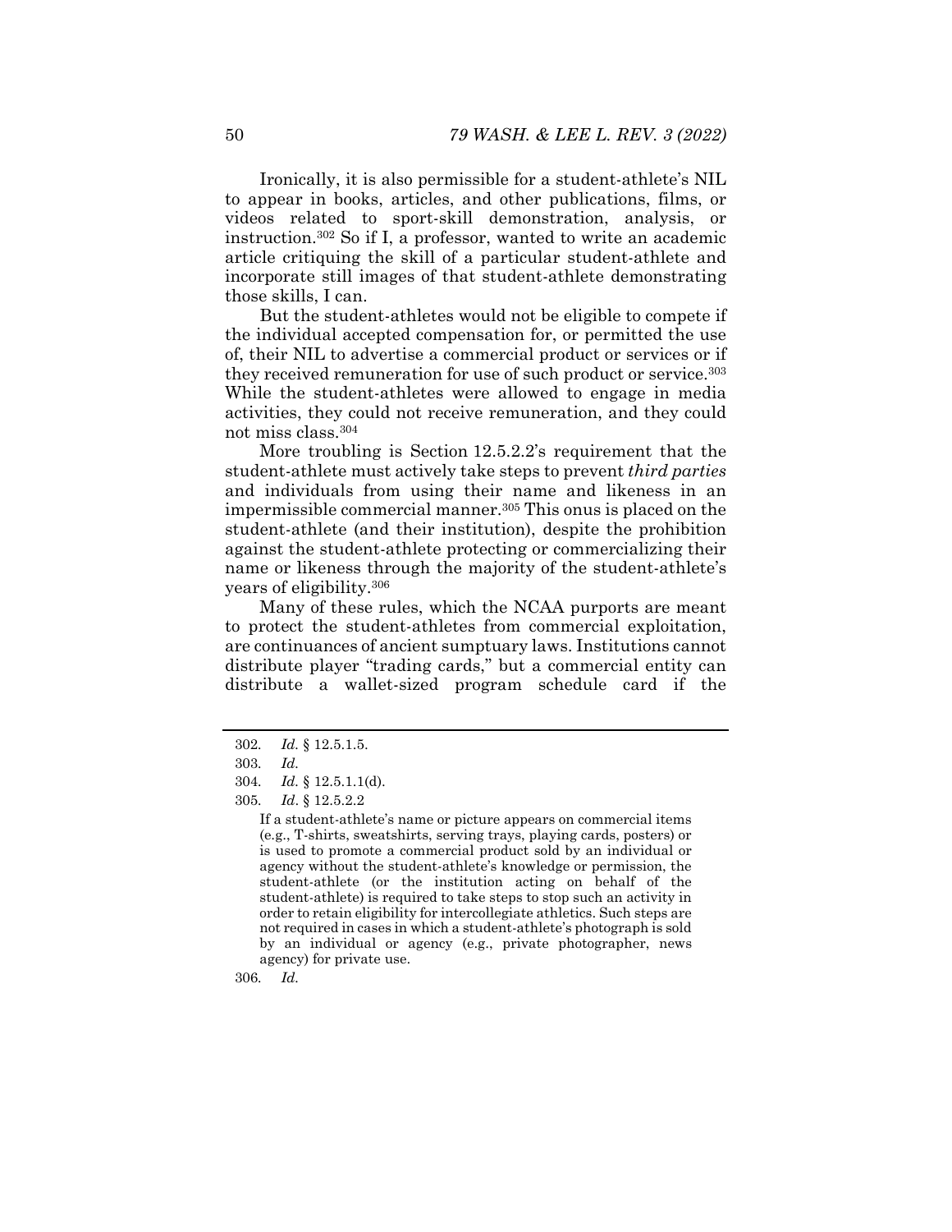Ironically, it is also permissible for a student-athlete's NIL to appear in books, articles, and other publications, films, or videos related to sport-skill demonstration, analysis, or instruction.[302] So if I, a professor, wanted to write an academic article critiquing the skill of a particular student-athlete and incorporate still images of that student-athlete demonstrating those skills, I can.

But the student-athletes would not be eligible to compete if the individual accepted compensation for, or permitted the use of, their NIL to advertise a commercial product or services or if they received remuneration for use of such product or service.[303] While the student-athletes were allowed to engage in media activities, they could not receive remuneration, and they could not miss class.[304]

More troubling is Section 12.5.2.2's requirement that the student-athlete must actively take steps to prevent *third parties* and individuals from using their name and likeness in an impermissible commercial manner.[305] This onus is placed on the student-athlete (and their institution), despite the prohibition against the student-athlete protecting or commercializing their name or likeness through the majority of the student-athlete's years of eligibility.[306]

Many of these rules, which the NCAA purports are meant to protect the student-athletes from commercial exploitation, are continuances of ancient sumptuary laws. Institutions cannot distribute player "trading cards," but a commercial entity can distribute a wallet-sized program schedule card if the

---

302. *Id.* § 12.5.1.5.

303. *Id.*

304. *Id.* § 12.5.1.1(d).

305. *Id*. § 12.5.2.2

> If a student-athlete's name or picture appears on commercial items (e.g., T-shirts, sweatshirts, serving trays, playing cards, posters) or is used to promote a commercial product sold by an individual or agency without the student-athlete's knowledge or permission, the student-athlete (or the institution acting on behalf of the student-athlete) is required to take steps to stop such an activity in order to retain eligibility for intercollegiate athletics. Such steps are not required in cases in which a student-athlete's photograph is sold by an individual or agency (e.g., private photographer, news agency) for private use.

306. *Id.*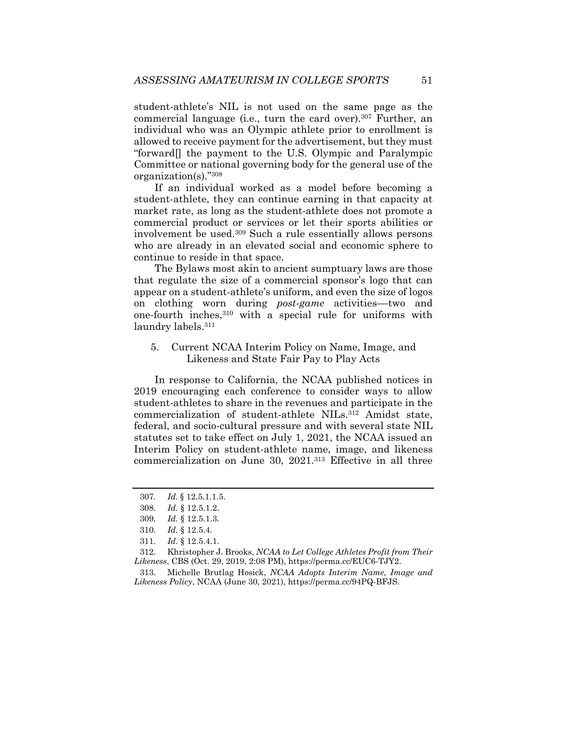student-athlete's NIL is not used on the same page as the commercial language (i.e., turn the card over).[307] Further, an individual who was an Olympic athlete prior to enrollment is allowed to receive payment for the advertisement, but they must "forward[] the payment to the U.S. Olympic and Paralympic Committee or national governing body for the general use of the organization(s)."[308]

If an individual worked as a model before becoming a student-athlete, they can continue earning in that capacity at market rate, as long as the student-athlete does not promote a commercial product or services or let their sports abilities or involvement be used.[309] Such a rule essentially allows persons who are already in an elevated social and economic sphere to continue to reside in that space.

The Bylaws most akin to ancient sumptuary laws are those that regulate the size of a commercial sponsor's logo that can appear on a student-athlete's uniform, and even the size of logos on clothing worn during *post-game* activities—two and one-fourth inches,[310] with a special rule for uniforms with laundry labels.[311]

### 5. Current NCAA Interim Policy on Name, Image, and Likeness and State Fair Pay to Play Acts

In response to California, the NCAA published notices in 2019 encouraging each conference to consider ways to allow student-athletes to share in the revenues and participate in the commercialization of student-athlete NILs.[312] Amidst state, federal, and socio-cultural pressure and with several state NIL statutes set to take effect on July 1, 2021, the NCAA issued an Interim Policy on student-athlete name, image, and likeness commercialization on June 30, 2021.[313] Effective in all three

---

307. *Id.* § 12.5.1.1.5.

308. *Id.* § 12.5.1.2.

309. *Id.* § 12.5.1.3.

310. *Id.* § 12.5.4.

311. *Id.* § 12.5.4.1.

312. Khristopher J. Brooks, *NCAA to Let College Athletes Profit from Their Likeness*, CBS (Oct. 29, 2019, 2:08 PM), https://perma.cc/EUC6-TJY2.

313. Michelle Brutlag Hosick, *NCAA Adopts Interim Name, Image and Likeness Policy*, NCAA (June 30, 2021), https://perma.cc/94PQ-BFJS.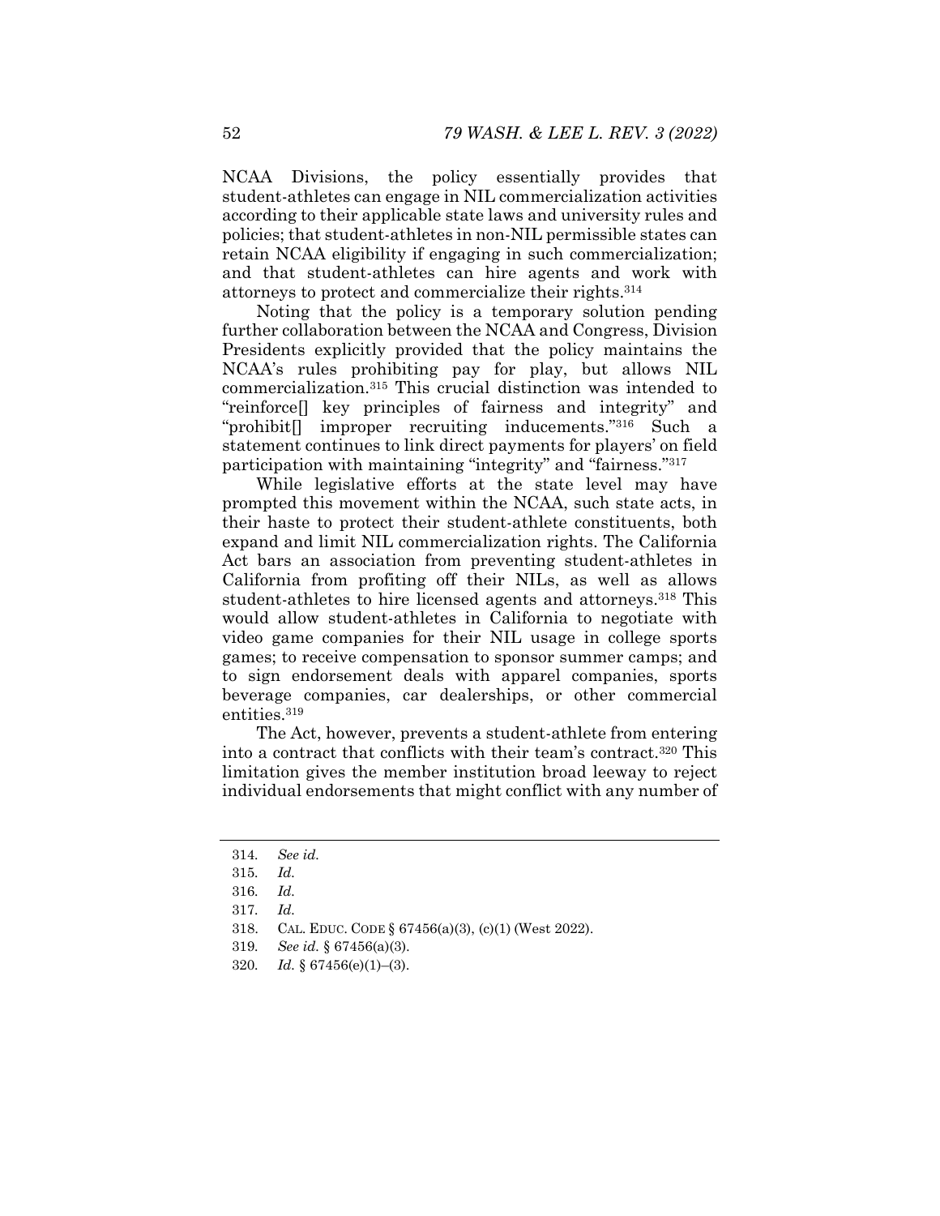NCAA Divisions, the policy essentially provides that student-athletes can engage in NIL commercialization activities according to their applicable state laws and university rules and policies; that student-athletes in non-NIL permissible states can retain NCAA eligibility if engaging in such commercialization; and that student-athletes can hire agents and work with attorneys to protect and commercialize their rights.[314]

Noting that the policy is a temporary solution pending further collaboration between the NCAA and Congress, Division Presidents explicitly provided that the policy maintains the NCAA's rules prohibiting pay for play, but allows NIL commercialization.[315] This crucial distinction was intended to "reinforce[] key principles of fairness and integrity" and "prohibit[] improper recruiting inducements."[316] Such a statement continues to link direct payments for players' on field participation with maintaining "integrity" and "fairness."[317]

While legislative efforts at the state level may have prompted this movement within the NCAA, such state acts, in their haste to protect their student-athlete constituents, both expand and limit NIL commercialization rights. The California Act bars an association from preventing student-athletes in California from profiting off their NILs, as well as allows student-athletes to hire licensed agents and attorneys.[318] This would allow student-athletes in California to negotiate with video game companies for their NIL usage in college sports games; to receive compensation to sponsor summer camps; and to sign endorsement deals with apparel companies, sports beverage companies, car dealerships, or other commercial entities.[319]

The Act, however, prevents a student-athlete from entering into a contract that conflicts with their team's contract.[320] This limitation gives the member institution broad leeway to reject individual endorsements that might conflict with any number of

---

314. *See id.*

315. *Id.*

316. *Id.*

317. *Id.*

318. CAL. EDUC. CODE § 67456(a)(3), (c)(1) (West 2022).

319. *See id.* § 67456(a)(3).

320. *Id.* § 67456(e)(1)–(3).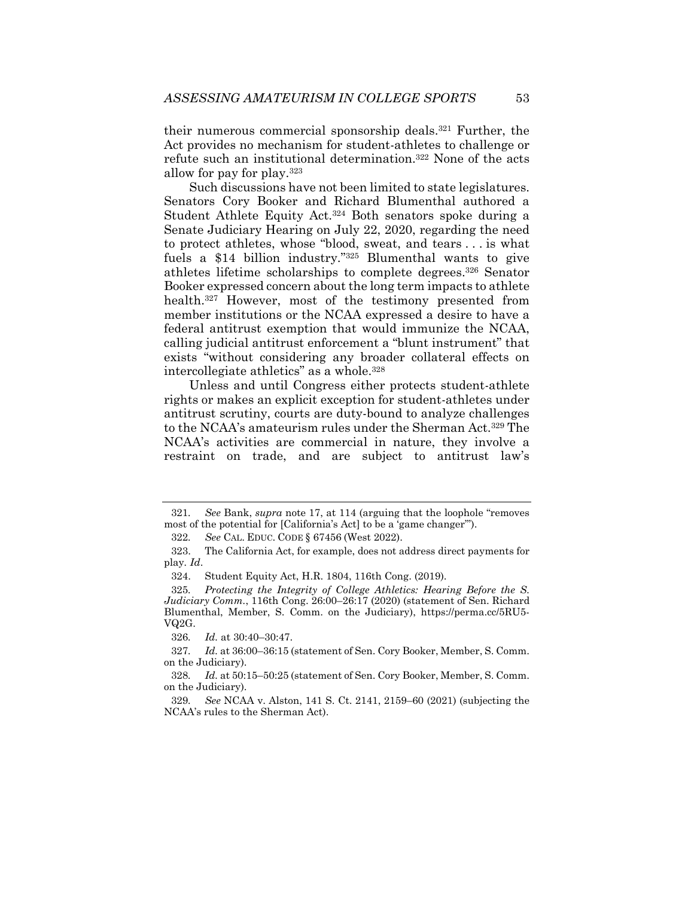their numerous commercial sponsorship deals.[321] Further, the Act provides no mechanism for student-athletes to challenge or refute such an institutional determination.[322] None of the acts allow for pay for play.[323]

Such discussions have not been limited to state legislatures. Senators Cory Booker and Richard Blumenthal authored a Student Athlete Equity Act.[324] Both senators spoke during a Senate Judiciary Hearing on July 22, 2020, regarding the need to protect athletes, whose "blood, sweat, and tears . . . is what fuels a $14 billion industry."[325] Blumenthal wants to give athletes lifetime scholarships to complete degrees.[326] Senator Booker expressed concern about the long term impacts to athlete health.[327] However, most of the testimony presented from member institutions or the NCAA expressed a desire to have a federal antitrust exemption that would immunize the NCAA, calling judicial antitrust enforcement a "blunt instrument" that exists "without considering any broader collateral effects on intercollegiate athletics" as a whole.[328]

Unless and until Congress either protects student-athlete rights or makes an explicit exception for student-athletes under antitrust scrutiny, courts are duty-bound to analyze challenges to the NCAA's amateurism rules under the Sherman Act.[329] The NCAA's activities are commercial in nature, they involve a restraint on trade, and are subject to antitrust law's

---

321. *See* Bank, *supra* note 17, at 114 (arguing that the loophole "removes most of the potential for [California's Act] to be a 'game changer'").

322. *See* CAL. EDUC. CODE § 67456 (West 2022).

323. The California Act, for example, does not address direct payments for play. *Id*.

324. Student Equity Act, H.R. 1804, 116th Cong. (2019).

325. *Protecting the Integrity of College Athletics: Hearing Before the S. Judiciary Comm.*, 116th Cong. 26:00–26:17 (2020) (statement of Sen. Richard Blumenthal, Member, S. Comm. on the Judiciary), https://perma.cc/5RU5-VQ2G.

326. *Id.* at 30:40–30:47.

327. *Id.* at 36:00–36:15 (statement of Sen. Cory Booker, Member, S. Comm. on the Judiciary).

328. *Id.* at 50:15–50:25 (statement of Sen. Cory Booker, Member, S. Comm. on the Judiciary).

329. *See* NCAA v. Alston, 141 S. Ct. 2141, 2159–60 (2021) (subjecting the NCAA's rules to the Sherman Act).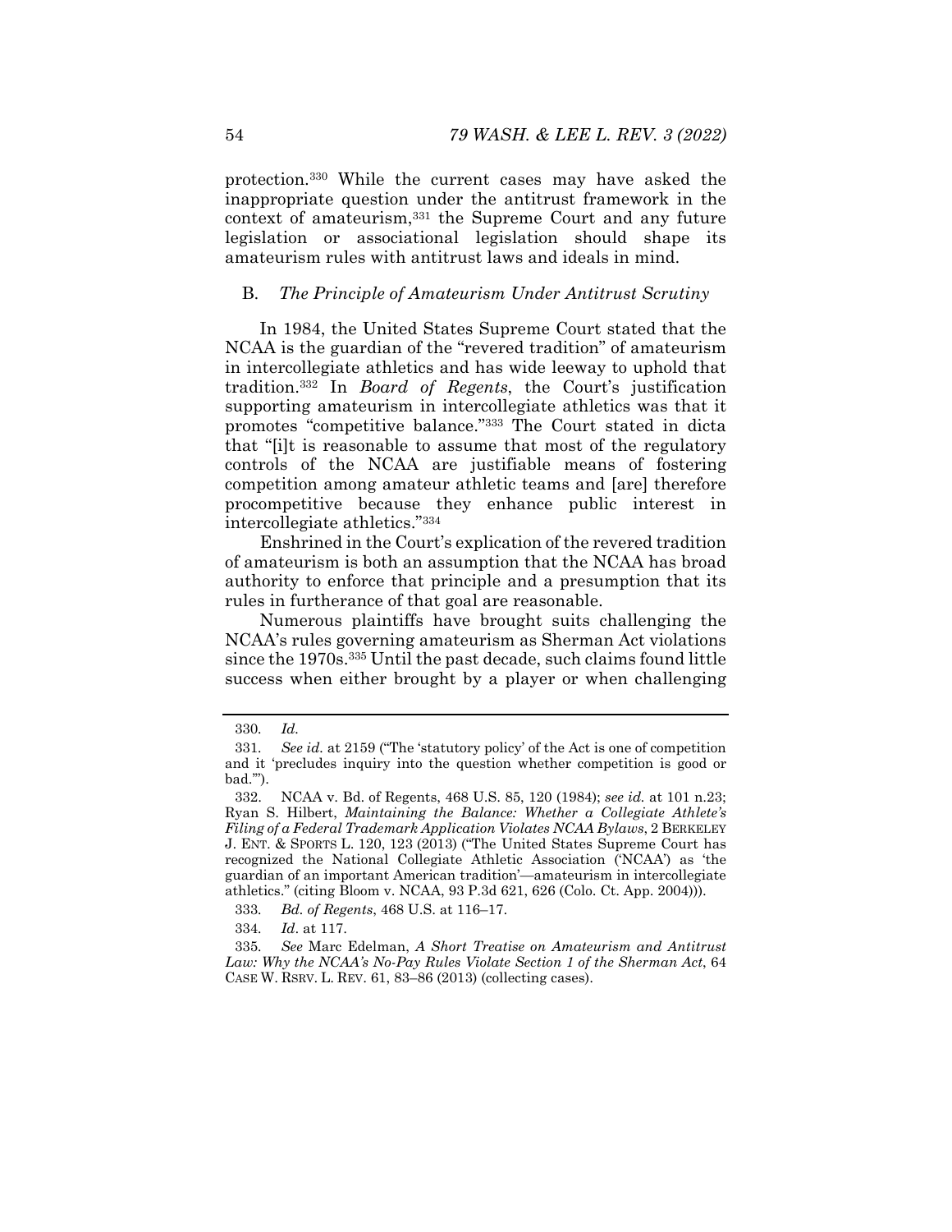protection.[330] While the current cases may have asked the inappropriate question under the antitrust framework in the context of amateurism,[331] the Supreme Court and any future legislation or associational legislation should shape its amateurism rules with antitrust laws and ideals in mind.

### B. *The Principle of Amateurism Under Antitrust Scrutiny*

In 1984, the United States Supreme Court stated that the NCAA is the guardian of the "revered tradition" of amateurism in intercollegiate athletics and has wide leeway to uphold that tradition.[332] In *Board of Regents*, the Court's justification supporting amateurism in intercollegiate athletics was that it promotes "competitive balance."[333] The Court stated in dicta that "[i]t is reasonable to assume that most of the regulatory controls of the NCAA are justifiable means of fostering competition among amateur athletic teams and [are] therefore procompetitive because they enhance public interest in intercollegiate athletics."[334]

Enshrined in the Court's explication of the revered tradition of amateurism is both an assumption that the NCAA has broad authority to enforce that principle and a presumption that its rules in furtherance of that goal are reasonable.

Numerous plaintiffs have brought suits challenging the NCAA's rules governing amateurism as Sherman Act violations since the 1970s.[335] Until the past decade, such claims found little success when either brought by a player or when challenging

---

330. *Id.*

331. *See id.* at 2159 ("The 'statutory policy' of the Act is one of competition and it 'precludes inquiry into the question whether competition is good or bad.'").

332. NCAA v. Bd. of Regents, 468 U.S. 85, 120 (1984); *see id.* at 101 n.23; Ryan S. Hilbert, *Maintaining the Balance: Whether a Collegiate Athlete's Filing of a Federal Trademark Application Violates NCAA Bylaws*, 2 BERKELEY J. ENT. & SPORTS L. 120, 123 (2013) ("The United States Supreme Court has recognized the National Collegiate Athletic Association ('NCAA') as 'the guardian of an important American tradition'—amateurism in intercollegiate athletics." (citing Bloom v. NCAA, 93 P.3d 621, 626 (Colo. Ct. App. 2004))).

333. *Bd. of Regents*, 468 U.S. at 116–17.

334. *Id*. at 117.

335. *See* Marc Edelman, *A Short Treatise on Amateurism and Antitrust Law: Why the NCAA's No-Pay Rules Violate Section 1 of the Sherman Act*, 64 CASE W. RSRV. L. REV. 61, 83–86 (2013) (collecting cases).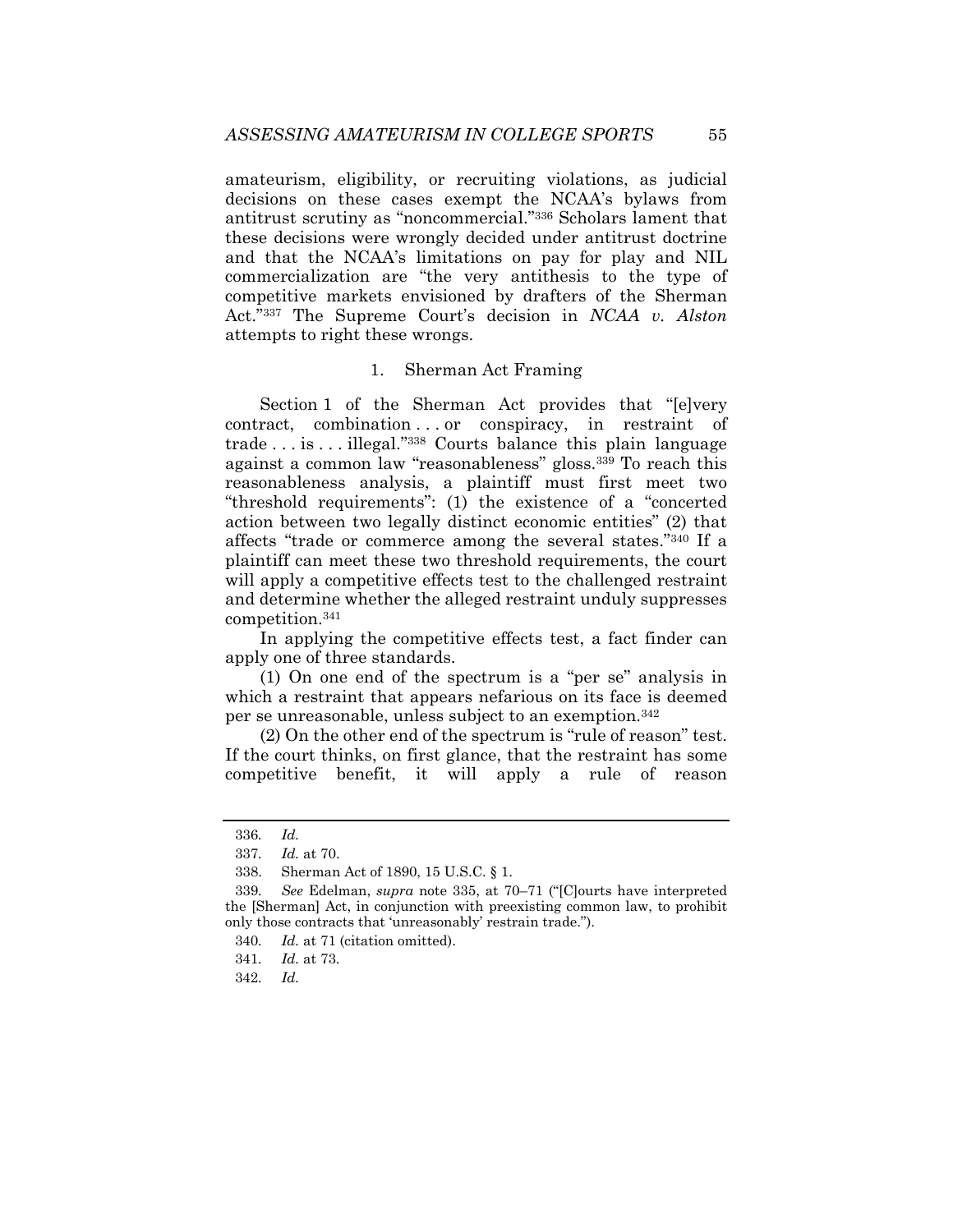amateurism, eligibility, or recruiting violations, as judicial decisions on these cases exempt the NCAA's bylaws from antitrust scrutiny as "noncommercial."[336] Scholars lament that these decisions were wrongly decided under antitrust doctrine and that the NCAA's limitations on pay for play and NIL commercialization are "the very antithesis to the type of competitive markets envisioned by drafters of the Sherman Act."[337] The Supreme Court's decision in *NCAA v. Alston* attempts to right these wrongs.

### 1. Sherman Act Framing

Section 1 of the Sherman Act provides that "[e]very contract, combination . . . or conspiracy, in restraint of trade . . . is . . . illegal."[338] Courts balance this plain language against a common law "reasonableness" gloss.[339] To reach this reasonableness analysis, a plaintiff must first meet two "threshold requirements": (1) the existence of a "concerted action between two legally distinct economic entities" (2) that affects "trade or commerce among the several states."[340] If a plaintiff can meet these two threshold requirements, the court will apply a competitive effects test to the challenged restraint and determine whether the alleged restraint unduly suppresses competition.[341]

In applying the competitive effects test, a fact finder can apply one of three standards.

(1) On one end of the spectrum is a "per se" analysis in which a restraint that appears nefarious on its face is deemed per se unreasonable, unless subject to an exemption.[342]

(2) On the other end of the spectrum is "rule of reason" test. If the court thinks, on first glance, that the restraint has some competitive benefit, it will apply a rule of reason

---

336. *Id.*

337. *Id.* at 70.

338. Sherman Act of 1890, 15 U.S.C. § 1.

339. *See* Edelman, *supra* note 335, at 70–71 ("[C]ourts have interpreted the [Sherman] Act, in conjunction with preexisting common law, to prohibit only those contracts that 'unreasonably' restrain trade.").

340. *Id.* at 71 (citation omitted).

341. *Id.* at 73.

342. *Id.*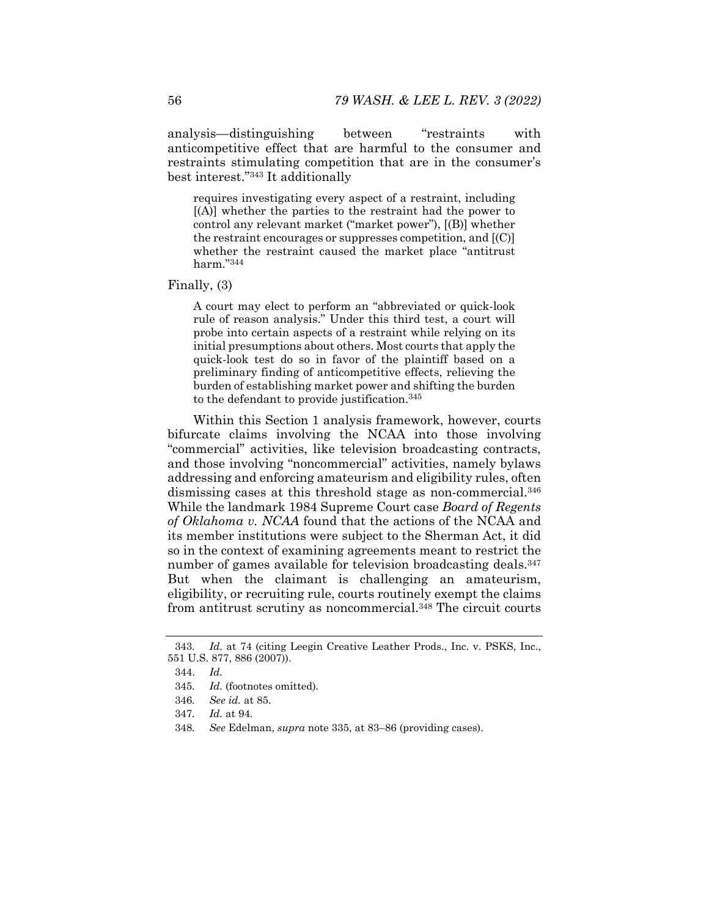analysis—distinguishing between "restraints with anticompetitive effect that are harmful to the consumer and restraints stimulating competition that are in the consumer's best interest."[343] It additionally

> requires investigating every aspect of a restraint, including [(A)] whether the parties to the restraint had the power to control any relevant market ("market power"), [(B)] whether the restraint encourages or suppresses competition, and [(C)] whether the restraint caused the market place "antitrust harm."[344]

Finally, (3)

> A court may elect to perform an "abbreviated or quick-look rule of reason analysis." Under this third test, a court will probe into certain aspects of a restraint while relying on its initial presumptions about others. Most courts that apply the quick-look test do so in favor of the plaintiff based on a preliminary finding of anticompetitive effects, relieving the burden of establishing market power and shifting the burden to the defendant to provide justification.[345]

Within this Section 1 analysis framework, however, courts bifurcate claims involving the NCAA into those involving "commercial" activities, like television broadcasting contracts, and those involving "noncommercial" activities, namely bylaws addressing and enforcing amateurism and eligibility rules, often dismissing cases at this threshold stage as non-commercial.[346] While the landmark 1984 Supreme Court case *Board of Regents of Oklahoma v. NCAA* found that the actions of the NCAA and its member institutions were subject to the Sherman Act, it did so in the context of examining agreements meant to restrict the number of games available for television broadcasting deals.[347] But when the claimant is challenging an amateurism, eligibility, or recruiting rule, courts routinely exempt the claims from antitrust scrutiny as noncommercial.[348] The circuit courts

---

343. *Id.* at 74 (citing Leegin Creative Leather Prods., Inc. v. PSKS, Inc., 551 U.S. 877, 886 (2007)).

344. *Id.*

345. *Id.* (footnotes omitted).

346. *See id.* at 85.

347. *Id.* at 94.

348. *See* Edelman, *supra* note 335, at 83–86 (providing cases).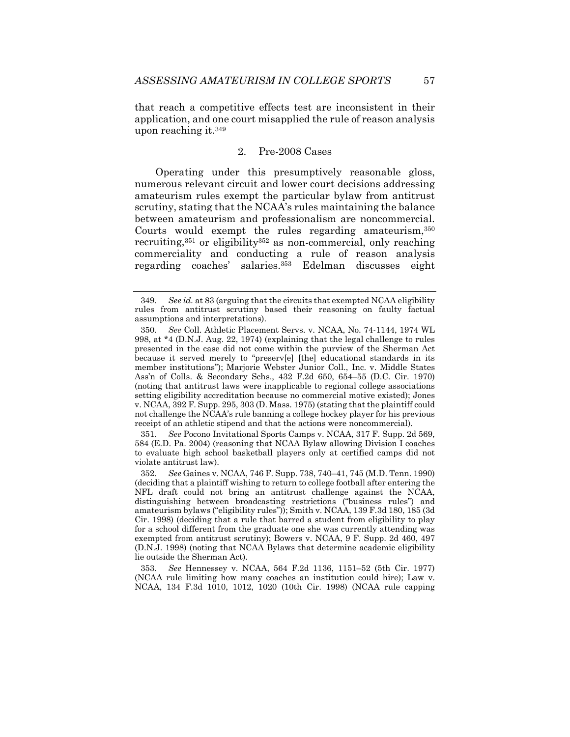that reach a competitive effects test are inconsistent in their application, and one court misapplied the rule of reason analysis upon reaching it.[349]

### 2. Pre-2008 Cases

Operating under this presumptively reasonable gloss, numerous relevant circuit and lower court decisions addressing amateurism rules exempt the particular bylaw from antitrust scrutiny, stating that the NCAA's rules maintaining the balance between amateurism and professionalism are noncommercial. Courts would exempt the rules regarding amateurism,[350] recruiting,[351] or eligibility[352] as non-commercial, only reaching commerciality and conducting a rule of reason analysis regarding coaches' salaries.[353] Edelman discusses eight

---

349. *See id.* at 83 (arguing that the circuits that exempted NCAA eligibility rules from antitrust scrutiny based their reasoning on faulty factual assumptions and interpretations).

350. *See* Coll. Athletic Placement Servs. v. NCAA, No. 74-1144, 1974 WL 998, at *4 (D.N.J. Aug. 22, 1974) (explaining that the legal challenge to rules presented in the case did not come within the purview of the Sherman Act because it served merely to "preserv[e] [the] educational standards in its member institutions"); Marjorie Webster Junior Coll., Inc. v. Middle States Ass'n of Colls. & Secondary Schs., 432 F.2d 650, 654–55 (D.C. Cir. 1970) (noting that antitrust laws were inapplicable to regional college associations setting eligibility accreditation because no commercial motive existed); Jones v. NCAA, 392 F. Supp. 295, 303 (D. Mass. 1975) (stating that the plaintiff could not challenge the NCAA's rule banning a college hockey player for his previous receipt of an athletic stipend and that the actions were noncommercial).

351. *See* Pocono Invitational Sports Camps v. NCAA, 317 F. Supp. 2d 569, 584 (E.D. Pa. 2004) (reasoning that NCAA Bylaw allowing Division I coaches to evaluate high school basketball players only at certified camps did not violate antitrust law).

352. *See* Gaines v. NCAA, 746 F. Supp. 738, 740–41, 745 (M.D. Tenn. 1990) (deciding that a plaintiff wishing to return to college football after entering the NFL draft could not bring an antitrust challenge against the NCAA, distinguishing between broadcasting restrictions ("business rules") and amateurism bylaws ("eligibility rules")); Smith v. NCAA, 139 F.3d 180, 185 (3d Cir. 1998) (deciding that a rule that barred a student from eligibility to play for a school different from the graduate one she was currently attending was exempted from antitrust scrutiny); Bowers v. NCAA, 9 F. Supp. 2d 460, 497 (D.N.J. 1998) (noting that NCAA Bylaws that determine academic eligibility lie outside the Sherman Act).

353. *See* Hennessey v. NCAA, 564 F.2d 1136, 1151–52 (5th Cir. 1977) (NCAA rule limiting how many coaches an institution could hire); Law v. NCAA, 134 F.3d 1010, 1012, 1020 (10th Cir. 1998) (NCAA rule capping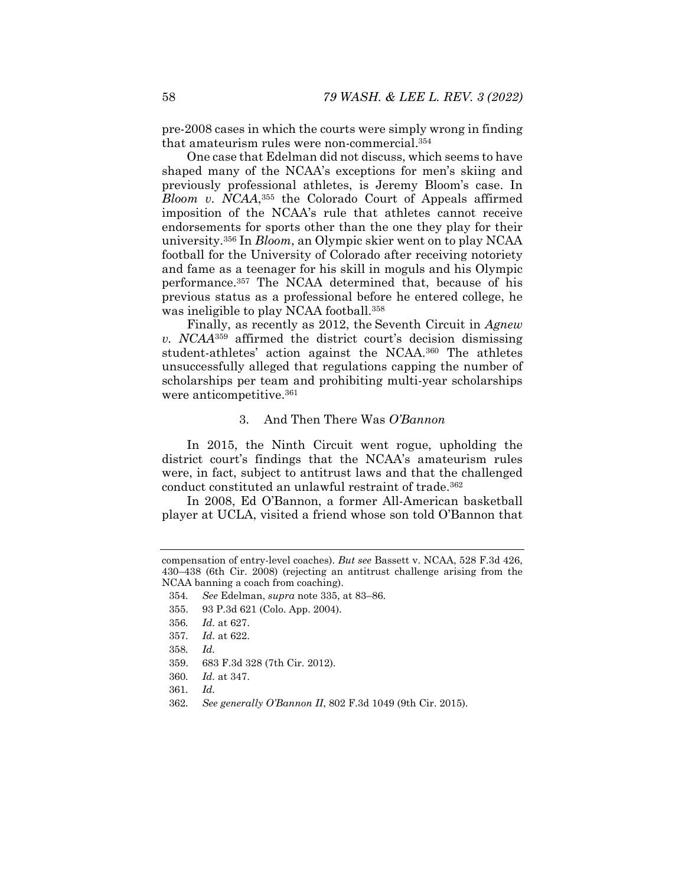pre-2008 cases in which the courts were simply wrong in finding that amateurism rules were non-commercial.[354]

One case that Edelman did not discuss, which seems to have shaped many of the NCAA's exceptions for men's skiing and previously professional athletes, is Jeremy Bloom's case. In *Bloom v. NCAA*,[355] the Colorado Court of Appeals affirmed imposition of the NCAA's rule that athletes cannot receive endorsements for sports other than the one they play for their university.[356] In *Bloom*, an Olympic skier went on to play NCAA football for the University of Colorado after receiving notoriety and fame as a teenager for his skill in moguls and his Olympic performance.[357] The NCAA determined that, because of his previous status as a professional before he entered college, he was ineligible to play NCAA football.[358]

Finally, as recently as 2012, the Seventh Circuit in *Agnew v. NCAA*[359] affirmed the district court's decision dismissing student-athletes' action against the NCAA.[360] The athletes unsuccessfully alleged that regulations capping the number of scholarships per team and prohibiting multi-year scholarships were anticompetitive.[361]

### 3. And Then There Was *O'Bannon*

In 2015, the Ninth Circuit went rogue, upholding the district court's findings that the NCAA's amateurism rules were, in fact, subject to antitrust laws and that the challenged conduct constituted an unlawful restraint of trade.[362]

In 2008, Ed O'Bannon, a former All-American basketball player at UCLA, visited a friend whose son told O'Bannon that

---

compensation of entry-level coaches). *But see* Bassett v. NCAA, 528 F.3d 426, 430–438 (6th Cir. 2008) (rejecting an antitrust challenge arising from the NCAA banning a coach from coaching).

354. *See* Edelman, *supra* note 335, at 83–86.

355. 93 P.3d 621 (Colo. App. 2004).

356. *Id.* at 627.

357. *Id.* at 622.

358. *Id.*

359. 683 F.3d 328 (7th Cir. 2012).

360. *Id.* at 347.

361. *Id.*

362. *See generally O'Bannon II*, 802 F.3d 1049 (9th Cir. 2015).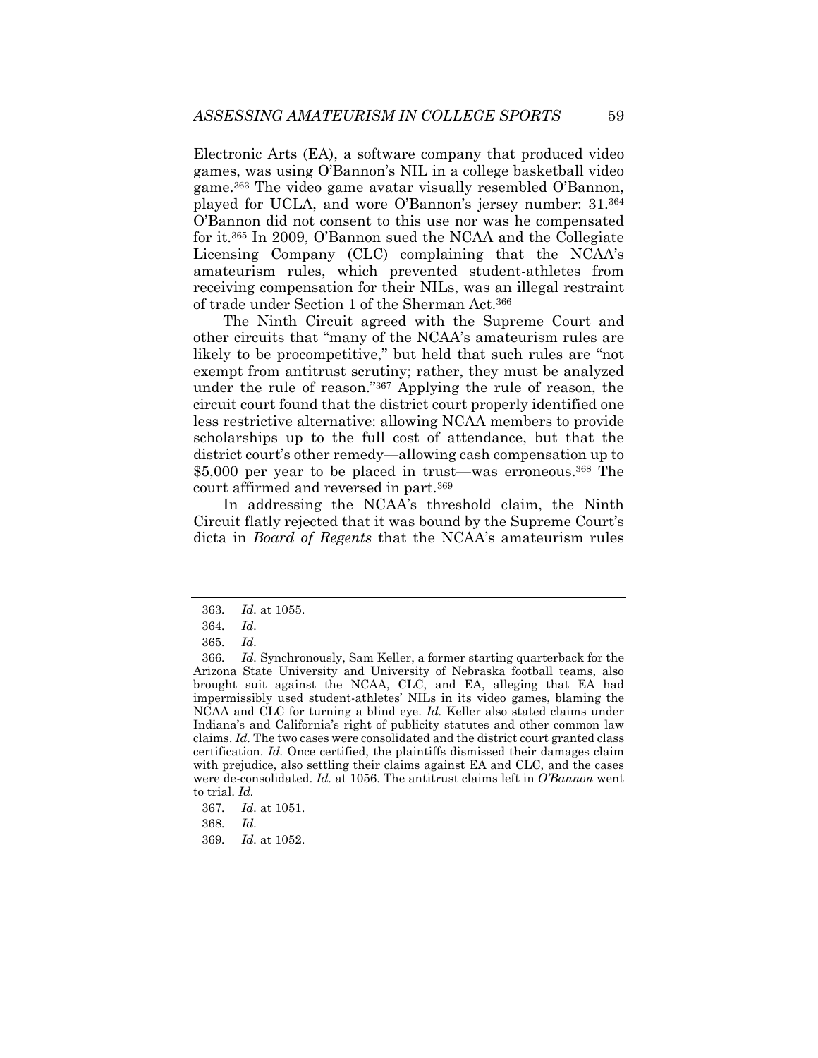Electronic Arts (EA), a software company that produced video games, was using O'Bannon's NIL in a college basketball video game.[363] The video game avatar visually resembled O'Bannon, played for UCLA, and wore O'Bannon's jersey number: 31.[364] O'Bannon did not consent to this use nor was he compensated for it.[365] In 2009, O'Bannon sued the NCAA and the Collegiate Licensing Company (CLC) complaining that the NCAA's amateurism rules, which prevented student-athletes from receiving compensation for their NILs, was an illegal restraint of trade under Section 1 of the Sherman Act.[366]

The Ninth Circuit agreed with the Supreme Court and other circuits that "many of the NCAA's amateurism rules are likely to be procompetitive," but held that such rules are "not exempt from antitrust scrutiny; rather, they must be analyzed under the rule of reason."[367] Applying the rule of reason, the circuit court found that the district court properly identified one less restrictive alternative: allowing NCAA members to provide scholarships up to the full cost of attendance, but that the district court's other remedy—allowing cash compensation up to $5,000 per year to be placed in trust—was erroneous.[368] The court affirmed and reversed in part.[369]

In addressing the NCAA's threshold claim, the Ninth Circuit flatly rejected that it was bound by the Supreme Court's dicta in *Board of Regents* that the NCAA's amateurism rules

---

363. *Id.* at 1055.

364. *Id.*

365. *Id.*

366. *Id.* Synchronously, Sam Keller, a former starting quarterback for the Arizona State University and University of Nebraska football teams, also brought suit against the NCAA, CLC, and EA, alleging that EA had impermissibly used student-athletes' NILs in its video games, blaming the NCAA and CLC for turning a blind eye. *Id.* Keller also stated claims under Indiana's and California's right of publicity statutes and other common law claims. *Id.* The two cases were consolidated and the district court granted class certification. *Id.* Once certified, the plaintiffs dismissed their damages claim with prejudice, also settling their claims against EA and CLC, and the cases were de-consolidated. *Id.* at 1056. The antitrust claims left in *O'Bannon* went to trial. *Id.*

367. *Id.* at 1051.

368. *Id.*

369. *Id.* at 1052.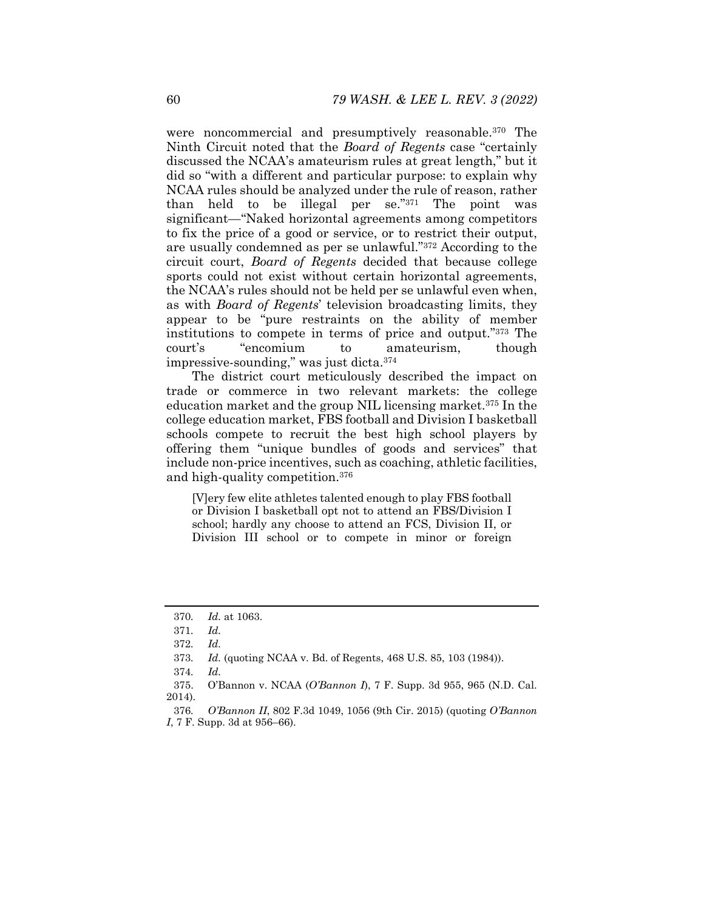were noncommercial and presumptively reasonable.[370] The Ninth Circuit noted that the *Board of Regents* case "certainly discussed the NCAA's amateurism rules at great length," but it did so "with a different and particular purpose: to explain why NCAA rules should be analyzed under the rule of reason, rather than held to be illegal per se."[371] The point was significant—"Naked horizontal agreements among competitors to fix the price of a good or service, or to restrict their output, are usually condemned as per se unlawful."[372] According to the circuit court, *Board of Regents* decided that because college sports could not exist without certain horizontal agreements, the NCAA's rules should not be held per se unlawful even when, as with *Board of Regents*' television broadcasting limits, they appear to be "pure restraints on the ability of member institutions to compete in terms of price and output."[373] The court's "encomium to amateurism, though impressive-sounding," was just dicta.[374]

The district court meticulously described the impact on trade or commerce in two relevant markets: the college education market and the group NIL licensing market.[375] In the college education market, FBS football and Division I basketball schools compete to recruit the best high school players by offering them "unique bundles of goods and services" that include non-price incentives, such as coaching, athletic facilities, and high-quality competition.[376]

> [V]ery few elite athletes talented enough to play FBS football or Division I basketball opt not to attend an FBS/Division I school; hardly any choose to attend an FCS, Division II, or Division III school or to compete in minor or foreign

---

370. *Id.* at 1063.

371. *Id.*

372. *Id.*

373. *Id.* (quoting NCAA v. Bd. of Regents, 468 U.S. 85, 103 (1984)).

374. *Id.*

375. O'Bannon v. NCAA (*O'Bannon I*), 7 F. Supp. 3d 955, 965 (N.D. Cal. 2014).

376. *O'Bannon II*, 802 F.3d 1049, 1056 (9th Cir. 2015) (quoting *O'Bannon I*, 7 F. Supp. 3d at 956–66).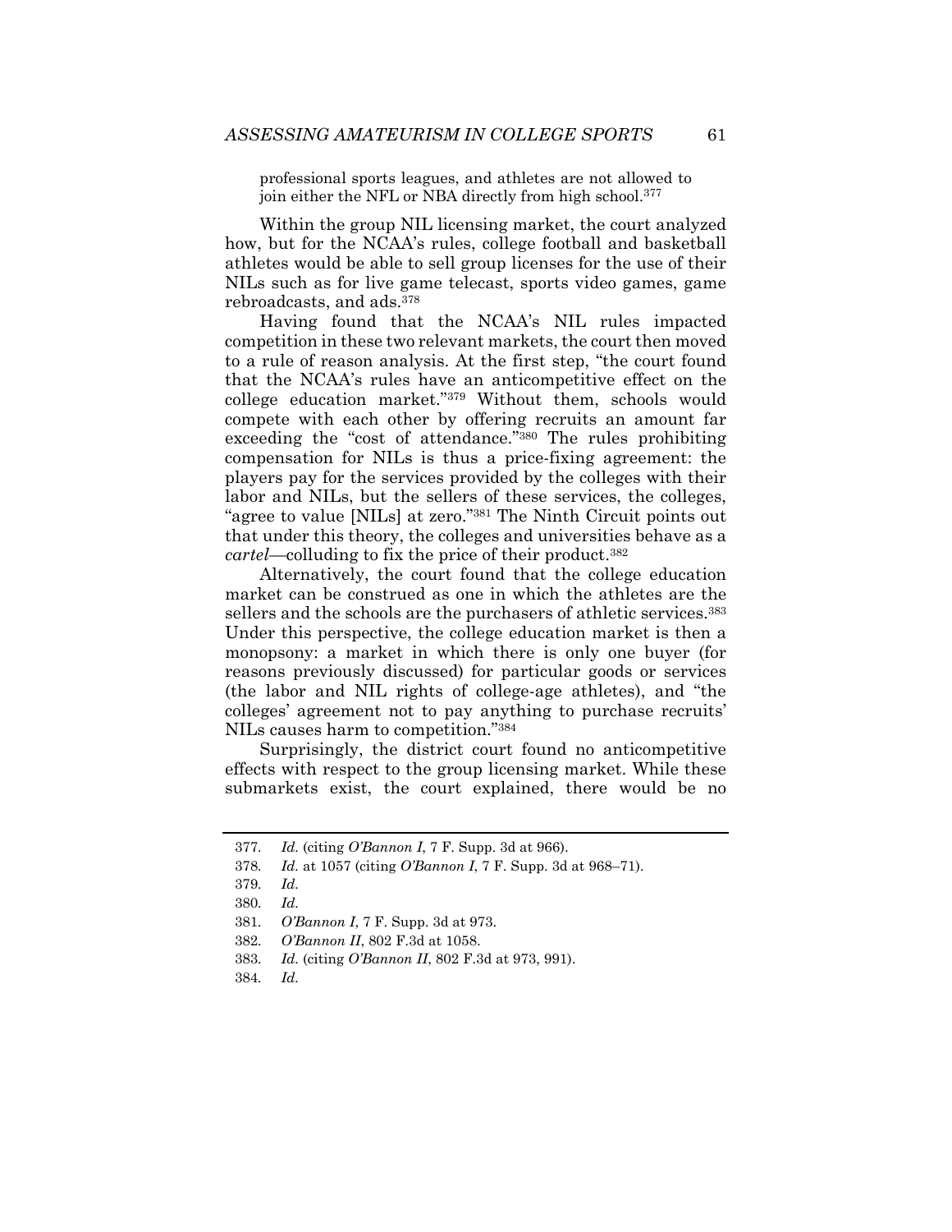professional sports leagues, and athletes are not allowed to join either the NFL or NBA directly from high school.[377]

Within the group NIL licensing market, the court analyzed how, but for the NCAA's rules, college football and basketball athletes would be able to sell group licenses for the use of their NILs such as for live game telecast, sports video games, game rebroadcasts, and ads.[378]

Having found that the NCAA's NIL rules impacted competition in these two relevant markets, the court then moved to a rule of reason analysis. At the first step, "the court found that the NCAA's rules have an anticompetitive effect on the college education market."[379] Without them, schools would compete with each other by offering recruits an amount far exceeding the "cost of attendance."[380] The rules prohibiting compensation for NILs is thus a price-fixing agreement: the players pay for the services provided by the colleges with their labor and NILs, but the sellers of these services, the colleges, "agree to value [NILs] at zero."[381] The Ninth Circuit points out that under this theory, the colleges and universities behave as a *cartel*—colluding to fix the price of their product.[382]

Alternatively, the court found that the college education market can be construed as one in which the athletes are the sellers and the schools are the purchasers of athletic services.[383] Under this perspective, the college education market is then a monopsony: a market in which there is only one buyer (for reasons previously discussed) for particular goods or services (the labor and NIL rights of college-age athletes), and "the colleges' agreement not to pay anything to purchase recruits' NILs causes harm to competition."[384]

Surprisingly, the district court found no anticompetitive effects with respect to the group licensing market. While these submarkets exist, the court explained, there would be no

---

377. *Id.* (citing *O'Bannon I*, 7 F. Supp. 3d at 966).

378. *Id.* at 1057 (citing *O'Bannon I*, 7 F. Supp. 3d at 968–71).

379. *Id.*

380. *Id.*

381. *O'Bannon I*, 7 F. Supp. 3d at 973.

382. *O'Bannon II*, 802 F.3d at 1058.

383. *Id.* (citing *O'Bannon II*, 802 F.3d at 973, 991).

384. *Id.*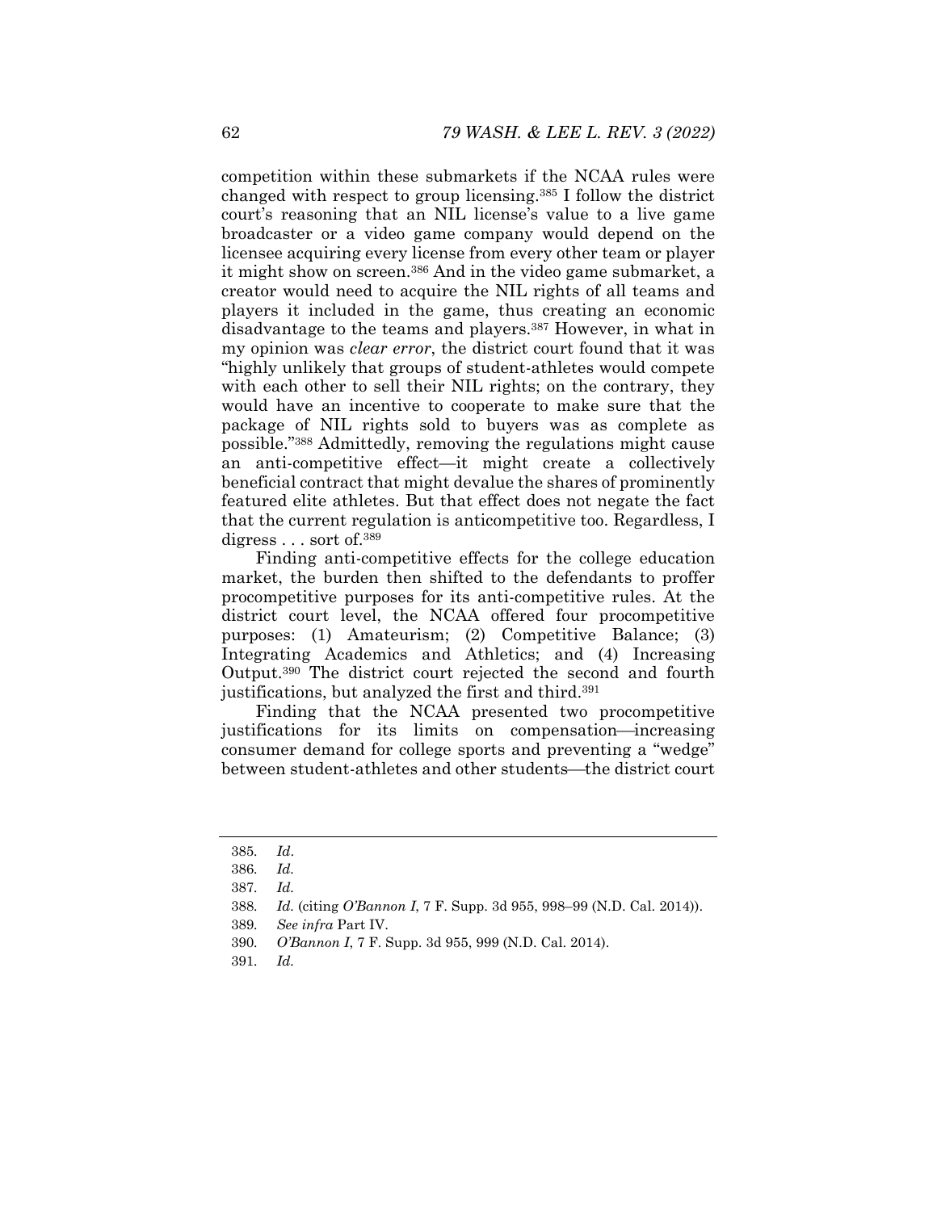competition within these submarkets if the NCAA rules were changed with respect to group licensing.[385] I follow the district court's reasoning that an NIL license's value to a live game broadcaster or a video game company would depend on the licensee acquiring every license from every other team or player it might show on screen.[386] And in the video game submarket, a creator would need to acquire the NIL rights of all teams and players it included in the game, thus creating an economic disadvantage to the teams and players.[387] However, in what in my opinion was *clear error*, the district court found that it was "highly unlikely that groups of student-athletes would compete with each other to sell their NIL rights; on the contrary, they would have an incentive to cooperate to make sure that the package of NIL rights sold to buyers was as complete as possible."[388] Admittedly, removing the regulations might cause an anti-competitive effect—it might create a collectively beneficial contract that might devalue the shares of prominently featured elite athletes. But that effect does not negate the fact that the current regulation is anticompetitive too. Regardless, I digress . . . sort of.[389]

Finding anti-competitive effects for the college education market, the burden then shifted to the defendants to proffer procompetitive purposes for its anti-competitive rules. At the district court level, the NCAA offered four procompetitive purposes: (1) Amateurism; (2) Competitive Balance; (3) Integrating Academics and Athletics; and (4) Increasing Output.[390] The district court rejected the second and fourth justifications, but analyzed the first and third.[391]

Finding that the NCAA presented two procompetitive justifications for its limits on compensation—increasing consumer demand for college sports and preventing a "wedge" between student-athletes and other students—the district court

---

385. *Id*.

386. *Id.*

387. *Id.*

388. *Id.* (citing *O'Bannon I*, 7 F. Supp. 3d 955, 998–99 (N.D. Cal. 2014)).

389. *See infra* Part IV.

390. *O'Bannon I*, 7 F. Supp. 3d 955, 999 (N.D. Cal. 2014).

391. *Id.*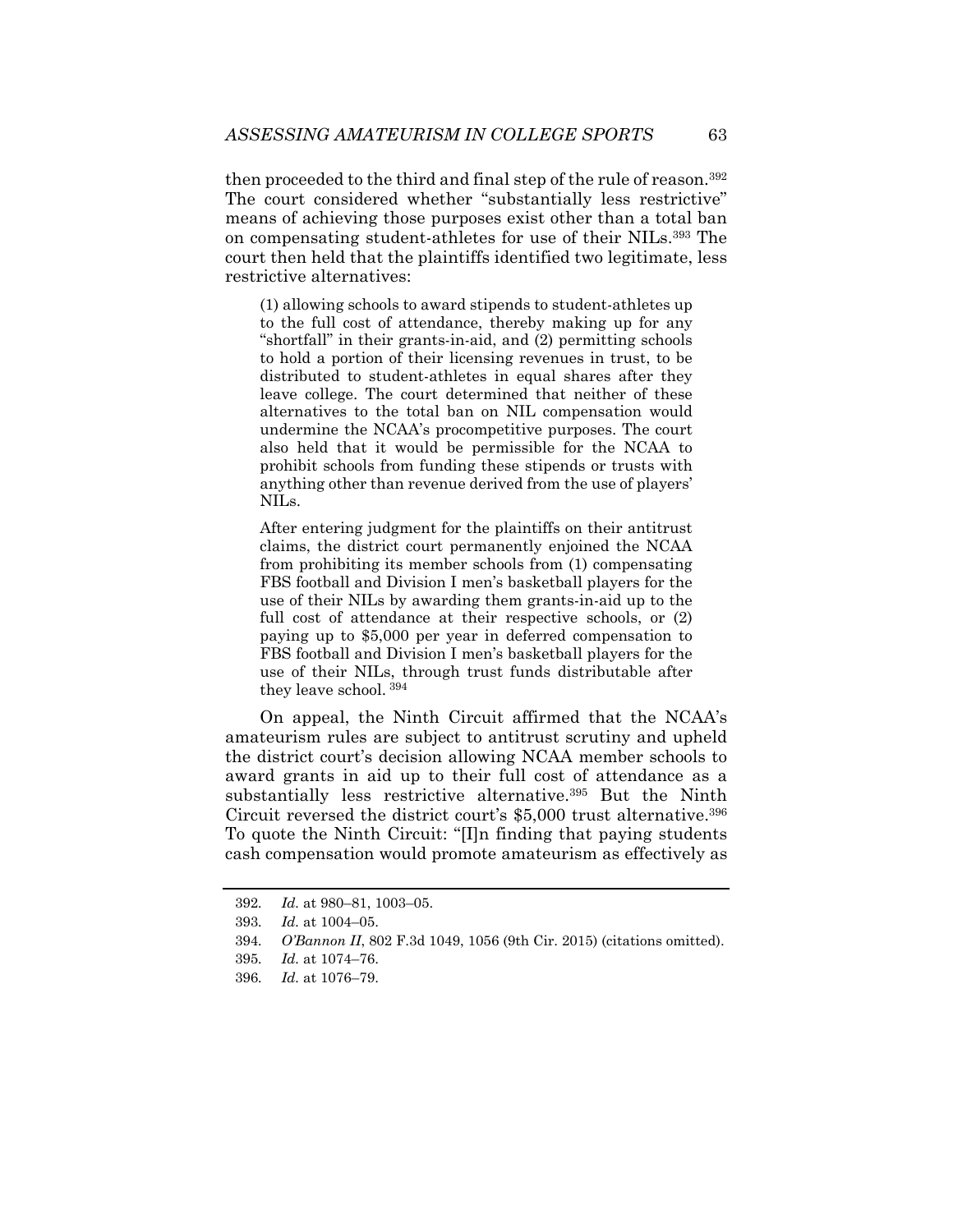then proceeded to the third and final step of the rule of reason.[392] The court considered whether "substantially less restrictive" means of achieving those purposes exist other than a total ban on compensating student-athletes for use of their NILs.[393] The court then held that the plaintiffs identified two legitimate, less restrictive alternatives:

> (1) allowing schools to award stipends to student-athletes up to the full cost of attendance, thereby making up for any "shortfall" in their grants-in-aid, and (2) permitting schools to hold a portion of their licensing revenues in trust, to be distributed to student-athletes in equal shares after they leave college. The court determined that neither of these alternatives to the total ban on NIL compensation would undermine the NCAA's procompetitive purposes. The court also held that it would be permissible for the NCAA to prohibit schools from funding these stipends or trusts with anything other than revenue derived from the use of players' NILs.
>
> After entering judgment for the plaintiffs on their antitrust claims, the district court permanently enjoined the NCAA from prohibiting its member schools from (1) compensating FBS football and Division I men's basketball players for the use of their NILs by awarding them grants-in-aid up to the full cost of attendance at their respective schools, or (2) paying up to $5,000 per year in deferred compensation to FBS football and Division I men's basketball players for the use of their NILs, through trust funds distributable after they leave school. [394]

On appeal, the Ninth Circuit affirmed that the NCAA's amateurism rules are subject to antitrust scrutiny and upheld the district court's decision allowing NCAA member schools to award grants in aid up to their full cost of attendance as a substantially less restrictive alternative.[395] But the Ninth Circuit reversed the district court's $5,000 trust alternative.[396] To quote the Ninth Circuit: "[I]n finding that paying students cash compensation would promote amateurism as effectively as

---

392. *Id.* at 980–81, 1003–05.

393. *Id.* at 1004–05.

394. *O'Bannon II*, 802 F.3d 1049, 1056 (9th Cir. 2015) (citations omitted).

395. *Id.* at 1074–76.

396. *Id.* at 1076–79.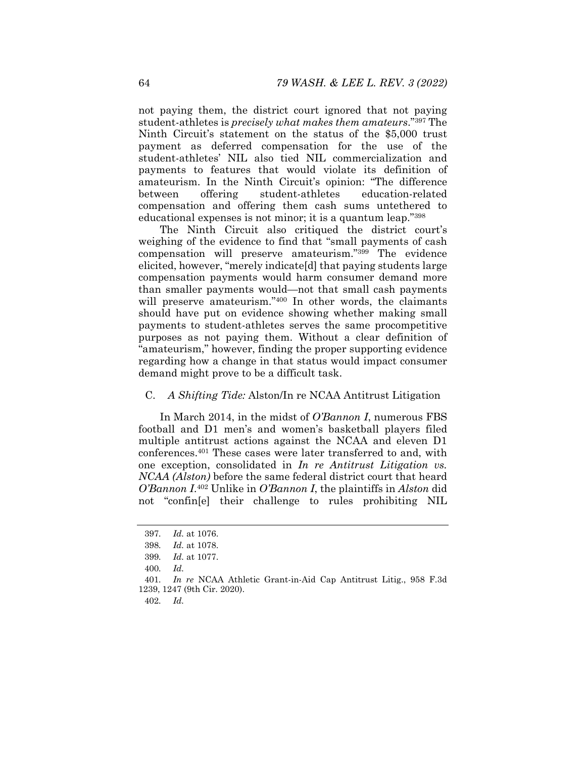not paying them, the district court ignored that not paying student-athletes is *precisely what makes them amateurs*."[397] The Ninth Circuit's statement on the status of the $5,000 trust payment as deferred compensation for the use of the student-athletes' NIL also tied NIL commercialization and payments to features that would violate its definition of amateurism. In the Ninth Circuit's opinion: "The difference between offering student-athletes education-related compensation and offering them cash sums untethered to educational expenses is not minor; it is a quantum leap."[398]

The Ninth Circuit also critiqued the district court's weighing of the evidence to find that "small payments of cash compensation will preserve amateurism."[399] The evidence elicited, however, "merely indicate[d] that paying students large compensation payments would harm consumer demand more than smaller payments would—not that small cash payments will preserve amateurism."[400] In other words, the claimants should have put on evidence showing whether making small payments to student-athletes serves the same procompetitive purposes as not paying them. Without a clear definition of "amateurism," however, finding the proper supporting evidence regarding how a change in that status would impact consumer demand might prove to be a difficult task.

### C. *A Shifting Tide:* Alston/In re NCAA Antitrust Litigation

In March 2014, in the midst of *O'Bannon I*, numerous FBS football and D1 men's and women's basketball players filed multiple antitrust actions against the NCAA and eleven D1 conferences.[401] These cases were later transferred to and, with one exception, consolidated in *In re Antitrust Litigation vs. NCAA (Alston)* before the same federal district court that heard *O'Bannon I*.[402] Unlike in *O'Bannon I*, the plaintiffs in *Alston* did not "confin[e] their challenge to rules prohibiting NIL

---

397. *Id.* at 1076.

398. *Id.* at 1078.

399. *Id.* at 1077.

400. *Id.*

401. *In re* NCAA Athletic Grant-in-Aid Cap Antitrust Litig., 958 F.3d 1239, 1247 (9th Cir. 2020).

402. *Id.*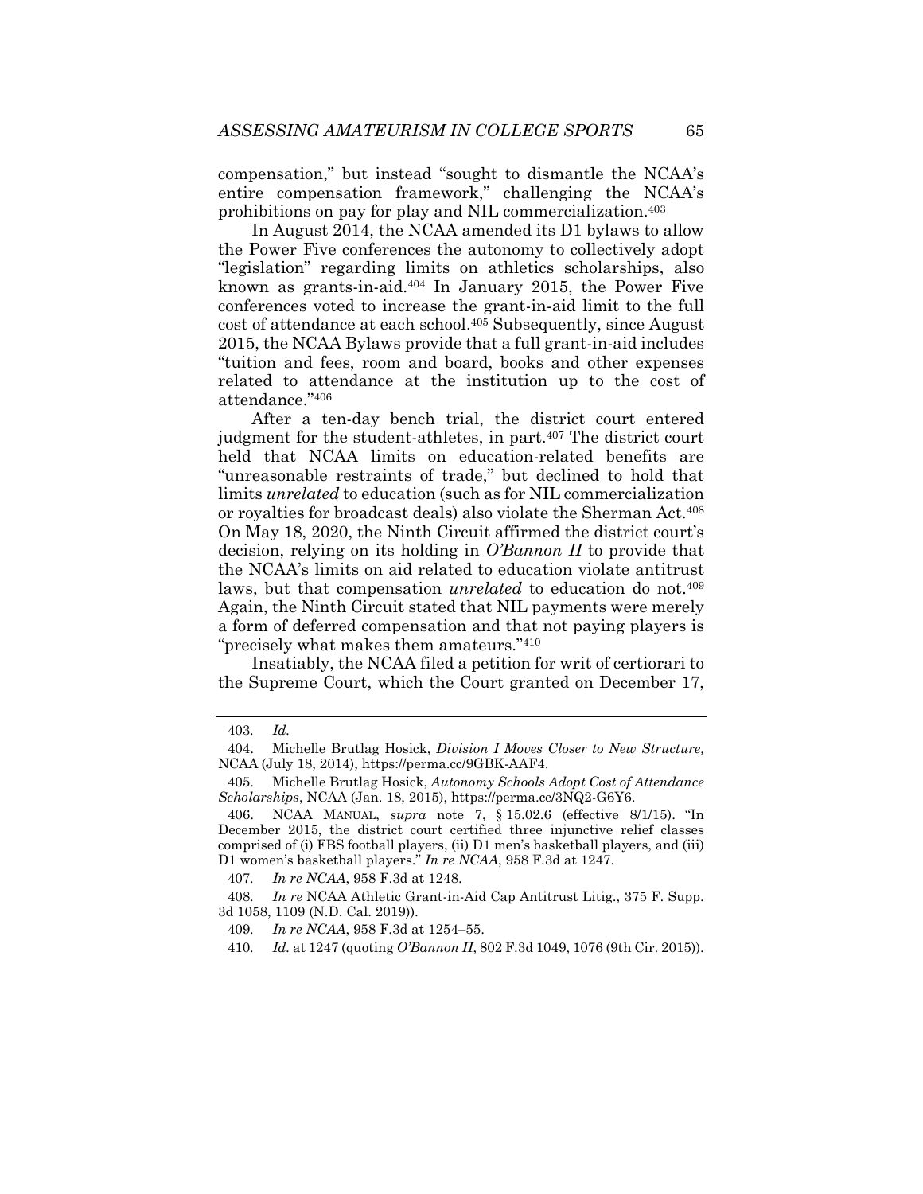compensation," but instead "sought to dismantle the NCAA's entire compensation framework," challenging the NCAA's prohibitions on pay for play and NIL commercialization.[403]

In August 2014, the NCAA amended its D1 bylaws to allow the Power Five conferences the autonomy to collectively adopt "legislation" regarding limits on athletics scholarships, also known as grants-in-aid.[404] In January 2015, the Power Five conferences voted to increase the grant-in-aid limit to the full cost of attendance at each school.[405] Subsequently, since August 2015, the NCAA Bylaws provide that a full grant-in-aid includes "tuition and fees, room and board, books and other expenses related to attendance at the institution up to the cost of attendance."[406]

After a ten-day bench trial, the district court entered judgment for the student-athletes, in part.[407] The district court held that NCAA limits on education-related benefits are "unreasonable restraints of trade," but declined to hold that limits *unrelated* to education (such as for NIL commercialization or royalties for broadcast deals) also violate the Sherman Act.[408] On May 18, 2020, the Ninth Circuit affirmed the district court's decision, relying on its holding in *O'Bannon II* to provide that the NCAA's limits on aid related to education violate antitrust laws, but that compensation *unrelated* to education do not.[409] Again, the Ninth Circuit stated that NIL payments were merely a form of deferred compensation and that not paying players is "precisely what makes them amateurs."[410]

Insatiably, the NCAA filed a petition for writ of certiorari to the Supreme Court, which the Court granted on December 17,

---

403. *Id.*

404. Michelle Brutlag Hosick, *Division I Moves Closer to New Structure,* NCAA (July 18, 2014), https://perma.cc/9GBK-AAF4.

405. Michelle Brutlag Hosick, *Autonomy Schools Adopt Cost of Attendance Scholarships*, NCAA (Jan. 18, 2015), https://perma.cc/3NQ2-G6Y6.

406. NCAA MANUAL, *supra* note 7, § 15.02.6 (effective 8/1/15). "In December 2015, the district court certified three injunctive relief classes comprised of (i) FBS football players, (ii) D1 men's basketball players, and (iii) D1 women's basketball players." *In re NCAA*, 958 F.3d at 1247.

407. *In re NCAA*, 958 F.3d at 1248.

408. *In re* NCAA Athletic Grant-in-Aid Cap Antitrust Litig., 375 F. Supp. 3d 1058, 1109 (N.D. Cal. 2019)).

409. *In re NCAA*, 958 F.3d at 1254–55.

410. *Id.* at 1247 (quoting *O'Bannon II*, 802 F.3d 1049, 1076 (9th Cir. 2015)).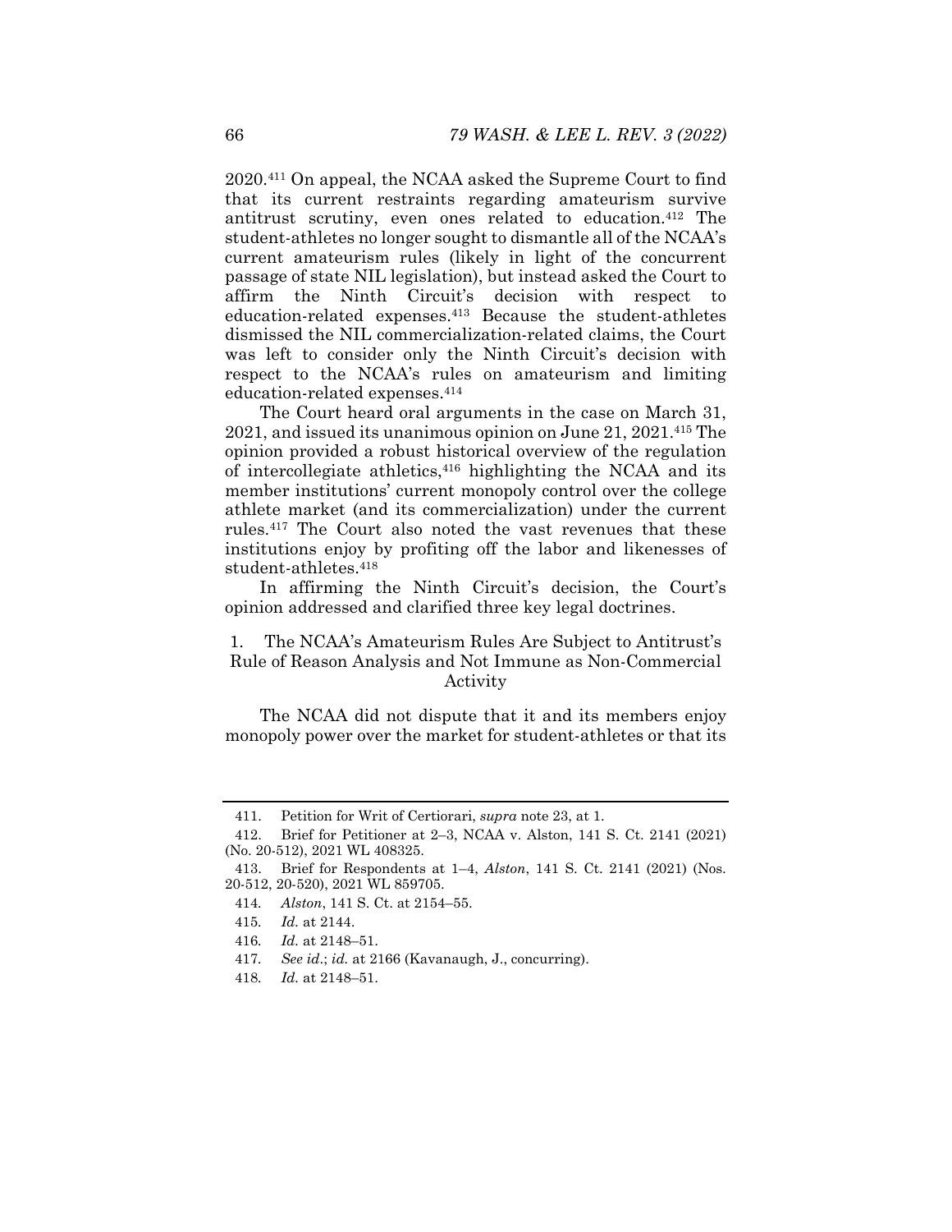2020.[411] On appeal, the NCAA asked the Supreme Court to find that its current restraints regarding amateurism survive antitrust scrutiny, even ones related to education.[412] The student-athletes no longer sought to dismantle all of the NCAA's current amateurism rules (likely in light of the concurrent passage of state NIL legislation), but instead asked the Court to affirm the Ninth Circuit's decision with respect to education-related expenses.[413] Because the student-athletes dismissed the NIL commercialization-related claims, the Court was left to consider only the Ninth Circuit's decision with respect to the NCAA's rules on amateurism and limiting education-related expenses.[414]

The Court heard oral arguments in the case on March 31, 2021, and issued its unanimous opinion on June 21, 2021.[415] The opinion provided a robust historical overview of the regulation of intercollegiate athletics,[416] highlighting the NCAA and its member institutions' current monopoly control over the college athlete market (and its commercialization) under the current rules.[417] The Court also noted the vast revenues that these institutions enjoy by profiting off the labor and likenesses of student-athletes.[418]

In affirming the Ninth Circuit's decision, the Court's opinion addressed and clarified three key legal doctrines.

### 1. The NCAA's Amateurism Rules Are Subject to Antitrust's Rule of Reason Analysis and Not Immune as Non-Commercial Activity

The NCAA did not dispute that it and its members enjoy monopoly power over the market for student-athletes or that its

---

411. Petition for Writ of Certiorari, *supra* note 23, at 1.

412. Brief for Petitioner at 2–3, NCAA v. Alston, 141 S. Ct. 2141 (2021) (No. 20-512), 2021 WL 408325.

413. Brief for Respondents at 1–4, *Alston*, 141 S. Ct. 2141 (2021) (Nos. 20-512, 20-520), 2021 WL 859705.

414. *Alston*, 141 S. Ct. at 2154–55.

415. *Id.* at 2144.

416. *Id.* at 2148–51.

417. *See id*.; *id.* at 2166 (Kavanaugh, J., concurring).

418. *Id.* at 2148–51.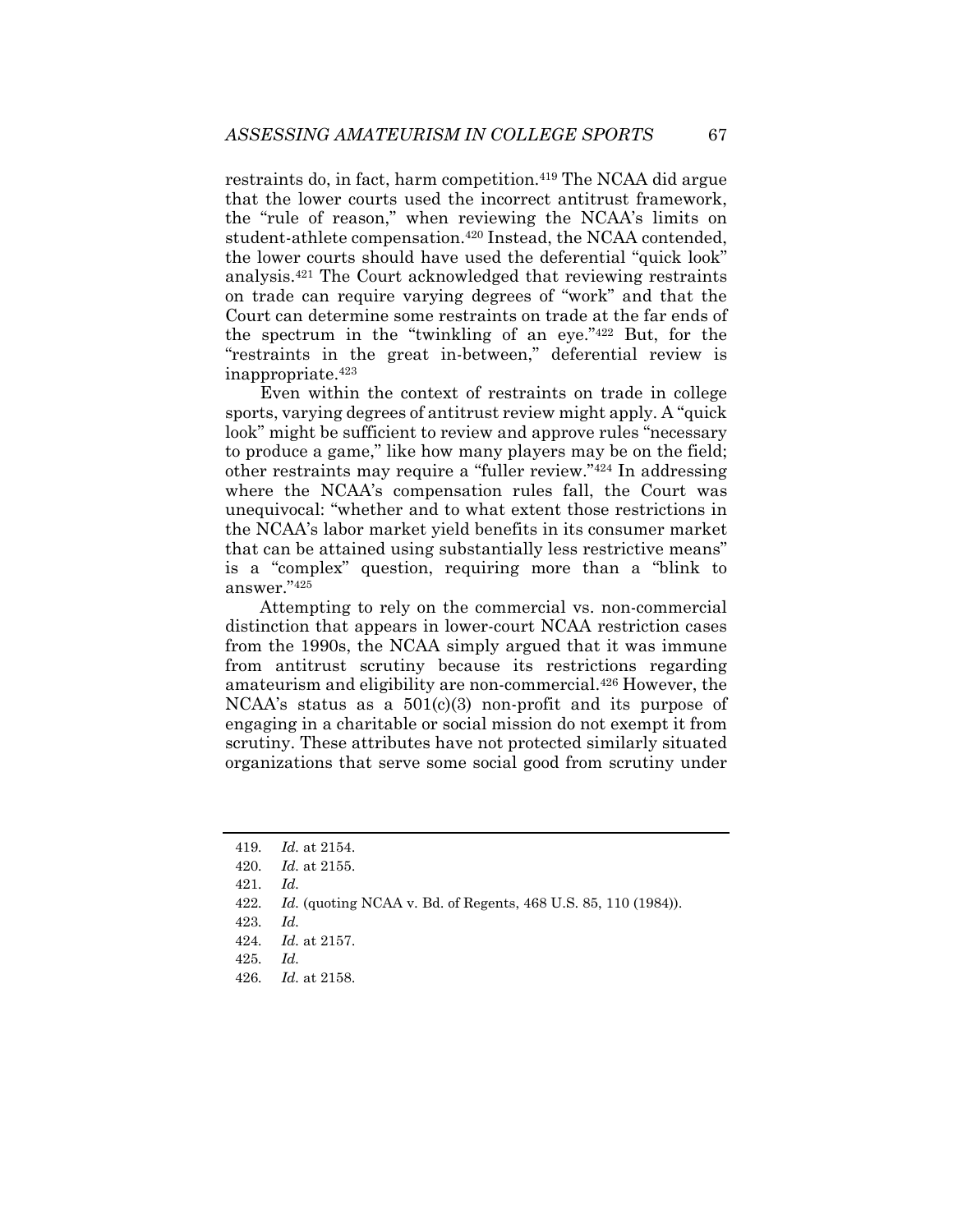restraints do, in fact, harm competition.[419] The NCAA did argue that the lower courts used the incorrect antitrust framework, the "rule of reason," when reviewing the NCAA's limits on student-athlete compensation.[420] Instead, the NCAA contended, the lower courts should have used the deferential "quick look" analysis.[421] The Court acknowledged that reviewing restraints on trade can require varying degrees of "work" and that the Court can determine some restraints on trade at the far ends of the spectrum in the "twinkling of an eye."[422] But, for the "restraints in the great in-between," deferential review is inappropriate.[423]

Even within the context of restraints on trade in college sports, varying degrees of antitrust review might apply. A "quick look" might be sufficient to review and approve rules "necessary to produce a game," like how many players may be on the field; other restraints may require a "fuller review."[424] In addressing where the NCAA's compensation rules fall, the Court was unequivocal: "whether and to what extent those restrictions in the NCAA's labor market yield benefits in its consumer market that can be attained using substantially less restrictive means" is a "complex" question, requiring more than a "blink to answer."[425]

Attempting to rely on the commercial vs. non-commercial distinction that appears in lower-court NCAA restriction cases from the 1990s, the NCAA simply argued that it was immune from antitrust scrutiny because its restrictions regarding amateurism and eligibility are non-commercial.[426] However, the NCAA's status as a 501(c)(3) non-profit and its purpose of engaging in a charitable or social mission do not exempt it from scrutiny. These attributes have not protected similarly situated organizations that serve some social good from scrutiny under

---

419. *Id.* at 2154.

420. *Id.* at 2155.

421. *Id.*

422. *Id.* (quoting NCAA v. Bd. of Regents, 468 U.S. 85, 110 (1984)).

423. *Id.*

424. *Id.* at 2157.

425. *Id.*

426. *Id.* at 2158.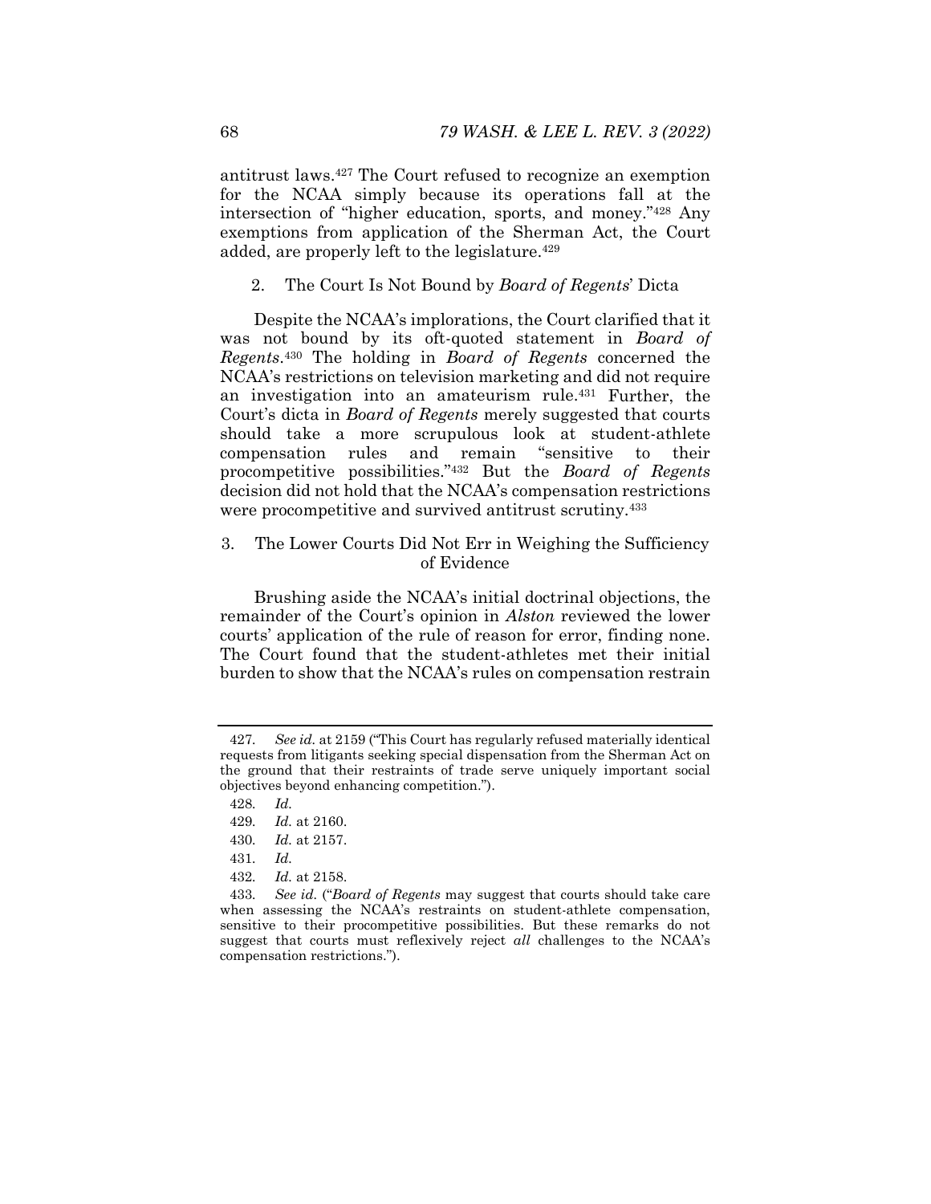antitrust laws.[427] The Court refused to recognize an exemption for the NCAA simply because its operations fall at the intersection of "higher education, sports, and money."[428] Any exemptions from application of the Sherman Act, the Court added, are properly left to the legislature.[429]

### 2. The Court Is Not Bound by *Board of Regents*' Dicta

Despite the NCAA's implorations, the Court clarified that it was not bound by its oft-quoted statement in *Board of Regents*.[430] The holding in *Board of Regents* concerned the NCAA's restrictions on television marketing and did not require an investigation into an amateurism rule.[431] Further, the Court's dicta in *Board of Regents* merely suggested that courts should take a more scrupulous look at student-athlete compensation rules and remain "sensitive to their procompetitive possibilities."[432] But the *Board of Regents* decision did not hold that the NCAA's compensation restrictions were procompetitive and survived antitrust scrutiny.[433]

### 3. The Lower Courts Did Not Err in Weighing the Sufficiency of Evidence

Brushing aside the NCAA's initial doctrinal objections, the remainder of the Court's opinion in *Alston* reviewed the lower courts' application of the rule of reason for error, finding none. The Court found that the student-athletes met their initial burden to show that the NCAA's rules on compensation restrain

---

427. *See id.* at 2159 ("This Court has regularly refused materially identical requests from litigants seeking special dispensation from the Sherman Act on the ground that their restraints of trade serve uniquely important social objectives beyond enhancing competition.").

428. *Id.*

429. *Id.* at 2160.

430. *Id.* at 2157.

431. *Id.*

432. *Id.* at 2158.

433. *See id.* ("*Board of Regents* may suggest that courts should take care when assessing the NCAA's restraints on student-athlete compensation, sensitive to their procompetitive possibilities. But these remarks do not suggest that courts must reflexively reject *all* challenges to the NCAA's compensation restrictions.").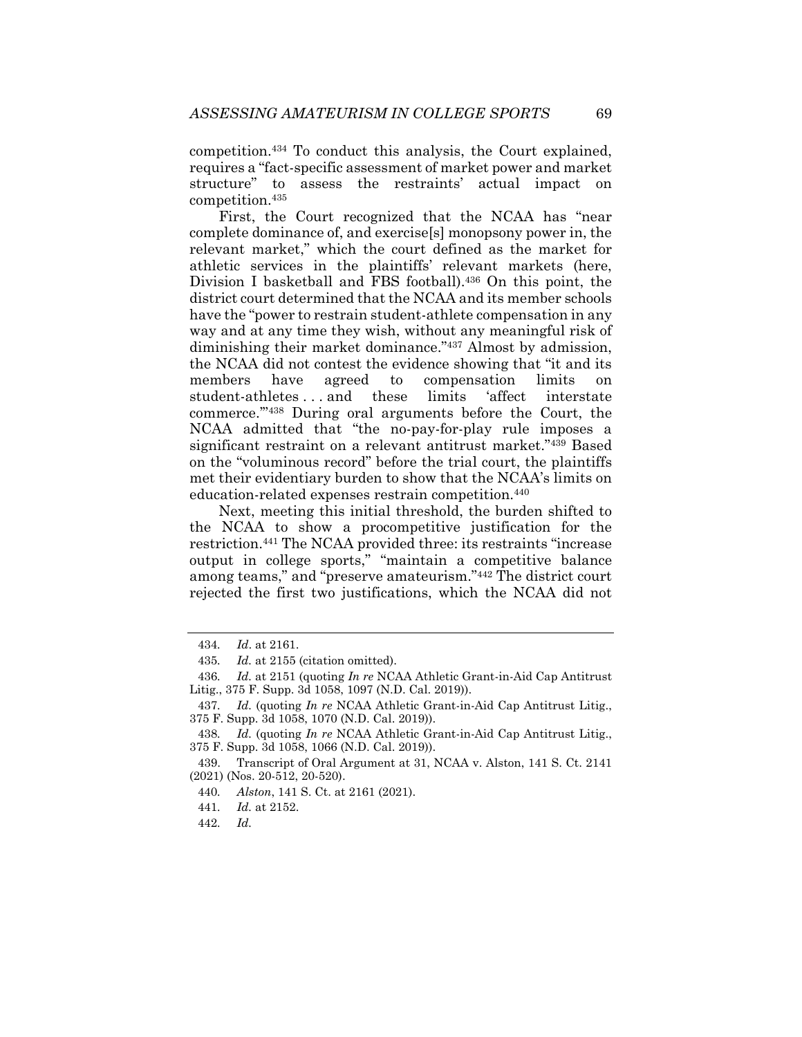competition.[434] To conduct this analysis, the Court explained, requires a "fact-specific assessment of market power and market structure" to assess the restraints' actual impact on competition.[435]

First, the Court recognized that the NCAA has "near complete dominance of, and exercise[s] monopsony power in, the relevant market," which the court defined as the market for athletic services in the plaintiffs' relevant markets (here, Division I basketball and FBS football).[436] On this point, the district court determined that the NCAA and its member schools have the "power to restrain student-athlete compensation in any way and at any time they wish, without any meaningful risk of diminishing their market dominance."[437] Almost by admission, the NCAA did not contest the evidence showing that "it and its members have agreed to compensation limits on student-athletes . . . and these limits 'affect interstate commerce.'"[438] During oral arguments before the Court, the NCAA admitted that "the no-pay-for-play rule imposes a significant restraint on a relevant antitrust market."[439] Based on the "voluminous record" before the trial court, the plaintiffs met their evidentiary burden to show that the NCAA's limits on education-related expenses restrain competition.[440]

Next, meeting this initial threshold, the burden shifted to the NCAA to show a procompetitive justification for the restriction.[441] The NCAA provided three: its restraints "increase output in college sports," "maintain a competitive balance among teams," and "preserve amateurism."[442] The district court rejected the first two justifications, which the NCAA did not

---

434. *Id*. at 2161.

435. *Id.* at 2155 (citation omitted).

436. *Id.* at 2151 (quoting *In re* NCAA Athletic Grant-in-Aid Cap Antitrust Litig., 375 F. Supp. 3d 1058, 1097 (N.D. Cal. 2019)).

437. *Id.* (quoting *In re* NCAA Athletic Grant-in-Aid Cap Antitrust Litig., 375 F. Supp. 3d 1058, 1070 (N.D. Cal. 2019)).

438. *Id.* (quoting *In re* NCAA Athletic Grant-in-Aid Cap Antitrust Litig., 375 F. Supp. 3d 1058, 1066 (N.D. Cal. 2019)).

439. Transcript of Oral Argument at 31, NCAA v. Alston, 141 S. Ct. 2141 (2021) (Nos. 20-512, 20-520).

440. *Alston*, 141 S. Ct. at 2161 (2021).

441. *Id.* at 2152.

442. *Id.*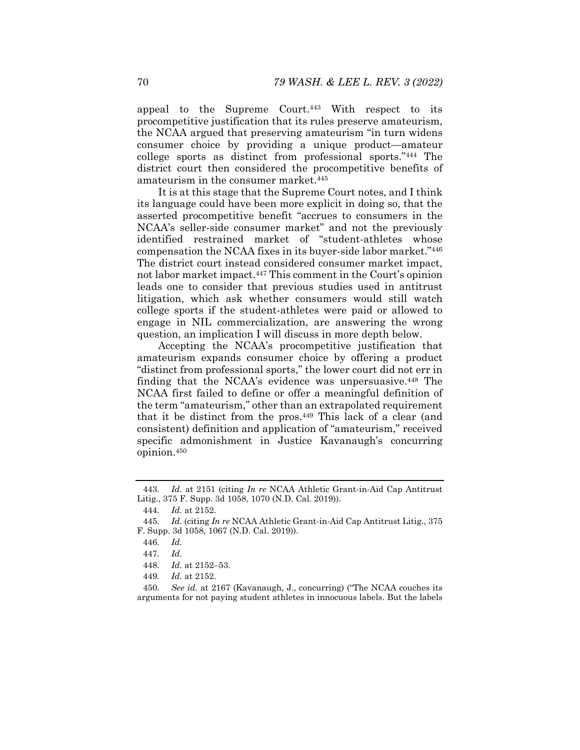appeal to the Supreme Court.[443] With respect to its procompetitive justification that its rules preserve amateurism, the NCAA argued that preserving amateurism "in turn widens consumer choice by providing a unique product—amateur college sports as distinct from professional sports."[444] The district court then considered the procompetitive benefits of amateurism in the consumer market.[445]

It is at this stage that the Supreme Court notes, and I think its language could have been more explicit in doing so, that the asserted procompetitive benefit "accrues to consumers in the NCAA's seller-side consumer market" and not the previously identified restrained market of "student-athletes whose compensation the NCAA fixes in its buyer-side labor market."[446] The district court instead considered consumer market impact, not labor market impact.[447] This comment in the Court's opinion leads one to consider that previous studies used in antitrust litigation, which ask whether consumers would still watch college sports if the student-athletes were paid or allowed to engage in NIL commercialization, are answering the wrong question, an implication I will discuss in more depth below.

Accepting the NCAA's procompetitive justification that amateurism expands consumer choice by offering a product "distinct from professional sports," the lower court did not err in finding that the NCAA's evidence was unpersuasive.[448] The NCAA first failed to define or offer a meaningful definition of the term "amateurism," other than an extrapolated requirement that it be distinct from the pros.[449] This lack of a clear (and consistent) definition and application of "amateurism," received specific admonishment in Justice Kavanaugh's concurring opinion.[450]

---

443. *Id.* at 2151 (citing *In re* NCAA Athletic Grant-in-Aid Cap Antitrust Litig., 375 F. Supp. 3d 1058, 1070 (N.D. Cal. 2019)).

444. *Id.* at 2152.

445. *Id.* (citing *In re* NCAA Athletic Grant-in-Aid Cap Antitrust Litig., 375 F. Supp. 3d 1058, 1067 (N.D. Cal. 2019)).

446. *Id.*

447. *Id.*

448. *Id.* at 2152–53.

449. *Id.* at 2152.

450. *See id.* at 2167 (Kavanaugh, J., concurring) ("The NCAA couches its arguments for not paying student athletes in innocuous labels. But the labels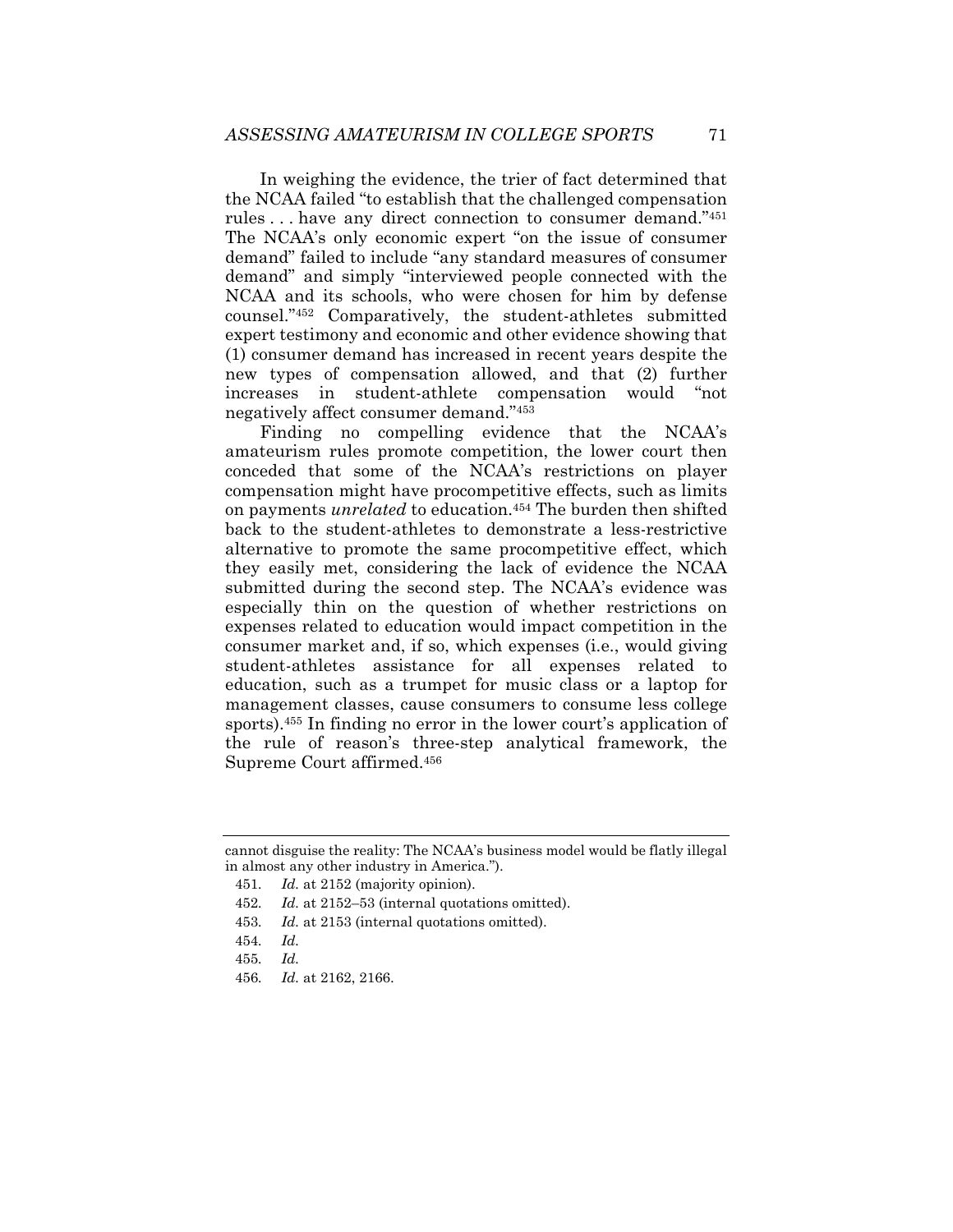In weighing the evidence, the trier of fact determined that the NCAA failed "to establish that the challenged compensation rules . . . have any direct connection to consumer demand."[451] The NCAA's only economic expert "on the issue of consumer demand" failed to include "any standard measures of consumer demand" and simply "interviewed people connected with the NCAA and its schools, who were chosen for him by defense counsel."[452] Comparatively, the student-athletes submitted expert testimony and economic and other evidence showing that (1) consumer demand has increased in recent years despite the new types of compensation allowed, and that (2) further increases in student-athlete compensation would "not negatively affect consumer demand."[453]

Finding no compelling evidence that the NCAA's amateurism rules promote competition, the lower court then conceded that some of the NCAA's restrictions on player compensation might have procompetitive effects, such as limits on payments *unrelated* to education.[454] The burden then shifted back to the student-athletes to demonstrate a less-restrictive alternative to promote the same procompetitive effect, which they easily met, considering the lack of evidence the NCAA submitted during the second step. The NCAA's evidence was especially thin on the question of whether restrictions on expenses related to education would impact competition in the consumer market and, if so, which expenses (i.e., would giving student-athletes assistance for all expenses related to education, such as a trumpet for music class or a laptop for management classes, cause consumers to consume less college sports).[455] In finding no error in the lower court's application of the rule of reason's three-step analytical framework, the Supreme Court affirmed.[456]

---

cannot disguise the reality: The NCAA's business model would be flatly illegal in almost any other industry in America.").

451. *Id.* at 2152 (majority opinion).

452. *Id.* at 2152–53 (internal quotations omitted).

453. *Id.* at 2153 (internal quotations omitted).

454. *Id.*

455. *Id.*

456. *Id.* at 2162, 2166.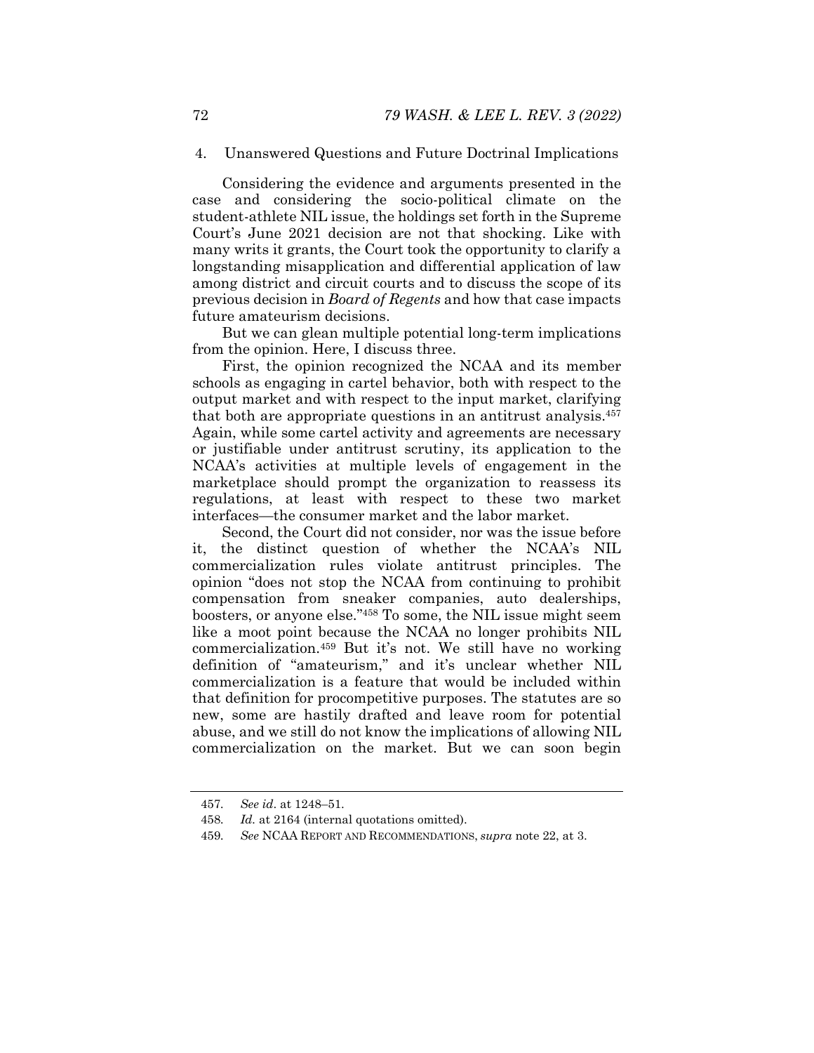#### 4. Unanswered Questions and Future Doctrinal Implications

Considering the evidence and arguments presented in the case and considering the socio-political climate on the student-athlete NIL issue, the holdings set forth in the Supreme Court's June 2021 decision are not that shocking. Like with many writs it grants, the Court took the opportunity to clarify a longstanding misapplication and differential application of law among district and circuit courts and to discuss the scope of its previous decision in *Board of Regents* and how that case impacts future amateurism decisions.

But we can glean multiple potential long-term implications from the opinion. Here, I discuss three.

First, the opinion recognized the NCAA and its member schools as engaging in cartel behavior, both with respect to the output market and with respect to the input market, clarifying that both are appropriate questions in an antitrust analysis.[457] Again, while some cartel activity and agreements are necessary or justifiable under antitrust scrutiny, its application to the NCAA's activities at multiple levels of engagement in the marketplace should prompt the organization to reassess its regulations, at least with respect to these two market interfaces—the consumer market and the labor market.

Second, the Court did not consider, nor was the issue before it, the distinct question of whether the NCAA's NIL commercialization rules violate antitrust principles. The opinion "does not stop the NCAA from continuing to prohibit compensation from sneaker companies, auto dealerships, boosters, or anyone else."[458] To some, the NIL issue might seem like a moot point because the NCAA no longer prohibits NIL commercialization.[459] But it's not. We still have no working definition of "amateurism," and it's unclear whether NIL commercialization is a feature that would be included within that definition for procompetitive purposes. The statutes are so new, some are hastily drafted and leave room for potential abuse, and we still do not know the implications of allowing NIL commercialization on the market. But we can soon begin

---

457. *See id*. at 1248–51.

458. *Id.* at 2164 (internal quotations omitted).

459. *See* NCAA REPORT AND RECOMMENDATIONS, *supra* note 22, at 3.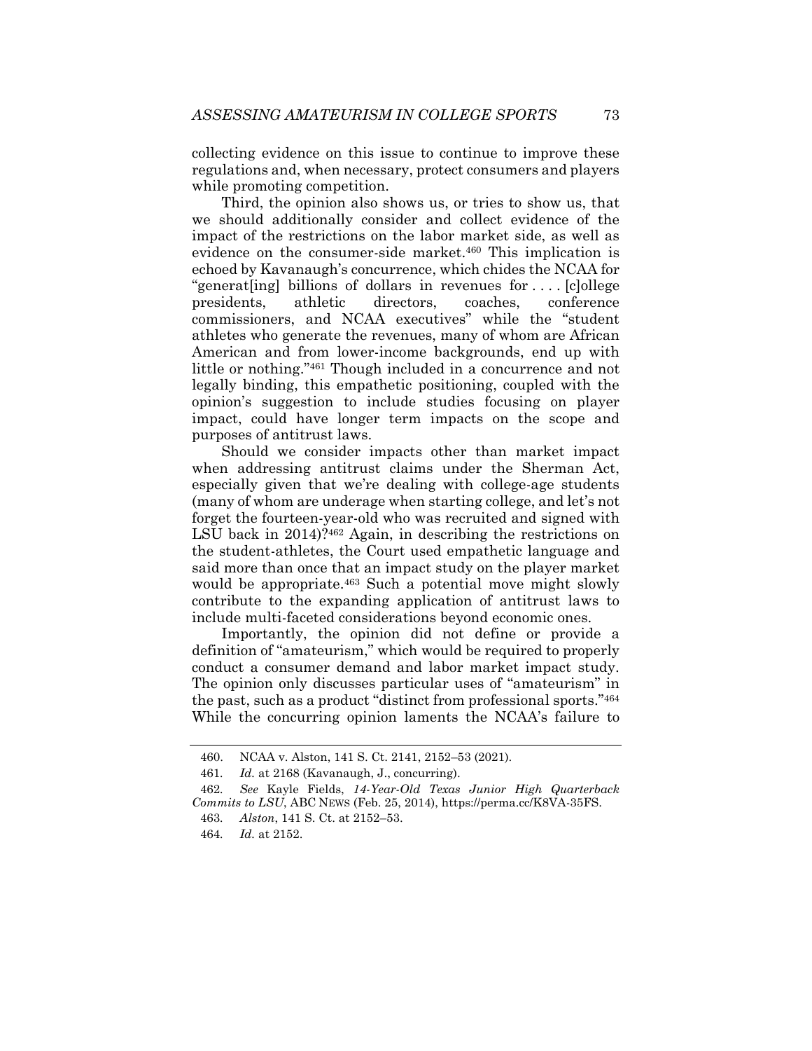collecting evidence on this issue to continue to improve these regulations and, when necessary, protect consumers and players while promoting competition.

Third, the opinion also shows us, or tries to show us, that we should additionally consider and collect evidence of the impact of the restrictions on the labor market side, as well as evidence on the consumer-side market.[460] This implication is echoed by Kavanaugh's concurrence, which chides the NCAA for "generat[ing] billions of dollars in revenues for . . . . [c]ollege presidents, athletic directors, coaches, conference commissioners, and NCAA executives" while the "student athletes who generate the revenues, many of whom are African American and from lower-income backgrounds, end up with little or nothing."[461] Though included in a concurrence and not legally binding, this empathetic positioning, coupled with the opinion's suggestion to include studies focusing on player impact, could have longer term impacts on the scope and purposes of antitrust laws.

Should we consider impacts other than market impact when addressing antitrust claims under the Sherman Act, especially given that we're dealing with college-age students (many of whom are underage when starting college, and let's not forget the fourteen-year-old who was recruited and signed with LSU back in 2014)?[462] Again, in describing the restrictions on the student-athletes, the Court used empathetic language and said more than once that an impact study on the player market would be appropriate.[463] Such a potential move might slowly contribute to the expanding application of antitrust laws to include multi-faceted considerations beyond economic ones.

Importantly, the opinion did not define or provide a definition of "amateurism," which would be required to properly conduct a consumer demand and labor market impact study. The opinion only discusses particular uses of "amateurism" in the past, such as a product "distinct from professional sports."[464] While the concurring opinion laments the NCAA's failure to

---

460. NCAA v. Alston, 141 S. Ct. 2141, 2152–53 (2021).

461. *Id.* at 2168 (Kavanaugh, J., concurring).

462. *See* Kayle Fields, *14-Year-Old Texas Junior High Quarterback Commits to LSU*, ABC NEWS (Feb. 25, 2014), https://perma.cc/K8VA-35FS.

463. *Alston*, 141 S. Ct. at 2152–53.

464. *Id.* at 2152.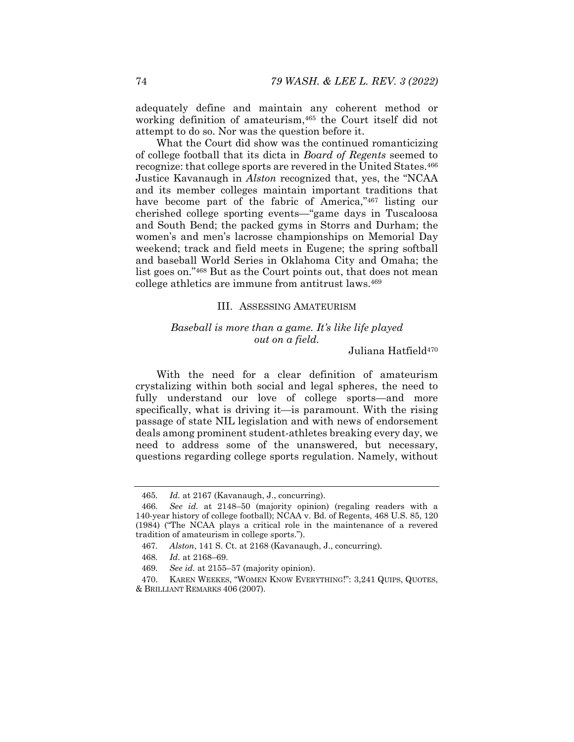adequately define and maintain any coherent method or working definition of amateurism,[465] the Court itself did not attempt to do so. Nor was the question before it.

What the Court did show was the continued romanticizing of college football that its dicta in *Board of Regents* seemed to recognize: that college sports are revered in the United States.[466] Justice Kavanaugh in *Alston* recognized that, yes, the "NCAA and its member colleges maintain important traditions that have become part of the fabric of America,"[467] listing our cherished college sporting events—"game days in Tuscaloosa and South Bend; the packed gyms in Storrs and Durham; the women's and men's lacrosse championships on Memorial Day weekend; track and field meets in Eugene; the spring softball and baseball World Series in Oklahoma City and Omaha; the list goes on."[468] But as the Court points out, that does not mean college athletics are immune from antitrust laws.[469]

## III. ASSESSING AMATEURISM

*Baseball is more than a game. It's like life played out on a field.*

Juliana Hatfield[470]

With the need for a clear definition of amateurism crystalizing within both social and legal spheres, the need to fully understand our love of college sports—and more specifically, what is driving it—is paramount. With the rising passage of state NIL legislation and with news of endorsement deals among prominent student-athletes breaking every day, we need to address some of the unanswered, but necessary, questions regarding college sports regulation. Namely, without

---

465. *Id.* at 2167 (Kavanaugh, J., concurring).

466. *See id.* at 2148–50 (majority opinion) (regaling readers with a 140-year history of college football); NCAA v. Bd. of Regents, 468 U.S. 85, 120 (1984) ("The NCAA plays a critical role in the maintenance of a revered tradition of amateurism in college sports.").

467. *Alston*, 141 S. Ct. at 2168 (Kavanaugh, J., concurring).

468. *Id.* at 2168–69.

469. *See id.* at 2155–57 (majority opinion).

470. KAREN WEEKES, "WOMEN KNOW EVERYTHING!": 3,241 QUIPS, QUOTES, & BRILLIANT REMARKS 406 (2007).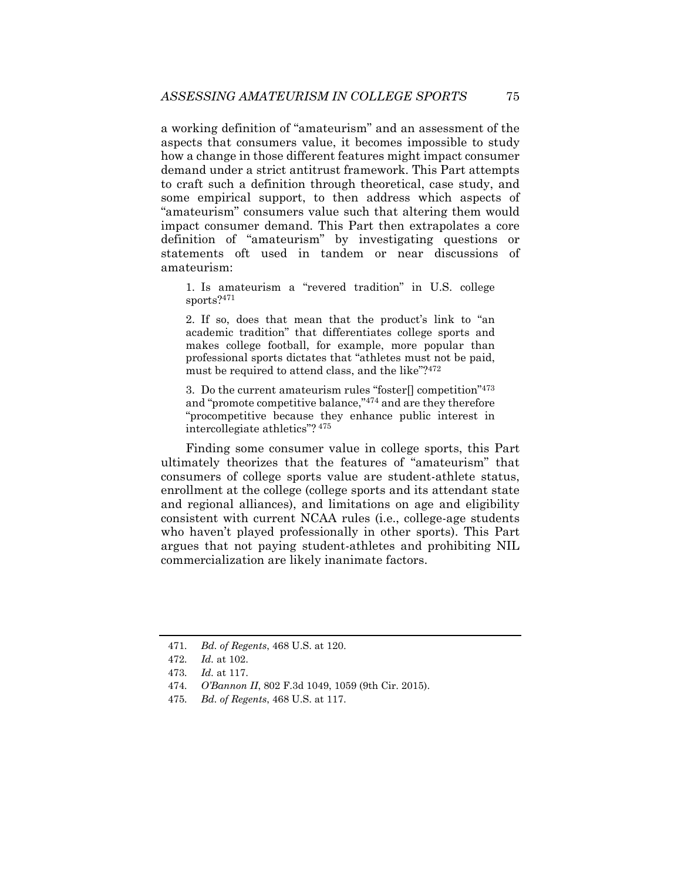a working definition of "amateurism" and an assessment of the aspects that consumers value, it becomes impossible to study how a change in those different features might impact consumer demand under a strict antitrust framework. This Part attempts to craft such a definition through theoretical, case study, and some empirical support, to then address which aspects of "amateurism" consumers value such that altering them would impact consumer demand. This Part then extrapolates a core definition of "amateurism" by investigating questions or statements oft used in tandem or near discussions of amateurism:

> 1. Is amateurism a "revered tradition" in U.S. college sports?[471]
>
> 2. If so, does that mean that the product's link to "an academic tradition" that differentiates college sports and makes college football, for example, more popular than professional sports dictates that "athletes must not be paid, must be required to attend class, and the like"?[472]
>
> 3. Do the current amateurism rules "foster[] competition"[473] and "promote competitive balance,"[474] and are they therefore "procompetitive because they enhance public interest in intercollegiate athletics"?[475]

Finding some consumer value in college sports, this Part ultimately theorizes that the features of "amateurism" that consumers of college sports value are student-athlete status, enrollment at the college (college sports and its attendant state and regional alliances), and limitations on age and eligibility consistent with current NCAA rules (i.e., college-age students who haven't played professionally in other sports). This Part argues that not paying student-athletes and prohibiting NIL commercialization are likely inanimate factors.

---

471. *Bd. of Regents*, 468 U.S. at 120.

472. *Id.* at 102.

473. *Id.* at 117.

474. *O'Bannon II*, 802 F.3d 1049, 1059 (9th Cir. 2015).

475. *Bd. of Regents*, 468 U.S. at 117.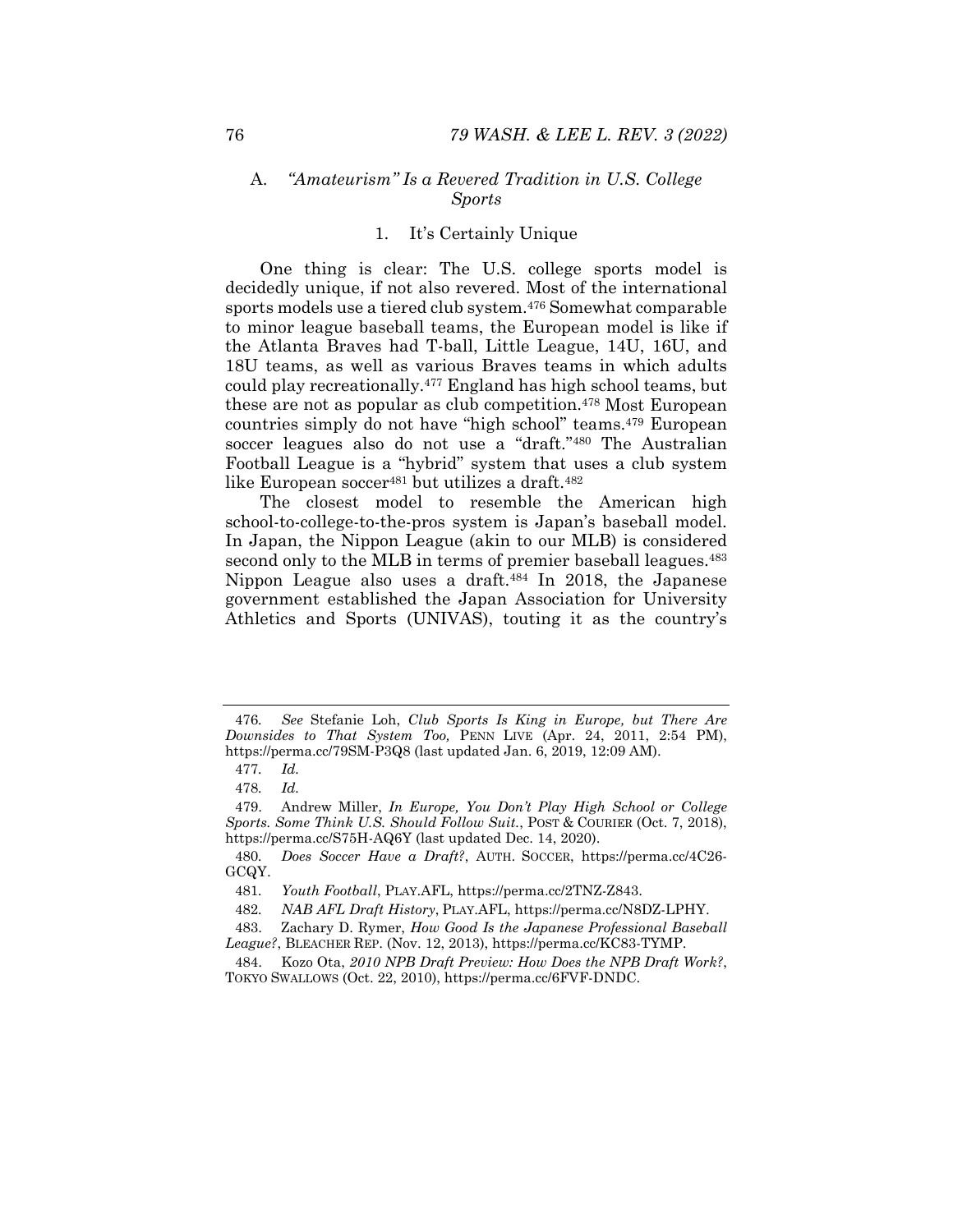### A. *"Amateurism" Is a Revered Tradition in U.S. College Sports*

#### 1. It's Certainly Unique

One thing is clear: The U.S. college sports model is decidedly unique, if not also revered. Most of the international sports models use a tiered club system.[476] Somewhat comparable to minor league baseball teams, the European model is like if the Atlanta Braves had T-ball, Little League, 14U, 16U, and 18U teams, as well as various Braves teams in which adults could play recreationally.[477] England has high school teams, but these are not as popular as club competition.[478] Most European countries simply do not have "high school" teams.[479] European soccer leagues also do not use a "draft."[480] The Australian Football League is a "hybrid" system that uses a club system like European soccer[481] but utilizes a draft.[482]

The closest model to resemble the American high school-to-college-to-the-pros system is Japan's baseball model. In Japan, the Nippon League (akin to our MLB) is considered second only to the MLB in terms of premier baseball leagues.[483] Nippon League also uses a draft.[484] In 2018, the Japanese government established the Japan Association for University Athletics and Sports (UNIVAS), touting it as the country's

---

476. *See* Stefanie Loh, *Club Sports Is King in Europe, but There Are Downsides to That System Too,* PENN LIVE (Apr. 24, 2011, 2:54 PM), https://perma.cc/79SM-P3Q8 (last updated Jan. 6, 2019, 12:09 AM).

477. *Id.*

478. *Id.*

479. Andrew Miller, *In Europe, You Don't Play High School or College Sports. Some Think U.S. Should Follow Suit.*, POST & COURIER (Oct. 7, 2018), https://perma.cc/S75H-AQ6Y (last updated Dec. 14, 2020).

480. *Does Soccer Have a Draft?*, AUTH. SOCCER, https://perma.cc/4C26-GCQY.

481. *Youth Football*, PLAY.AFL, https://perma.cc/2TNZ-Z843.

482. *NAB AFL Draft History*, PLAY.AFL, https://perma.cc/N8DZ-LPHY.

483. Zachary D. Rymer, *How Good Is the Japanese Professional Baseball League?*, BLEACHER REP. (Nov. 12, 2013), https://perma.cc/KC83-TYMP.

484. Kozo Ota, *2010 NPB Draft Preview: How Does the NPB Draft Work?*, TOKYO SWALLOWS (Oct. 22, 2010), https://perma.cc/6FVF-DNDC.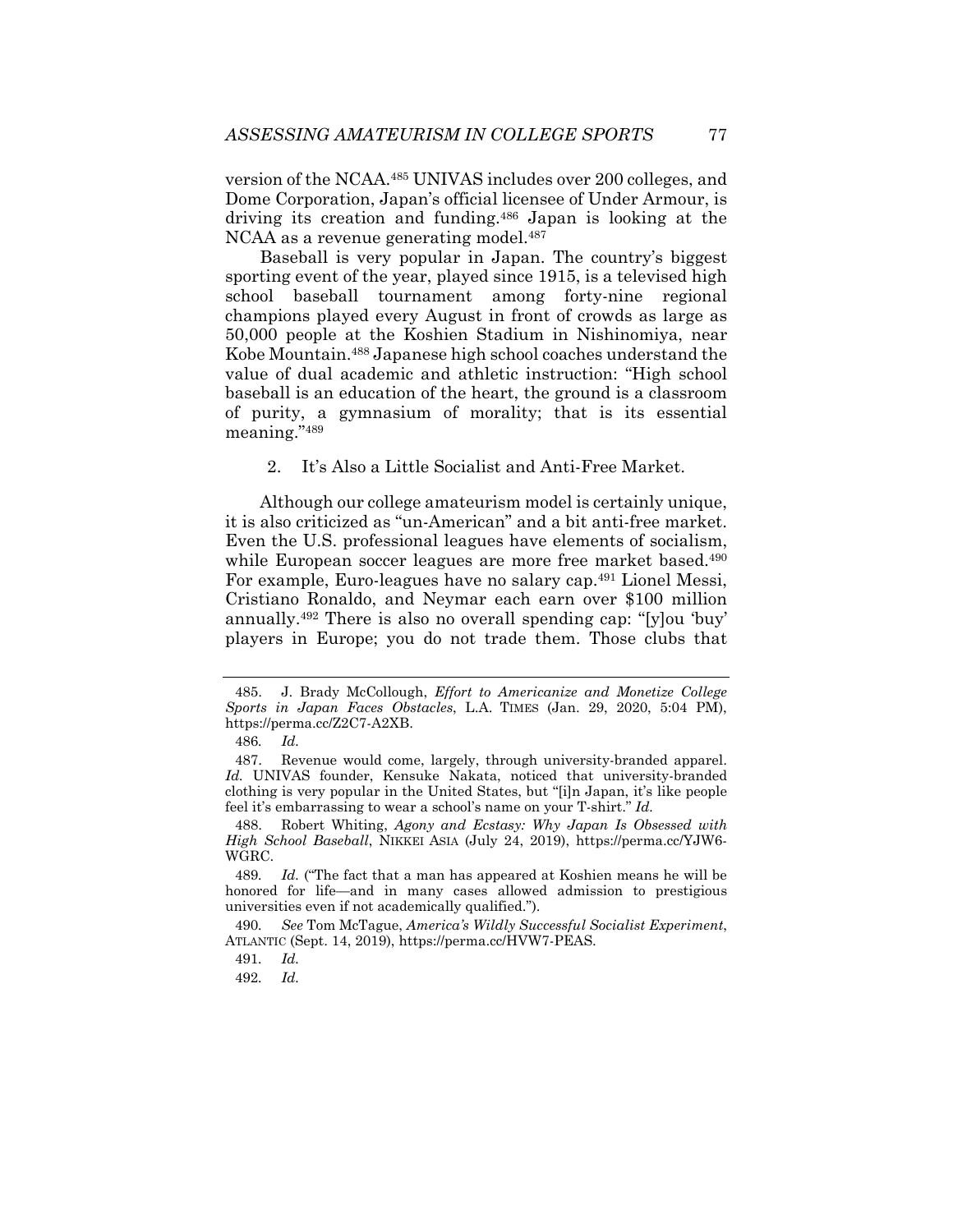version of the NCAA.[485] UNIVAS includes over 200 colleges, and Dome Corporation, Japan's official licensee of Under Armour, is driving its creation and funding.[486] Japan is looking at the NCAA as a revenue generating model.[487]

Baseball is very popular in Japan. The country's biggest sporting event of the year, played since 1915, is a televised high school baseball tournament among forty-nine regional champions played every August in front of crowds as large as 50,000 people at the Koshien Stadium in Nishinomiya, near Kobe Mountain.[488] Japanese high school coaches understand the value of dual academic and athletic instruction: "High school baseball is an education of the heart, the ground is a classroom of purity, a gymnasium of morality; that is its essential meaning."[489]

2. It's Also a Little Socialist and Anti-Free Market.

Although our college amateurism model is certainly unique, it is also criticized as "un-American" and a bit anti-free market. Even the U.S. professional leagues have elements of socialism, while European soccer leagues are more free market based.[490] For example, Euro-leagues have no salary cap.[491] Lionel Messi, Cristiano Ronaldo, and Neymar each earn over $100 million annually.[492] There is also no overall spending cap: "[y]ou 'buy' players in Europe; you do not trade them. Those clubs that

---

485. J. Brady McCollough, *Effort to Americanize and Monetize College Sports in Japan Faces Obstacles*, L.A. TIMES (Jan. 29, 2020, 5:04 PM), https://perma.cc/Z2C7-A2XB.

486. *Id.*

487. Revenue would come, largely, through university-branded apparel. *Id.* UNIVAS founder, Kensuke Nakata, noticed that university-branded clothing is very popular in the United States, but "[i]n Japan, it's like people feel it's embarrassing to wear a school's name on your T-shirt." *Id.*

488. Robert Whiting, *Agony and Ecstasy: Why Japan Is Obsessed with High School Baseball*, NIKKEI ASIA (July 24, 2019), https://perma.cc/YJW6-WGRC.

489. *Id.* ("The fact that a man has appeared at Koshien means he will be honored for life—and in many cases allowed admission to prestigious universities even if not academically qualified.").

490. *See* Tom McTague, *America's Wildly Successful Socialist Experiment*, ATLANTIC (Sept. 14, 2019), https://perma.cc/HVW7-PEAS.

491. *Id.*

492. *Id.*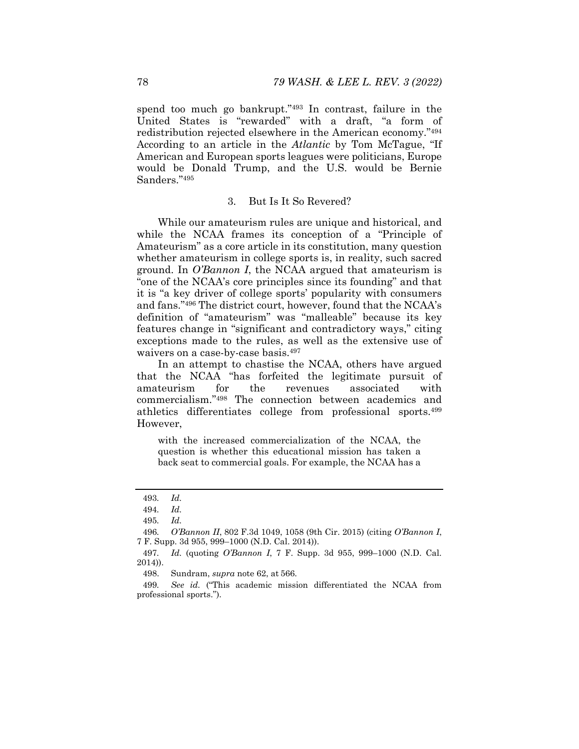spend too much go bankrupt."[493] In contrast, failure in the United States is "rewarded" with a draft, "a form of redistribution rejected elsewhere in the American economy."[494] According to an article in the *Atlantic* by Tom McTague, "If American and European sports leagues were politicians, Europe would be Donald Trump, and the U.S. would be Bernie Sanders."[495]

### 3. But Is It So Revered?

While our amateurism rules are unique and historical, and while the NCAA frames its conception of a "Principle of Amateurism" as a core article in its constitution, many question whether amateurism in college sports is, in reality, such sacred ground. In *O'Bannon I*, the NCAA argued that amateurism is "one of the NCAA's core principles since its founding" and that it is "a key driver of college sports' popularity with consumers and fans."[496] The district court, however, found that the NCAA's definition of "amateurism" was "malleable" because its key features change in "significant and contradictory ways," citing exceptions made to the rules, as well as the extensive use of waivers on a case-by-case basis.[497]

In an attempt to chastise the NCAA, others have argued that the NCAA "has forfeited the legitimate pursuit of amateurism for the revenues associated with commercialism."[498] The connection between academics and athletics differentiates college from professional sports.[499] However,

> with the increased commercialization of the NCAA, the question is whether this educational mission has taken a back seat to commercial goals. For example, the NCAA has a

---

493. *Id.*

494. *Id.*

495. *Id.*

496. *O'Bannon II*, 802 F.3d 1049, 1058 (9th Cir. 2015) (citing *O'Bannon I*, 7 F. Supp. 3d 955, 999–1000 (N.D. Cal. 2014)).

497. *Id.* (quoting *O'Bannon I*, 7 F. Supp. 3d 955, 999–1000 (N.D. Cal. 2014)).

498. Sundram, *supra* note 62, at 566.

499. *See id.* ("This academic mission differentiated the NCAA from professional sports.").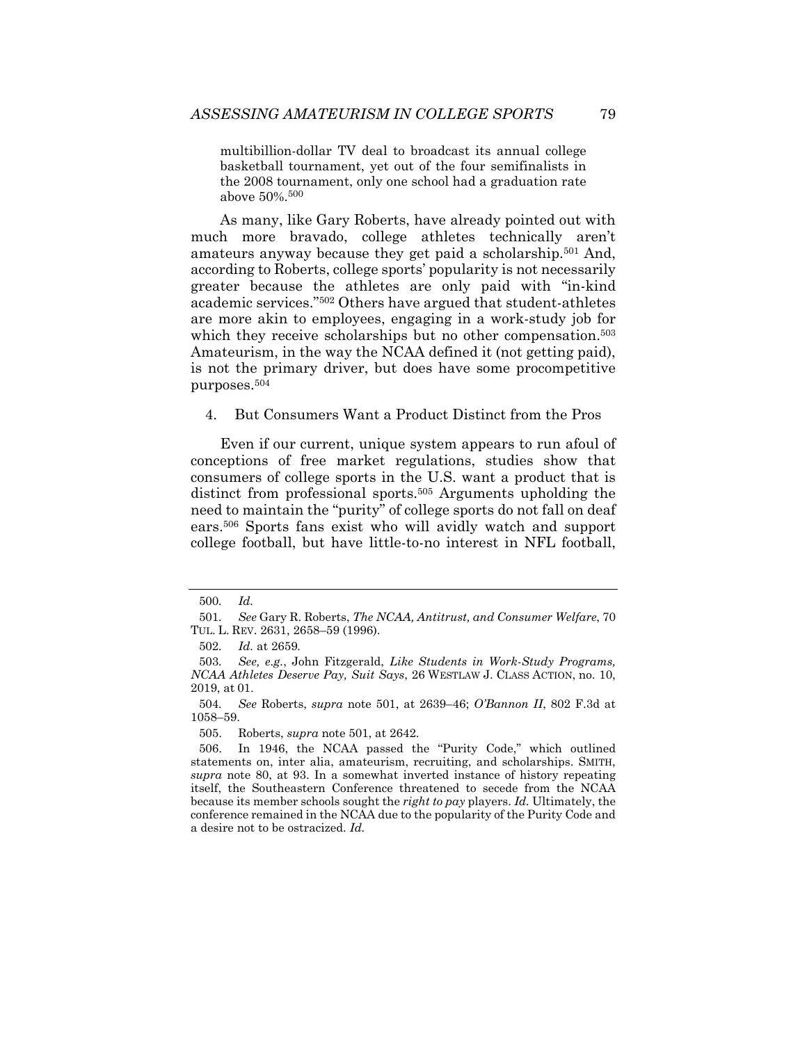multibillion-dollar TV deal to broadcast its annual college basketball tournament, yet out of the four semifinalists in the 2008 tournament, only one school had a graduation rate above 50%.[500]

As many, like Gary Roberts, have already pointed out with much more bravado, college athletes technically aren't amateurs anyway because they get paid a scholarship.[501] And, according to Roberts, college sports' popularity is not necessarily greater because the athletes are only paid with "in-kind academic services."[502] Others have argued that student-athletes are more akin to employees, engaging in a work-study job for which they receive scholarships but no other compensation.[503] Amateurism, in the way the NCAA defined it (not getting paid), is not the primary driver, but does have some procompetitive purposes.[504]

4. But Consumers Want a Product Distinct from the Pros

Even if our current, unique system appears to run afoul of conceptions of free market regulations, studies show that consumers of college sports in the U.S. want a product that is distinct from professional sports.[505] Arguments upholding the need to maintain the "purity" of college sports do not fall on deaf ears.[506] Sports fans exist who will avidly watch and support college football, but have little-to-no interest in NFL football,

---

500. *Id.*

501. *See* Gary R. Roberts, *The NCAA, Antitrust, and Consumer Welfare*, 70 TUL. L. REV. 2631, 2658–59 (1996).

502. *Id.* at 2659.

503. *See, e.g.*, John Fitzgerald, *Like Students in Work-Study Programs, NCAA Athletes Deserve Pay, Suit Says*, 26 WESTLAW J. CLASS ACTION, no. 10, 2019, at 01.

504. *See* Roberts, *supra* note 501, at 2639–46; *O'Bannon II*, 802 F.3d at 1058–59.

505. Roberts, *supra* note 501, at 2642.

506. In 1946, the NCAA passed the "Purity Code," which outlined statements on, inter alia, amateurism, recruiting, and scholarships. SMITH, *supra* note 80, at 93. In a somewhat inverted instance of history repeating itself, the Southeastern Conference threatened to secede from the NCAA because its member schools sought the *right to pay* players. *Id.* Ultimately, the conference remained in the NCAA due to the popularity of the Purity Code and a desire not to be ostracized. *Id.*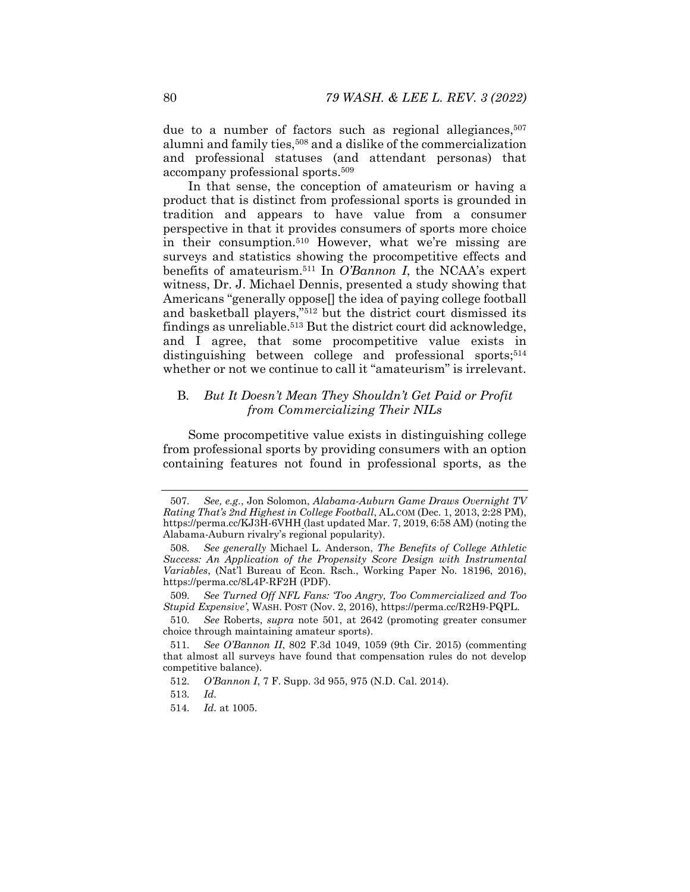due to a number of factors such as regional allegiances,[507] alumni and family ties,[508] and a dislike of the commercialization and professional statuses (and attendant personas) that accompany professional sports.[509]

In that sense, the conception of amateurism or having a product that is distinct from professional sports is grounded in tradition and appears to have value from a consumer perspective in that it provides consumers of sports more choice in their consumption.[510] However, what we're missing are surveys and statistics showing the procompetitive effects and benefits of amateurism.[511] In *O'Bannon I*, the NCAA's expert witness, Dr. J. Michael Dennis, presented a study showing that Americans "generally oppose[] the idea of paying college football and basketball players,"[512] but the district court dismissed its findings as unreliable.[513] But the district court did acknowledge, and I agree, that some procompetitive value exists in distinguishing between college and professional sports;[514] whether or not we continue to call it "amateurism" is irrelevant.

### B. *But It Doesn't Mean They Shouldn't Get Paid or Profit from Commercializing Their NILs*

Some procompetitive value exists in distinguishing college from professional sports by providing consumers with an option containing features not found in professional sports, as the

---

507. *See, e.g.*, Jon Solomon, *Alabama-Auburn Game Draws Overnight TV Rating That's 2nd Highest in College Football*, AL.COM (Dec. 1, 2013, 2:28 PM), https://perma.cc/KJ3H-6VHH (last updated Mar. 7, 2019, 6:58 AM) (noting the Alabama-Auburn rivalry's regional popularity).

508. *See generally* Michael L. Anderson, *The Benefits of College Athletic Success: An Application of the Propensity Score Design with Instrumental Variables*, (Nat'l Bureau of Econ. Rsch., Working Paper No. 18196, 2016), https://perma.cc/8L4P-RF2H (PDF).

509. *See Turned Off NFL Fans: 'Too Angry, Too Commercialized and Too Stupid Expensive'*, WASH. POST (Nov. 2, 2016), https://perma.cc/R2H9-PQPL.

510. *See* Roberts, *supra* note 501, at 2642 (promoting greater consumer choice through maintaining amateur sports).

511. *See O'Bannon II*, 802 F.3d 1049, 1059 (9th Cir. 2015) (commenting that almost all surveys have found that compensation rules do not develop competitive balance).

512. *O'Bannon I*, 7 F. Supp. 3d 955, 975 (N.D. Cal. 2014).

513. *Id.*

514. *Id.* at 1005.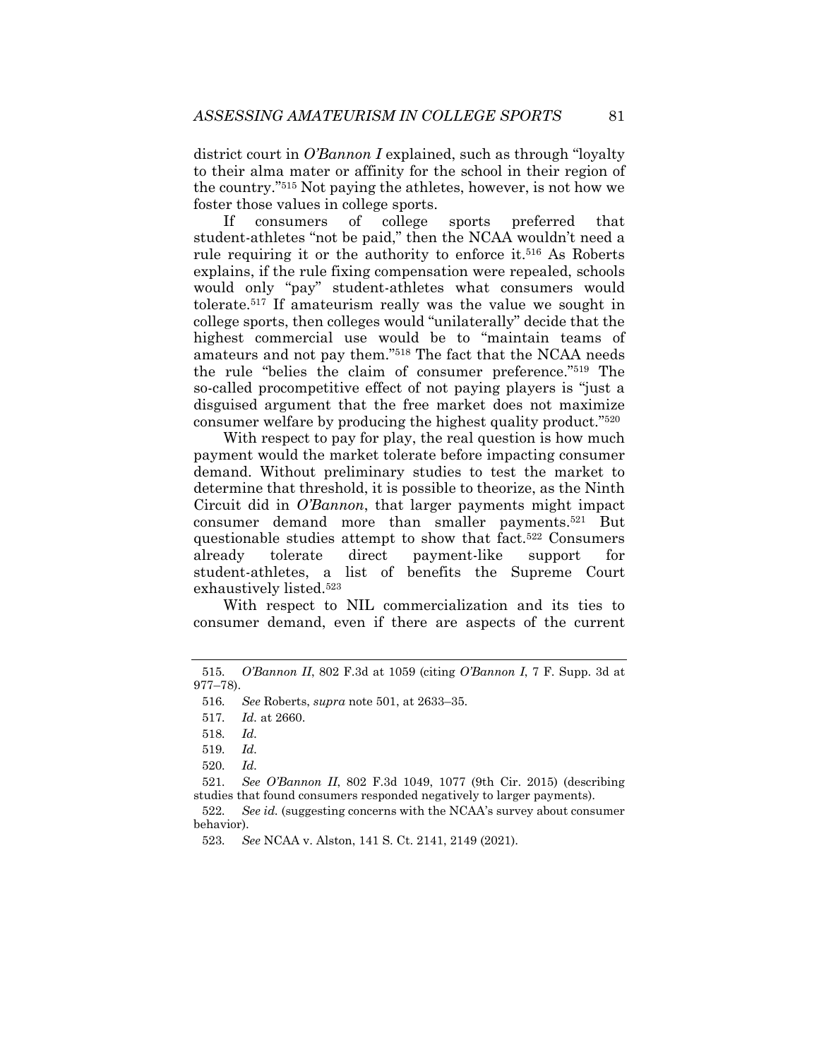district court in *O'Bannon I* explained, such as through "loyalty to their alma mater or affinity for the school in their region of the country."[515] Not paying the athletes, however, is not how we foster those values in college sports.

If consumers of college sports preferred that student-athletes "not be paid," then the NCAA wouldn't need a rule requiring it or the authority to enforce it.[516] As Roberts explains, if the rule fixing compensation were repealed, schools would only "pay" student-athletes what consumers would tolerate.[517] If amateurism really was the value we sought in college sports, then colleges would "unilaterally" decide that the highest commercial use would be to "maintain teams of amateurs and not pay them."[518] The fact that the NCAA needs the rule "belies the claim of consumer preference."[519] The so-called procompetitive effect of not paying players is "just a disguised argument that the free market does not maximize consumer welfare by producing the highest quality product."[520]

With respect to pay for play, the real question is how much payment would the market tolerate before impacting consumer demand. Without preliminary studies to test the market to determine that threshold, it is possible to theorize, as the Ninth Circuit did in *O'Bannon*, that larger payments might impact consumer demand more than smaller payments.[521] But questionable studies attempt to show that fact.[522] Consumers already tolerate direct payment-like support for student-athletes, a list of benefits the Supreme Court exhaustively listed.[523]

With respect to NIL commercialization and its ties to consumer demand, even if there are aspects of the current

---

515. *O'Bannon II*, 802 F.3d at 1059 (citing *O'Bannon I*, 7 F. Supp. 3d at 977–78).

516. *See* Roberts, *supra* note 501, at 2633–35.

517. *Id.* at 2660.

518. *Id.*

519. *Id.*

520. *Id.*

521. *See O'Bannon II*, 802 F.3d 1049, 1077 (9th Cir. 2015) (describing studies that found consumers responded negatively to larger payments).

522. *See id.* (suggesting concerns with the NCAA's survey about consumer behavior).

523. *See* NCAA v. Alston, 141 S. Ct. 2141, 2149 (2021).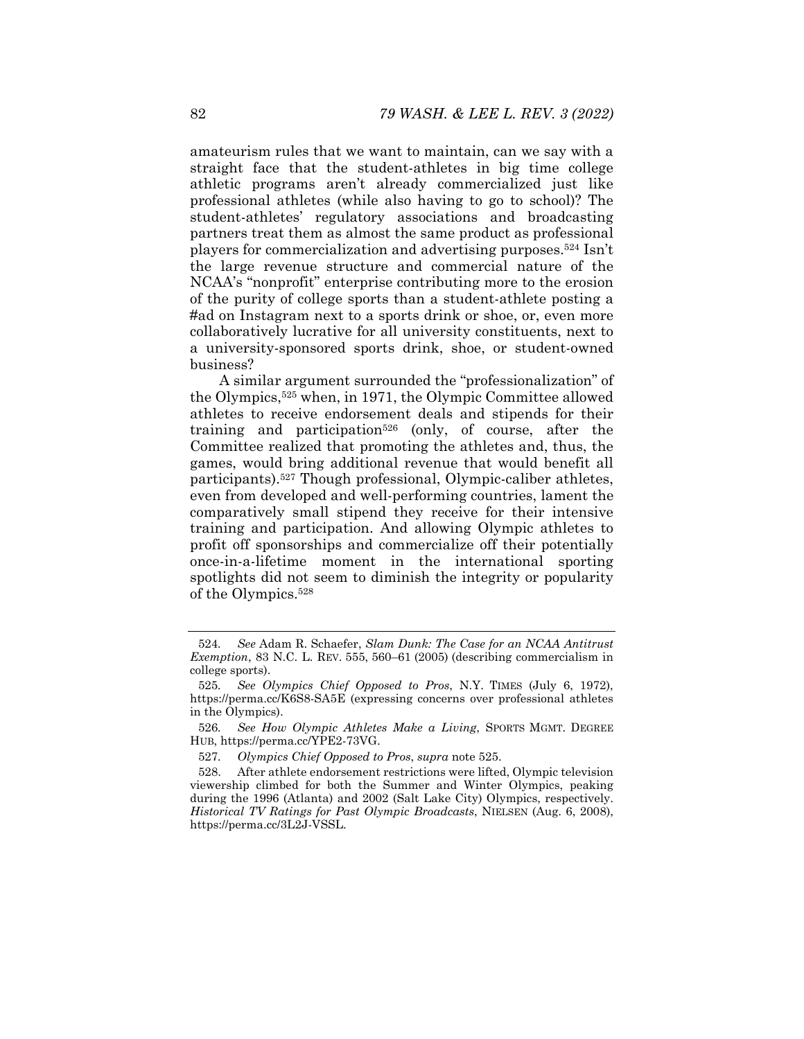amateurism rules that we want to maintain, can we say with a straight face that the student-athletes in big time college athletic programs aren't already commercialized just like professional athletes (while also having to go to school)? The student-athletes' regulatory associations and broadcasting partners treat them as almost the same product as professional players for commercialization and advertising purposes.[524] Isn't the large revenue structure and commercial nature of the NCAA's "nonprofit" enterprise contributing more to the erosion of the purity of college sports than a student-athlete posting a #ad on Instagram next to a sports drink or shoe, or, even more collaboratively lucrative for all university constituents, next to a university-sponsored sports drink, shoe, or student-owned business?

A similar argument surrounded the "professionalization" of the Olympics,[525] when, in 1971, the Olympic Committee allowed athletes to receive endorsement deals and stipends for their training and participation[526] (only, of course, after the Committee realized that promoting the athletes and, thus, the games, would bring additional revenue that would benefit all participants).[527] Though professional, Olympic-caliber athletes, even from developed and well-performing countries, lament the comparatively small stipend they receive for their intensive training and participation. And allowing Olympic athletes to profit off sponsorships and commercialize off their potentially once-in-a-lifetime moment in the international sporting spotlights did not seem to diminish the integrity or popularity of the Olympics.[528]

---

524. *See* Adam R. Schaefer, *Slam Dunk: The Case for an NCAA Antitrust Exemption*, 83 N.C. L. REV. 555, 560–61 (2005) (describing commercialism in college sports).

525. *See Olympics Chief Opposed to Pros*, N.Y. TIMES (July 6, 1972), https://perma.cc/K6S8-SA5E (expressing concerns over professional athletes in the Olympics).

526. *See How Olympic Athletes Make a Living*, SPORTS MGMT. DEGREE HUB, https://perma.cc/YPE2-73VG.

527. *Olympics Chief Opposed to Pros*, *supra* note 525.

528. After athlete endorsement restrictions were lifted, Olympic television viewership climbed for both the Summer and Winter Olympics, peaking during the 1996 (Atlanta) and 2002 (Salt Lake City) Olympics, respectively. *Historical TV Ratings for Past Olympic Broadcasts*, NIELSEN (Aug. 6, 2008), https://perma.cc/3L2J-VSSL.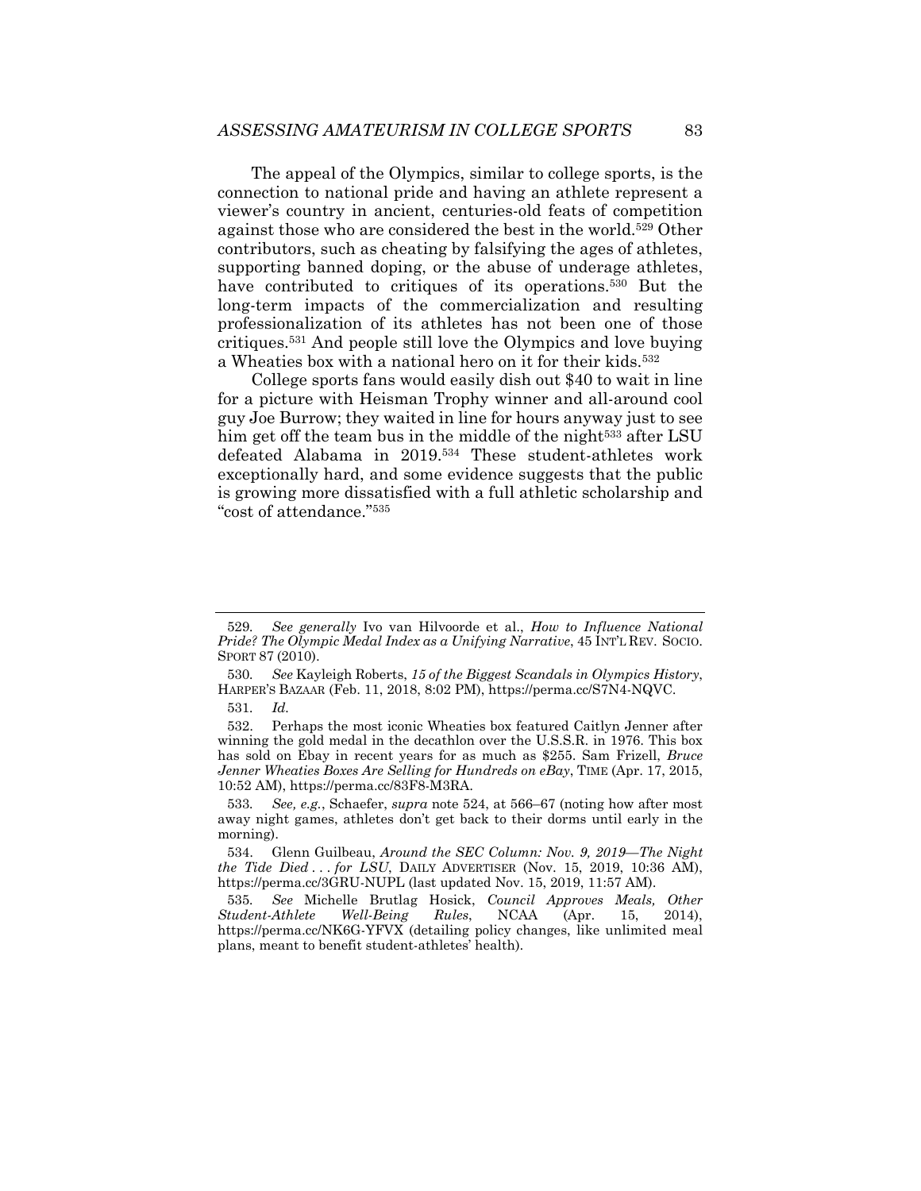The appeal of the Olympics, similar to college sports, is the connection to national pride and having an athlete represent a viewer's country in ancient, centuries-old feats of competition against those who are considered the best in the world.[529] Other contributors, such as cheating by falsifying the ages of athletes, supporting banned doping, or the abuse of underage athletes, have contributed to critiques of its operations.[530] But the long-term impacts of the commercialization and resulting professionalization of its athletes has not been one of those critiques.[531] And people still love the Olympics and love buying a Wheaties box with a national hero on it for their kids.[532]

College sports fans would easily dish out $40 to wait in line for a picture with Heisman Trophy winner and all-around cool guy Joe Burrow; they waited in line for hours anyway just to see him get off the team bus in the middle of the night[533] after LSU defeated Alabama in 2019.[534] These student-athletes work exceptionally hard, and some evidence suggests that the public is growing more dissatisfied with a full athletic scholarship and "cost of attendance."[535]

---

529. *See generally* Ivo van Hilvoorde et al., *How to Influence National Pride? The Olympic Medal Index as a Unifying Narrative*, 45 INT'L REV. SOCIO. SPORT 87 (2010).

530. *See* Kayleigh Roberts, *15 of the Biggest Scandals in Olympics History*, HARPER'S BAZAAR (Feb. 11, 2018, 8:02 PM), https://perma.cc/S7N4-NQVC.

531. *Id.*

532. Perhaps the most iconic Wheaties box featured Caitlyn Jenner after winning the gold medal in the decathlon over the U.S.S.R. in 1976. This box has sold on Ebay in recent years for as much as $255. Sam Frizell, *Bruce Jenner Wheaties Boxes Are Selling for Hundreds on eBay*, TIME (Apr. 17, 2015, 10:52 AM), https://perma.cc/83F8-M3RA.

533. *See, e.g.*, Schaefer, *supra* note 524, at 566–67 (noting how after most away night games, athletes don't get back to their dorms until early in the morning).

534. Glenn Guilbeau, *Around the SEC Column: Nov. 9, 2019—The Night the Tide Died . . . for LSU*, DAILY ADVERTISER (Nov. 15, 2019, 10:36 AM), https://perma.cc/3GRU-NUPL (last updated Nov. 15, 2019, 11:57 AM).

535. *See* Michelle Brutlag Hosick, *Council Approves Meals, Other Student-Athlete Well-Being Rules*, NCAA (Apr. 15, 2014), https://perma.cc/NK6G-YFVX (detailing policy changes, like unlimited meal plans, meant to benefit student-athletes' health).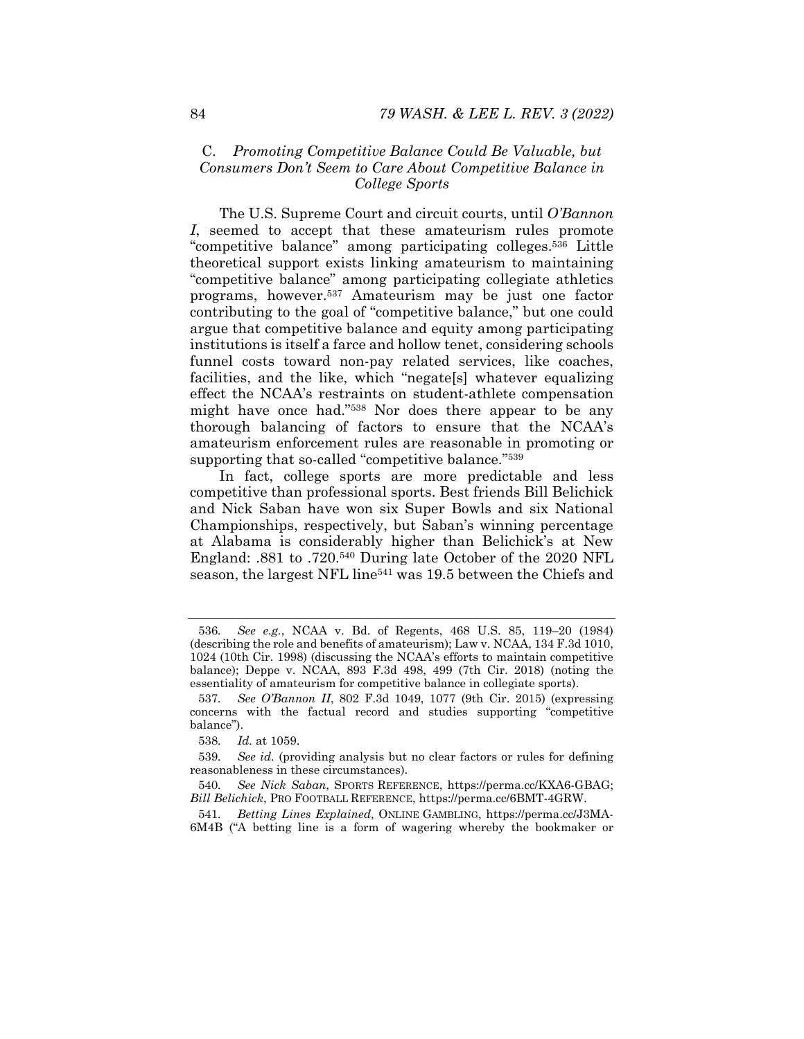### C. *Promoting Competitive Balance Could Be Valuable, but Consumers Don't Seem to Care About Competitive Balance in College Sports*

The U.S. Supreme Court and circuit courts, until *O'Bannon I*, seemed to accept that these amateurism rules promote "competitive balance" among participating colleges.[536] Little theoretical support exists linking amateurism to maintaining "competitive balance" among participating collegiate athletics programs, however.[537] Amateurism may be just one factor contributing to the goal of "competitive balance," but one could argue that competitive balance and equity among participating institutions is itself a farce and hollow tenet, considering schools funnel costs toward non-pay related services, like coaches, facilities, and the like, which "negate[s] whatever equalizing effect the NCAA's restraints on student-athlete compensation might have once had."[538] Nor does there appear to be any thorough balancing of factors to ensure that the NCAA's amateurism enforcement rules are reasonable in promoting or supporting that so-called "competitive balance."[539]

In fact, college sports are more predictable and less competitive than professional sports. Best friends Bill Belichick and Nick Saban have won six Super Bowls and six National Championships, respectively, but Saban's winning percentage at Alabama is considerably higher than Belichick's at New England: .881 to .720.[540] During late October of the 2020 NFL season, the largest NFL line[541] was 19.5 between the Chiefs and

---

536. *See e.g.*, NCAA v. Bd. of Regents, 468 U.S. 85, 119–20 (1984) (describing the role and benefits of amateurism); Law v. NCAA, 134 F.3d 1010, 1024 (10th Cir. 1998) (discussing the NCAA's efforts to maintain competitive balance); Deppe v. NCAA, 893 F.3d 498, 499 (7th Cir. 2018) (noting the essentiality of amateurism for competitive balance in collegiate sports).

537. *See O'Bannon II*, 802 F.3d 1049, 1077 (9th Cir. 2015) (expressing concerns with the factual record and studies supporting "competitive balance").

538. *Id.* at 1059.

539. *See id.* (providing analysis but no clear factors or rules for defining reasonableness in these circumstances).

540. *See Nick Saban*, SPORTS REFERENCE, https://perma.cc/KXA6-GBAG; *Bill Belichick*, PRO FOOTBALL REFERENCE, https://perma.cc/6BMT-4GRW.

541. *Betting Lines Explained*, ONLINE GAMBLING, https://perma.cc/J3MA-6M4B ("A betting line is a form of wagering whereby the bookmaker or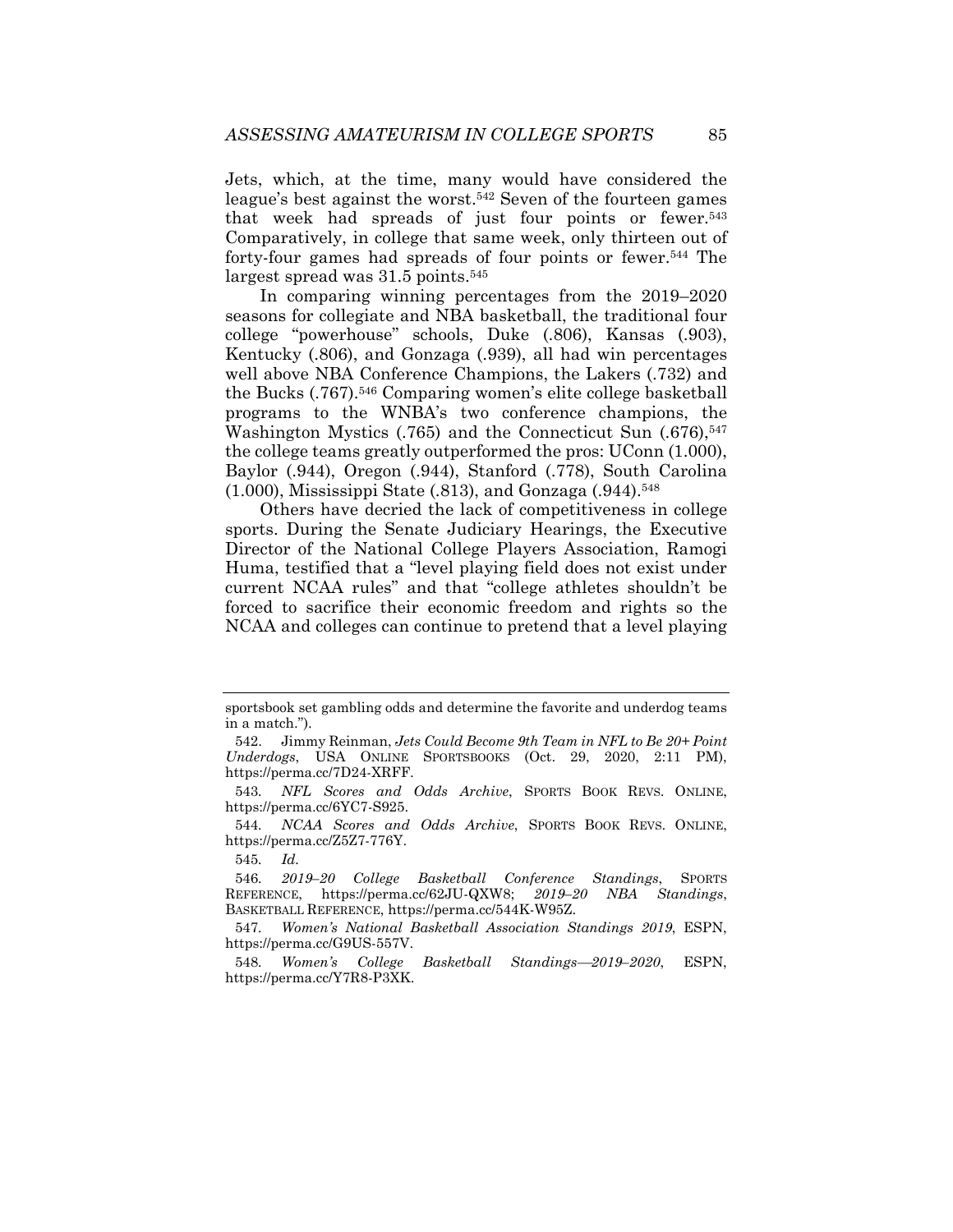Jets, which, at the time, many would have considered the league's best against the worst.[542] Seven of the fourteen games that week had spreads of just four points or fewer.[543] Comparatively, in college that same week, only thirteen out of forty-four games had spreads of four points or fewer.[544] The largest spread was 31.5 points.[545]

In comparing winning percentages from the 2019–2020 seasons for collegiate and NBA basketball, the traditional four college "powerhouse" schools, Duke (.806), Kansas (.903), Kentucky (.806), and Gonzaga (.939), all had win percentages well above NBA Conference Champions, the Lakers (.732) and the Bucks (.767).[546] Comparing women's elite college basketball programs to the WNBA's two conference champions, the Washington Mystics (.765) and the Connecticut Sun (.676),[547] the college teams greatly outperformed the pros: UConn (1.000), Baylor (.944), Oregon (.944), Stanford (.778), South Carolina (1.000), Mississippi State (.813), and Gonzaga (.944).[548]

Others have decried the lack of competitiveness in college sports. During the Senate Judiciary Hearings, the Executive Director of the National College Players Association, Ramogi Huma, testified that a "level playing field does not exist under current NCAA rules" and that "college athletes shouldn't be forced to sacrifice their economic freedom and rights so the NCAA and colleges can continue to pretend that a level playing

---

sportsbook set gambling odds and determine the favorite and underdog teams in a match.").

542. Jimmy Reinman, *Jets Could Become 9th Team in NFL to Be 20+ Point Underdogs*, USA ONLINE SPORTSBOOKS (Oct. 29, 2020, 2:11 PM), https://perma.cc/7D24-XRFF.

543. *NFL Scores and Odds Archive*, SPORTS BOOK REVS. ONLINE, https://perma.cc/6YC7-S925.

544. *NCAA Scores and Odds Archive*, SPORTS BOOK REVS. ONLINE, https://perma.cc/Z5Z7-776Y.

545. *Id.*

546. *2019–20 College Basketball Conference Standings*, SPORTS REFERENCE, https://perma.cc/62JU-QXW8; *2019–20 NBA Standings*, BASKETBALL REFERENCE, https://perma.cc/544K-W95Z.

547. *Women's National Basketball Association Standings 2019*, ESPN, https://perma.cc/G9US-557V.

548. *Women's College Basketball Standings—2019–2020*, ESPN, https://perma.cc/Y7R8-P3XK.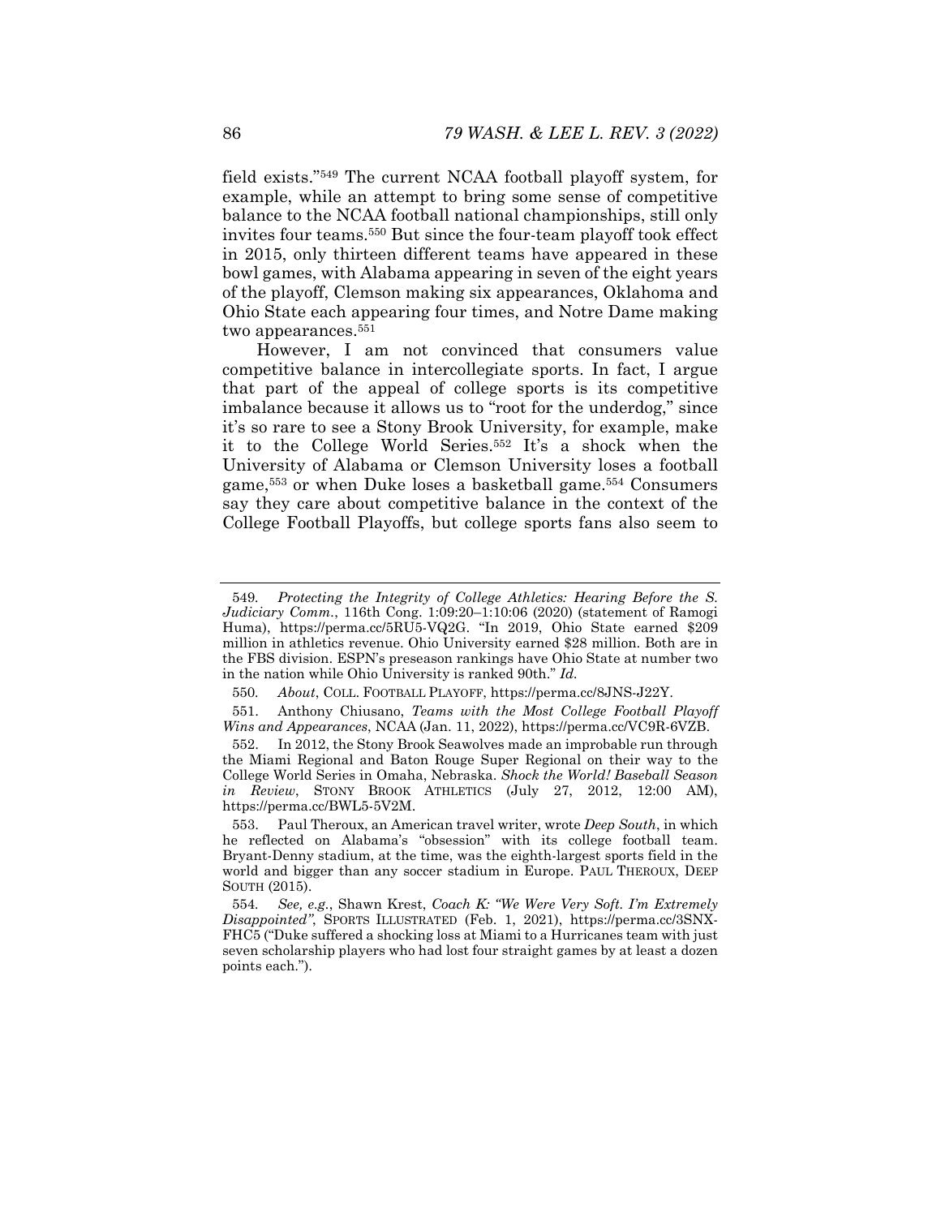field exists."[549] The current NCAA football playoff system, for example, while an attempt to bring some sense of competitive balance to the NCAA football national championships, still only invites four teams.[550] But since the four-team playoff took effect in 2015, only thirteen different teams have appeared in these bowl games, with Alabama appearing in seven of the eight years of the playoff, Clemson making six appearances, Oklahoma and Ohio State each appearing four times, and Notre Dame making two appearances.[551]

However, I am not convinced that consumers value competitive balance in intercollegiate sports. In fact, I argue that part of the appeal of college sports is its competitive imbalance because it allows us to "root for the underdog," since it's so rare to see a Stony Brook University, for example, make it to the College World Series.[552] It's a shock when the University of Alabama or Clemson University loses a football game,[553] or when Duke loses a basketball game.[554] Consumers say they care about competitive balance in the context of the College Football Playoffs, but college sports fans also seem to

---

549. *Protecting the Integrity of College Athletics: Hearing Before the S. Judiciary Comm.*, 116th Cong. 1:09:20–1:10:06 (2020) (statement of Ramogi Huma), https://perma.cc/5RU5-VQ2G. "In 2019, Ohio State earned $209 million in athletics revenue. Ohio University earned $28 million. Both are in the FBS division. ESPN's preseason rankings have Ohio State at number two in the nation while Ohio University is ranked 90th." *Id.*

550. *About*, COLL. FOOTBALL PLAYOFF, https://perma.cc/8JNS-J22Y.

551. Anthony Chiusano, *Teams with the Most College Football Playoff Wins and Appearances*, NCAA (Jan. 11, 2022), https://perma.cc/VC9R-6VZB.

552. In 2012, the Stony Brook Seawolves made an improbable run through the Miami Regional and Baton Rouge Super Regional on their way to the College World Series in Omaha, Nebraska. *Shock the World! Baseball Season in Review*, STONY BROOK ATHLETICS (July 27, 2012, 12:00 AM), https://perma.cc/BWL5-5V2M.

553. Paul Theroux, an American travel writer, wrote *Deep South*, in which he reflected on Alabama's "obsession" with its college football team. Bryant-Denny stadium, at the time, was the eighth-largest sports field in the world and bigger than any soccer stadium in Europe. PAUL THEROUX, DEEP SOUTH (2015).

554. *See, e.g.*, Shawn Krest, *Coach K: "We Were Very Soft. I'm Extremely Disappointed"*, SPORTS ILLUSTRATED (Feb. 1, 2021), https://perma.cc/3SNX-FHC5 ("Duke suffered a shocking loss at Miami to a Hurricanes team with just seven scholarship players who had lost four straight games by at least a dozen points each.").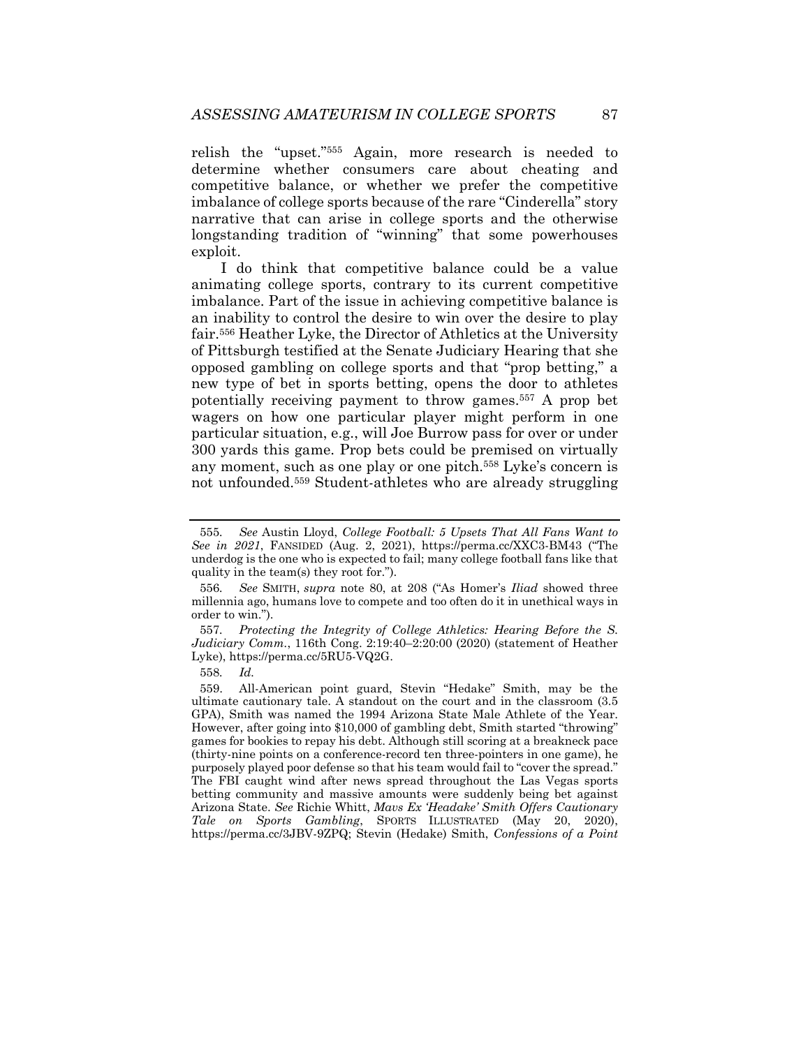relish the "upset."[555] Again, more research is needed to determine whether consumers care about cheating and competitive balance, or whether we prefer the competitive imbalance of college sports because of the rare "Cinderella" story narrative that can arise in college sports and the otherwise longstanding tradition of "winning" that some powerhouses exploit.

I do think that competitive balance could be a value animating college sports, contrary to its current competitive imbalance. Part of the issue in achieving competitive balance is an inability to control the desire to win over the desire to play fair.[556] Heather Lyke, the Director of Athletics at the University of Pittsburgh testified at the Senate Judiciary Hearing that she opposed gambling on college sports and that "prop betting," a new type of bet in sports betting, opens the door to athletes potentially receiving payment to throw games.[557] A prop bet wagers on how one particular player might perform in one particular situation, e.g., will Joe Burrow pass for over or under 300 yards this game. Prop bets could be premised on virtually any moment, such as one play or one pitch.[558] Lyke's concern is not unfounded.[559] Student-athletes who are already struggling

---

555. *See* Austin Lloyd, *College Football: 5 Upsets That All Fans Want to See in 2021*, FANSIDED (Aug. 2, 2021), https://perma.cc/XXC3-BM43 ("The underdog is the one who is expected to fail; many college football fans like that quality in the team(s) they root for.").

556. *See* SMITH, *supra* note 80, at 208 ("As Homer's *Iliad* showed three millennia ago, humans love to compete and too often do it in unethical ways in order to win.").

557. *Protecting the Integrity of College Athletics: Hearing Before the S. Judiciary Comm.*, 116th Cong. 2:19:40–2:20:00 (2020) (statement of Heather Lyke), https://perma.cc/5RU5-VQ2G.

558. *Id.*

559. All-American point guard, Stevin "Hedake" Smith, may be the ultimate cautionary tale. A standout on the court and in the classroom (3.5 GPA), Smith was named the 1994 Arizona State Male Athlete of the Year. However, after going into $10,000 of gambling debt, Smith started "throwing" games for bookies to repay his debt. Although still scoring at a breakneck pace (thirty-nine points on a conference-record ten three-pointers in one game), he purposely played poor defense so that his team would fail to "cover the spread." The FBI caught wind after news spread throughout the Las Vegas sports betting community and massive amounts were suddenly being bet against Arizona State. *See* Richie Whitt, *Mavs Ex 'Headake' Smith Offers Cautionary Tale on Sports Gambling*, SPORTS ILLUSTRATED (May 20, 2020), https://perma.cc/3JBV-9ZPQ; Stevin (Hedake) Smith, *Confessions of a Point*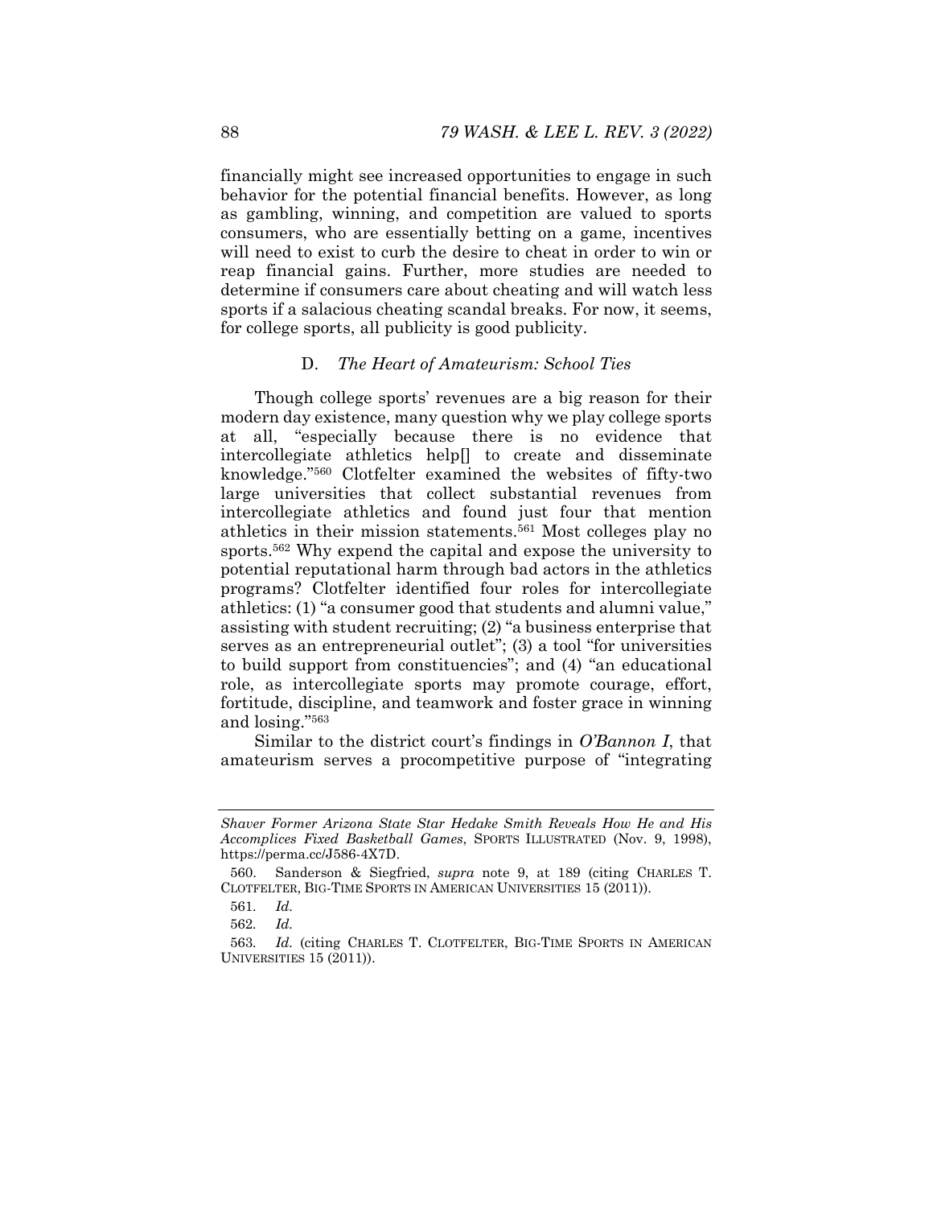financially might see increased opportunities to engage in such behavior for the potential financial benefits. However, as long as gambling, winning, and competition are valued to sports consumers, who are essentially betting on a game, incentives will need to exist to curb the desire to cheat in order to win or reap financial gains. Further, more studies are needed to determine if consumers care about cheating and will watch less sports if a salacious cheating scandal breaks. For now, it seems, for college sports, all publicity is good publicity.

### D. *The Heart of Amateurism: School Ties*

Though college sports' revenues are a big reason for their modern day existence, many question why we play college sports at all, "especially because there is no evidence that intercollegiate athletics help[] to create and disseminate knowledge."[560] Clotfelter examined the websites of fifty-two large universities that collect substantial revenues from intercollegiate athletics and found just four that mention athletics in their mission statements.[561] Most colleges play no sports.[562] Why expend the capital and expose the university to potential reputational harm through bad actors in the athletics programs? Clotfelter identified four roles for intercollegiate athletics: (1) "a consumer good that students and alumni value," assisting with student recruiting; (2) "a business enterprise that serves as an entrepreneurial outlet"; (3) a tool "for universities to build support from constituencies"; and (4) "an educational role, as intercollegiate sports may promote courage, effort, fortitude, discipline, and teamwork and foster grace in winning and losing."[563]

Similar to the district court's findings in *O'Bannon I*, that amateurism serves a procompetitive purpose of "integrating

---

*Shaver Former Arizona State Star Hedake Smith Reveals How He and His Accomplices Fixed Basketball Games*, SPORTS ILLUSTRATED (Nov. 9, 1998), https://perma.cc/J586-4X7D.

560. Sanderson & Siegfried, *supra* note 9, at 189 (citing CHARLES T. CLOTFELTER, BIG-TIME SPORTS IN AMERICAN UNIVERSITIES 15 (2011)).

561. *Id.*

562. *Id.*

563. *Id.* (citing CHARLES T. CLOTFELTER, BIG-TIME SPORTS IN AMERICAN UNIVERSITIES 15 (2011)).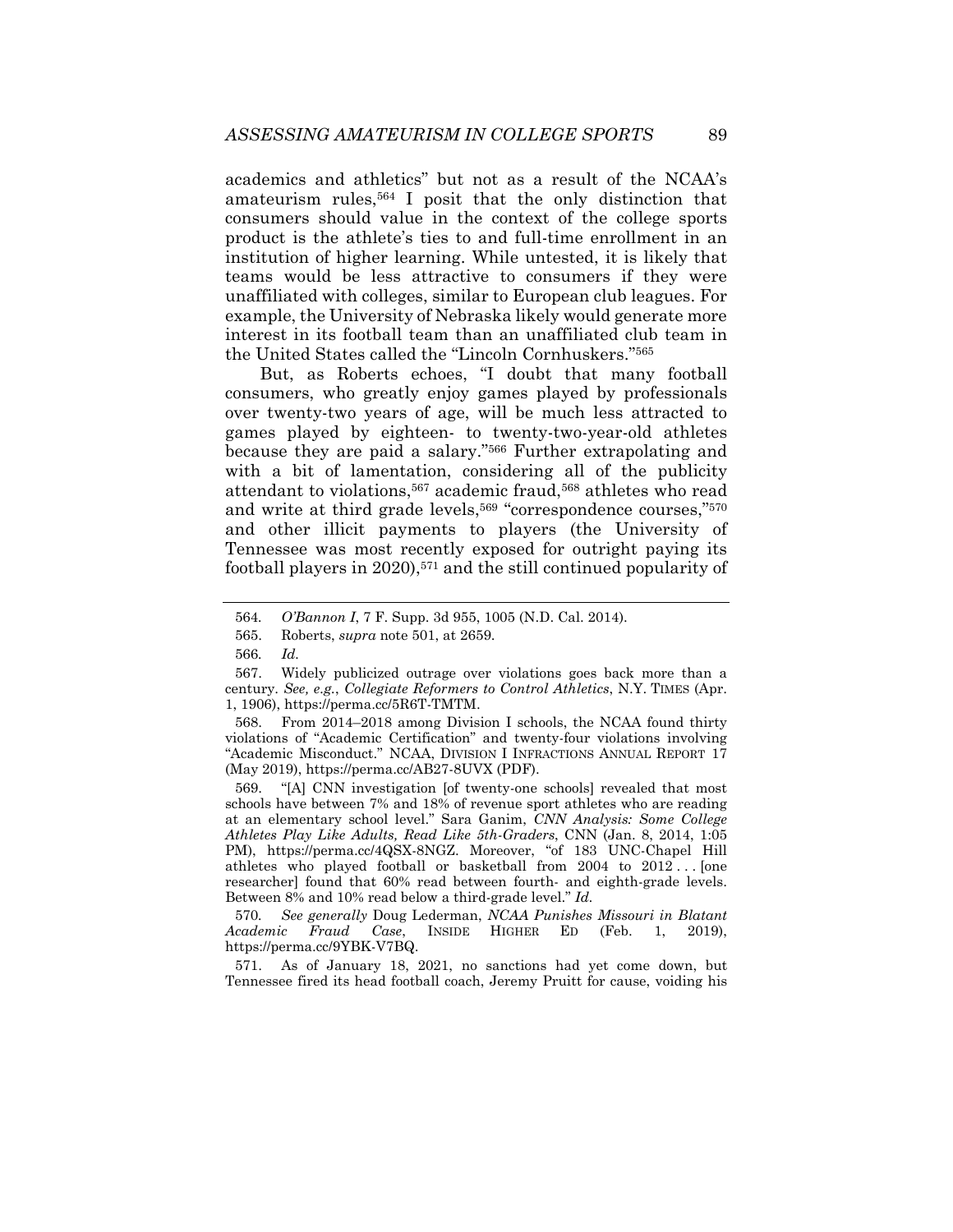academics and athletics" but not as a result of the NCAA's amateurism rules,[564] I posit that the only distinction that consumers should value in the context of the college sports product is the athlete's ties to and full-time enrollment in an institution of higher learning. While untested, it is likely that teams would be less attractive to consumers if they were unaffiliated with colleges, similar to European club leagues. For example, the University of Nebraska likely would generate more interest in its football team than an unaffiliated club team in the United States called the "Lincoln Cornhuskers."[565]

But, as Roberts echoes, "I doubt that many football consumers, who greatly enjoy games played by professionals over twenty-two years of age, will be much less attracted to games played by eighteen- to twenty-two-year-old athletes because they are paid a salary."[566] Further extrapolating and with a bit of lamentation, considering all of the publicity attendant to violations,[567] academic fraud,[568] athletes who read and write at third grade levels,[569] "correspondence courses,"[570] and other illicit payments to players (the University of Tennessee was most recently exposed for outright paying its football players in 2020),[571] and the still continued popularity of

---

564. *O'Bannon I*, 7 F. Supp. 3d 955, 1005 (N.D. Cal. 2014).

565. Roberts, *supra* note 501, at 2659.

566. *Id.*

567. Widely publicized outrage over violations goes back more than a century. *See, e.g.*, *Collegiate Reformers to Control Athletics*, N.Y. TIMES (Apr. 1, 1906), https://perma.cc/5R6T-TMTM.

568. From 2014–2018 among Division I schools, the NCAA found thirty violations of "Academic Certification" and twenty-four violations involving "Academic Misconduct." NCAA, DIVISION I INFRACTIONS ANNUAL REPORT 17 (May 2019), https://perma.cc/AB27-8UVX (PDF).

569. "[A] CNN investigation [of twenty-one schools] revealed that most schools have between 7% and 18% of revenue sport athletes who are reading at an elementary school level." Sara Ganim, *CNN Analysis: Some College Athletes Play Like Adults, Read Like 5th-Graders*, CNN (Jan. 8, 2014, 1:05 PM), https://perma.cc/4QSX-8NGZ. Moreover, "of 183 UNC-Chapel Hill athletes who played football or basketball from 2004 to 2012 . . . [one researcher] found that 60% read between fourth- and eighth-grade levels. Between 8% and 10% read below a third-grade level." *Id.*

570. *See generally* Doug Lederman, *NCAA Punishes Missouri in Blatant Academic Fraud Case*, INSIDE HIGHER ED (Feb. 1, 2019), https://perma.cc/9YBK-V7BQ.

571. As of January 18, 2021, no sanctions had yet come down, but Tennessee fired its head football coach, Jeremy Pruitt for cause, voiding his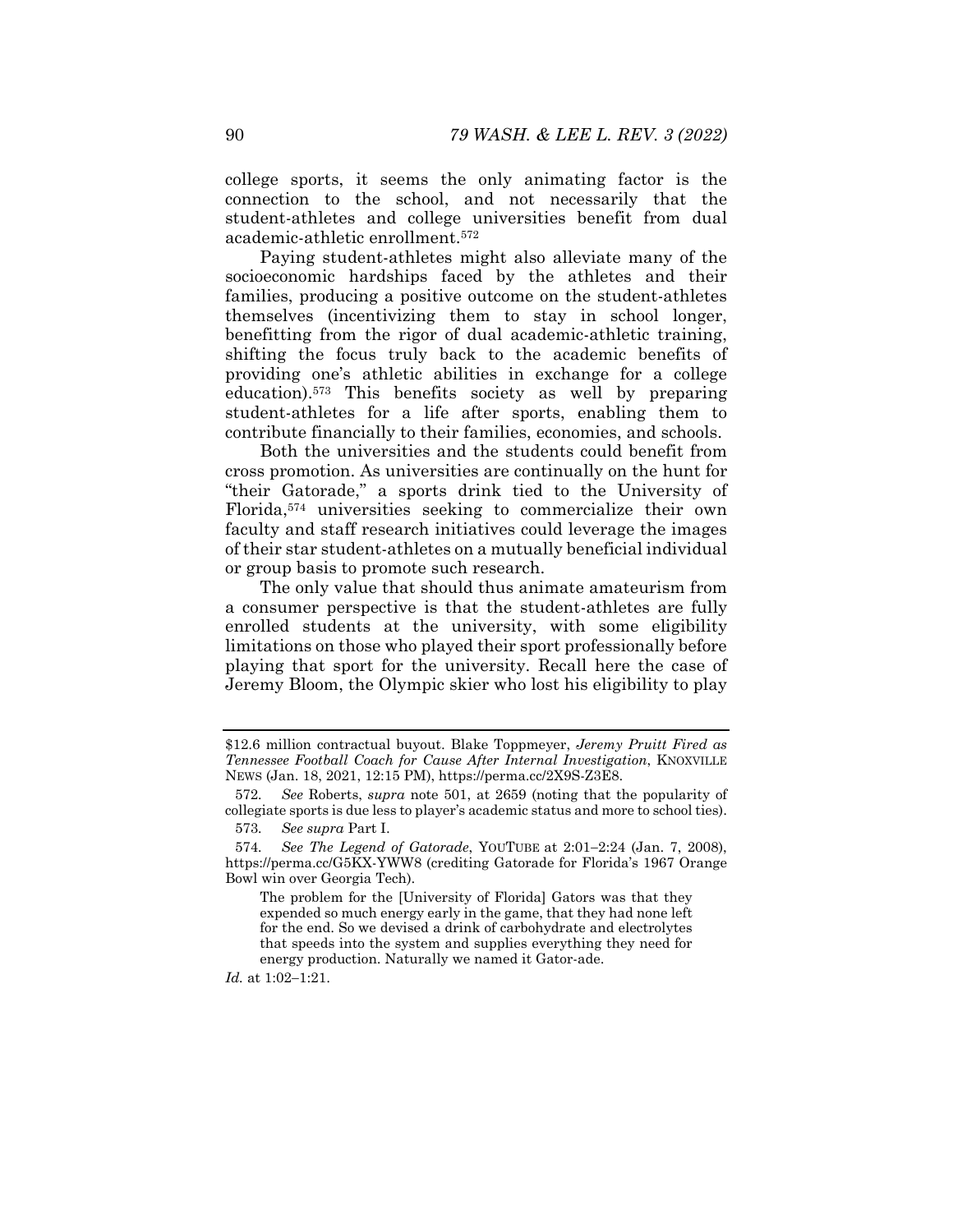college sports, it seems the only animating factor is the connection to the school, and not necessarily that the student-athletes and college universities benefit from dual academic-athletic enrollment.[572]

Paying student-athletes might also alleviate many of the socioeconomic hardships faced by the athletes and their families, producing a positive outcome on the student-athletes themselves (incentivizing them to stay in school longer, benefitting from the rigor of dual academic-athletic training, shifting the focus truly back to the academic benefits of providing one's athletic abilities in exchange for a college education).[573] This benefits society as well by preparing student-athletes for a life after sports, enabling them to contribute financially to their families, economies, and schools.

Both the universities and the students could benefit from cross promotion. As universities are continually on the hunt for "their Gatorade," a sports drink tied to the University of Florida,[574] universities seeking to commercialize their own faculty and staff research initiatives could leverage the images of their star student-athletes on a mutually beneficial individual or group basis to promote such research.

The only value that should thus animate amateurism from a consumer perspective is that the student-athletes are fully enrolled students at the university, with some eligibility limitations on those who played their sport professionally before playing that sport for the university. Recall here the case of Jeremy Bloom, the Olympic skier who lost his eligibility to play

---

$12.6 million contractual buyout. Blake Toppmeyer, *Jeremy Pruitt Fired as Tennessee Football Coach for Cause After Internal Investigation*, KNOXVILLE NEWS (Jan. 18, 2021, 12:15 PM), https://perma.cc/2X9S-Z3E8.

572. *See* Roberts, *supra* note 501, at 2659 (noting that the popularity of collegiate sports is due less to player's academic status and more to school ties).

573. *See supra* Part I.

574. *See The Legend of Gatorade*, YOUTUBE at 2:01–2:24 (Jan. 7, 2008), https://perma.cc/G5KX-YWW8 (crediting Gatorade for Florida's 1967 Orange Bowl win over Georgia Tech).

> The problem for the [University of Florida] Gators was that they expended so much energy early in the game, that they had none left for the end. So we devised a drink of carbohydrate and electrolytes that speeds into the system and supplies everything they need for energy production. Naturally we named it Gator-ade.

*Id.* at 1:02–1:21.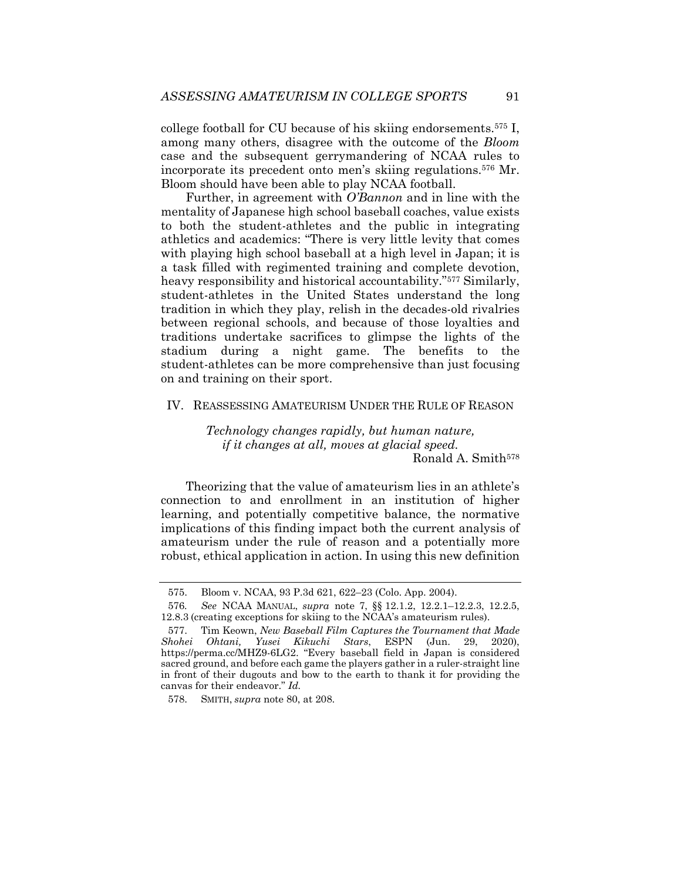college football for CU because of his skiing endorsements.[575] I, among many others, disagree with the outcome of the *Bloom* case and the subsequent gerrymandering of NCAA rules to incorporate its precedent onto men's skiing regulations.[576] Mr. Bloom should have been able to play NCAA football.

Further, in agreement with *O'Bannon* and in line with the mentality of Japanese high school baseball coaches, value exists to both the student-athletes and the public in integrating athletics and academics: "There is very little levity that comes with playing high school baseball at a high level in Japan; it is a task filled with regimented training and complete devotion, heavy responsibility and historical accountability."[577] Similarly, student-athletes in the United States understand the long tradition in which they play, relish in the decades-old rivalries between regional schools, and because of those loyalties and traditions undertake sacrifices to glimpse the lights of the stadium during a night game. The benefits to the student-athletes can be more comprehensive than just focusing on and training on their sport.

## IV. Reassessing Amateurism Under the Rule of Reason

> *Technology changes rapidly, but human nature, if it changes at all, moves at glacial speed.*
>
> Ronald A. Smith[578]

Theorizing that the value of amateurism lies in an athlete's connection to and enrollment in an institution of higher learning, and potentially competitive balance, the normative implications of this finding impact both the current analysis of amateurism under the rule of reason and a potentially more robust, ethical application in action. In using this new definition

---

575. Bloom v. NCAA, 93 P.3d 621, 622–23 (Colo. App. 2004).

576. *See* NCAA Manual, *supra* note 7, §§ 12.1.2, 12.2.1–12.2.3, 12.2.5, 12.8.3 (creating exceptions for skiing to the NCAA's amateurism rules).

577. Tim Keown, *New Baseball Film Captures the Tournament that Made Shohei Ohtani, Yusei Kikuchi Stars*, ESPN (Jun. 29, 2020), https://perma.cc/MHZ9-6LG2. "Every baseball field in Japan is considered sacred ground, and before each game the players gather in a ruler-straight line in front of their dugouts and bow to the earth to thank it for providing the canvas for their endeavor." *Id.*

578. Smith, *supra* note 80, at 208.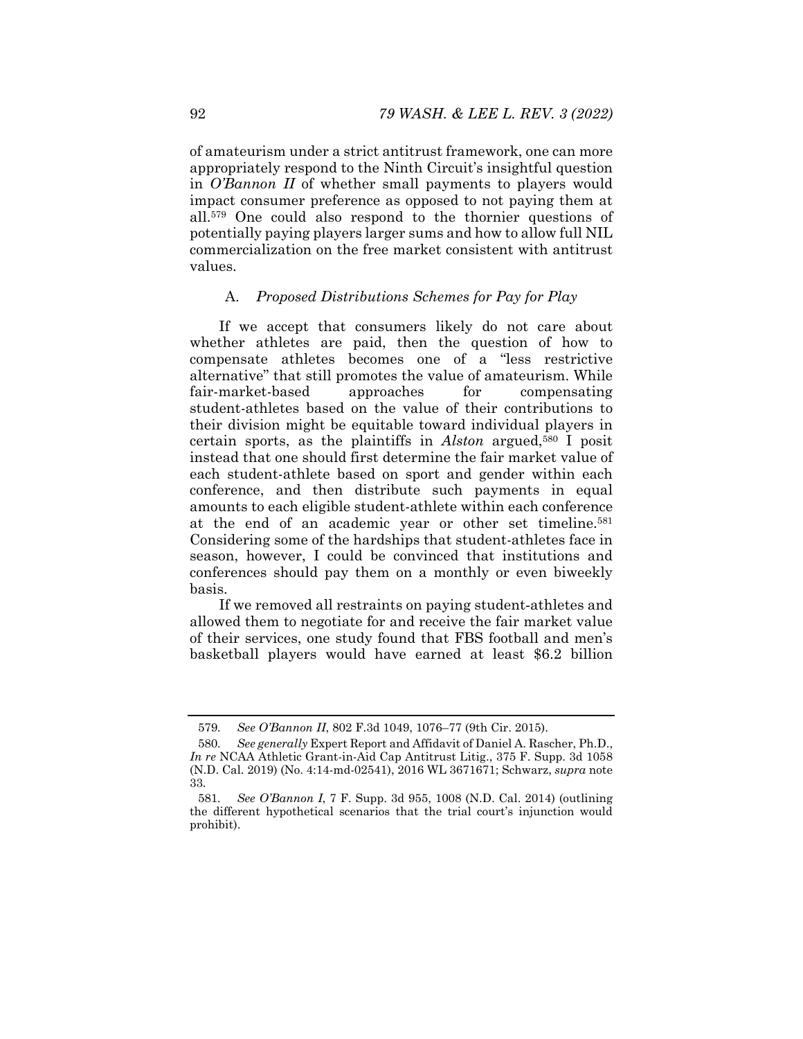of amateurism under a strict antitrust framework, one can more appropriately respond to the Ninth Circuit's insightful question in *O'Bannon II* of whether small payments to players would impact consumer preference as opposed to not paying them at all.[579] One could also respond to the thornier questions of potentially paying players larger sums and how to allow full NIL commercialization on the free market consistent with antitrust values.

### A. *Proposed Distributions Schemes for Pay for Play*

If we accept that consumers likely do not care about whether athletes are paid, then the question of how to compensate athletes becomes one of a "less restrictive alternative" that still promotes the value of amateurism. While fair-market-based approaches for compensating student-athletes based on the value of their contributions to their division might be equitable toward individual players in certain sports, as the plaintiffs in *Alston* argued,[580] I posit instead that one should first determine the fair market value of each student-athlete based on sport and gender within each conference, and then distribute such payments in equal amounts to each eligible student-athlete within each conference at the end of an academic year or other set timeline.[581] Considering some of the hardships that student-athletes face in season, however, I could be convinced that institutions and conferences should pay them on a monthly or even biweekly basis.

If we removed all restraints on paying student-athletes and allowed them to negotiate for and receive the fair market value of their services, one study found that FBS football and men's basketball players would have earned at least $6.2 billion

---

579. *See O'Bannon II*, 802 F.3d 1049, 1076–77 (9th Cir. 2015).

580. *See generally* Expert Report and Affidavit of Daniel A. Rascher, Ph.D., *In re* NCAA Athletic Grant-in-Aid Cap Antitrust Litig., 375 F. Supp. 3d 1058 (N.D. Cal. 2019) (No. 4:14-md-02541), 2016 WL 3671671; Schwarz, *supra* note 33.

581. *See O'Bannon I*, 7 F. Supp. 3d 955, 1008 (N.D. Cal. 2014) (outlining the different hypothetical scenarios that the trial court's injunction would prohibit).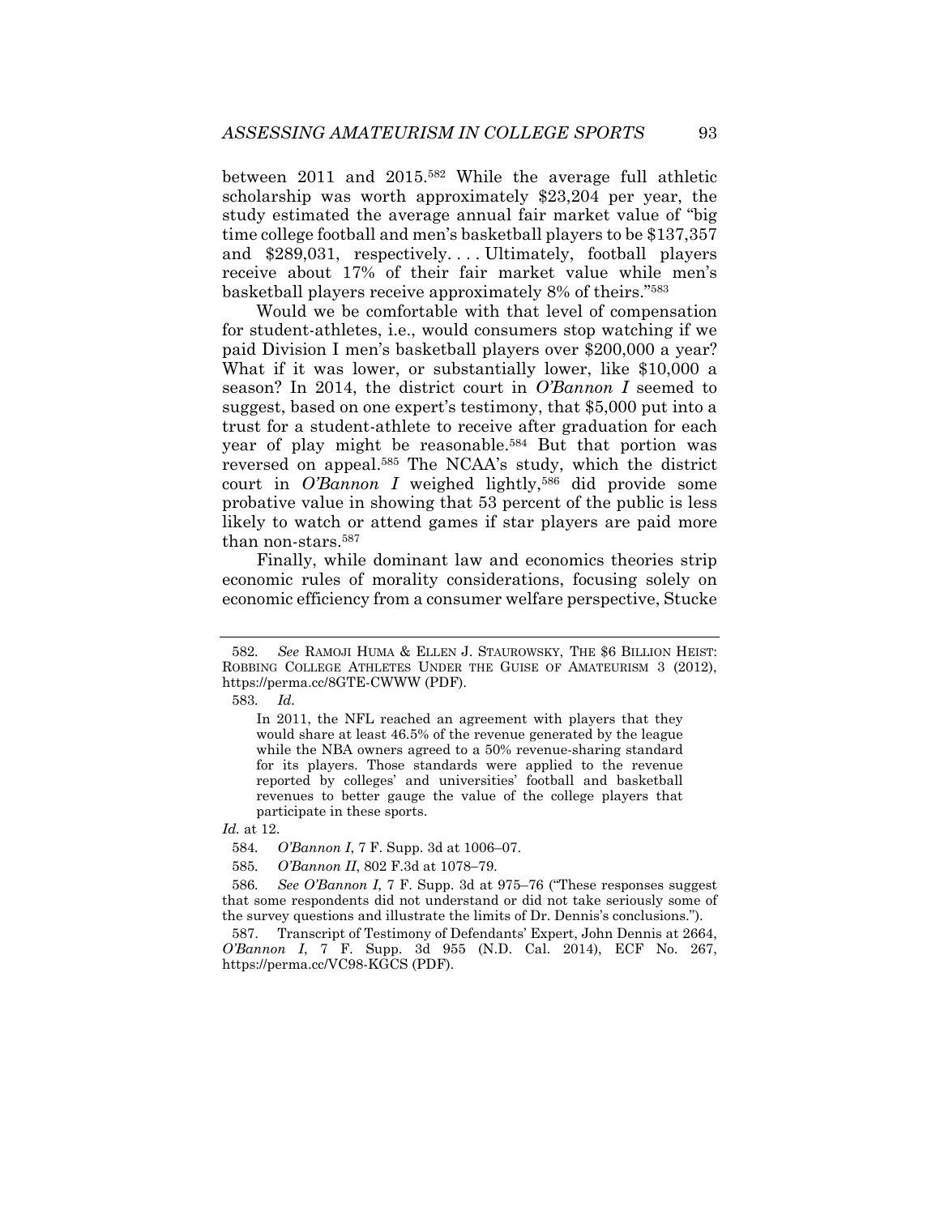between 2011 and 2015.[582] While the average full athletic scholarship was worth approximately $23,204 per year, the study estimated the average annual fair market value of "big time college football and men's basketball players to be $137,357 and $289,031, respectively. . . . Ultimately, football players receive about 17% of their fair market value while men's basketball players receive approximately 8% of theirs."[583]

Would we be comfortable with that level of compensation for student-athletes, i.e., would consumers stop watching if we paid Division I men's basketball players over $200,000 a year? What if it was lower, or substantially lower, like $10,000 a season? In 2014, the district court in *O'Bannon I* seemed to suggest, based on one expert's testimony, that $5,000 put into a trust for a student-athlete to receive after graduation for each year of play might be reasonable.[584] But that portion was reversed on appeal.[585] The NCAA's study, which the district court in *O'Bannon I* weighed lightly,[586] did provide some probative value in showing that 53 percent of the public is less likely to watch or attend games if star players are paid more than non-stars.[587]

Finally, while dominant law and economics theories strip economic rules of morality considerations, focusing solely on economic efficiency from a consumer welfare perspective, Stucke

---

582. *See* RAMOJI HUMA & ELLEN J. STAUROWSKY, THE $6 BILLION HEIST: ROBBING COLLEGE ATHLETES UNDER THE GUISE OF AMATEURISM 3 (2012), https://perma.cc/8GTE-CWWW (PDF).

583. *Id.*

> In 2011, the NFL reached an agreement with players that they would share at least 46.5% of the revenue generated by the league while the NBA owners agreed to a 50% revenue-sharing standard for its players. Those standards were applied to the revenue reported by colleges' and universities' football and basketball revenues to better gauge the value of the college players that participate in these sports.

*Id.* at 12.

584. *O'Bannon I*, 7 F. Supp. 3d at 1006–07.

585. *O'Bannon II*, 802 F.3d at 1078–79.

586. *See O'Bannon I*, 7 F. Supp. 3d at 975–76 ("These responses suggest that some respondents did not understand or did not take seriously some of the survey questions and illustrate the limits of Dr. Dennis's conclusions.").

587. Transcript of Testimony of Defendants' Expert, John Dennis at 2664, *O'Bannon I*, 7 F. Supp. 3d 955 (N.D. Cal. 2014), ECF No. 267, https://perma.cc/VC98-KGCS (PDF).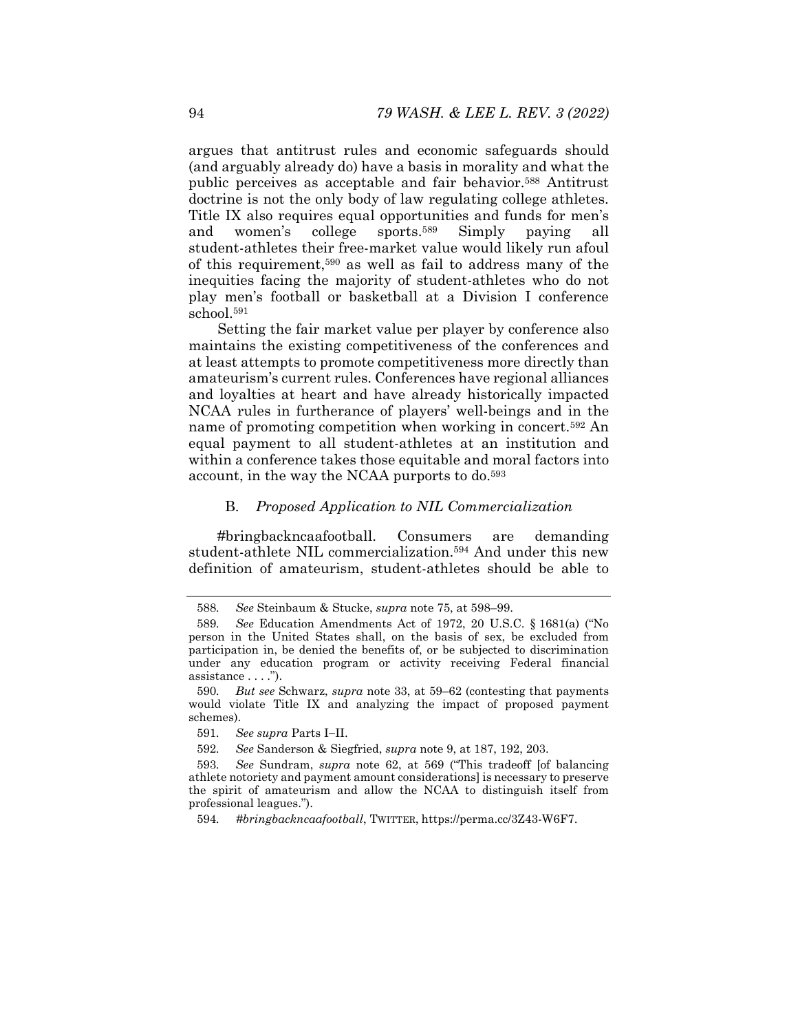argues that antitrust rules and economic safeguards should (and arguably already do) have a basis in morality and what the public perceives as acceptable and fair behavior.[588] Antitrust doctrine is not the only body of law regulating college athletes. Title IX also requires equal opportunities and funds for men's and women's college sports.[589] Simply paying all student-athletes their free-market value would likely run afoul of this requirement,[590] as well as fail to address many of the inequities facing the majority of student-athletes who do not play men's football or basketball at a Division I conference school.[591]

Setting the fair market value per player by conference also maintains the existing competitiveness of the conferences and at least attempts to promote competitiveness more directly than amateurism's current rules. Conferences have regional alliances and loyalties at heart and have already historically impacted NCAA rules in furtherance of players' well-beings and in the name of promoting competition when working in concert.[592] An equal payment to all student-athletes at an institution and within a conference takes those equitable and moral factors into account, in the way the NCAA purports to do.[593]

### B. *Proposed Application to NIL Commercialization*

#bringbackncaafootball. Consumers are demanding student-athlete NIL commercialization.[594] And under this new definition of amateurism, student-athletes should be able to

---

588. *See* Steinbaum & Stucke, *supra* note 75, at 598–99.

589. *See* Education Amendments Act of 1972, 20 U.S.C. § 1681(a) ("No person in the United States shall, on the basis of sex, be excluded from participation in, be denied the benefits of, or be subjected to discrimination under any education program or activity receiving Federal financial assistance . . . .").

590. *But see* Schwarz, *supra* note 33, at 59–62 (contesting that payments would violate Title IX and analyzing the impact of proposed payment schemes).

591. *See supra* Parts I–II.

592. *See* Sanderson & Siegfried, *supra* note 9, at 187, 192, 203.

593. *See* Sundram, *supra* note 62, at 569 ("This tradeoff [of balancing athlete notoriety and payment amount considerations] is necessary to preserve the spirit of amateurism and allow the NCAA to distinguish itself from professional leagues.").

594. *#bringbackncaafootball*, TWITTER, https://perma.cc/3Z43-W6F7.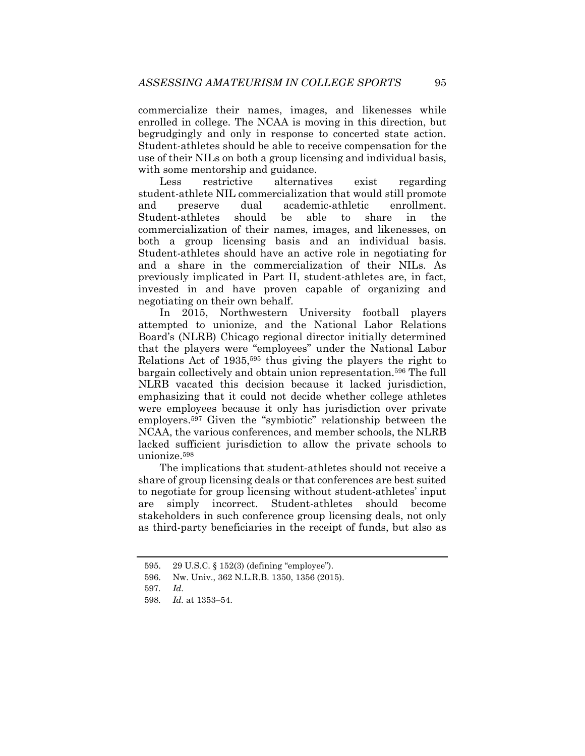commercialize their names, images, and likenesses while enrolled in college. The NCAA is moving in this direction, but begrudgingly and only in response to concerted state action. Student-athletes should be able to receive compensation for the use of their NILs on both a group licensing and individual basis, with some mentorship and guidance.

Less restrictive alternatives exist regarding student-athlete NIL commercialization that would still promote and preserve dual academic-athletic enrollment. Student-athletes should be able to share in the commercialization of their names, images, and likenesses, on both a group licensing basis and an individual basis. Student-athletes should have an active role in negotiating for and a share in the commercialization of their NILs. As previously implicated in Part II, student-athletes are, in fact, invested in and have proven capable of organizing and negotiating on their own behalf.

In 2015, Northwestern University football players attempted to unionize, and the National Labor Relations Board's (NLRB) Chicago regional director initially determined that the players were "employees" under the National Labor Relations Act of 1935,[595] thus giving the players the right to bargain collectively and obtain union representation.[596] The full NLRB vacated this decision because it lacked jurisdiction, emphasizing that it could not decide whether college athletes were employees because it only has jurisdiction over private employers.[597] Given the "symbiotic" relationship between the NCAA, the various conferences, and member schools, the NLRB lacked sufficient jurisdiction to allow the private schools to unionize.[598]

The implications that student-athletes should not receive a share of group licensing deals or that conferences are best suited to negotiate for group licensing without student-athletes' input are simply incorrect. Student-athletes should become stakeholders in such conference group licensing deals, not only as third-party beneficiaries in the receipt of funds, but also as

---

595. 29 U.S.C. § 152(3) (defining "employee").

596. Nw. Univ., 362 N.L.R.B. 1350, 1356 (2015).

597. *Id.*

598. *Id.* at 1353–54.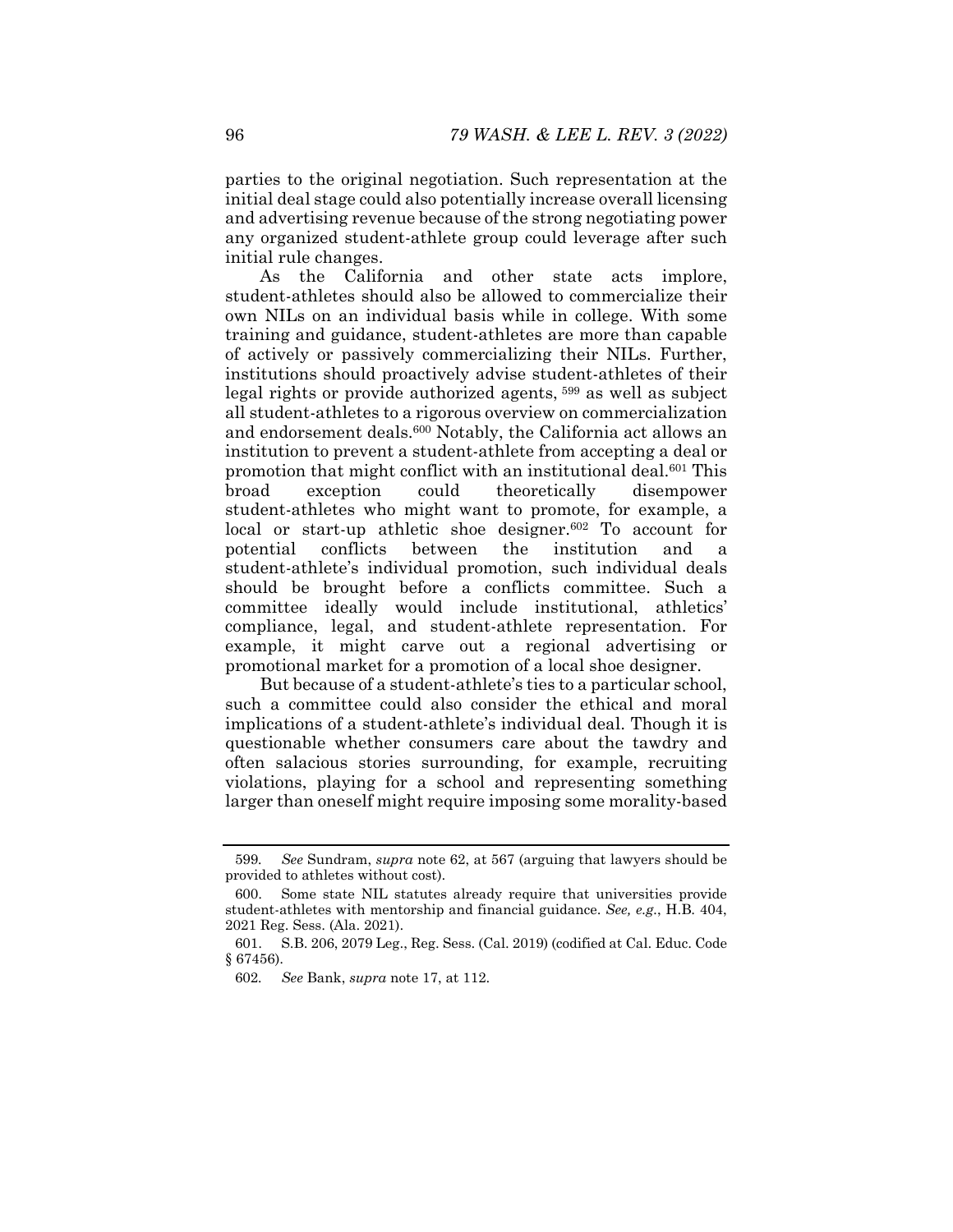parties to the original negotiation. Such representation at the initial deal stage could also potentially increase overall licensing and advertising revenue because of the strong negotiating power any organized student-athlete group could leverage after such initial rule changes.

As the California and other state acts implore, student-athletes should also be allowed to commercialize their own NILs on an individual basis while in college. With some training and guidance, student-athletes are more than capable of actively or passively commercializing their NILs. Further, institutions should proactively advise student-athletes of their legal rights or provide authorized agents, [599] as well as subject all student-athletes to a rigorous overview on commercialization and endorsement deals.[600] Notably, the California act allows an institution to prevent a student-athlete from accepting a deal or promotion that might conflict with an institutional deal.[601] This broad exception could theoretically disempower student-athletes who might want to promote, for example, a local or start-up athletic shoe designer.[602] To account for potential conflicts between the institution and a student-athlete's individual promotion, such individual deals should be brought before a conflicts committee. Such a committee ideally would include institutional, athletics' compliance, legal, and student-athlete representation. For example, it might carve out a regional advertising or promotional market for a promotion of a local shoe designer.

But because of a student-athlete's ties to a particular school, such a committee could also consider the ethical and moral implications of a student-athlete's individual deal. Though it is questionable whether consumers care about the tawdry and often salacious stories surrounding, for example, recruiting violations, playing for a school and representing something larger than oneself might require imposing some morality-based

---

599. *See* Sundram, *supra* note 62, at 567 (arguing that lawyers should be provided to athletes without cost).

600. Some state NIL statutes already require that universities provide student-athletes with mentorship and financial guidance. *See, e.g.*, H.B. 404, 2021 Reg. Sess. (Ala. 2021).

601. S.B. 206, 2079 Leg., Reg. Sess. (Cal. 2019) (codified at Cal. Educ. Code § 67456).

602. *See* Bank, *supra* note 17, at 112.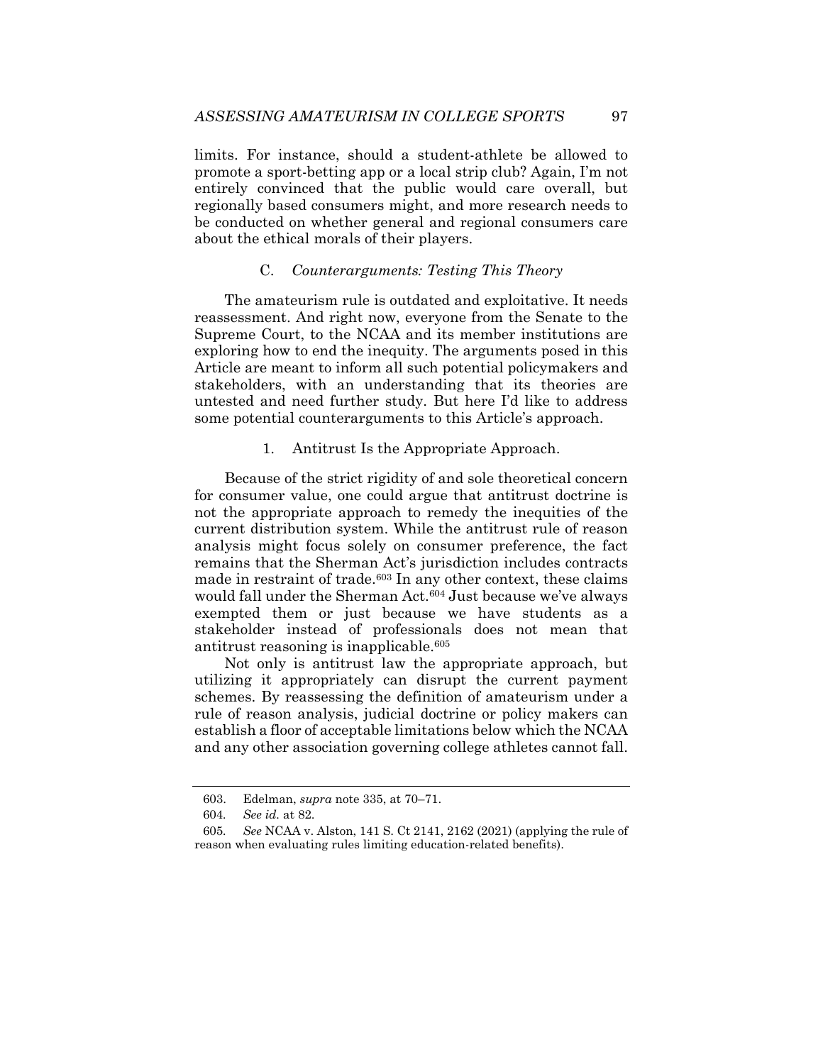limits. For instance, should a student-athlete be allowed to promote a sport-betting app or a local strip club? Again, I'm not entirely convinced that the public would care overall, but regionally based consumers might, and more research needs to be conducted on whether general and regional consumers care about the ethical morals of their players.

### C. *Counterarguments: Testing This Theory*

The amateurism rule is outdated and exploitative. It needs reassessment. And right now, everyone from the Senate to the Supreme Court, to the NCAA and its member institutions are exploring how to end the inequity. The arguments posed in this Article are meant to inform all such potential policymakers and stakeholders, with an understanding that its theories are untested and need further study. But here I'd like to address some potential counterarguments to this Article's approach.

#### 1. Antitrust Is the Appropriate Approach.

Because of the strict rigidity of and sole theoretical concern for consumer value, one could argue that antitrust doctrine is not the appropriate approach to remedy the inequities of the current distribution system. While the antitrust rule of reason analysis might focus solely on consumer preference, the fact remains that the Sherman Act's jurisdiction includes contracts made in restraint of trade.[603] In any other context, these claims would fall under the Sherman Act.[604] Just because we've always exempted them or just because we have students as a stakeholder instead of professionals does not mean that antitrust reasoning is inapplicable.[605]

Not only is antitrust law the appropriate approach, but utilizing it appropriately can disrupt the current payment schemes. By reassessing the definition of amateurism under a rule of reason analysis, judicial doctrine or policy makers can establish a floor of acceptable limitations below which the NCAA and any other association governing college athletes cannot fall.

---

603. Edelman, *supra* note 335, at 70–71.

604. *See id.* at 82.

605. *See* NCAA v. Alston, 141 S. Ct 2141, 2162 (2021) (applying the rule of reason when evaluating rules limiting education-related benefits).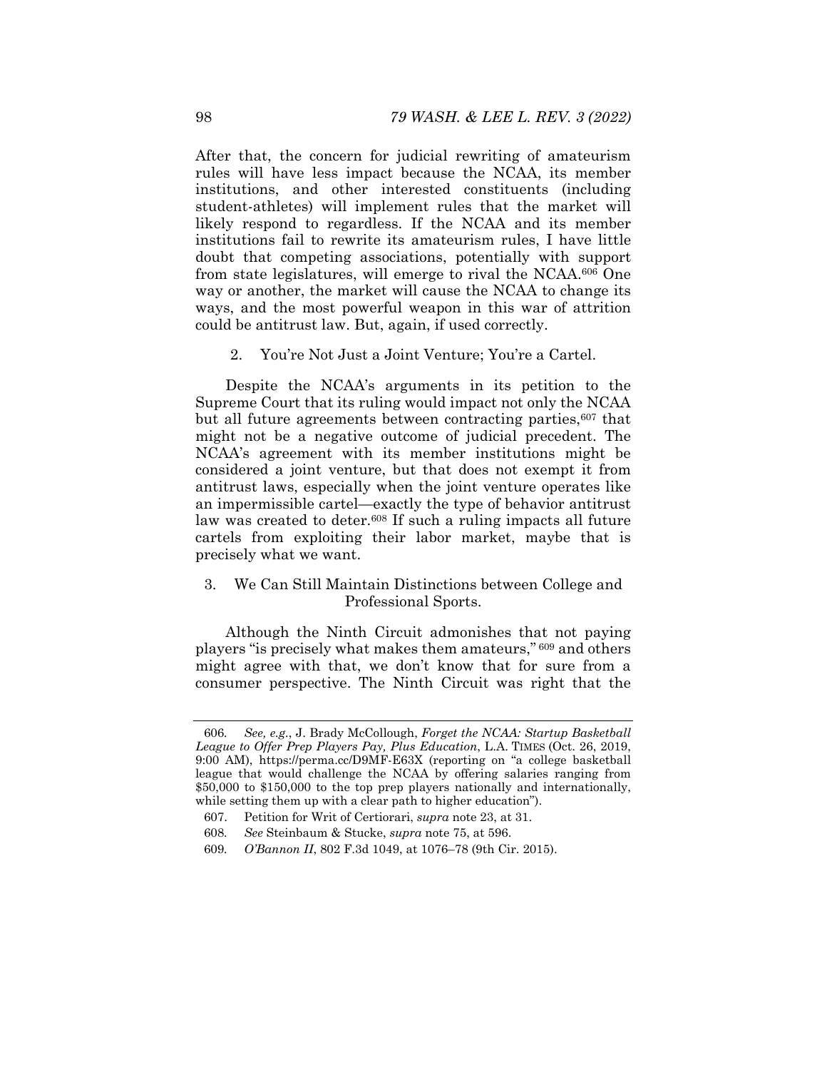After that, the concern for judicial rewriting of amateurism rules will have less impact because the NCAA, its member institutions, and other interested constituents (including student-athletes) will implement rules that the market will likely respond to regardless. If the NCAA and its member institutions fail to rewrite its amateurism rules, I have little doubt that competing associations, potentially with support from state legislatures, will emerge to rival the NCAA.[606] One way or another, the market will cause the NCAA to change its ways, and the most powerful weapon in this war of attrition could be antitrust law. But, again, if used correctly.

### 2. You're Not Just a Joint Venture; You're a Cartel.

Despite the NCAA's arguments in its petition to the Supreme Court that its ruling would impact not only the NCAA but all future agreements between contracting parties,[607] that might not be a negative outcome of judicial precedent. The NCAA's agreement with its member institutions might be considered a joint venture, but that does not exempt it from antitrust laws, especially when the joint venture operates like an impermissible cartel—exactly the type of behavior antitrust law was created to deter.[608] If such a ruling impacts all future cartels from exploiting their labor market, maybe that is precisely what we want.

### 3. We Can Still Maintain Distinctions between College and Professional Sports.

Although the Ninth Circuit admonishes that not paying players "is precisely what makes them amateurs,"[609] and others might agree with that, we don't know that for sure from a consumer perspective. The Ninth Circuit was right that the

---

606. *See, e.g.*, J. Brady McCollough, *Forget the NCAA: Startup Basketball League to Offer Prep Players Pay, Plus Education*, L.A. TIMES (Oct. 26, 2019, 9:00 AM), https://perma.cc/D9MF-E63X (reporting on "a college basketball league that would challenge the NCAA by offering salaries ranging from $50,000 to $150,000 to the top prep players nationally and internationally, while setting them up with a clear path to higher education").

607. Petition for Writ of Certiorari, *supra* note 23, at 31.

608. *See* Steinbaum & Stucke, *supra* note 75, at 596.

609. *O'Bannon II*, 802 F.3d 1049, at 1076–78 (9th Cir. 2015).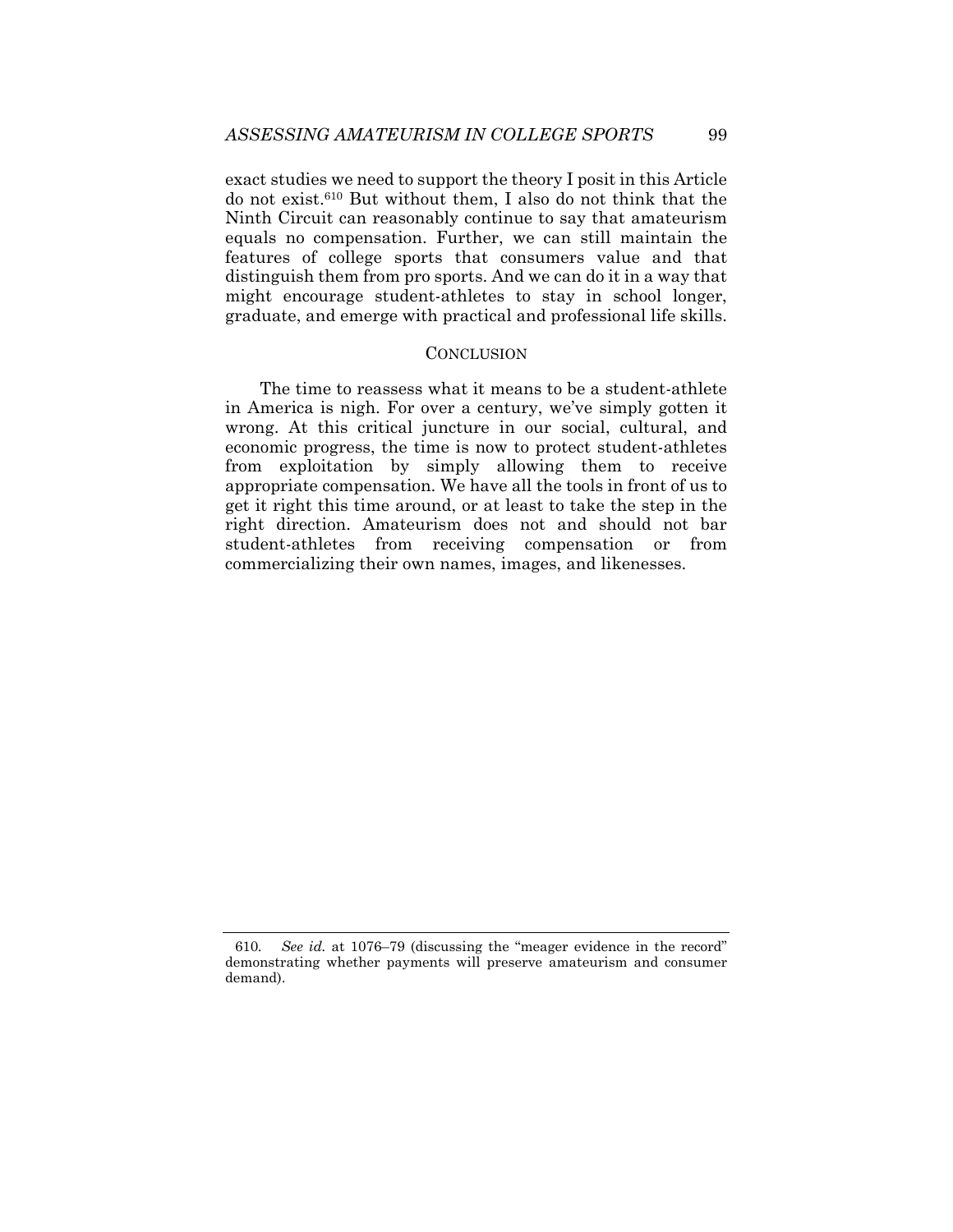exact studies we need to support the theory I posit in this Article do not exist.[610] But without them, I also do not think that the Ninth Circuit can reasonably continue to say that amateurism equals no compensation. Further, we can still maintain the features of college sports that consumers value and that distinguish them from pro sports. And we can do it in a way that might encourage student-athletes to stay in school longer, graduate, and emerge with practical and professional life skills.

## CONCLUSION

The time to reassess what it means to be a student-athlete in America is nigh. For over a century, we've simply gotten it wrong. At this critical juncture in our social, cultural, and economic progress, the time is now to protect student-athletes from exploitation by simply allowing them to receive appropriate compensation. We have all the tools in front of us to get it right this time around, or at least to take the step in the right direction. Amateurism does not and should not bar student-athletes from receiving compensation or from commercializing their own names, images, and likenesses.

---

610. *See id.* at 1076–79 (discussing the "meager evidence in the record" demonstrating whether payments will preserve amateurism and consumer demand).